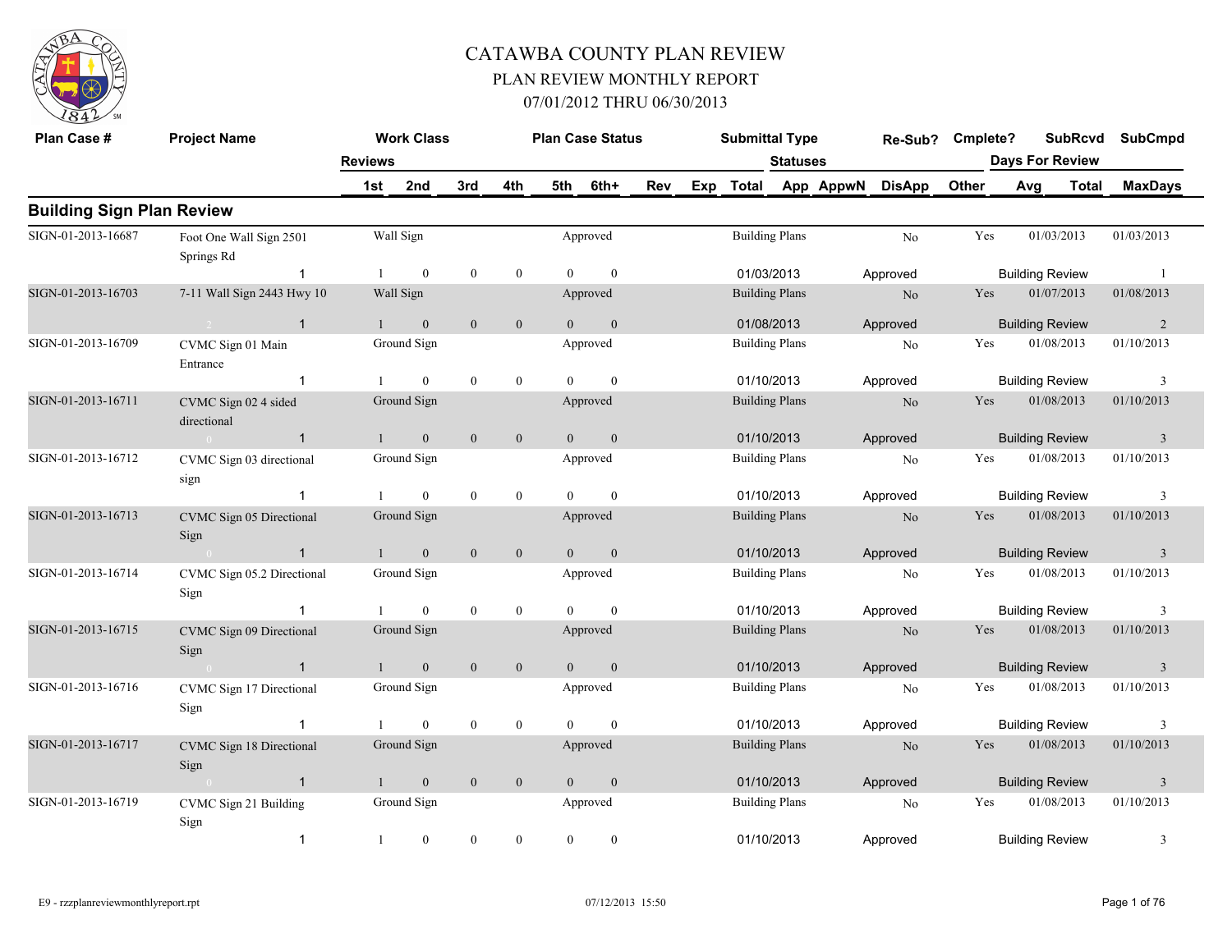# CATAWBA COUNTY PLAN REVIEW

## PLAN REVIEW MONTHLY REPORT

## 07/01/2012 THRU 06/30/2013

| Plan Case # | Project Name | Work Class | | | | Plan Case Status | | | | Submittal Type | | Re-Sub? | Cmplete? | SubRcvd | | SubCmpd |
|---|---|---|---|---|---|---|---|---|---|---|---|---|---|---|---|---|
| | Reviews | | | | | | | | | | Statuses | | | Days For Review | | |
| | | 1st | 2nd | 3rd | 4th | 5th | 6th+ | Rev | Exp | Total | App AppwN | DisApp | Other | Avg | Total | MaxDays |

### Building Sign Plan Review

| Plan Case # | Project Name | Work Class | | | | Plan Case Status | | Submittal Type | Re-Sub? | Cmplete? | SubRcvd | SubCmpd |
|---|---|---|---|---|---|---|---|---|---|---|---|---|
| SIGN-01-2013-16687 | Foot One Wall Sign 2501 Springs Rd | Wall Sign | | | | Approved | | Building Plans | No | Yes | 01/03/2013 | 01/03/2013 |
| | 1 | 1 | 0 | 0 | 0 | 0 | 0 | 01/03/2013 | Approved | | Building Review | 1 |
| SIGN-01-2013-16703 | 7-11 Wall Sign 2443 Hwy 10 | Wall Sign | | | | Approved | | Building Plans | No | Yes | 01/07/2013 | 01/08/2013 |
| | 2 1 | 1 | 0 | 0 | 0 | 0 | 0 | 01/08/2013 | Approved | | Building Review | 2 |
| SIGN-01-2013-16709 | CVMC Sign 01 Main Entrance | Ground Sign | | | | Approved | | Building Plans | No | Yes | 01/08/2013 | 01/10/2013 |
| | 1 | 1 | 0 | 0 | 0 | 0 | 0 | 01/10/2013 | Approved | | Building Review | 3 |
| SIGN-01-2013-16711 | CVMC Sign 02 4 sided directional | Ground Sign | | | | Approved | | Building Plans | No | Yes | 01/08/2013 | 01/10/2013 |
| | 0 1 | 1 | 0 | 0 | 0 | 0 | 0 | 01/10/2013 | Approved | | Building Review | 3 |
| SIGN-01-2013-16712 | CVMC Sign 03 directional sign | Ground Sign | | | | Approved | | Building Plans | No | Yes | 01/08/2013 | 01/10/2013 |
| | 1 | 1 | 0 | 0 | 0 | 0 | 0 | 01/10/2013 | Approved | | Building Review | 3 |
| SIGN-01-2013-16713 | CVMC Sign 05 Directional Sign | Ground Sign | | | | Approved | | Building Plans | No | Yes | 01/08/2013 | 01/10/2013 |
| | 0 1 | 1 | 0 | 0 | 0 | 0 | 0 | 01/10/2013 | Approved | | Building Review | 3 |
| SIGN-01-2013-16714 | CVMC Sign 05.2 Directional Sign | Ground Sign | | | | Approved | | Building Plans | No | Yes | 01/08/2013 | 01/10/2013 |
| | 1 | 1 | 0 | 0 | 0 | 0 | 0 | 01/10/2013 | Approved | | Building Review | 3 |
| SIGN-01-2013-16715 | CVMC Sign 09 Directional Sign | Ground Sign | | | | Approved | | Building Plans | No | Yes | 01/08/2013 | 01/10/2013 |
| | 0 1 | 1 | 0 | 0 | 0 | 0 | 0 | 01/10/2013 | Approved | | Building Review | 3 |
| SIGN-01-2013-16716 | CVMC Sign 17 Directional Sign | Ground Sign | | | | Approved | | Building Plans | No | Yes | 01/08/2013 | 01/10/2013 |
| | 1 | 1 | 0 | 0 | 0 | 0 | 0 | 01/10/2013 | Approved | | Building Review | 3 |
| SIGN-01-2013-16717 | CVMC Sign 18 Directional Sign | Ground Sign | | | | Approved | | Building Plans | No | Yes | 01/08/2013 | 01/10/2013 |
| | 0 1 | 1 | 0 | 0 | 0 | 0 | 0 | 01/10/2013 | Approved | | Building Review | 3 |
| SIGN-01-2013-16719 | CVMC Sign 21 Building Sign | Ground Sign | | | | Approved | | Building Plans | No | Yes | 01/08/2013 | 01/10/2013 |
| | 1 | 1 | 0 | 0 | 0 | 0 | 0 | 01/10/2013 | Approved | | Building Review | 3 |

E9 - rzzplanreviewmonthlyreport.rpt 07/12/2013 15:50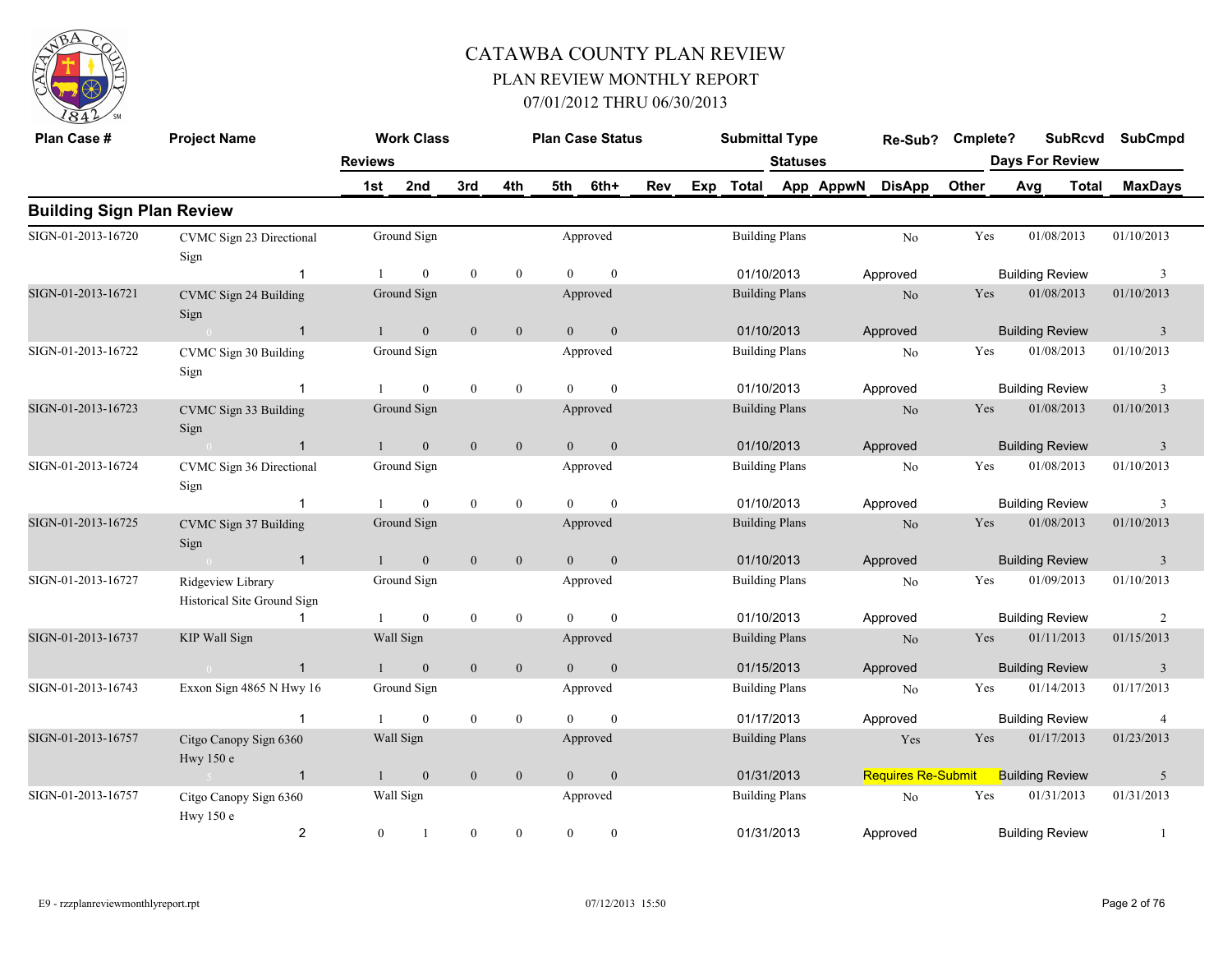# CATAWBA COUNTY PLAN REVIEW

## PLAN REVIEW MONTHLY REPORT

### 07/01/2012 THRU 06/30/2013

| Plan Case # | Project Name | Work Class | | | | | | | | Plan Case Status | Submittal Type | | Re-Sub? | Cmplete? | SubRcvd | SubCmpd |
|---|---|---|---|---|---|---|---|---|---|---|---|---|---|---|---|---|
| | | Reviews | | | | | | | | | Statuses | | | | Days For Review | |
| | | 1st | 2nd | 3rd | 4th | 5th | 6th+ | Rev | Exp | Total | App | AppwN | DisApp | Other | Avg | Total / MaxDays |
| **Building Sign Plan Review** | | | | | | | | | | | | | | | | |
| SIGN-01-2013-16720 | CVMC Sign 23 Directional Sign | Ground Sign | | | | | | | | Approved | Building Plans | | No | Yes | 01/08/2013 | 01/10/2013 |
| | 1 | 1 | 0 | 0 | 0 | 0 | 0 | | | 01/10/2013 | | | Approved | | Building Review | 3 |
| SIGN-01-2013-16721 | CVMC Sign 24 Building Sign | Ground Sign | | | | | | | | Approved | Building Plans | | No | Yes | 01/08/2013 | 01/10/2013 |
| | 0 1 | 1 | 0 | 0 | 0 | 0 | 0 | | | 01/10/2013 | | | Approved | | Building Review | 3 |
| SIGN-01-2013-16722 | CVMC Sign 30 Building Sign | Ground Sign | | | | | | | | Approved | Building Plans | | No | Yes | 01/08/2013 | 01/10/2013 |
| | 1 | 1 | 0 | 0 | 0 | 0 | 0 | | | 01/10/2013 | | | Approved | | Building Review | 3 |
| SIGN-01-2013-16723 | CVMC Sign 33 Building Sign | Ground Sign | | | | | | | | Approved | Building Plans | | No | Yes | 01/08/2013 | 01/10/2013 |
| | 0 1 | 1 | 0 | 0 | 0 | 0 | 0 | | | 01/10/2013 | | | Approved | | Building Review | 3 |
| SIGN-01-2013-16724 | CVMC Sign 36 Directional Sign | Ground Sign | | | | | | | | Approved | Building Plans | | No | Yes | 01/08/2013 | 01/10/2013 |
| | 1 | 1 | 0 | 0 | 0 | 0 | 0 | | | 01/10/2013 | | | Approved | | Building Review | 3 |
| SIGN-01-2013-16725 | CVMC Sign 37 Building Sign | Ground Sign | | | | | | | | Approved | Building Plans | | No | Yes | 01/08/2013 | 01/10/2013 |
| | 0 1 | 1 | 0 | 0 | 0 | 0 | 0 | | | 01/10/2013 | | | Approved | | Building Review | 3 |
| SIGN-01-2013-16727 | Ridgeview Library Historical Site Ground Sign | Ground Sign | | | | | | | | Approved | Building Plans | | No | Yes | 01/09/2013 | 01/10/2013 |
| | 1 | 1 | 0 | 0 | 0 | 0 | 0 | | | 01/10/2013 | | | Approved | | Building Review | 2 |
| SIGN-01-2013-16737 | KIP Wall Sign | Wall Sign | | | | | | | | Approved | Building Plans | | No | Yes | 01/11/2013 | 01/15/2013 |
| | 0 1 | 1 | 0 | 0 | 0 | 0 | 0 | | | 01/15/2013 | | | Approved | | Building Review | 3 |
| SIGN-01-2013-16743 | Exxon Sign 4865 N Hwy 16 | Ground Sign | | | | | | | | Approved | Building Plans | | No | Yes | 01/14/2013 | 01/17/2013 |
| | 1 | 1 | 0 | 0 | 0 | 0 | 0 | | | 01/17/2013 | | | Approved | | Building Review | 4 |
| SIGN-01-2013-16757 | Citgo Canopy Sign 6360 Hwy 150 e | Wall Sign | | | | | | | | Approved | Building Plans | | Yes | Yes | 01/17/2013 | 01/23/2013 |
| | 5 1 | 1 | 0 | 0 | 0 | 0 | 0 | | | 01/31/2013 | | | Requires Re-Submit | | Building Review | 5 |
| SIGN-01-2013-16757 | Citgo Canopy Sign 6360 Hwy 150 e | Wall Sign | | | | | | | | Approved | Building Plans | | No | Yes | 01/31/2013 | 01/31/2013 |
| | 2 | 0 | 1 | 0 | 0 | 0 | 0 | | | 01/31/2013 | | | Approved | | Building Review | 1 |

E9 - rzzplanreviewmonthlyreport.rpt 07/12/2013 15:50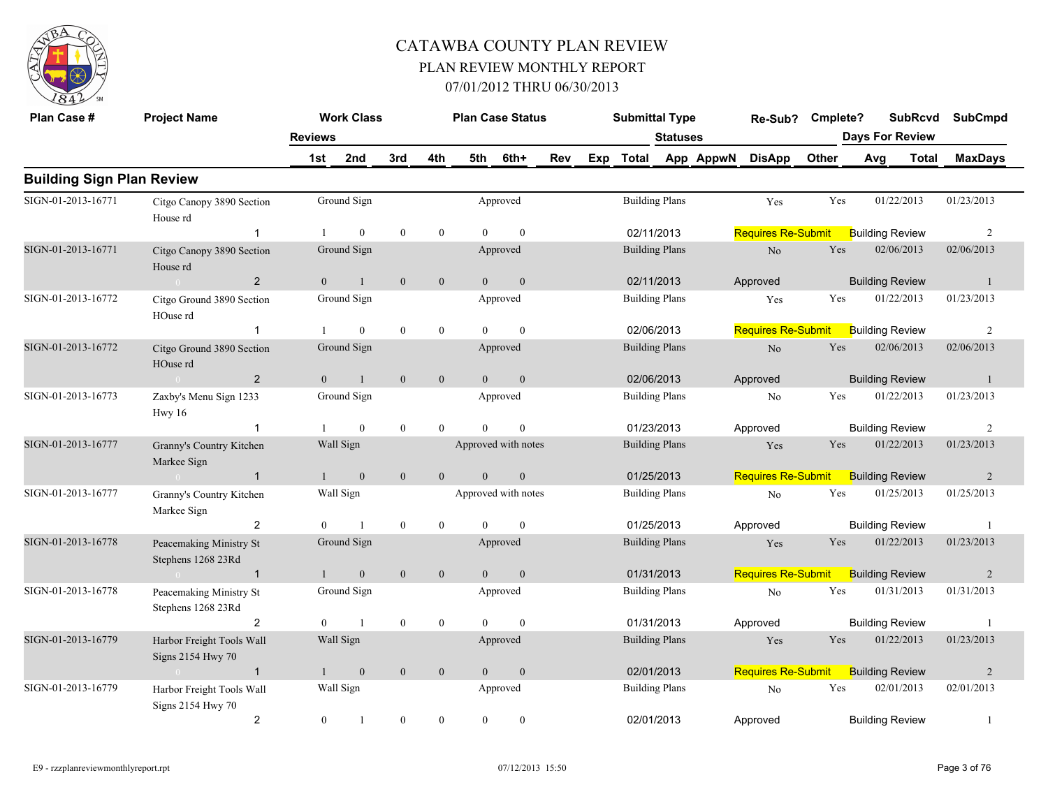# CATAWBA COUNTY PLAN REVIEW

## PLAN REVIEW MONTHLY REPORT

## 07/01/2012 THRU 06/30/2013

## Building Sign Plan Review

| Plan Case # | Project Name | Work Class | | Plan Case Status | | Submittal Type | Re-Sub? | Cmplete? | SubRcvd | SubCmpd |
|---|---|---|---|---|---|---|---|---|---|---|
| | Reviews | 1st | 2nd | 3rd | 4th | 5th | 6th+ | Rev | Exp | Total |
| | | | | | | Statuses | App | AppwN | DisApp | Other |
| | | | | | | Days For Review | Avg | Total | MaxDays | |

| Plan Case # | Project Name | Work Class | Plan Case Status | Submittal Type | Re-Sub? | Cmplete? | SubRcvd | SubCmpd |
|---|---|---|---|---|---|---|---|---|
| SIGN-01-2013-16771 | Citgo Canopy 3890 Section House rd | Ground Sign | Approved | Building Plans | Yes | Yes | 01/22/2013 | 01/23/2013 |
| | 1 | 1 / 0 / 0 / 0 / 0 / 0 | | 02/11/2013 | Requires Re-Submit | Building Review | | 2 |
| SIGN-01-2013-16771 | Citgo Canopy 3890 Section House rd | Ground Sign | Approved | Building Plans | No | Yes | 02/06/2013 | 02/06/2013 |
| | 2 | 0 / 1 / 0 / 0 / 0 / 0 | | 02/11/2013 | Approved | Building Review | | 1 |
| SIGN-01-2013-16772 | Citgo Ground 3890 Section HOuse rd | Ground Sign | Approved | Building Plans | Yes | Yes | 01/22/2013 | 01/23/2013 |
| | 1 | 1 / 0 / 0 / 0 / 0 / 0 | | 02/06/2013 | Requires Re-Submit | Building Review | | 2 |
| SIGN-01-2013-16772 | Citgo Ground 3890 Section HOuse rd | Ground Sign | Approved | Building Plans | No | Yes | 02/06/2013 | 02/06/2013 |
| | 2 | 0 / 1 / 0 / 0 / 0 / 0 | | 02/06/2013 | Approved | Building Review | | 1 |
| SIGN-01-2013-16773 | Zaxby's Menu Sign 1233 Hwy 16 | Ground Sign | Approved | Building Plans | No | Yes | 01/22/2013 | 01/23/2013 |
| | 1 | 1 / 0 / 0 / 0 / 0 / 0 | | 01/23/2013 | Approved | Building Review | | 2 |
| SIGN-01-2013-16777 | Granny's Country Kitchen Markee Sign | Wall Sign | Approved with notes | Building Plans | Yes | Yes | 01/22/2013 | 01/23/2013 |
| | 1 | 1 / 0 / 0 / 0 / 0 / 0 | | 01/25/2013 | Requires Re-Submit | Building Review | | 2 |
| SIGN-01-2013-16777 | Granny's Country Kitchen Markee Sign | Wall Sign | Approved with notes | Building Plans | No | Yes | 01/25/2013 | 01/25/2013 |
| | 2 | 0 / 1 / 0 / 0 / 0 / 0 | | 01/25/2013 | Approved | Building Review | | 1 |
| SIGN-01-2013-16778 | Peacemaking Ministry St Stephens 1268 23Rd | Ground Sign | Approved | Building Plans | Yes | Yes | 01/22/2013 | 01/23/2013 |
| | 1 | 1 / 0 / 0 / 0 / 0 / 0 | | 01/31/2013 | Requires Re-Submit | Building Review | | 2 |
| SIGN-01-2013-16778 | Peacemaking Ministry St Stephens 1268 23Rd | Ground Sign | Approved | Building Plans | No | Yes | 01/31/2013 | 01/31/2013 |
| | 2 | 0 / 1 / 0 / 0 / 0 / 0 | | 01/31/2013 | Approved | Building Review | | 1 |
| SIGN-01-2013-16779 | Harbor Freight Tools Wall Signs 2154 Hwy 70 | Wall Sign | Approved | Building Plans | Yes | Yes | 01/22/2013 | 01/23/2013 |
| | 1 | 1 / 0 / 0 / 0 / 0 / 0 | | 02/01/2013 | Requires Re-Submit | Building Review | | 2 |
| SIGN-01-2013-16779 | Harbor Freight Tools Wall Signs 2154 Hwy 70 | Wall Sign | Approved | Building Plans | No | Yes | 02/01/2013 | 02/01/2013 |
| | 2 | 0 / 1 / 0 / 0 / 0 / 0 | | 02/01/2013 | Approved | Building Review | | 1 |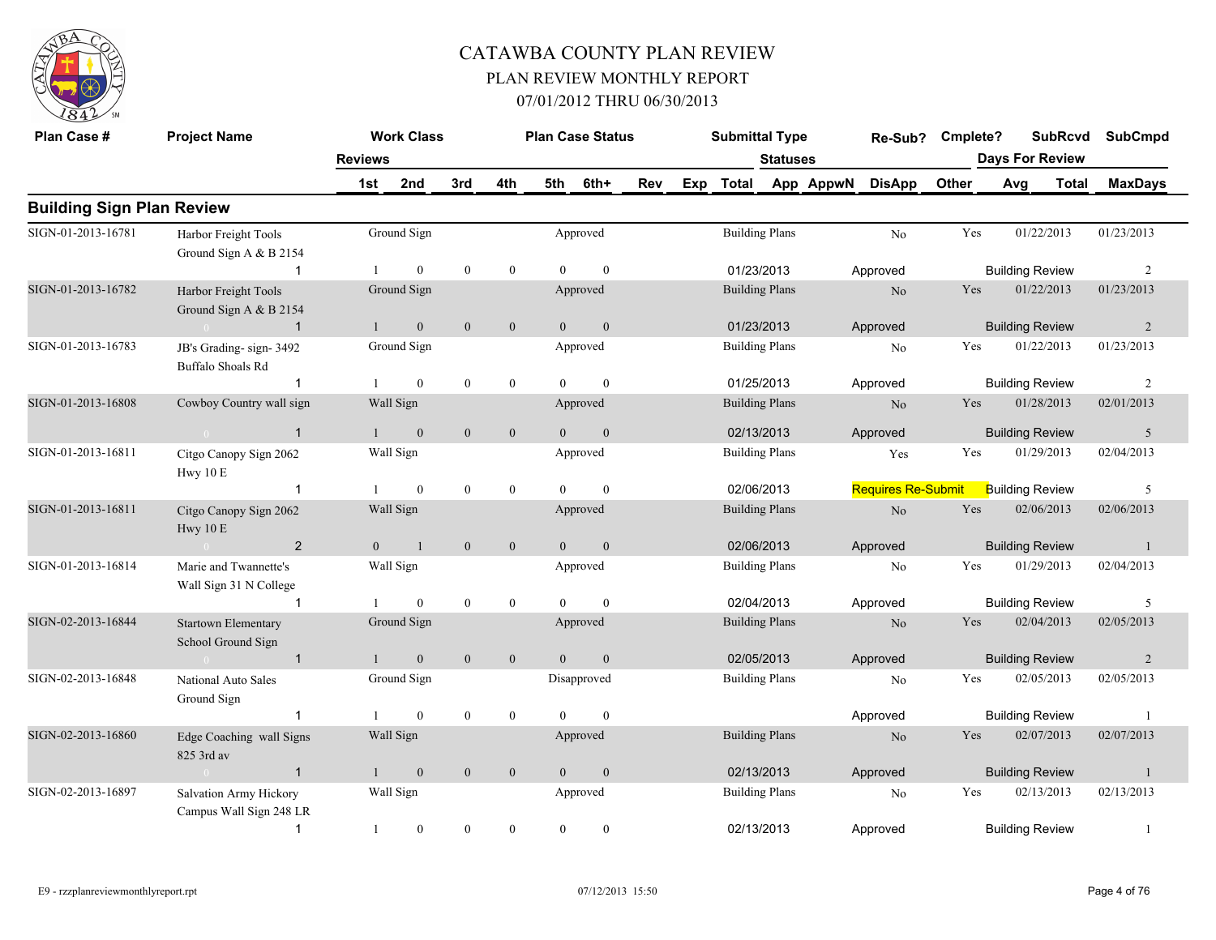# CATAWBA COUNTY PLAN REVIEW

## PLAN REVIEW MONTHLY REPORT

### 07/01/2012 THRU 06/30/2013

| Plan Case # | Project Name | Work Class | | | | Plan Case Status | | | | Submittal Type | | Re-Sub? | Cmplete? | SubRcvd | | SubCmpd |
|---|---|---|---|---|---|---|---|---|---|---|---|---|---|---|---|---|
| | Reviews | | | | | | | | | Statuses | | | | Days For Review | | |
| | | 1st | 2nd | 3rd | 4th | 5th | 6th+ | Rev | Exp | Total | App AppwN | DisApp | Other | Avg | Total | MaxDays |

## Building Sign Plan Review

| Plan Case # | Project Name | Reviews | 1st | 2nd | 3rd | 4th | 5th | 6th+ | Work Class | Plan Case Status | Submittal Type | Date | Status | Re-Sub? | Cmplete? | SubRcvd | SubCmpd | Review | MaxDays |
|---|---|---|---|---|---|---|---|---|---|---|---|---|---|---|---|---|---|---|---|
| SIGN-01-2013-16781 | Harbor Freight Tools Ground Sign A & B 2154 | 1 | 1 | 0 | 0 | 0 | 0 | 0 | Ground Sign | Approved | Building Plans | 01/23/2013 | Approved | No | Yes | 01/22/2013 | 01/23/2013 | Building Review | 2 |
| SIGN-01-2013-16782 | Harbor Freight Tools Ground Sign A & B 2154 | 1 | 1 | 0 | 0 | 0 | 0 | 0 | Ground Sign | Approved | Building Plans | 01/23/2013 | Approved | No | Yes | 01/22/2013 | 01/23/2013 | Building Review | 2 |
| SIGN-01-2013-16783 | JB's Grading- sign- 3492 Buffalo Shoals Rd | 1 | 1 | 0 | 0 | 0 | 0 | 0 | Ground Sign | Approved | Building Plans | 01/25/2013 | Approved | No | Yes | 01/22/2013 | 01/23/2013 | Building Review | 2 |
| SIGN-01-2013-16808 | Cowboy Country wall sign | 1 | 1 | 0 | 0 | 0 | 0 | 0 | Wall Sign | Approved | Building Plans | 02/13/2013 | Approved | No | Yes | 01/28/2013 | 02/01/2013 | Building Review | 5 |
| SIGN-01-2013-16811 | Citgo Canopy Sign 2062 Hwy 10 E | 1 | 1 | 0 | 0 | 0 | 0 | 0 | Wall Sign | Approved | Building Plans | 02/06/2013 | Requires Re-Submit | Yes | Yes | 01/29/2013 | 02/04/2013 | Building Review | 5 |
| SIGN-01-2013-16811 | Citgo Canopy Sign 2062 Hwy 10 E | 2 | 0 | 1 | 0 | 0 | 0 | 0 | Wall Sign | Approved | Building Plans | 02/06/2013 | Approved | No | Yes | 02/06/2013 | 02/06/2013 | Building Review | 1 |
| SIGN-01-2013-16814 | Marie and Twannette's Wall Sign 31 N College | 1 | 1 | 0 | 0 | 0 | 0 | 0 | Wall Sign | Approved | Building Plans | 02/04/2013 | Approved | No | Yes | 01/29/2013 | 02/04/2013 | Building Review | 5 |
| SIGN-02-2013-16844 | Startown Elementary School Ground Sign | 1 | 1 | 0 | 0 | 0 | 0 | 0 | Ground Sign | Approved | Building Plans | 02/05/2013 | Approved | No | Yes | 02/04/2013 | 02/05/2013 | Building Review | 2 |
| SIGN-02-2013-16848 | National Auto Sales Ground Sign | 1 | 1 | 0 | 0 | 0 | 0 | 0 | Ground Sign | Disapproved | Building Plans | | Approved | No | Yes | 02/05/2013 | 02/05/2013 | Building Review | 1 |
| SIGN-02-2013-16860 | Edge Coaching wall Signs 825 3rd av | 1 | 1 | 0 | 0 | 0 | 0 | 0 | Wall Sign | Approved | Building Plans | 02/13/2013 | Approved | No | Yes | 02/07/2013 | 02/07/2013 | Building Review | 1 |
| SIGN-02-2013-16897 | Salvation Army Hickory Campus Wall Sign 248 LR | 1 | 1 | 0 | 0 | 0 | 0 | 0 | Wall Sign | Approved | Building Plans | 02/13/2013 | Approved | No | Yes | 02/13/2013 | 02/13/2013 | Building Review | 1 |

E9 - rzzplanreviewmonthlyreport.rpt 07/12/2013 15:50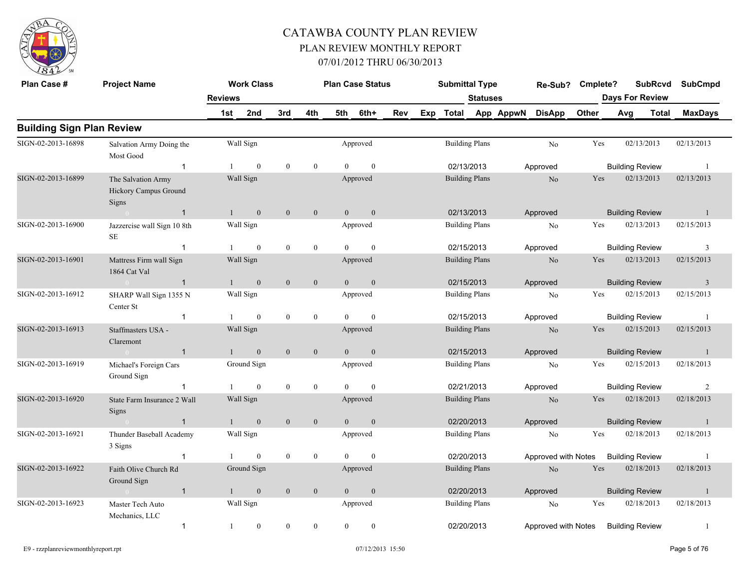# CATAWBA COUNTY PLAN REVIEW

## PLAN REVIEW MONTHLY REPORT

### 07/01/2012 THRU 06/30/2013

## Building Sign Plan Review

| Plan Case # | Project Name | Reviews | Work Class 1st | 2nd | 3rd | 4th | Plan Case Status 5th | 6th+ | Rev | Exp | Submittal Type Total | Statuses App | AppwN | Re-Sub? DisApp | Cmplete? Other | Days For Review Avg | SubRcvd Total | SubCmpd MaxDays |
|---|---|---|---|---|---|---|---|---|---|---|---|---|---|---|---|---|---|---|
| SIGN-02-2013-16898 | Salvation Army Doing the Most Good | | Wall Sign | | | | Approved | | | | Building Plans | | | No | Yes | | 02/13/2013 | 02/13/2013 |
| | | 1 | 1 | 0 | 0 | 0 | 0 | 0 | | | 02/13/2013 | | | Approved | | Building Review | | 1 |
| SIGN-02-2013-16899 | The Salvation Army Hickory Campus Ground Signs | | Wall Sign | | | | Approved | | | | Building Plans | | | No | Yes | | 02/13/2013 | 02/13/2013 |
| | 0 | 1 | 1 | 0 | 0 | 0 | 0 | 0 | | | 02/13/2013 | | | Approved | | Building Review | | 1 |
| SIGN-02-2013-16900 | Jazzercise wall Sign 10 8th SE | | Wall Sign | | | | Approved | | | | Building Plans | | | No | Yes | | 02/13/2013 | 02/15/2013 |
| | | 1 | 1 | 0 | 0 | 0 | 0 | 0 | | | 02/15/2013 | | | Approved | | Building Review | | 3 |
| SIGN-02-2013-16901 | Mattress Firm wall Sign 1864 Cat Val | | Wall Sign | | | | Approved | | | | Building Plans | | | No | Yes | | 02/13/2013 | 02/15/2013 |
| | 0 | 1 | 1 | 0 | 0 | 0 | 0 | 0 | | | 02/15/2013 | | | Approved | | Building Review | | 3 |
| SIGN-02-2013-16912 | SHARP Wall Sign 1355 N Center St | | Wall Sign | | | | Approved | | | | Building Plans | | | No | Yes | | 02/15/2013 | 02/15/2013 |
| | | 1 | 1 | 0 | 0 | 0 | 0 | 0 | | | 02/15/2013 | | | Approved | | Building Review | | 1 |
| SIGN-02-2013-16913 | Staffmasters USA - Claremont | | Wall Sign | | | | Approved | | | | Building Plans | | | No | Yes | | 02/15/2013 | 02/15/2013 |
| | 0 | 1 | 1 | 0 | 0 | 0 | 0 | 0 | | | 02/15/2013 | | | Approved | | Building Review | | 1 |
| SIGN-02-2013-16919 | Michael's Foreign Cars Ground Sign | | Ground Sign | | | | Approved | | | | Building Plans | | | No | Yes | | 02/15/2013 | 02/18/2013 |
| | | 1 | 1 | 0 | 0 | 0 | 0 | 0 | | | 02/21/2013 | | | Approved | | Building Review | | 2 |
| SIGN-02-2013-16920 | State Farm Insurance 2 Wall Signs | | Wall Sign | | | | Approved | | | | Building Plans | | | No | Yes | | 02/18/2013 | 02/18/2013 |
| | 0 | 1 | 1 | 0 | 0 | 0 | 0 | 0 | | | 02/20/2013 | | | Approved | | Building Review | | 1 |
| SIGN-02-2013-16921 | Thunder Baseball Academy 3 Signs | | Wall Sign | | | | Approved | | | | Building Plans | | | No | Yes | | 02/18/2013 | 02/18/2013 |
| | | 1 | 1 | 0 | 0 | 0 | 0 | 0 | | | 02/20/2013 | | | Approved with Notes | | Building Review | | 1 |
| SIGN-02-2013-16922 | Faith Olive Church Rd Ground Sign | | Ground Sign | | | | Approved | | | | Building Plans | | | No | Yes | | 02/18/2013 | 02/18/2013 |
| | 0 | 1 | 1 | 0 | 0 | 0 | 0 | 0 | | | 02/20/2013 | | | Approved | | Building Review | | 1 |
| SIGN-02-2013-16923 | Master Tech Auto Mechanics, LLC | | Wall Sign | | | | Approved | | | | Building Plans | | | No | Yes | | 02/18/2013 | 02/18/2013 |
| | | 1 | 1 | 0 | 0 | 0 | 0 | 0 | | | 02/20/2013 | | | Approved with Notes | | Building Review | | 1 |

E9 - rzzplanreviewmonthlyreport.rpt 07/12/2013 15:50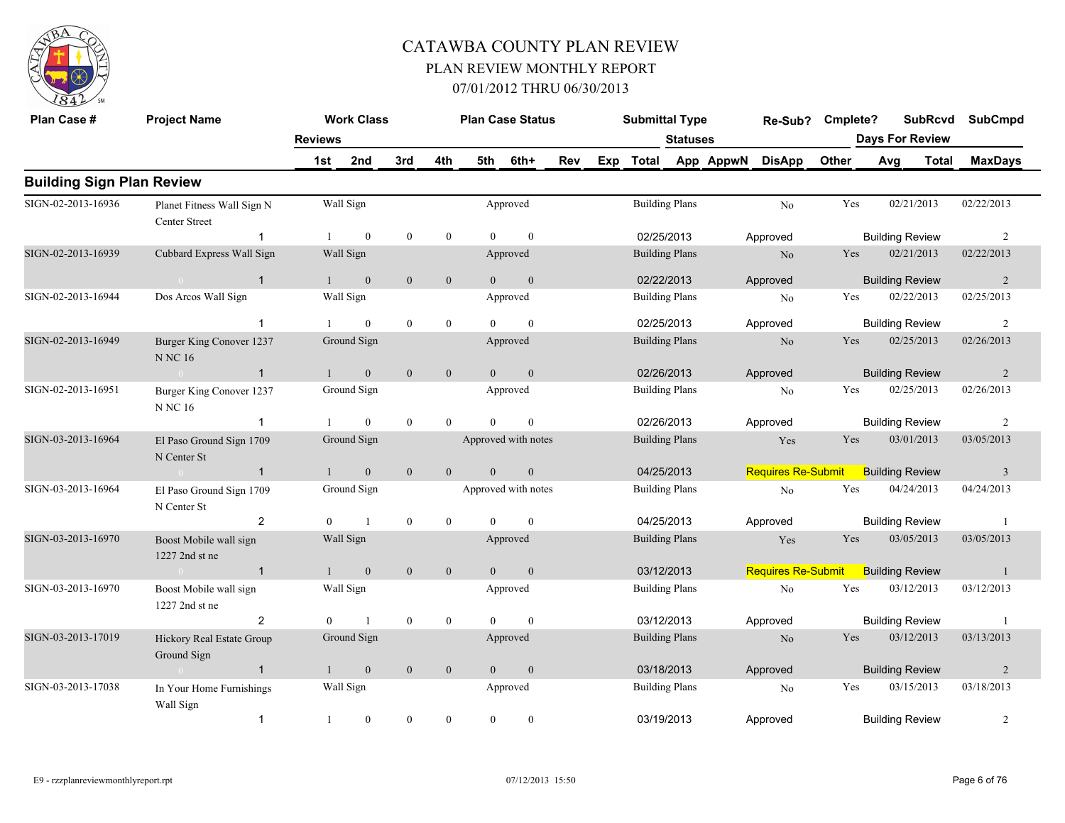# CATAWBA COUNTY PLAN REVIEW

## PLAN REVIEW MONTHLY REPORT

### 07/01/2012 THRU 06/30/2013

| Plan Case # | Project Name | Work Class | | | | Plan Case Status | | | | Submittal Type | | Re-Sub? | Cmplete? | SubRcvd | SubCmpd |
|---|---|---|---|---|---|---|---|---|---|---|---|---|---|---|---|
| | | Reviews | | | | | | | | Statuses | | | | Days For Review | |
| | | 1st | 2nd | 3rd | 4th | 5th | 6th+ | Rev | Exp | Total | App AppwN | DisApp | Other | Avg Total | MaxDays |

## Building Sign Plan Review

| Plan Case # | Project Name | Work Class | | | | Plan Case Status | | Submittal Type | Re-Sub? | Cmplete? | SubRcvd | SubCmpd |
|---|---|---|---|---|---|---|---|---|---|---|---|---|
| | Reviews | 1st | 2nd | 3rd | 4th | 5th | 6th+ | Total | DisApp | | Days For Review | MaxDays |
| SIGN-02-2013-16936 | Planet Fitness Wall Sign N Center Street | Wall Sign | | | | Approved | | Building Plans | No | Yes | 02/21/2013 | 02/22/2013 |
| | 1 | 1 | 0 | 0 | 0 | 0 | 0 | 02/25/2013 | Approved | | Building Review | 2 |
| SIGN-02-2013-16939 | Cubbard Express Wall Sign | Wall Sign | | | | Approved | | Building Plans | No | Yes | 02/21/2013 | 02/22/2013 |
| | 1 | 1 | 0 | 0 | 0 | 0 | 0 | 02/22/2013 | Approved | | Building Review | 2 |
| SIGN-02-2013-16944 | Dos Arcos Wall Sign | Wall Sign | | | | Approved | | Building Plans | No | Yes | 02/22/2013 | 02/25/2013 |
| | 1 | 1 | 0 | 0 | 0 | 0 | 0 | 02/25/2013 | Approved | | Building Review | 2 |
| SIGN-02-2013-16949 | Burger King Conover 1237 N NC 16 | Ground Sign | | | | Approved | | Building Plans | No | Yes | 02/25/2013 | 02/26/2013 |
| | 1 | 1 | 0 | 0 | 0 | 0 | 0 | 02/26/2013 | Approved | | Building Review | 2 |
| SIGN-02-2013-16951 | Burger King Conover 1237 N NC 16 | Ground Sign | | | | Approved | | Building Plans | No | Yes | 02/25/2013 | 02/26/2013 |
| | 1 | 1 | 0 | 0 | 0 | 0 | 0 | 02/26/2013 | Approved | | Building Review | 2 |
| SIGN-03-2013-16964 | El Paso Ground Sign 1709 N Center St | Ground Sign | | | | Approved with notes | | Building Plans | Yes | Yes | 03/01/2013 | 03/05/2013 |
| | 1 | 1 | 0 | 0 | 0 | 0 | 0 | 04/25/2013 | Requires Re-Submit | | Building Review | 3 |
| SIGN-03-2013-16964 | El Paso Ground Sign 1709 N Center St | Ground Sign | | | | Approved with notes | | Building Plans | No | Yes | 04/24/2013 | 04/24/2013 |
| | 2 | 0 | 1 | 0 | 0 | 0 | 0 | 04/25/2013 | Approved | | Building Review | 1 |
| SIGN-03-2013-16970 | Boost Mobile wall sign 1227 2nd st ne | Wall Sign | | | | Approved | | Building Plans | Yes | Yes | 03/05/2013 | 03/05/2013 |
| | 1 | 1 | 0 | 0 | 0 | 0 | 0 | 03/12/2013 | Requires Re-Submit | | Building Review | 1 |
| SIGN-03-2013-16970 | Boost Mobile wall sign 1227 2nd st ne | Wall Sign | | | | Approved | | Building Plans | No | Yes | 03/12/2013 | 03/12/2013 |
| | 2 | 0 | 1 | 0 | 0 | 0 | 0 | 03/12/2013 | Approved | | Building Review | 1 |
| SIGN-03-2013-17019 | Hickory Real Estate Group Ground Sign | Ground Sign | | | | Approved | | Building Plans | No | Yes | 03/12/2013 | 03/13/2013 |
| | 1 | 1 | 0 | 0 | 0 | 0 | 0 | 03/18/2013 | Approved | | Building Review | 2 |
| SIGN-03-2013-17038 | In Your Home Furnishings Wall Sign | Wall Sign | | | | Approved | | Building Plans | No | Yes | 03/15/2013 | 03/18/2013 |
| | 1 | 1 | 0 | 0 | 0 | 0 | 0 | 03/19/2013 | Approved | | Building Review | 2 |

E9 - rzzplanreviewmonthlyreport.rpt 07/12/2013 15:50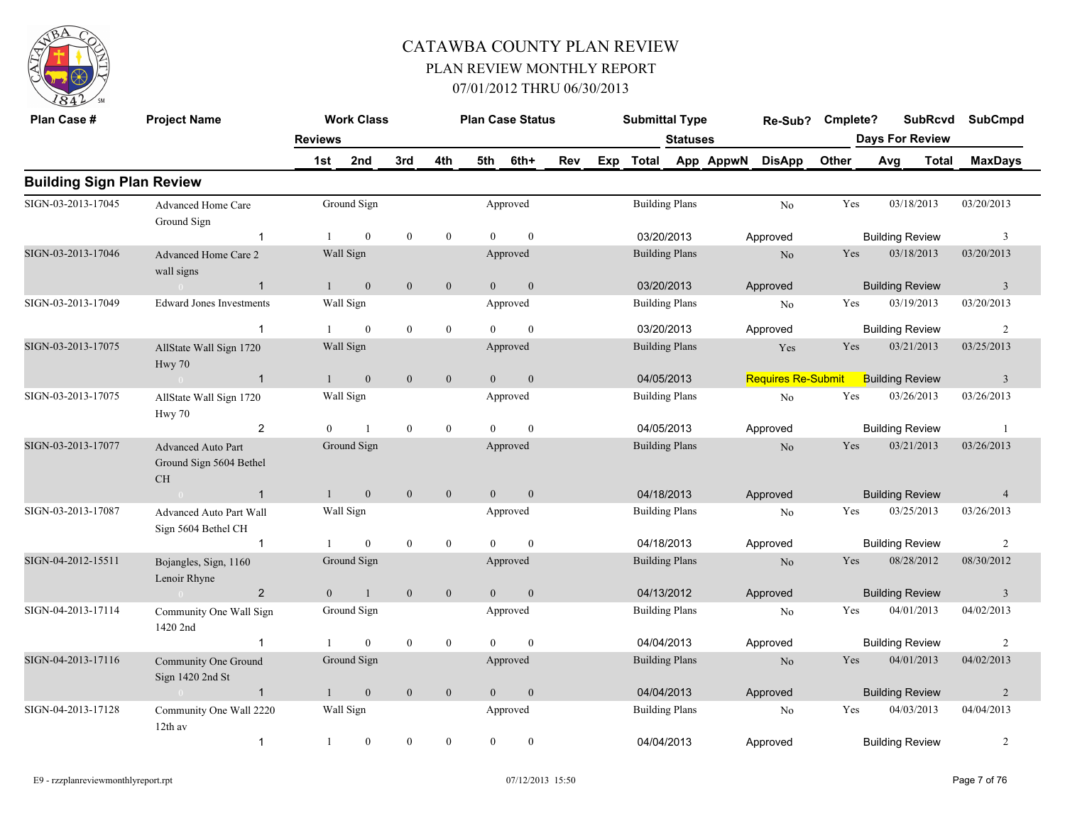# CATAWBA COUNTY PLAN REVIEW

## PLAN REVIEW MONTHLY REPORT

### 07/01/2012 THRU 06/30/2013

| Plan Case # | Project Name | Reviews | Work Class 1st | 2nd | 3rd | 4th | Plan Case Status 5th | 6th+ | Rev | Exp | Submittal Type Total | Statuses App | AppwN | Re-Sub? DisApp | Cmplete? Other | SubRcvd Days For Review Avg | Total | SubCmpd MaxDays |
|---|---|---|---|---|---|---|---|---|---|---|---|---|---|---|---|---|---|---|
| **Building Sign Plan Review** | | | | | | | | | | | | | | | | | | |
| SIGN-03-2013-17045 | Advanced Home Care Ground Sign | | Ground Sign | | | | Approved | | | | Building Plans | | | No | Yes | 03/18/2013 | | 03/20/2013 |
| | | 1 | 1 | 0 | 0 | 0 | 0 | 0 | | | 03/20/2013 | | | Approved | | Building Review | | 3 |
| SIGN-03-2013-17046 | Advanced Home Care 2 wall signs | | Wall Sign | | | | Approved | | | | Building Plans | | | No | Yes | 03/18/2013 | | 03/20/2013 |
| | 0 | 1 | 1 | 0 | 0 | 0 | 0 | 0 | | | 03/20/2013 | | | Approved | | Building Review | | 3 |
| SIGN-03-2013-17049 | Edward Jones Investments | | Wall Sign | | | | Approved | | | | Building Plans | | | No | Yes | 03/19/2013 | | 03/20/2013 |
| | | 1 | 1 | 0 | 0 | 0 | 0 | 0 | | | 03/20/2013 | | | Approved | | Building Review | | 2 |
| SIGN-03-2013-17075 | AllState Wall Sign 1720 Hwy 70 | | Wall Sign | | | | Approved | | | | Building Plans | | | Yes | Yes | 03/21/2013 | | 03/25/2013 |
| | 0 | 1 | 1 | 0 | 0 | 0 | 0 | 0 | | | 04/05/2013 | | | Requires Re-Submit | | Building Review | | 3 |
| SIGN-03-2013-17075 | AllState Wall Sign 1720 Hwy 70 | | Wall Sign | | | | Approved | | | | Building Plans | | | No | Yes | 03/26/2013 | | 03/26/2013 |
| | | 2 | 0 | 1 | 0 | 0 | 0 | 0 | | | 04/05/2013 | | | Approved | | Building Review | | 1 |
| SIGN-03-2013-17077 | Advanced Auto Part Ground Sign 5604 Bethel CH | | Ground Sign | | | | Approved | | | | Building Plans | | | No | Yes | 03/21/2013 | | 03/26/2013 |
| | 0 | 1 | 1 | 0 | 0 | 0 | 0 | 0 | | | 04/18/2013 | | | Approved | | Building Review | | 4 |
| SIGN-03-2013-17087 | Advanced Auto Part Wall Sign 5604 Bethel CH | | Wall Sign | | | | Approved | | | | Building Plans | | | No | Yes | 03/25/2013 | | 03/26/2013 |
| | | 1 | 1 | 0 | 0 | 0 | 0 | 0 | | | 04/18/2013 | | | Approved | | Building Review | | 2 |
| SIGN-04-2012-15511 | Bojangles, Sign, 1160 Lenoir Rhyne | | Ground Sign | | | | Approved | | | | Building Plans | | | No | Yes | 08/28/2012 | | 08/30/2012 |
| | 0 | 2 | 0 | 1 | 0 | 0 | 0 | 0 | | | 04/13/2012 | | | Approved | | Building Review | | 3 |
| SIGN-04-2013-17114 | Community One Wall Sign 1420 2nd | | Ground Sign | | | | Approved | | | | Building Plans | | | No | Yes | 04/01/2013 | | 04/02/2013 |
| | | 1 | 1 | 0 | 0 | 0 | 0 | 0 | | | 04/04/2013 | | | Approved | | Building Review | | 2 |
| SIGN-04-2013-17116 | Community One Ground Sign 1420 2nd St | | Ground Sign | | | | Approved | | | | Building Plans | | | No | Yes | 04/01/2013 | | 04/02/2013 |
| | 0 | 1 | 1 | 0 | 0 | 0 | 0 | 0 | | | 04/04/2013 | | | Approved | | Building Review | | 2 |
| SIGN-04-2013-17128 | Community One Wall 2220 12th av | | Wall Sign | | | | Approved | | | | Building Plans | | | No | Yes | 04/03/2013 | | 04/04/2013 |
| | | 1 | 1 | 0 | 0 | 0 | 0 | 0 | | | 04/04/2013 | | | Approved | | Building Review | | 2 |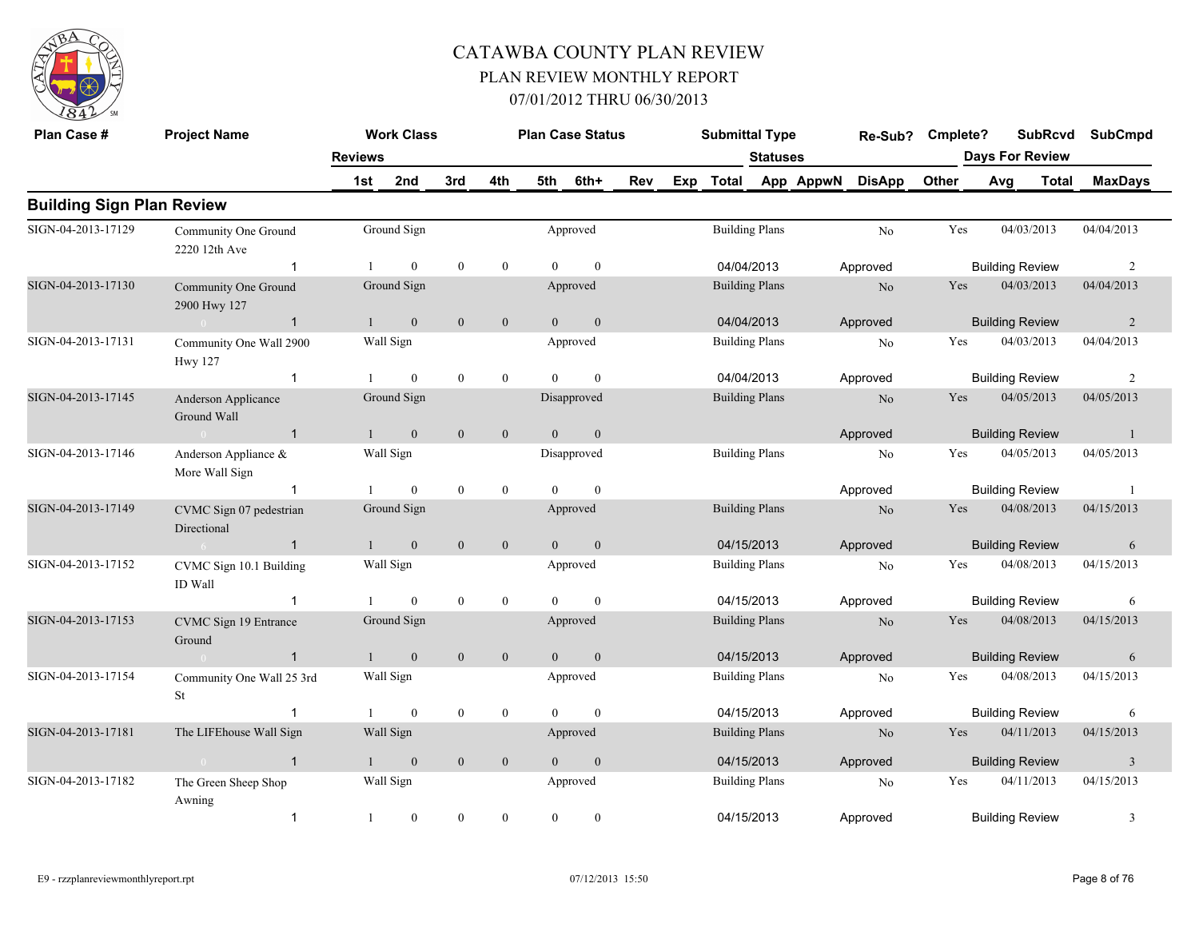# CATAWBA COUNTY PLAN REVIEW

## PLAN REVIEW MONTHLY REPORT

### 07/01/2012 THRU 06/30/2013

| Plan Case # | Project Name | Work Class | Plan Case Status | Submittal Type | Re-Sub? | Cmplete? | SubRcvd | SubCmpd |
|---|---|---|---|---|---|---|---|---|
| | Reviews: 1st / 2nd / 3rd / 4th / 5th / 6th+ / Rev / Exp / Total | | | Statuses: App / AppwN / DisApp / Other | | | Days For Review: Avg / Total | MaxDays |

## Building Sign Plan Review

| Plan Case # | Project Name | Work Class | Plan Case Status | Submittal Type | Re-Sub? | Cmplete? | SubRcvd | SubCmpd |
|---|---|---|---|---|---|---|---|---|
| SIGN-04-2013-17129 | Community One Ground 2220 12th Ave | Ground Sign | Approved | Building Plans | No | Yes | 04/03/2013 | 04/04/2013 |
| | 1 | 1 0 0 0 0 0 | | 04/04/2013 | Approved | | Building Review | 2 |
| SIGN-04-2013-17130 | Community One Ground 2900 Hwy 127 | Ground Sign | Approved | Building Plans | No | Yes | 04/03/2013 | 04/04/2013 |
| | 0 1 | 1 0 0 0 0 0 | | 04/04/2013 | Approved | | Building Review | 2 |
| SIGN-04-2013-17131 | Community One Wall 2900 Hwy 127 | Wall Sign | Approved | Building Plans | No | Yes | 04/03/2013 | 04/04/2013 |
| | 1 | 1 0 0 0 0 0 | | 04/04/2013 | Approved | | Building Review | 2 |
| SIGN-04-2013-17145 | Anderson Applicance Ground Wall | Ground Sign | Disapproved | Building Plans | No | Yes | 04/05/2013 | 04/05/2013 |
| | 0 1 | 1 0 0 0 0 0 | | | Approved | | Building Review | 1 |
| SIGN-04-2013-17146 | Anderson Appliance & More Wall Sign | Wall Sign | Disapproved | Building Plans | No | Yes | 04/05/2013 | 04/05/2013 |
| | 1 | 1 0 0 0 0 0 | | | Approved | | Building Review | 1 |
| SIGN-04-2013-17149 | CVMC Sign 07 pedestrian Directional | Ground Sign | Approved | Building Plans | No | Yes | 04/08/2013 | 04/15/2013 |
| | 6 1 | 1 0 0 0 0 0 | | 04/15/2013 | Approved | | Building Review | 6 |
| SIGN-04-2013-17152 | CVMC Sign 10.1 Building ID Wall | Wall Sign | Approved | Building Plans | No | Yes | 04/08/2013 | 04/15/2013 |
| | 1 | 1 0 0 0 0 0 | | 04/15/2013 | Approved | | Building Review | 6 |
| SIGN-04-2013-17153 | CVMC Sign 19 Entrance Ground | Ground Sign | Approved | Building Plans | No | Yes | 04/08/2013 | 04/15/2013 |
| | 0 1 | 1 0 0 0 0 0 | | 04/15/2013 | Approved | | Building Review | 6 |
| SIGN-04-2013-17154 | Community One Wall 25 3rd St | Wall Sign | Approved | Building Plans | No | Yes | 04/08/2013 | 04/15/2013 |
| | 1 | 1 0 0 0 0 0 | | 04/15/2013 | Approved | | Building Review | 6 |
| SIGN-04-2013-17181 | The LIFEhouse Wall Sign | Wall Sign | Approved | Building Plans | No | Yes | 04/11/2013 | 04/15/2013 |
| | 0 1 | 1 0 0 0 0 0 | | 04/15/2013 | Approved | | Building Review | 3 |
| SIGN-04-2013-17182 | The Green Sheep Shop Awning | Wall Sign | Approved | Building Plans | No | Yes | 04/11/2013 | 04/15/2013 |
| | 1 | 1 0 0 0 0 0 | | 04/15/2013 | Approved | | Building Review | 3 |

E9 - rzzplanreviewmonthlyreport.rpt 07/12/2013 15:50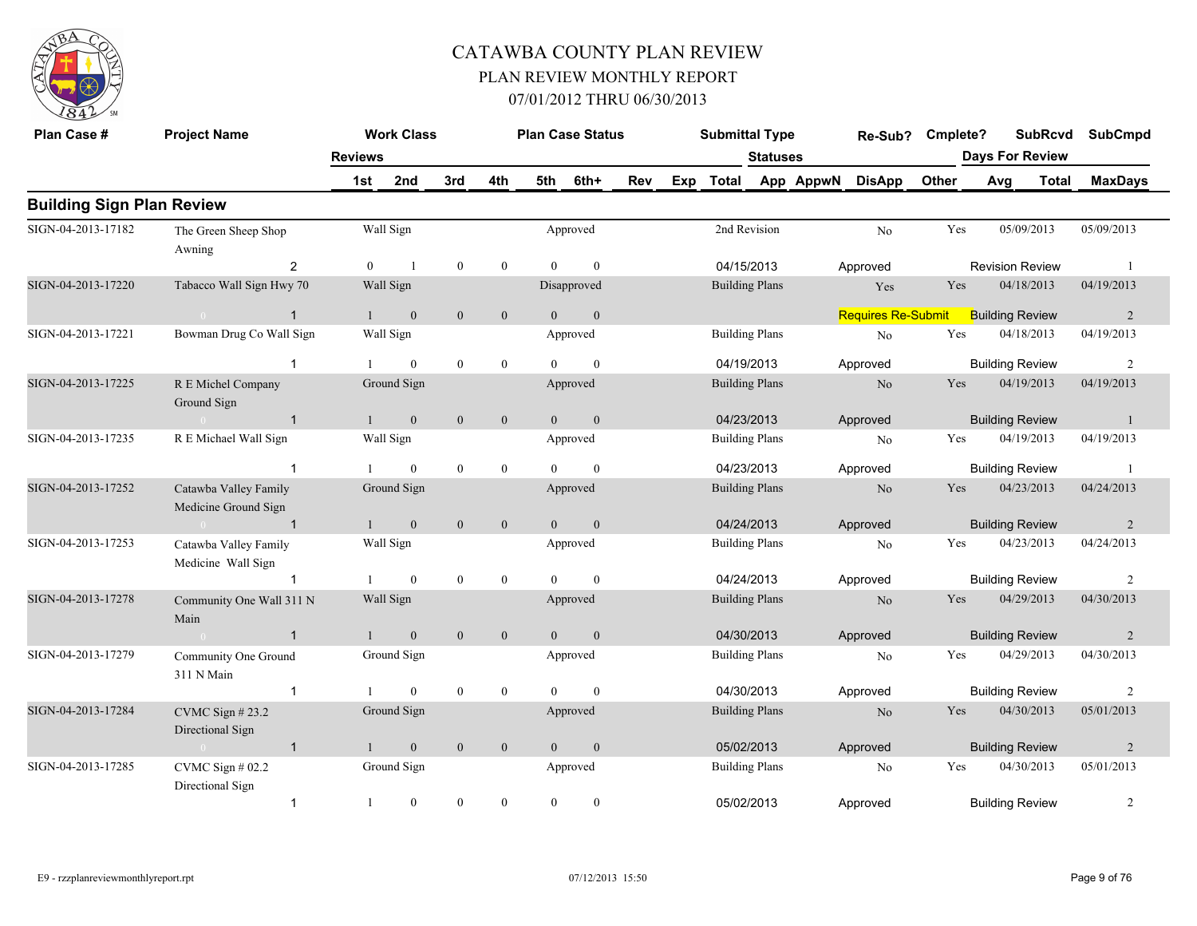# CATAWBA COUNTY PLAN REVIEW

## PLAN REVIEW MONTHLY REPORT

### 07/01/2012 THRU 06/30/2013

## Building Sign Plan Review

| Plan Case # | Project Name | Work Class | Plan Case Status | Submittal Type | Re-Sub? | Cmplete? | SubRcvd | SubCmpd |
|---|---|---|---|---|---|---|---|---|
| | Reviews | 1st / 2nd / 3rd / 4th / 5th / 6th+ | Rev / Exp | Total / Statuses | App / AppwN / DisApp | Other | Days For Review Avg / Total | MaxDays |
| SIGN-04-2013-17182 | The Green Sheep Shop Awning | Wall Sign | Approved | 2nd Revision | No | Yes | 05/09/2013 | 05/09/2013 |
| | 2 | 0 / 1 / 0 / 0 / 0 / 0 | | 04/15/2013 | Approved | | Revision Review | 1 |
| SIGN-04-2013-17220 | Tabacco Wall Sign Hwy 70 | Wall Sign | Disapproved | Building Plans | Yes | Yes | 04/18/2013 | 04/19/2013 |
| | 0 / 1 | 1 / 0 / 0 / 0 / 0 / 0 | | | Requires Re-Submit | | Building Review | 2 |
| SIGN-04-2013-17221 | Bowman Drug Co Wall Sign | Wall Sign | Approved | Building Plans | No | Yes | 04/18/2013 | 04/19/2013 |
| | 1 | 1 / 0 / 0 / 0 / 0 / 0 | | 04/19/2013 | Approved | | Building Review | 2 |
| SIGN-04-2013-17225 | R E Michel Company Ground Sign | Ground Sign | Approved | Building Plans | No | Yes | 04/19/2013 | 04/19/2013 |
| | 0 / 1 | 1 / 0 / 0 / 0 / 0 / 0 | | 04/23/2013 | Approved | | Building Review | 1 |
| SIGN-04-2013-17235 | R E Michael Wall Sign | Wall Sign | Approved | Building Plans | No | Yes | 04/19/2013 | 04/19/2013 |
| | 1 | 1 / 0 / 0 / 0 / 0 / 0 | | 04/23/2013 | Approved | | Building Review | 1 |
| SIGN-04-2013-17252 | Catawba Valley Family Medicine Ground Sign | Ground Sign | Approved | Building Plans | No | Yes | 04/23/2013 | 04/24/2013 |
| | 0 / 1 | 1 / 0 / 0 / 0 / 0 / 0 | | 04/24/2013 | Approved | | Building Review | 2 |
| SIGN-04-2013-17253 | Catawba Valley Family Medicine Wall Sign | Wall Sign | Approved | Building Plans | No | Yes | 04/23/2013 | 04/24/2013 |
| | 1 | 1 / 0 / 0 / 0 / 0 / 0 | | 04/24/2013 | Approved | | Building Review | 2 |
| SIGN-04-2013-17278 | Community One Wall 311 N Main | Wall Sign | Approved | Building Plans | No | Yes | 04/29/2013 | 04/30/2013 |
| | 0 / 1 | 1 / 0 / 0 / 0 / 0 / 0 | | 04/30/2013 | Approved | | Building Review | 2 |
| SIGN-04-2013-17279 | Community One Ground 311 N Main | Ground Sign | Approved | Building Plans | No | Yes | 04/29/2013 | 04/30/2013 |
| | 1 | 1 / 0 / 0 / 0 / 0 / 0 | | 04/30/2013 | Approved | | Building Review | 2 |
| SIGN-04-2013-17284 | CVMC Sign # 23.2 Directional Sign | Ground Sign | Approved | Building Plans | No | Yes | 04/30/2013 | 05/01/2013 |
| | 0 / 1 | 1 / 0 / 0 / 0 / 0 / 0 | | 05/02/2013 | Approved | | Building Review | 2 |
| SIGN-04-2013-17285 | CVMC Sign # 02.2 Directional Sign | Ground Sign | Approved | Building Plans | No | Yes | 04/30/2013 | 05/01/2013 |
| | 1 | 1 / 0 / 0 / 0 / 0 / 0 | | 05/02/2013 | Approved | | Building Review | 2 |

E9 - rzzplanreviewmonthlyreport.rpt 07/12/2013 15:50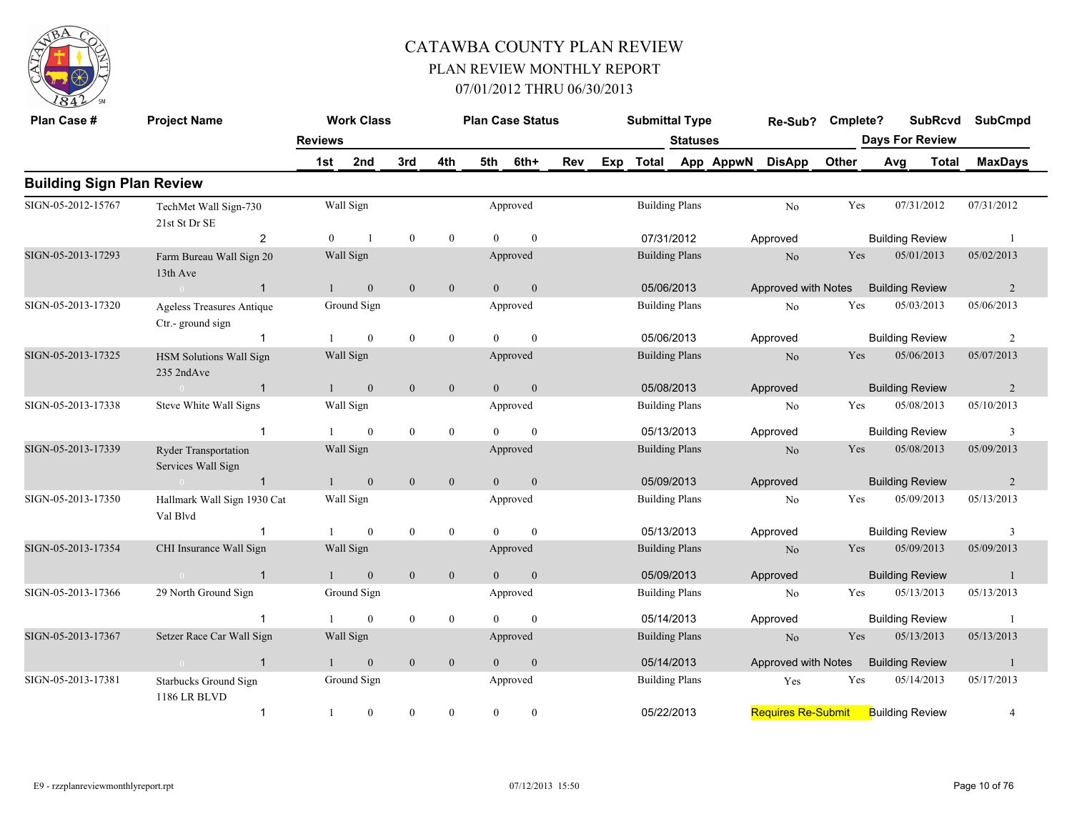# CATAWBA COUNTY PLAN REVIEW

## PLAN REVIEW MONTHLY REPORT

### 07/01/2012 THRU 06/30/2013

## Building Sign Plan Review

| Plan Case # | Project Name | Work Class | Plan Case Status | Submittal Type | Re-Sub? | Cmplete? | SubRcvd | SubCmpd |
|---|---|---|---|---|---|---|---|---|
| Reviews | 1st / 2nd / 3rd / 4th / 5th / 6th+ | Rev | Exp Total | App AppwN DisApp Other (Statuses) | | Avg | Total (Days For Review) | MaxDays |
| SIGN-05-2012-15767 | TechMet Wall Sign-730 21st St Dr SE | Wall Sign | Approved | Building Plans | No | Yes | 07/31/2012 | 07/31/2012 |
| 2 | 0 / 1 / 0 / 0 / 0 / 0 | | 07/31/2012 | Approved | | Building Review | | 1 |
| SIGN-05-2013-17293 | Farm Bureau Wall Sign 20 13th Ave | Wall Sign | Approved | Building Plans | No | Yes | 05/01/2013 | 05/02/2013 |
| 1 | 1 / 0 / 0 / 0 / 0 / 0 | | 05/06/2013 | Approved with Notes | | Building Review | | 2 |
| SIGN-05-2013-17320 | Ageless Treasures Antique Ctr.- ground sign | Ground Sign | Approved | Building Plans | No | Yes | 05/03/2013 | 05/06/2013 |
| 1 | 1 / 0 / 0 / 0 / 0 / 0 | | 05/06/2013 | Approved | | Building Review | | 2 |
| SIGN-05-2013-17325 | HSM Solutions Wall Sign 235 2ndAve | Wall Sign | Approved | Building Plans | No | Yes | 05/06/2013 | 05/07/2013 |
| 1 | 1 / 0 / 0 / 0 / 0 / 0 | | 05/08/2013 | Approved | | Building Review | | 2 |
| SIGN-05-2013-17338 | Steve White Wall Signs | Wall Sign | Approved | Building Plans | No | Yes | 05/08/2013 | 05/10/2013 |
| 1 | 1 / 0 / 0 / 0 / 0 / 0 | | 05/13/2013 | Approved | | Building Review | | 3 |
| SIGN-05-2013-17339 | Ryder Transportation Services Wall Sign | Wall Sign | Approved | Building Plans | No | Yes | 05/08/2013 | 05/09/2013 |
| 1 | 1 / 0 / 0 / 0 / 0 / 0 | | 05/09/2013 | Approved | | Building Review | | 2 |
| SIGN-05-2013-17350 | Hallmark Wall Sign 1930 Cat Val Blvd | Wall Sign | Approved | Building Plans | No | Yes | 05/09/2013 | 05/13/2013 |
| 1 | 1 / 0 / 0 / 0 / 0 / 0 | | 05/13/2013 | Approved | | Building Review | | 3 |
| SIGN-05-2013-17354 | CHI Insurance Wall Sign | Wall Sign | Approved | Building Plans | No | Yes | 05/09/2013 | 05/09/2013 |
| 1 | 1 / 0 / 0 / 0 / 0 / 0 | | 05/09/2013 | Approved | | Building Review | | 1 |
| SIGN-05-2013-17366 | 29 North Ground Sign | Ground Sign | Approved | Building Plans | No | Yes | 05/13/2013 | 05/13/2013 |
| 1 | 1 / 0 / 0 / 0 / 0 / 0 | | 05/14/2013 | Approved | | Building Review | | 1 |
| SIGN-05-2013-17367 | Setzer Race Car Wall Sign | Wall Sign | Approved | Building Plans | No | Yes | 05/13/2013 | 05/13/2013 |
| 1 | 1 / 0 / 0 / 0 / 0 / 0 | | 05/14/2013 | Approved with Notes | | Building Review | | 1 |
| SIGN-05-2013-17381 | Starbucks Ground Sign 1186 LR BLVD | Ground Sign | Approved | Building Plans | Yes | Yes | 05/14/2013 | 05/17/2013 |
| 1 | 1 / 0 / 0 / 0 / 0 / 0 | | 05/22/2013 | Requires Re-Submit | | Building Review | | 4 |

E9 - rzzplanreviewmonthlyreport.rpt 07/12/2013 15:50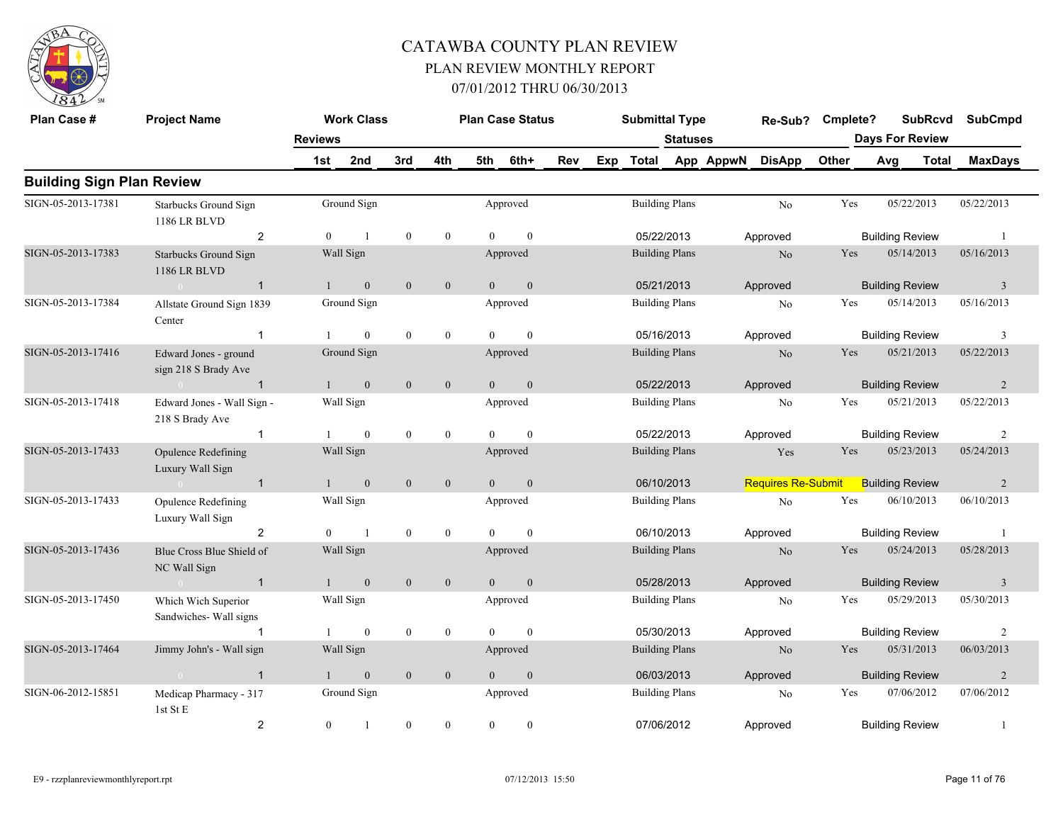# CATAWBA COUNTY PLAN REVIEW

## PLAN REVIEW MONTHLY REPORT

### 07/01/2012 THRU 06/30/2013

| Plan Case # | Project Name | Reviews | Work Class | | | Plan Case Status | | | Submittal Type | Statuses | | Re-Sub? | Cmplete? | SubRcvd | SubCmpd |
|---|---|---|---|---|---|---|---|---|---|---|---|---|---|---|---|
| | | 1st | 2nd | 3rd | 4th | 5th | 6th+ | Rev | Exp Total | App AppwN | | DisApp | Other | Days For Review Avg Total | MaxDays |

## Building Sign Plan Review

| Plan Case # | Project Name | Reviews | 1st | 2nd | 3rd | 4th | 5th | 6th+ | Work Class | Plan Case Status | Submittal Type | Total Date | Re-Sub? | Status | Cmplete? | SubRcvd | SubCmpd | Days For Review | MaxDays |
|---|---|---|---|---|---|---|---|---|---|---|---|---|---|---|---|---|---|---|---|
| SIGN-05-2013-17381 | Starbucks Ground Sign 1186 LR BLVD | 2 | 0 | 1 | 0 | 0 | 0 | 0 | Ground Sign | Approved | Building Plans | 05/22/2013 | No | Approved | Yes | 05/22/2013 | 05/22/2013 | Building Review | 1 |
| SIGN-05-2013-17383 | Starbucks Ground Sign 1186 LR BLVD | 1 | 1 | 0 | 0 | 0 | 0 | 0 | Wall Sign | Approved | Building Plans | 05/21/2013 | No | Approved | Yes | 05/14/2013 | 05/16/2013 | Building Review | 3 |
| SIGN-05-2013-17384 | Allstate Ground Sign 1839 Center | 1 | 1 | 0 | 0 | 0 | 0 | 0 | Ground Sign | Approved | Building Plans | 05/16/2013 | No | Approved | Yes | 05/14/2013 | 05/16/2013 | Building Review | 3 |
| SIGN-05-2013-17416 | Edward Jones - ground sign 218 S Brady Ave | 1 | 1 | 0 | 0 | 0 | 0 | 0 | Ground Sign | Approved | Building Plans | 05/22/2013 | No | Approved | Yes | 05/21/2013 | 05/22/2013 | Building Review | 2 |
| SIGN-05-2013-17418 | Edward Jones - Wall Sign - 218 S Brady Ave | 1 | 1 | 0 | 0 | 0 | 0 | 0 | Wall Sign | Approved | Building Plans | 05/22/2013 | No | Approved | Yes | 05/21/2013 | 05/22/2013 | Building Review | 2 |
| SIGN-05-2013-17433 | Opulence Redefining Luxury Wall Sign | 1 | 1 | 0 | 0 | 0 | 0 | 0 | Wall Sign | Approved | Building Plans | 06/10/2013 | Yes | Requires Re-Submit | Yes | 05/23/2013 | 05/24/2013 | Building Review | 2 |
| SIGN-05-2013-17433 | Opulence Redefining Luxury Wall Sign | 2 | 0 | 1 | 0 | 0 | 0 | 0 | Wall Sign | Approved | Building Plans | 06/10/2013 | No | Approved | Yes | 06/10/2013 | 06/10/2013 | Building Review | 1 |
| SIGN-05-2013-17436 | Blue Cross Blue Shield of NC Wall Sign | 1 | 1 | 0 | 0 | 0 | 0 | 0 | Wall Sign | Approved | Building Plans | 05/28/2013 | No | Approved | Yes | 05/24/2013 | 05/28/2013 | Building Review | 3 |
| SIGN-05-2013-17450 | Which Wich Superior Sandwiches- Wall signs | 1 | 1 | 0 | 0 | 0 | 0 | 0 | Wall Sign | Approved | Building Plans | 05/30/2013 | No | Approved | Yes | 05/29/2013 | 05/30/2013 | Building Review | 2 |
| SIGN-05-2013-17464 | Jimmy John's - Wall sign | 1 | 1 | 0 | 0 | 0 | 0 | 0 | Wall Sign | Approved | Building Plans | 06/03/2013 | No | Approved | Yes | 05/31/2013 | 06/03/2013 | Building Review | 2 |
| SIGN-06-2012-15851 | Medicap Pharmacy - 317 1st St E | 2 | 0 | 1 | 0 | 0 | 0 | 0 | Ground Sign | Approved | Building Plans | 07/06/2012 | No | Approved | Yes | 07/06/2012 | 07/06/2012 | Building Review | 1 |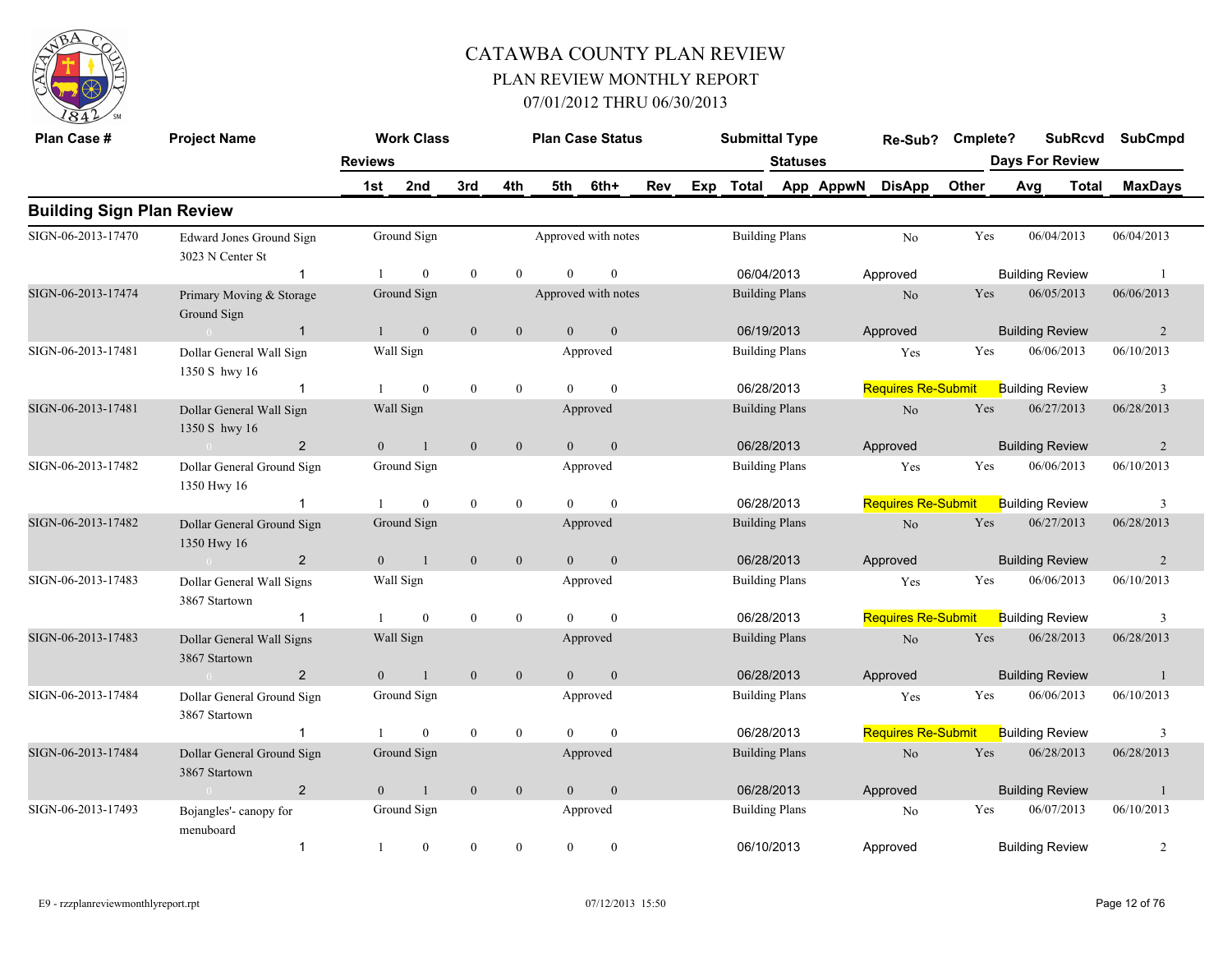# CATAWBA COUNTY PLAN REVIEW
## PLAN REVIEW MONTHLY REPORT
### 07/01/2012 THRU 06/30/2013

## Building Sign Plan Review

| Plan Case # | Project Name | Work Class / Reviews | 1st | 2nd | 3rd | 4th | Plan Case Status / 5th | 6th+ | Rev | Exp | Submittal Type / Total | App | AppwN | Re-Sub? / DisApp | Cmplete? / Other | SubRcvd / Avg | Days For Review / Total | SubCmpd / MaxDays |
|---|---|---|---|---|---|---|---|---|---|---|---|---|---|---|---|---|---|---|
| SIGN-06-2013-17470 | Edward Jones Ground Sign 3023 N Center St | Ground Sign | | | | | Approved with notes | | | | Building Plans | | | No | Yes | 06/04/2013 | | 06/04/2013 |
| | | 1 | 1 | 0 | 0 | 0 | 0 | 0 | | | 06/04/2013 | | | Approved | | Building Review | | 1 |
| SIGN-06-2013-17474 | Primary Moving & Storage Ground Sign | Ground Sign | | | | | Approved with notes | | | | Building Plans | | | No | Yes | 06/05/2013 | | 06/06/2013 |
| | 0 | 1 | 1 | 0 | 0 | 0 | 0 | 0 | | | 06/19/2013 | | | Approved | | Building Review | | 2 |
| SIGN-06-2013-17481 | Dollar General Wall Sign 1350 S hwy 16 | Wall Sign | | | | | Approved | | | | Building Plans | | | Yes | Yes | 06/06/2013 | | 06/10/2013 |
| | | 1 | 1 | 0 | 0 | 0 | 0 | 0 | | | 06/28/2013 | | | Requires Re-Submit | | Building Review | | 3 |
| SIGN-06-2013-17481 | Dollar General Wall Sign 1350 S hwy 16 | Wall Sign | | | | | Approved | | | | Building Plans | | | No | Yes | 06/27/2013 | | 06/28/2013 |
| | 0 | 2 | 0 | 1 | 0 | 0 | 0 | 0 | | | 06/28/2013 | | | Approved | | Building Review | | 2 |
| SIGN-06-2013-17482 | Dollar General Ground Sign 1350 Hwy 16 | Ground Sign | | | | | Approved | | | | Building Plans | | | Yes | Yes | 06/06/2013 | | 06/10/2013 |
| | | 1 | 1 | 0 | 0 | 0 | 0 | 0 | | | 06/28/2013 | | | Requires Re-Submit | | Building Review | | 3 |
| SIGN-06-2013-17482 | Dollar General Ground Sign 1350 Hwy 16 | Ground Sign | | | | | Approved | | | | Building Plans | | | No | Yes | 06/27/2013 | | 06/28/2013 |
| | 0 | 2 | 0 | 1 | 0 | 0 | 0 | 0 | | | 06/28/2013 | | | Approved | | Building Review | | 2 |
| SIGN-06-2013-17483 | Dollar General Wall Signs 3867 Startown | Wall Sign | | | | | Approved | | | | Building Plans | | | Yes | Yes | 06/06/2013 | | 06/10/2013 |
| | | 1 | 1 | 0 | 0 | 0 | 0 | 0 | | | 06/28/2013 | | | Requires Re-Submit | | Building Review | | 3 |
| SIGN-06-2013-17483 | Dollar General Wall Signs 3867 Startown | Wall Sign | | | | | Approved | | | | Building Plans | | | No | Yes | 06/28/2013 | | 06/28/2013 |
| | 0 | 2 | 0 | 1 | 0 | 0 | 0 | 0 | | | 06/28/2013 | | | Approved | | Building Review | | 1 |
| SIGN-06-2013-17484 | Dollar General Ground Sign 3867 Startown | Ground Sign | | | | | Approved | | | | Building Plans | | | Yes | Yes | 06/06/2013 | | 06/10/2013 |
| | | 1 | 1 | 0 | 0 | 0 | 0 | 0 | | | 06/28/2013 | | | Requires Re-Submit | | Building Review | | 3 |
| SIGN-06-2013-17484 | Dollar General Ground Sign 3867 Startown | Ground Sign | | | | | Approved | | | | Building Plans | | | No | Yes | 06/28/2013 | | 06/28/2013 |
| | 0 | 2 | 0 | 1 | 0 | 0 | 0 | 0 | | | 06/28/2013 | | | Approved | | Building Review | | 1 |
| SIGN-06-2013-17493 | Bojangles'- canopy for menuboard | Ground Sign | | | | | Approved | | | | Building Plans | | | No | Yes | 06/07/2013 | | 06/10/2013 |
| | | 1 | 1 | 0 | 0 | 0 | 0 | 0 | | | 06/10/2013 | | | Approved | | Building Review | | 2 |

E9 - rzzplanreviewmonthlyreport.rpt　07/12/2013 15:50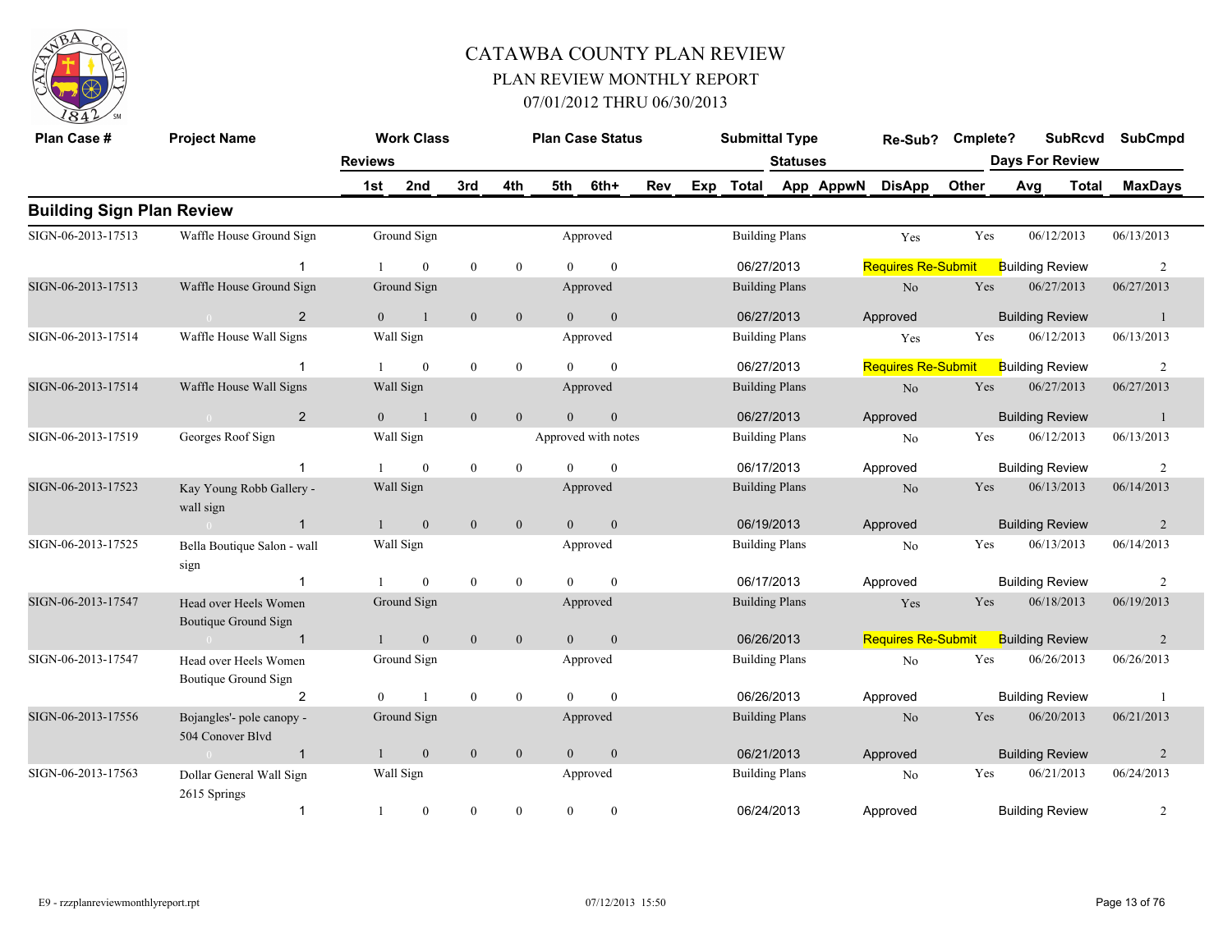# CATAWBA COUNTY PLAN REVIEW

## PLAN REVIEW MONTHLY REPORT

## 07/01/2012 THRU 06/30/2013

| Plan Case # | Project Name | Work Class | | | | Plan Case Status | | | | Submittal Type | | | Re-Sub? | Cmplete? | SubRcvd | SubCmpd |
|---|---|---|---|---|---|---|---|---|---|---|---|---|---|---|---|---|
| | Reviews | | | | | | | | | | Statuses | | | | Days For Review | |
| | | 1st | 2nd | 3rd | 4th | 5th | 6th+ | Rev | Exp | Total | App | AppwN | DisApp | Other | Avg / Total | MaxDays |

## Building Sign Plan Review

| Plan Case # | Project Name | Reviews | 1st | 2nd | 3rd | 4th | 5th | 6th+ | Work Class | Plan Case Status | Submittal Type | Date | Re-Sub? | Cmplete? | Status | Review | SubRcvd | SubCmpd | MaxDays |
|---|---|---|---|---|---|---|---|---|---|---|---|---|---|---|---|---|---|---|---|
| SIGN-06-2013-17513 | Waffle House Ground Sign | 1 | 1 | 0 | 0 | 0 | 0 | 0 | Ground Sign | Approved | Building Plans | 06/27/2013 | Yes | Yes | Requires Re-Submit | Building Review | 06/12/2013 | 06/13/2013 | 2 |
| SIGN-06-2013-17513 | Waffle House Ground Sign | 2 | 0 | 1 | 0 | 0 | 0 | 0 | Ground Sign | Approved | Building Plans | 06/27/2013 | No | Yes | Approved | Building Review | 06/27/2013 | 06/27/2013 | 1 |
| SIGN-06-2013-17514 | Waffle House Wall Signs | 1 | 1 | 0 | 0 | 0 | 0 | 0 | Wall Sign | Approved | Building Plans | 06/27/2013 | Yes | Yes | Requires Re-Submit | Building Review | 06/12/2013 | 06/13/2013 | 2 |
| SIGN-06-2013-17514 | Waffle House Wall Signs | 2 | 0 | 1 | 0 | 0 | 0 | 0 | Wall Sign | Approved | Building Plans | 06/27/2013 | No | Yes | Approved | Building Review | 06/27/2013 | 06/27/2013 | 1 |
| SIGN-06-2013-17519 | Georges Roof Sign | 1 | 1 | 0 | 0 | 0 | 0 | 0 | Wall Sign | Approved with notes | Building Plans | 06/17/2013 | No | Yes | Approved | Building Review | 06/12/2013 | 06/13/2013 | 2 |
| SIGN-06-2013-17523 | Kay Young Robb Gallery - wall sign | 1 | 1 | 0 | 0 | 0 | 0 | 0 | Wall Sign | Approved | Building Plans | 06/19/2013 | No | Yes | Approved | Building Review | 06/13/2013 | 06/14/2013 | 2 |
| SIGN-06-2013-17525 | Bella Boutique Salon - wall sign | 1 | 1 | 0 | 0 | 0 | 0 | 0 | Wall Sign | Approved | Building Plans | 06/17/2013 | No | Yes | Approved | Building Review | 06/13/2013 | 06/14/2013 | 2 |
| SIGN-06-2013-17547 | Head over Heels Women Boutique Ground Sign | 1 | 1 | 0 | 0 | 0 | 0 | 0 | Ground Sign | Approved | Building Plans | 06/26/2013 | Yes | Yes | Requires Re-Submit | Building Review | 06/18/2013 | 06/19/2013 | 2 |
| SIGN-06-2013-17547 | Head over Heels Women Boutique Ground Sign | 2 | 0 | 1 | 0 | 0 | 0 | 0 | Ground Sign | Approved | Building Plans | 06/26/2013 | No | Yes | Approved | Building Review | 06/26/2013 | 06/26/2013 | 1 |
| SIGN-06-2013-17556 | Bojangles'- pole canopy - 504 Conover Blvd | 1 | 1 | 0 | 0 | 0 | 0 | 0 | Ground Sign | Approved | Building Plans | 06/21/2013 | No | Yes | Approved | Building Review | 06/20/2013 | 06/21/2013 | 2 |
| SIGN-06-2013-17563 | Dollar General Wall Sign 2615 Springs | 1 | 1 | 0 | 0 | 0 | 0 | 0 | Wall Sign | Approved | Building Plans | 06/24/2013 | No | Yes | Approved | Building Review | 06/21/2013 | 06/24/2013 | 2 |

E9 - rzzplanreviewmonthlyreport.rpt 07/12/2013 15:50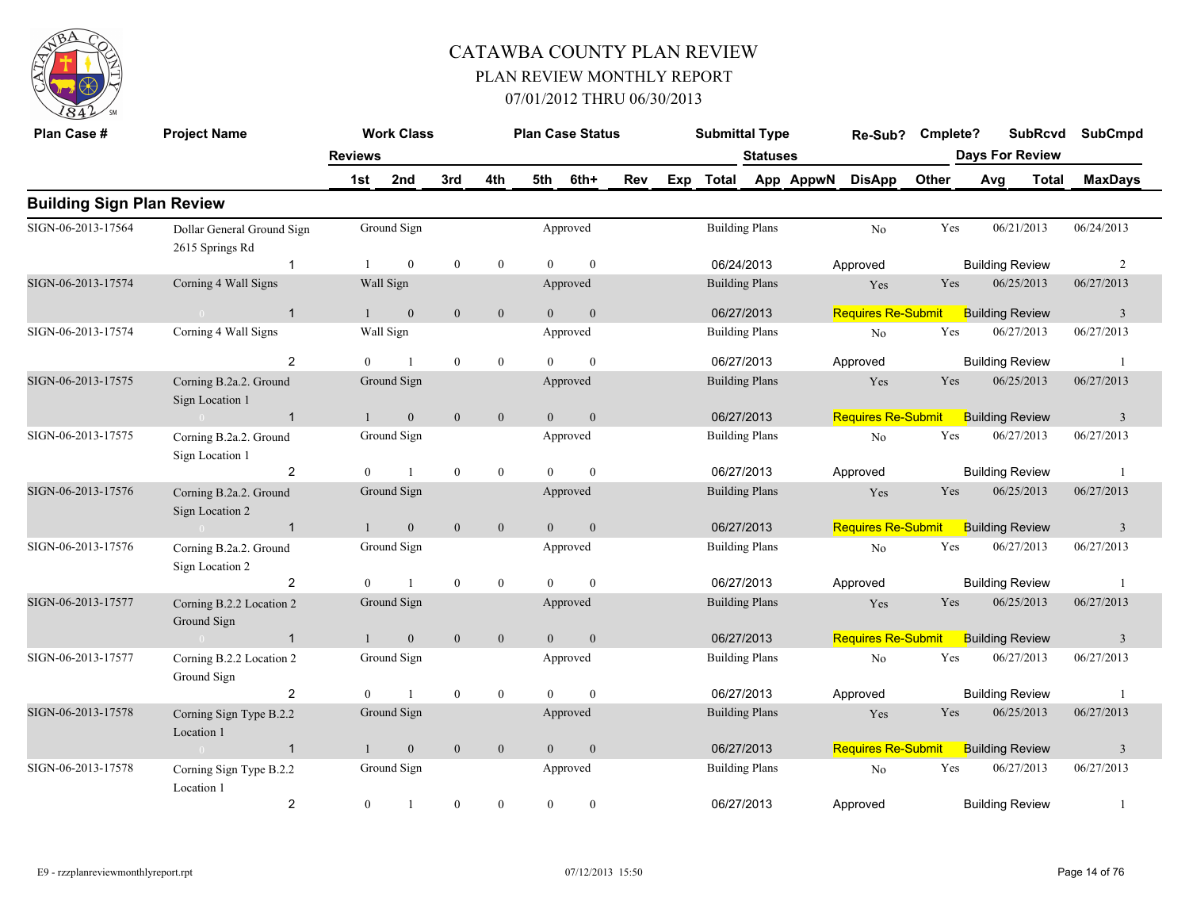# CATAWBA COUNTY PLAN REVIEW

## PLAN REVIEW MONTHLY REPORT

### 07/01/2012 THRU 06/30/2013

| Plan Case # | Project Name | Reviews / Work Class | 1st | 2nd | 3rd | 4th | Plan Case Status | 5th | 6th+ | Rev | Exp | Submittal Type / Total | Statuses | Re-Sub? / DisApp | Cmplete? / Other | SubRcvd / Days For Review | SubCmpd / MaxDays |
|---|---|---|---|---|---|---|---|---|---|---|---|---|---|---|---|---|---|
| **Building Sign Plan Review** | | | | | | | | | | | | | | | | | |
| SIGN-06-2013-17564 | Dollar General Ground Sign 2615 Springs Rd | Ground Sign | | | | | Approved | | | | | Building Plans | | No | Yes | 06/21/2013 | 06/24/2013 |
| | | 1 | 1 | 0 | 0 | 0 | | 0 | 0 | | | 06/24/2013 | | Approved | | Building Review | 2 |
| SIGN-06-2013-17574 | Corning 4 Wall Signs | Wall Sign | | | | | Approved | | | | | Building Plans | | Yes | Yes | 06/25/2013 | 06/27/2013 |
| | 0 | 1 | 1 | 0 | 0 | 0 | | 0 | 0 | | | 06/27/2013 | | Requires Re-Submit | | Building Review | 3 |
| SIGN-06-2013-17574 | Corning 4 Wall Signs | Wall Sign | | | | | Approved | | | | | Building Plans | | No | Yes | 06/27/2013 | 06/27/2013 |
| | | 2 | 0 | 1 | 0 | 0 | | 0 | 0 | | | 06/27/2013 | | Approved | | Building Review | 1 |
| SIGN-06-2013-17575 | Corning B.2a.2. Ground Sign Location 1 | Ground Sign | | | | | Approved | | | | | Building Plans | | Yes | Yes | 06/25/2013 | 06/27/2013 |
| | 0 | 1 | 1 | 0 | 0 | 0 | | 0 | 0 | | | 06/27/2013 | | Requires Re-Submit | | Building Review | 3 |
| SIGN-06-2013-17575 | Corning B.2a.2. Ground Sign Location 1 | Ground Sign | | | | | Approved | | | | | Building Plans | | No | Yes | 06/27/2013 | 06/27/2013 |
| | | 2 | 0 | 1 | 0 | 0 | | 0 | 0 | | | 06/27/2013 | | Approved | | Building Review | 1 |
| SIGN-06-2013-17576 | Corning B.2a.2. Ground Sign Location 2 | Ground Sign | | | | | Approved | | | | | Building Plans | | Yes | Yes | 06/25/2013 | 06/27/2013 |
| | 0 | 1 | 1 | 0 | 0 | 0 | | 0 | 0 | | | 06/27/2013 | | Requires Re-Submit | | Building Review | 3 |
| SIGN-06-2013-17576 | Corning B.2a.2. Ground Sign Location 2 | Ground Sign | | | | | Approved | | | | | Building Plans | | No | Yes | 06/27/2013 | 06/27/2013 |
| | | 2 | 0 | 1 | 0 | 0 | | 0 | 0 | | | 06/27/2013 | | Approved | | Building Review | 1 |
| SIGN-06-2013-17577 | Corning B.2.2 Location 2 Ground Sign | Ground Sign | | | | | Approved | | | | | Building Plans | | Yes | Yes | 06/25/2013 | 06/27/2013 |
| | 0 | 1 | 1 | 0 | 0 | 0 | | 0 | 0 | | | 06/27/2013 | | Requires Re-Submit | | Building Review | 3 |
| SIGN-06-2013-17577 | Corning B.2.2 Location 2 Ground Sign | Ground Sign | | | | | Approved | | | | | Building Plans | | No | Yes | 06/27/2013 | 06/27/2013 |
| | | 2 | 0 | 1 | 0 | 0 | | 0 | 0 | | | 06/27/2013 | | Approved | | Building Review | 1 |
| SIGN-06-2013-17578 | Corning Sign Type B.2.2 Location 1 | Ground Sign | | | | | Approved | | | | | Building Plans | | Yes | Yes | 06/25/2013 | 06/27/2013 |
| | 0 | 1 | 1 | 0 | 0 | 0 | | 0 | 0 | | | 06/27/2013 | | Requires Re-Submit | | Building Review | 3 |
| SIGN-06-2013-17578 | Corning Sign Type B.2.2 Location 1 | Ground Sign | | | | | Approved | | | | | Building Plans | | No | Yes | 06/27/2013 | 06/27/2013 |
| | | 2 | 0 | 1 | 0 | 0 | | 0 | 0 | | | 06/27/2013 | | Approved | | Building Review | 1 |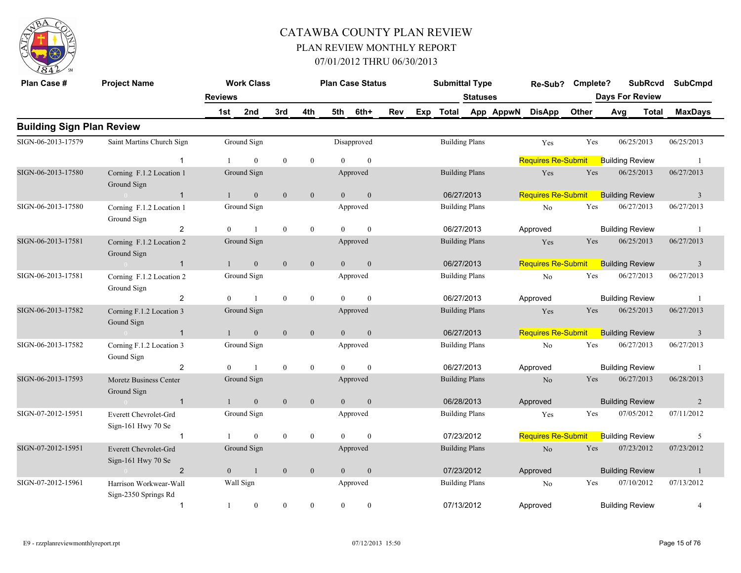# CATAWBA COUNTY PLAN REVIEW

## PLAN REVIEW MONTHLY REPORT

## 07/01/2012 THRU 06/30/2013

## Building Sign Plan Review

| Plan Case # | Project Name | Work Class | | | | Plan Case Status | | | | Submittal Type | | | Re-Sub? | Cmplete? | SubRcvd | SubCmpd |
|---|---|---|---|---|---|---|---|---|---|---|---|---|---|---|---|---|
| | Reviews | | | | | | | | | Statuses | | | | | Days For Review | |
| | | 1st | 2nd | 3rd | 4th | 5th | 6th+ | Rev | Exp | Total | App | AppwN | DisApp | Other | Avg | Total / MaxDays |
| SIGN-06-2013-17579 | Saint Martins Church Sign | Ground Sign | | | | Disapproved | | | | Building Plans | | | Yes | Yes | 06/25/2013 | 06/25/2013 |
| | 1 | 1 | 0 | 0 | 0 | 0 | 0 | | | | | | Requires Re-Submit | | Building Review | 1 |
| SIGN-06-2013-17580 | Corning F.1.2 Location 1 Ground Sign | Ground Sign | | | | Approved | | | | Building Plans | | | Yes | Yes | 06/25/2013 | 06/27/2013 |
| | 1 | 1 | 0 | 0 | 0 | 0 | 0 | | | 06/27/2013 | | | Requires Re-Submit | | Building Review | 3 |
| SIGN-06-2013-17580 | Corning F.1.2 Location 1 Ground Sign | Ground Sign | | | | Approved | | | | Building Plans | | | No | Yes | 06/27/2013 | 06/27/2013 |
| | 2 | 0 | 1 | 0 | 0 | 0 | 0 | | | 06/27/2013 | | | Approved | | Building Review | 1 |
| SIGN-06-2013-17581 | Corning F.1.2 Location 2 Ground Sign | Ground Sign | | | | Approved | | | | Building Plans | | | Yes | Yes | 06/25/2013 | 06/27/2013 |
| | 1 | 1 | 0 | 0 | 0 | 0 | 0 | | | 06/27/2013 | | | Requires Re-Submit | | Building Review | 3 |
| SIGN-06-2013-17581 | Corning F.1.2 Location 2 Ground Sign | Ground Sign | | | | Approved | | | | Building Plans | | | No | Yes | 06/27/2013 | 06/27/2013 |
| | 2 | 0 | 1 | 0 | 0 | 0 | 0 | | | 06/27/2013 | | | Approved | | Building Review | 1 |
| SIGN-06-2013-17582 | Corning F.1.2 Location 3 Gound Sign | Ground Sign | | | | Approved | | | | Building Plans | | | Yes | Yes | 06/25/2013 | 06/27/2013 |
| | 1 | 1 | 0 | 0 | 0 | 0 | 0 | | | 06/27/2013 | | | Requires Re-Submit | | Building Review | 3 |
| SIGN-06-2013-17582 | Corning F.1.2 Location 3 Gound Sign | Ground Sign | | | | Approved | | | | Building Plans | | | No | Yes | 06/27/2013 | 06/27/2013 |
| | 2 | 0 | 1 | 0 | 0 | 0 | 0 | | | 06/27/2013 | | | Approved | | Building Review | 1 |
| SIGN-06-2013-17593 | Moretz Business Center Ground Sign | Ground Sign | | | | Approved | | | | Building Plans | | | No | Yes | 06/27/2013 | 06/28/2013 |
| | 1 | 1 | 0 | 0 | 0 | 0 | 0 | | | 06/28/2013 | | | Approved | | Building Review | 2 |
| SIGN-07-2012-15951 | Everett Chevrolet-Grd Sign-161 Hwy 70 Se | Ground Sign | | | | Approved | | | | Building Plans | | | Yes | Yes | 07/05/2012 | 07/11/2012 |
| | 1 | 1 | 0 | 0 | 0 | 0 | 0 | | | 07/23/2012 | | | Requires Re-Submit | | Building Review | 5 |
| SIGN-07-2012-15951 | Everett Chevrolet-Grd Sign-161 Hwy 70 Se | Ground Sign | | | | Approved | | | | Building Plans | | | No | Yes | 07/23/2012 | 07/23/2012 |
| | 2 | 0 | 1 | 0 | 0 | 0 | 0 | | | 07/23/2012 | | | Approved | | Building Review | 1 |
| SIGN-07-2012-15961 | Harrison Workwear-Wall Sign-2350 Springs Rd | Wall Sign | | | | Approved | | | | Building Plans | | | No | Yes | 07/10/2012 | 07/13/2012 |
| | 1 | 1 | 0 | 0 | 0 | 0 | 0 | | | 07/13/2012 | | | Approved | | Building Review | 4 |

E9 - rzzplanreviewmonthlyreport.rpt　　07/12/2013 15:50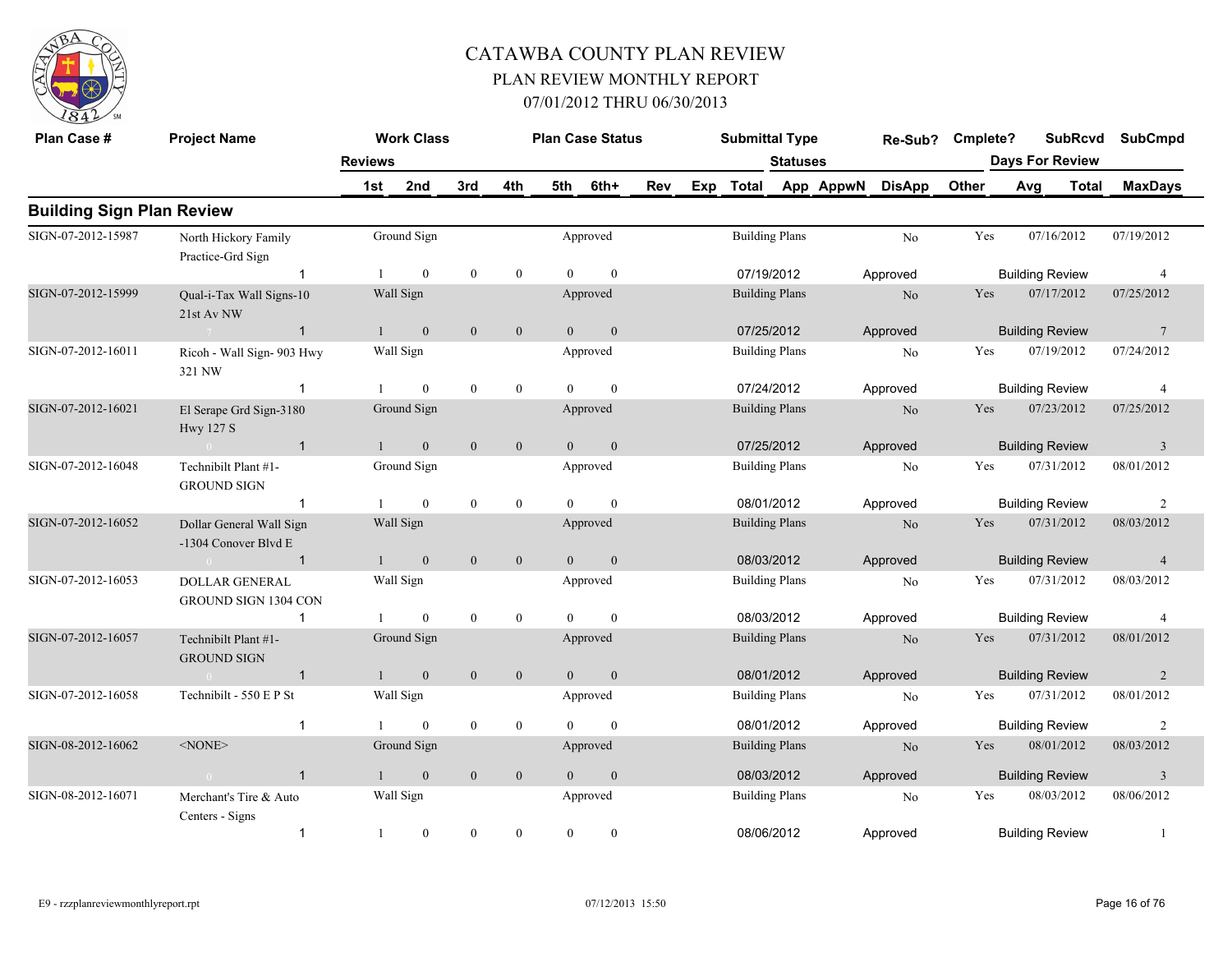# CATAWBA COUNTY PLAN REVIEW

## PLAN REVIEW MONTHLY REPORT

## 07/01/2012 THRU 06/30/2013

| Plan Case # | Project Name | Work Class | | | | | | Plan Case Status | | Submittal Type | | Re-Sub? | Cmplete? | SubRcvd | | SubCmpd |
|---|---|---|---|---|---|---|---|---|---|---|---|---|---|---|---|---|
| | | Reviews | | | | | | | | | Statuses | | | Days For Review | | |
| | | 1st | 2nd | 3rd | 4th | 5th | 6th+ | Rev | Exp | Total | App AppwN | DisApp | Other | Avg | Total | MaxDays |

### Building Sign Plan Review

| Plan Case # | Project Name | Work Class | | | | | | Plan Case Status | Submittal Type | Re-Sub? | Cmplete? | SubRcvd | SubCmpd |
|---|---|---|---|---|---|---|---|---|---|---|---|---|---|
| SIGN-07-2012-15987 | North Hickory Family Practice-Grd Sign | Ground Sign | | | | | | Approved | Building Plans | No | Yes | 07/16/2012 | 07/19/2012 |
| | 1 | 1 | 0 | 0 | 0 | 0 | 0 | | 07/19/2012 | Approved | | Building Review | 4 |
| SIGN-07-2012-15999 | Qual-i-Tax Wall Signs-10 21st Av NW | Wall Sign | | | | | | Approved | Building Plans | No | Yes | 07/17/2012 | 07/25/2012 |
| | 1 | 1 | 0 | 0 | 0 | 0 | 0 | | 07/25/2012 | Approved | | Building Review | 7 |
| SIGN-07-2012-16011 | Ricoh - Wall Sign- 903 Hwy 321 NW | Wall Sign | | | | | | Approved | Building Plans | No | Yes | 07/19/2012 | 07/24/2012 |
| | 1 | 1 | 0 | 0 | 0 | 0 | 0 | | 07/24/2012 | Approved | | Building Review | 4 |
| SIGN-07-2012-16021 | El Serape Grd Sign-3180 Hwy 127 S | Ground Sign | | | | | | Approved | Building Plans | No | Yes | 07/23/2012 | 07/25/2012 |
| | 1 | 1 | 0 | 0 | 0 | 0 | 0 | | 07/25/2012 | Approved | | Building Review | 3 |
| SIGN-07-2012-16048 | Technibilt Plant #1-GROUND SIGN | Ground Sign | | | | | | Approved | Building Plans | No | Yes | 07/31/2012 | 08/01/2012 |
| | 1 | 1 | 0 | 0 | 0 | 0 | 0 | | 08/01/2012 | Approved | | Building Review | 2 |
| SIGN-07-2012-16052 | Dollar General Wall Sign -1304 Conover Blvd E | Wall Sign | | | | | | Approved | Building Plans | No | Yes | 07/31/2012 | 08/03/2012 |
| | 1 | 1 | 0 | 0 | 0 | 0 | 0 | | 08/03/2012 | Approved | | Building Review | 4 |
| SIGN-07-2012-16053 | DOLLAR GENERAL GROUND SIGN 1304 CON | Wall Sign | | | | | | Approved | Building Plans | No | Yes | 07/31/2012 | 08/03/2012 |
| | 1 | 1 | 0 | 0 | 0 | 0 | 0 | | 08/03/2012 | Approved | | Building Review | 4 |
| SIGN-07-2012-16057 | Technibilt Plant #1-GROUND SIGN | Ground Sign | | | | | | Approved | Building Plans | No | Yes | 07/31/2012 | 08/01/2012 |
| | 1 | 1 | 0 | 0 | 0 | 0 | 0 | | 08/01/2012 | Approved | | Building Review | 2 |
| SIGN-07-2012-16058 | Technibilt - 550 E P St | Wall Sign | | | | | | Approved | Building Plans | No | Yes | 07/31/2012 | 08/01/2012 |
| | 1 | 1 | 0 | 0 | 0 | 0 | 0 | | 08/01/2012 | Approved | | Building Review | 2 |
| SIGN-08-2012-16062 | <NONE> | Ground Sign | | | | | | Approved | Building Plans | No | Yes | 08/01/2012 | 08/03/2012 |
| | 1 | 1 | 0 | 0 | 0 | 0 | 0 | | 08/03/2012 | Approved | | Building Review | 3 |
| SIGN-08-2012-16071 | Merchant's Tire & Auto Centers - Signs | Wall Sign | | | | | | Approved | Building Plans | No | Yes | 08/03/2012 | 08/06/2012 |
| | 1 | 1 | 0 | 0 | 0 | 0 | 0 | | 08/06/2012 | Approved | | Building Review | 1 |

E9 - rzzplanreviewmonthlyreport.rpt 07/12/2013 15:50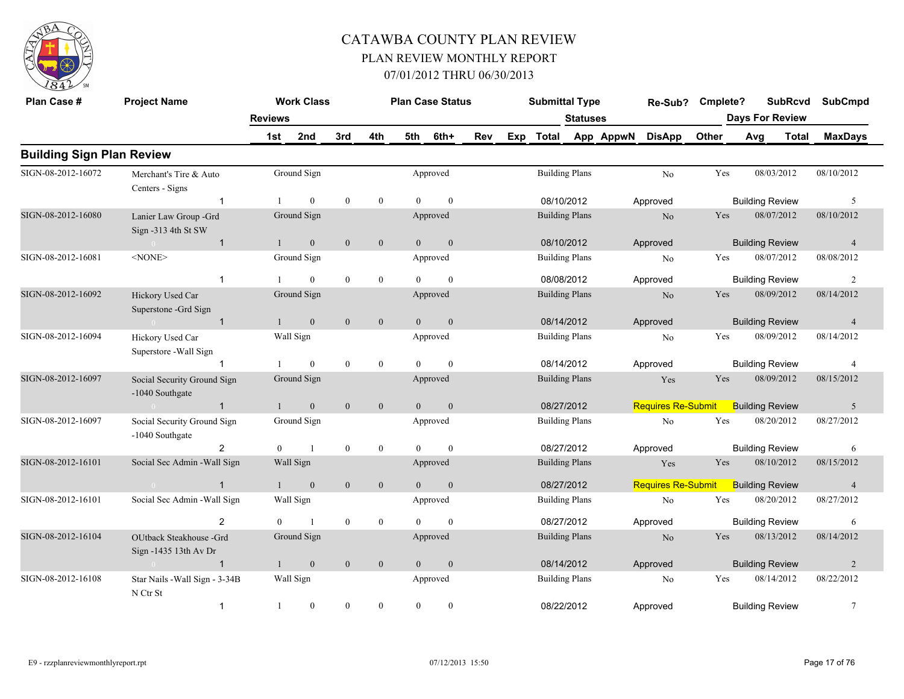# CATAWBA COUNTY PLAN REVIEW

## PLAN REVIEW MONTHLY REPORT

## 07/01/2012 THRU 06/30/2013

| Plan Case # | Project Name | Work Class | | | | Plan Case Status | | | | Submittal Type | | | Re-Sub? | Cmplete? | SubRcvd | SubCmpd |
|---|---|---|---|---|---|---|---|---|---|---|---|---|---|---|---|---|
| | Reviews | | | | | | | | | Statuses | | | | | Days For Review | |
| | | 1st | 2nd | 3rd | 4th | 5th | 6th+ | Rev | Exp | Total | App | AppwN | DisApp | Other | Avg Total | MaxDays |

### Building Sign Plan Review

| Plan Case # | Project Name | Reviews | 1st | 2nd | 3rd | 4th | 5th | 6th+ | Work Class | Plan Case Status | Submittal Type | Total | Statuses | Re-Sub? | Cmplete? | SubRcvd | SubCmpd | Days For Review | MaxDays |
|---|---|---|---|---|---|---|---|---|---|---|---|---|---|---|---|---|---|---|---|
| SIGN-08-2012-16072 | Merchant's Tire & Auto Centers - Signs | 1 | 1 | 0 | 0 | 0 | 0 | 0 | Ground Sign | Approved | Building Plans | 08/10/2012 | Approved | No | Yes | 08/03/2012 | 08/10/2012 | Building Review | 5 |
| SIGN-08-2012-16080 | Lanier Law Group -Grd Sign -313 4th St SW | 1 | 1 | 0 | 0 | 0 | 0 | 0 | Ground Sign | Approved | Building Plans | 08/10/2012 | Approved | No | Yes | 08/07/2012 | 08/10/2012 | Building Review | 4 |
| SIGN-08-2012-16081 | <NONE> | 1 | 1 | 0 | 0 | 0 | 0 | 0 | Ground Sign | Approved | Building Plans | 08/08/2012 | Approved | No | Yes | 08/07/2012 | 08/08/2012 | Building Review | 2 |
| SIGN-08-2012-16092 | Hickory Used Car Superstone -Grd Sign | 1 | 1 | 0 | 0 | 0 | 0 | 0 | Ground Sign | Approved | Building Plans | 08/14/2012 | Approved | No | Yes | 08/09/2012 | 08/14/2012 | Building Review | 4 |
| SIGN-08-2012-16094 | Hickory Used Car Superstore -Wall Sign | 1 | 1 | 0 | 0 | 0 | 0 | 0 | Wall Sign | Approved | Building Plans | 08/14/2012 | Approved | No | Yes | 08/09/2012 | 08/14/2012 | Building Review | 4 |
| SIGN-08-2012-16097 | Social Security Ground Sign -1040 Southgate | 1 | 1 | 0 | 0 | 0 | 0 | 0 | Ground Sign | Approved | Building Plans | 08/27/2012 | Requires Re-Submit | Yes | Yes | 08/09/2012 | 08/15/2012 | Building Review | 5 |
| SIGN-08-2012-16097 | Social Security Ground Sign -1040 Southgate | 2 | 0 | 1 | 0 | 0 | 0 | 0 | Ground Sign | Approved | Building Plans | 08/27/2012 | Approved | No | Yes | 08/20/2012 | 08/27/2012 | Building Review | 6 |
| SIGN-08-2012-16101 | Social Sec Admin -Wall Sign | 1 | 1 | 0 | 0 | 0 | 0 | 0 | Wall Sign | Approved | Building Plans | 08/27/2012 | Requires Re-Submit | Yes | Yes | 08/10/2012 | 08/15/2012 | Building Review | 4 |
| SIGN-08-2012-16101 | Social Sec Admin -Wall Sign | 2 | 0 | 1 | 0 | 0 | 0 | 0 | Wall Sign | Approved | Building Plans | 08/27/2012 | Approved | No | Yes | 08/20/2012 | 08/27/2012 | Building Review | 6 |
| SIGN-08-2012-16104 | OUtback Steakhouse -Grd Sign -1435 13th Av Dr | 1 | 1 | 0 | 0 | 0 | 0 | 0 | Ground Sign | Approved | Building Plans | 08/14/2012 | Approved | No | Yes | 08/13/2012 | 08/14/2012 | Building Review | 2 |
| SIGN-08-2012-16108 | Star Nails -Wall Sign - 3-34B N Ctr St | 1 | 1 | 0 | 0 | 0 | 0 | 0 | Wall Sign | Approved | Building Plans | 08/22/2012 | Approved | No | Yes | 08/14/2012 | 08/22/2012 | Building Review | 7 |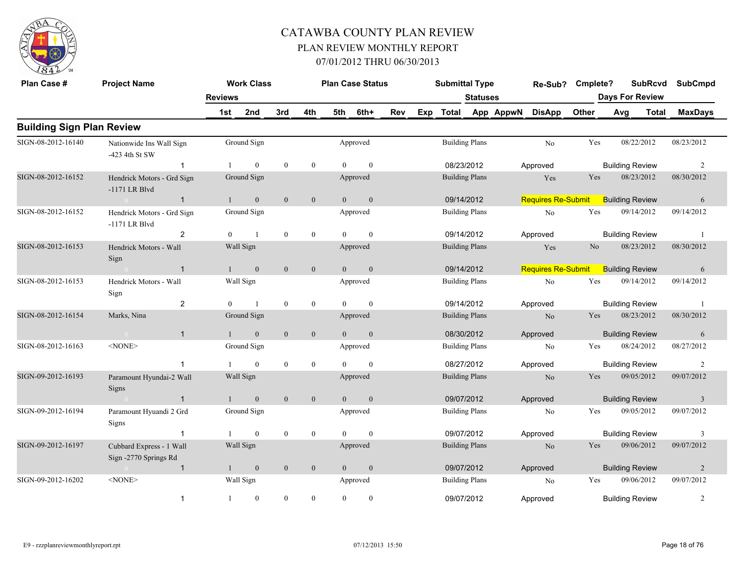# CATAWBA COUNTY PLAN REVIEW

## PLAN REVIEW MONTHLY REPORT

### 07/01/2012 THRU 06/30/2013

| Plan Case # | Project Name | Work Class | Plan Case Status | Submittal Type | Re-Sub? | Cmplete? | SubRcvd | SubCmpd |
|---|---|---|---|---|---|---|---|---|
| | Reviews | 1st / 2nd / 3rd / 4th / 5th / 6th+ / Rev / Exp | Total | Statuses App / AppwN / DisApp / Other | | Days For Review Avg | Total | MaxDays |

## Building Sign Plan Review

| Plan Case # | Project Name | Reviews | Work Class | 1st | 2nd | 3rd | 4th | 5th | 6th+ | Plan Case Status | Submittal Type | Total Date | Re-Sub? / Status | Cmplete? | SubRcvd | SubCmpd | Review | MaxDays |
|---|---|---|---|---|---|---|---|---|---|---|---|---|---|---|---|---|---|---|
| SIGN-08-2012-16140 | Nationwide Ins Wall Sign -423 4th St SW | 1 | Ground Sign | 1 | 0 | 0 | 0 | 0 | 0 | Approved | Building Plans | 08/23/2012 | No / Approved | Yes | 08/22/2012 | 08/23/2012 | Building Review | 2 |
| SIGN-08-2012-16152 | Hendrick Motors - Grd Sign -1171 LR Blvd | 1 | Ground Sign | 1 | 0 | 0 | 0 | 0 | 0 | Approved | Building Plans | 09/14/2012 | Yes / Requires Re-Submit | Yes | 08/23/2012 | 08/30/2012 | Building Review | 6 |
| SIGN-08-2012-16152 | Hendrick Motors - Grd Sign -1171 LR Blvd | 2 | Ground Sign | 0 | 1 | 0 | 0 | 0 | 0 | Approved | Building Plans | 09/14/2012 | No / Approved | Yes | 09/14/2012 | 09/14/2012 | Building Review | 1 |
| SIGN-08-2012-16153 | Hendrick Motors - Wall Sign | 1 | Wall Sign | 1 | 0 | 0 | 0 | 0 | 0 | Approved | Building Plans | 09/14/2012 | Yes / Requires Re-Submit | No | 08/23/2012 | 08/30/2012 | Building Review | 6 |
| SIGN-08-2012-16153 | Hendrick Motors - Wall Sign | 2 | Wall Sign | 0 | 1 | 0 | 0 | 0 | 0 | Approved | Building Plans | 09/14/2012 | No / Approved | Yes | 09/14/2012 | 09/14/2012 | Building Review | 1 |
| SIGN-08-2012-16154 | Marks, Nina | 1 | Ground Sign | 1 | 0 | 0 | 0 | 0 | 0 | Approved | Building Plans | 08/30/2012 | No / Approved | Yes | 08/23/2012 | 08/30/2012 | Building Review | 6 |
| SIGN-08-2012-16163 | <NONE> | 1 | Ground Sign | 1 | 0 | 0 | 0 | 0 | 0 | Approved | Building Plans | 08/27/2012 | No / Approved | Yes | 08/24/2012 | 08/27/2012 | Building Review | 2 |
| SIGN-09-2012-16193 | Paramount Hyundai-2 Wall Signs | 1 | Wall Sign | 1 | 0 | 0 | 0 | 0 | 0 | Approved | Building Plans | 09/07/2012 | No / Approved | Yes | 09/05/2012 | 09/07/2012 | Building Review | 3 |
| SIGN-09-2012-16194 | Paramount Hyuandi 2 Grd Signs | 1 | Ground Sign | 1 | 0 | 0 | 0 | 0 | 0 | Approved | Building Plans | 09/07/2012 | No / Approved | Yes | 09/05/2012 | 09/07/2012 | Building Review | 3 |
| SIGN-09-2012-16197 | Cubbard Express - 1 Wall Sign -2770 Springs Rd | 1 | Wall Sign | 1 | 0 | 0 | 0 | 0 | 0 | Approved | Building Plans | 09/07/2012 | No / Approved | Yes | 09/06/2012 | 09/07/2012 | Building Review | 2 |
| SIGN-09-2012-16202 | <NONE> | 1 | Wall Sign | 1 | 0 | 0 | 0 | 0 | 0 | Approved | Building Plans | 09/07/2012 | No / Approved | Yes | 09/06/2012 | 09/07/2012 | Building Review | 2 |

E9 - rzzplanreviewmonthlyreport.rpt 07/12/2013 15:50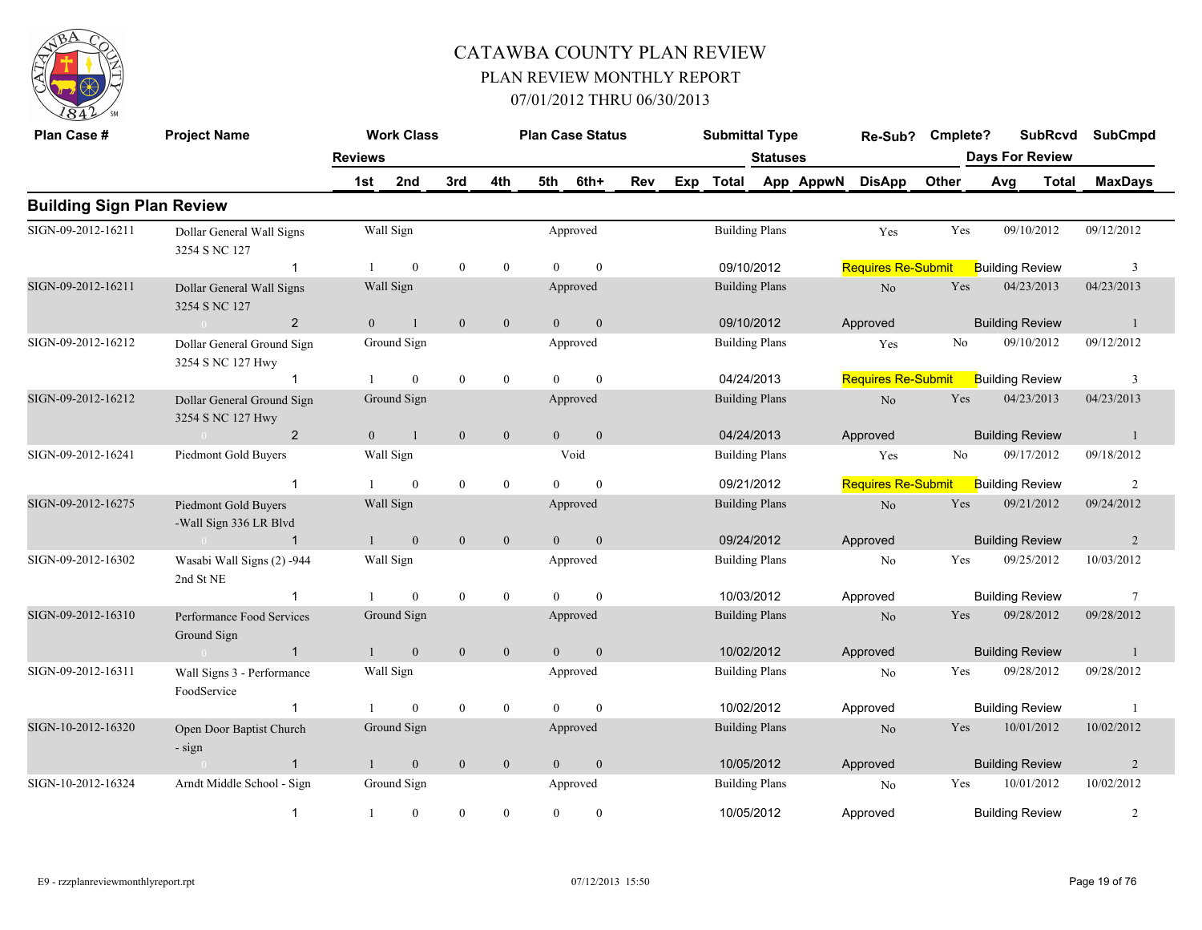# CATAWBA COUNTY PLAN REVIEW
## PLAN REVIEW MONTHLY REPORT
### 07/01/2012 THRU 06/30/2013

| Plan Case # | Project Name | Work Class | | | | Plan Case Status | | | | Submittal Type | | Re-Sub? | Cmplete? | SubRcvd | SubCmpd |
|---|---|---|---|---|---|---|---|---|---|---|---|---|---|---|---|
| | | Reviews | | | | | | | | | Statuses | | | Days For Review | |
| | | 1st | 2nd | 3rd | 4th | 5th | 6th+ | Rev | Exp | Total | App AppwN | DisApp | Other | Avg Total | MaxDays |

## Building Sign Plan Review

| Plan Case # | Project Name | Work Class | | | | Plan Case Status | | Submittal Type | Re-Sub? | Cmplete? | SubRcvd | SubCmpd |
|---|---|---|---|---|---|---|---|---|---|---|---|---|
| SIGN-09-2012-16211 | Dollar General Wall Signs 3254 S NC 127 | Wall Sign | | | | Approved | | Building Plans | Yes | Yes | 09/10/2012 | 09/12/2012 |
| | 1 | 1 | 0 | 0 | 0 | 0 | 0 | 09/10/2012 | Requires Re-Submit | Building Review | | 3 |
| SIGN-09-2012-16211 | Dollar General Wall Signs 3254 S NC 127 | Wall Sign | | | | Approved | | Building Plans | No | Yes | 04/23/2013 | 04/23/2013 |
| | 2 | 0 | 1 | 0 | 0 | 0 | 0 | 09/10/2012 | Approved | Building Review | | 1 |
| SIGN-09-2012-16212 | Dollar General Ground Sign 3254 S NC 127 Hwy | Ground Sign | | | | Approved | | Building Plans | Yes | No | 09/10/2012 | 09/12/2012 |
| | 1 | 1 | 0 | 0 | 0 | 0 | 0 | 04/24/2013 | Requires Re-Submit | Building Review | | 3 |
| SIGN-09-2012-16212 | Dollar General Ground Sign 3254 S NC 127 Hwy | Ground Sign | | | | Approved | | Building Plans | No | Yes | 04/23/2013 | 04/23/2013 |
| | 2 | 0 | 1 | 0 | 0 | 0 | 0 | 04/24/2013 | Approved | Building Review | | 1 |
| SIGN-09-2012-16241 | Piedmont Gold Buyers | Wall Sign | | | | Void | | Building Plans | Yes | No | 09/17/2012 | 09/18/2012 |
| | 1 | 1 | 0 | 0 | 0 | 0 | 0 | 09/21/2012 | Requires Re-Submit | Building Review | | 2 |
| SIGN-09-2012-16275 | Piedmont Gold Buyers -Wall Sign 336 LR Blvd | Wall Sign | | | | Approved | | Building Plans | No | Yes | 09/21/2012 | 09/24/2012 |
| | 1 | 1 | 0 | 0 | 0 | 0 | 0 | 09/24/2012 | Approved | Building Review | | 2 |
| SIGN-09-2012-16302 | Wasabi Wall Signs (2) -944 2nd St NE | Wall Sign | | | | Approved | | Building Plans | No | Yes | 09/25/2012 | 10/03/2012 |
| | 1 | 1 | 0 | 0 | 0 | 0 | 0 | 10/03/2012 | Approved | Building Review | | 7 |
| SIGN-09-2012-16310 | Performance Food Services Ground Sign | Ground Sign | | | | Approved | | Building Plans | No | Yes | 09/28/2012 | 09/28/2012 |
| | 1 | 1 | 0 | 0 | 0 | 0 | 0 | 10/02/2012 | Approved | Building Review | | 1 |
| SIGN-09-2012-16311 | Wall Signs 3 - Performance FoodService | Wall Sign | | | | Approved | | Building Plans | No | Yes | 09/28/2012 | 09/28/2012 |
| | 1 | 1 | 0 | 0 | 0 | 0 | 0 | 10/02/2012 | Approved | Building Review | | 1 |
| SIGN-10-2012-16320 | Open Door Baptist Church - sign | Ground Sign | | | | Approved | | Building Plans | No | Yes | 10/01/2012 | 10/02/2012 |
| | 1 | 1 | 0 | 0 | 0 | 0 | 0 | 10/05/2012 | Approved | Building Review | | 2 |
| SIGN-10-2012-16324 | Arndt Middle School - Sign | Ground Sign | | | | Approved | | Building Plans | No | Yes | 10/01/2012 | 10/02/2012 |
| | 1 | 1 | 0 | 0 | 0 | 0 | 0 | 10/05/2012 | Approved | Building Review | | 2 |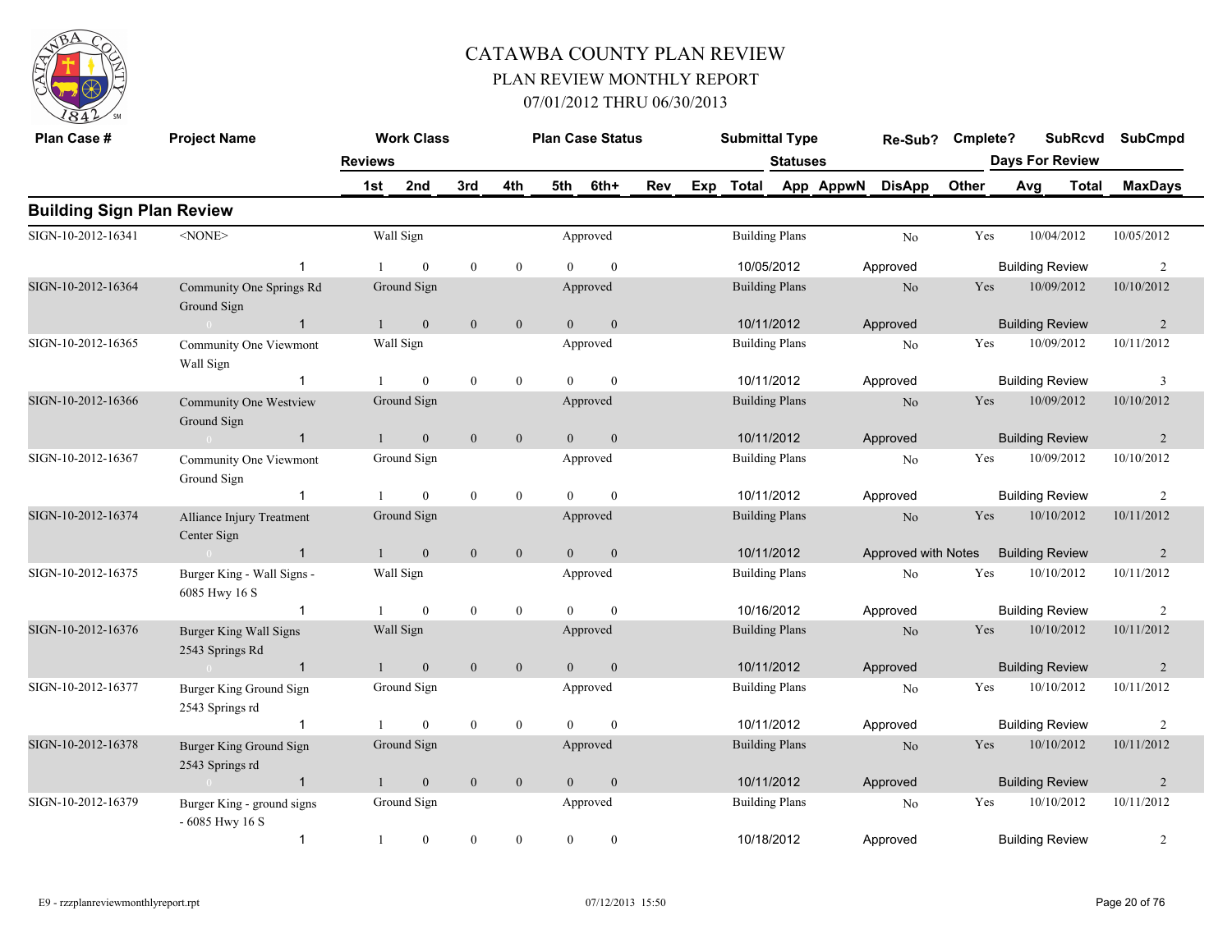# CATAWBA COUNTY PLAN REVIEW

## PLAN REVIEW MONTHLY REPORT

## 07/01/2012 THRU 06/30/2013

| Plan Case # | Project Name | Work Class | | | | Plan Case Status | | | | Submittal Type | | | Re-Sub? | Cmplete? | SubRcvd | SubCmpd |
|---|---|---|---|---|---|---|---|---|---|---|---|---|---|---|---|---|
| | Reviews | | | | | | | | | Statuses | | | | | Days For Review | |
| | | 1st | 2nd | 3rd | 4th | 5th | 6th+ | Rev | Exp | Total | App | AppwN | DisApp | Other | Avg / Total | MaxDays |

## Building Sign Plan Review

| Plan Case # | Project Name | Work Class | | | | Plan Case Status | | Submittal Type | Re-Sub? | Cmplete? | SubRcvd | SubCmpd |
|---|---|---|---|---|---|---|---|---|---|---|---|---|
| SIGN-10-2012-16341 | <NONE> | Wall Sign | | | | Approved | | Building Plans | No | Yes | 10/04/2012 | 10/05/2012 |
| | 1 | 1 | 0 | 0 | 0 | 0 | 0 | 10/05/2012 | Approved | | Building Review | 2 |
| SIGN-10-2012-16364 | Community One Springs Rd Ground Sign | Ground Sign | | | | Approved | | Building Plans | No | Yes | 10/09/2012 | 10/10/2012 |
| | 1 | 1 | 0 | 0 | 0 | 0 | 0 | 10/11/2012 | Approved | | Building Review | 2 |
| SIGN-10-2012-16365 | Community One Viewmont Wall Sign | Wall Sign | | | | Approved | | Building Plans | No | Yes | 10/09/2012 | 10/11/2012 |
| | 1 | 1 | 0 | 0 | 0 | 0 | 0 | 10/11/2012 | Approved | | Building Review | 3 |
| SIGN-10-2012-16366 | Community One Westview Ground Sign | Ground Sign | | | | Approved | | Building Plans | No | Yes | 10/09/2012 | 10/10/2012 |
| | 1 | 1 | 0 | 0 | 0 | 0 | 0 | 10/11/2012 | Approved | | Building Review | 2 |
| SIGN-10-2012-16367 | Community One Viewmont Ground Sign | Ground Sign | | | | Approved | | Building Plans | No | Yes | 10/09/2012 | 10/10/2012 |
| | 1 | 1 | 0 | 0 | 0 | 0 | 0 | 10/11/2012 | Approved | | Building Review | 2 |
| SIGN-10-2012-16374 | Alliance Injury Treatment Center Sign | Ground Sign | | | | Approved | | Building Plans | No | Yes | 10/10/2012 | 10/11/2012 |
| | 1 | 1 | 0 | 0 | 0 | 0 | 0 | 10/11/2012 | Approved with Notes | | Building Review | 2 |
| SIGN-10-2012-16375 | Burger King - Wall Signs - 6085 Hwy 16 S | Wall Sign | | | | Approved | | Building Plans | No | Yes | 10/10/2012 | 10/11/2012 |
| | 1 | 1 | 0 | 0 | 0 | 0 | 0 | 10/16/2012 | Approved | | Building Review | 2 |
| SIGN-10-2012-16376 | Burger King Wall Signs 2543 Springs Rd | Wall Sign | | | | Approved | | Building Plans | No | Yes | 10/10/2012 | 10/11/2012 |
| | 1 | 1 | 0 | 0 | 0 | 0 | 0 | 10/11/2012 | Approved | | Building Review | 2 |
| SIGN-10-2012-16377 | Burger King Ground Sign 2543 Springs rd | Ground Sign | | | | Approved | | Building Plans | No | Yes | 10/10/2012 | 10/11/2012 |
| | 1 | 1 | 0 | 0 | 0 | 0 | 0 | 10/11/2012 | Approved | | Building Review | 2 |
| SIGN-10-2012-16378 | Burger King Ground Sign 2543 Springs rd | Ground Sign | | | | Approved | | Building Plans | No | Yes | 10/10/2012 | 10/11/2012 |
| | 1 | 1 | 0 | 0 | 0 | 0 | 0 | 10/11/2012 | Approved | | Building Review | 2 |
| SIGN-10-2012-16379 | Burger King - ground signs - 6085 Hwy 16 S | Ground Sign | | | | Approved | | Building Plans | No | Yes | 10/10/2012 | 10/11/2012 |
| | 1 | 1 | 0 | 0 | 0 | 0 | 0 | 10/18/2012 | Approved | | Building Review | 2 |

E9 - rzzplanreviewmonthlyreport.rpt 07/12/2013 15:50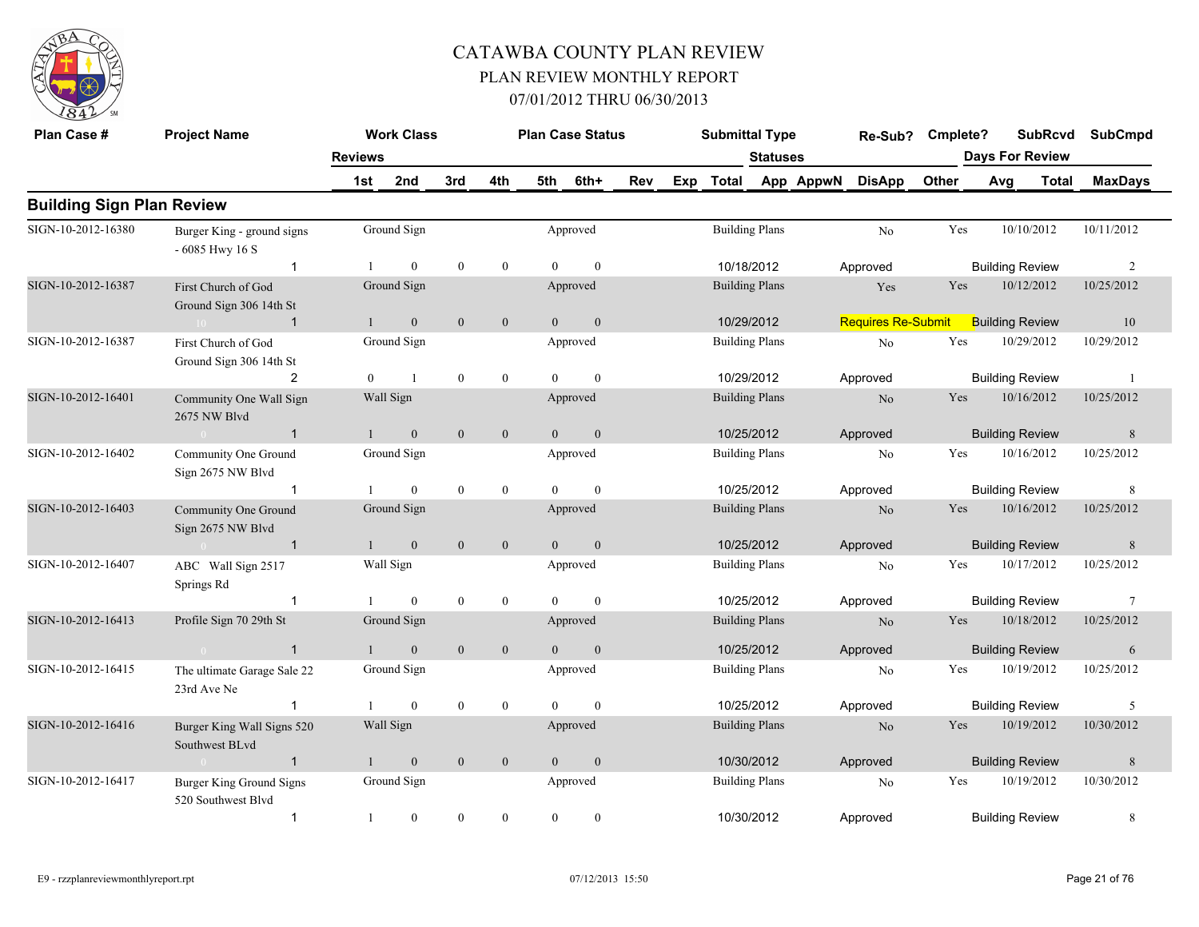# CATAWBA COUNTY PLAN REVIEW

## PLAN REVIEW MONTHLY REPORT

### 07/01/2012 THRU 06/30/2013

| Plan Case # | Project Name | Reviews | | Work Class | | | | Plan Case Status | | | | Submittal Type | | Statuses | Re-Sub? | Cmplete? | SubRcvd | SubCmpd |
|---|---|---|---|---|---|---|---|---|---|---|---|---|---|---|---|---|---|---|
| | | 1st | 2nd | 3rd | 4th | 5th | 6th+ | Rev | Exp | Total | | App | AppwN | DisApp | Other | Days For Review Avg | Total | MaxDays |

**Building Sign Plan Review**

| Plan Case # | Project Name | Work Class | Plan Case Status | Submittal Type | Re-Sub? | Cmplete? | SubRcvd | SubCmpd |
|---|---|---|---|---|---|---|---|---|
| SIGN-10-2012-16380 | Burger King - ground signs - 6085 Hwy 16 S | Ground Sign | Approved | Building Plans | No | Yes | 10/10/2012 | 10/11/2012 |
| | 1 | 1 / 0 / 0 / 0 / 0 / 0 | | 10/18/2012 | Approved | | Building Review | 2 |
| SIGN-10-2012-16387 | First Church of God Ground Sign 306 14th St | Ground Sign | Approved | Building Plans | Yes | Yes | 10/12/2012 | 10/25/2012 |
| | 10 1 | 1 / 0 / 0 / 0 / 0 / 0 | | 10/29/2012 | Requires Re-Submit | | Building Review | 10 |
| SIGN-10-2012-16387 | First Church of God Ground Sign 306 14th St | Ground Sign | Approved | Building Plans | No | Yes | 10/29/2012 | 10/29/2012 |
| | 2 | 0 / 1 / 0 / 0 / 0 / 0 | | 10/29/2012 | Approved | | Building Review | 1 |
| SIGN-10-2012-16401 | Community One Wall Sign 2675 NW Blvd | Wall Sign | Approved | Building Plans | No | Yes | 10/16/2012 | 10/25/2012 |
| | 0 1 | 1 / 0 / 0 / 0 / 0 / 0 | | 10/25/2012 | Approved | | Building Review | 8 |
| SIGN-10-2012-16402 | Community One Ground Sign 2675 NW Blvd | Ground Sign | Approved | Building Plans | No | Yes | 10/16/2012 | 10/25/2012 |
| | 1 | 1 / 0 / 0 / 0 / 0 / 0 | | 10/25/2012 | Approved | | Building Review | 8 |
| SIGN-10-2012-16403 | Community One Ground Sign 2675 NW Blvd | Ground Sign | Approved | Building Plans | No | Yes | 10/16/2012 | 10/25/2012 |
| | 0 1 | 1 / 0 / 0 / 0 / 0 / 0 | | 10/25/2012 | Approved | | Building Review | 8 |
| SIGN-10-2012-16407 | ABC Wall Sign 2517 Springs Rd | Wall Sign | Approved | Building Plans | No | Yes | 10/17/2012 | 10/25/2012 |
| | 1 | 1 / 0 / 0 / 0 / 0 / 0 | | 10/25/2012 | Approved | | Building Review | 7 |
| SIGN-10-2012-16413 | Profile Sign 70 29th St | Ground Sign | Approved | Building Plans | No | Yes | 10/18/2012 | 10/25/2012 |
| | 0 1 | 1 / 0 / 0 / 0 / 0 / 0 | | 10/25/2012 | Approved | | Building Review | 6 |
| SIGN-10-2012-16415 | The ultimate Garage Sale 22 23rd Ave Ne | Ground Sign | Approved | Building Plans | No | Yes | 10/19/2012 | 10/25/2012 |
| | 1 | 1 / 0 / 0 / 0 / 0 / 0 | | 10/25/2012 | Approved | | Building Review | 5 |
| SIGN-10-2012-16416 | Burger King Wall Signs 520 Southwest BLvd | Wall Sign | Approved | Building Plans | No | Yes | 10/19/2012 | 10/30/2012 |
| | 0 1 | 1 / 0 / 0 / 0 / 0 / 0 | | 10/30/2012 | Approved | | Building Review | 8 |
| SIGN-10-2012-16417 | Burger King Ground Signs 520 Southwest Blvd | Ground Sign | Approved | Building Plans | No | Yes | 10/19/2012 | 10/30/2012 |
| | 1 | 1 / 0 / 0 / 0 / 0 / 0 | | 10/30/2012 | Approved | | Building Review | 8 |

E9 - rzzplanreviewmonthlyreport.rpt 07/12/2013 15:50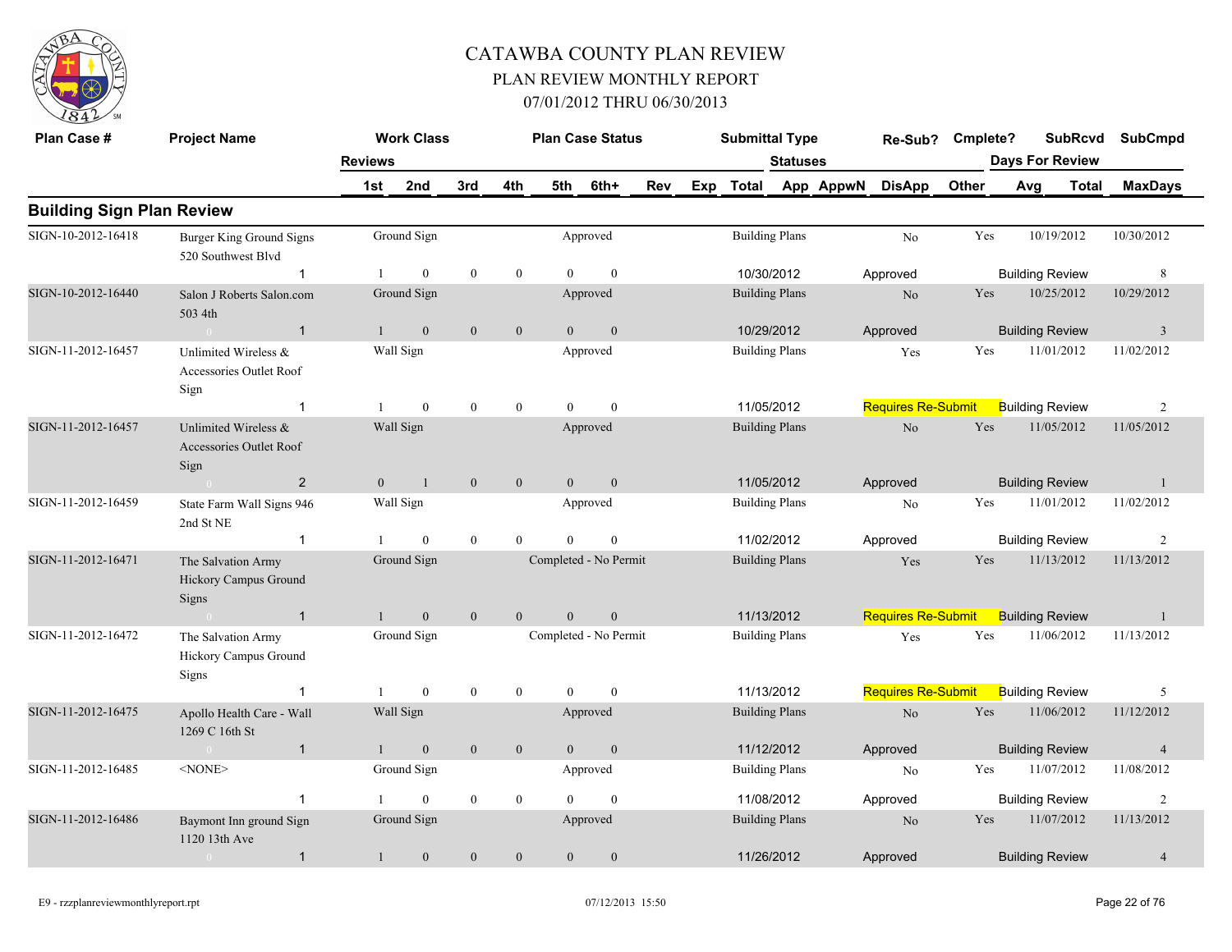# CATAWBA COUNTY PLAN REVIEW

## PLAN REVIEW MONTHLY REPORT

### 07/01/2012 THRU 06/30/2013

## Building Sign Plan Review

| Plan Case # | Project Name | Reviews | 1st | 2nd | 3rd | 4th | 5th | 6th+ | Rev | Exp | Total | Work Class | Plan Case Status | Submittal Type | Statuses App AppwN | Re-Sub? DisApp | Cmplete? Other | SubRcvd Avg | Days For Review Total | SubCmpd MaxDays |
|---|---|---|---|---|---|---|---|---|---|---|---|---|---|---|---|---|---|---|---|---|
| SIGN-10-2012-16418 | Burger King Ground Signs 520 Southwest Blvd | 1 | 1 | 0 | 0 | 0 | 0 | 0 | | | 10/30/2012 | Ground Sign | Approved | Building Plans | Approved | No | Yes | 10/19/2012 | Building Review | 10/30/2012 8 |
| SIGN-10-2012-16440 | Salon J Roberts Salon.com 503 4th | 1 | 1 | 0 | 0 | 0 | 0 | 0 | | | 10/29/2012 | Ground Sign | Approved | Building Plans | Approved | No | Yes | 10/25/2012 | Building Review | 10/29/2012 3 |
| SIGN-11-2012-16457 | Unlimited Wireless & Accessories Outlet Roof Sign | 1 | 1 | 0 | 0 | 0 | 0 | 0 | | | 11/05/2012 | Wall Sign | Approved | Building Plans | Requires Re-Submit | Yes | Yes | 11/01/2012 | Building Review | 11/02/2012 2 |
| SIGN-11-2012-16457 | Unlimited Wireless & Accessories Outlet Roof Sign | 2 | 0 | 1 | 0 | 0 | 0 | 0 | | | 11/05/2012 | Wall Sign | Approved | Building Plans | Approved | No | Yes | 11/05/2012 | Building Review | 11/05/2012 1 |
| SIGN-11-2012-16459 | State Farm Wall Signs 946 2nd St NE | 1 | 1 | 0 | 0 | 0 | 0 | 0 | | | 11/02/2012 | Wall Sign | Approved | Building Plans | Approved | No | Yes | 11/01/2012 | Building Review | 11/02/2012 2 |
| SIGN-11-2012-16471 | The Salvation Army Hickory Campus Ground Signs | 1 | 1 | 0 | 0 | 0 | 0 | 0 | | | 11/13/2012 | Ground Sign | Completed - No Permit | Building Plans | Requires Re-Submit | Yes | Yes | 11/13/2012 | Building Review | 11/13/2012 1 |
| SIGN-11-2012-16472 | The Salvation Army Hickory Campus Ground Signs | 1 | 1 | 0 | 0 | 0 | 0 | 0 | | | 11/13/2012 | Ground Sign | Completed - No Permit | Building Plans | Requires Re-Submit | Yes | Yes | 11/06/2012 | Building Review | 11/13/2012 5 |
| SIGN-11-2012-16475 | Apollo Health Care - Wall 1269 C 16th St | 1 | 1 | 0 | 0 | 0 | 0 | 0 | | | 11/12/2012 | Wall Sign | Approved | Building Plans | Approved | No | Yes | 11/06/2012 | Building Review | 11/12/2012 4 |
| SIGN-11-2012-16485 | <NONE> | 1 | 1 | 0 | 0 | 0 | 0 | 0 | | | 11/08/2012 | Ground Sign | Approved | Building Plans | Approved | No | Yes | 11/07/2012 | Building Review | 11/08/2012 2 |
| SIGN-11-2012-16486 | Baymont Inn ground Sign 1120 13th Ave | 1 | 1 | 0 | 0 | 0 | 0 | 0 | | | 11/26/2012 | Ground Sign | Approved | Building Plans | Approved | No | Yes | 11/07/2012 | Building Review | 11/13/2012 4 |

E9 - rzzplanreviewmonthlyreport.rpt 07/12/2013 15:50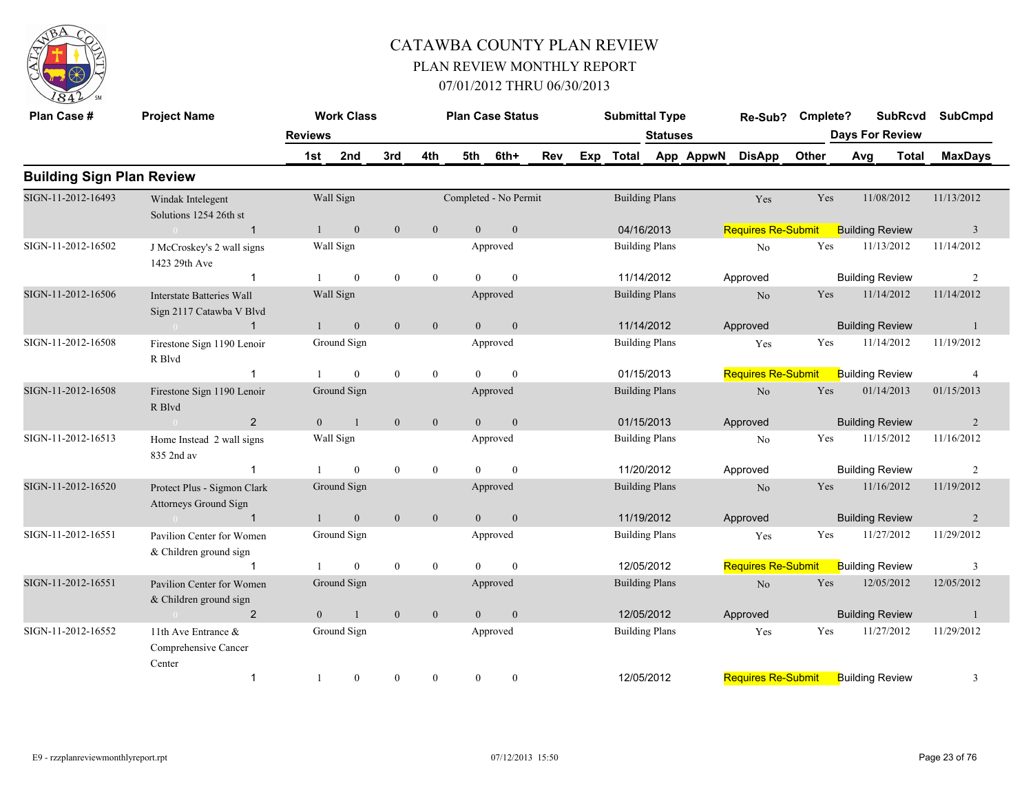# CATAWBA COUNTY PLAN REVIEW

## PLAN REVIEW MONTHLY REPORT

## 07/01/2012 THRU 06/30/2013

| Plan Case # | Project Name | Work Class | | | | Plan Case Status | | | | Submittal Type | | | Re-Sub? | Cmplete? | SubRcvd | SubCmpd |
|---|---|---|---|---|---|---|---|---|---|---|---|---|---|---|---|---|
| | | Reviews | | | | | | | | Statuses | | | | | Days For Review | |
| | | 1st | 2nd | 3rd | 4th | 5th | 6th+ | Rev | Exp | Total | App | AppwN | DisApp | Other | Avg | Total | MaxDays |

## Building Sign Plan Review

| Plan Case # | Project Name | Work Class | | | | Plan Case Status | | Submittal Type | Re-Sub? | Cmplete? | SubRcvd | SubCmpd |
|---|---|---|---|---|---|---|---|---|---|---|---|---|
| SIGN-11-2012-16493 | Windak Intelegent Solutions 1254 26th st | Wall Sign | | | | Completed - No Permit | | Building Plans | Yes | Yes | 11/08/2012 | 11/13/2012 |
| | 1 | 1 | 0 | 0 | 0 | 0 | 0 | 04/16/2013 | Requires Re-Submit | Building Review | | 3 |
| SIGN-11-2012-16502 | J McCroskey's 2 wall signs 1423 29th Ave | Wall Sign | | | | Approved | | Building Plans | No | Yes | 11/13/2012 | 11/14/2012 |
| | 1 | 1 | 0 | 0 | 0 | 0 | 0 | 11/14/2012 | Approved | Building Review | | 2 |
| SIGN-11-2012-16506 | Interstate Batteries Wall Sign 2117 Catawba V Blvd | Wall Sign | | | | Approved | | Building Plans | No | Yes | 11/14/2012 | 11/14/2012 |
| | 1 | 1 | 0 | 0 | 0 | 0 | 0 | 11/14/2012 | Approved | Building Review | | 1 |
| SIGN-11-2012-16508 | Firestone Sign 1190 Lenoir R Blvd | Ground Sign | | | | Approved | | Building Plans | Yes | Yes | 11/14/2012 | 11/19/2012 |
| | 1 | 1 | 0 | 0 | 0 | 0 | 0 | 01/15/2013 | Requires Re-Submit | Building Review | | 4 |
| SIGN-11-2012-16508 | Firestone Sign 1190 Lenoir R Blvd | Ground Sign | | | | Approved | | Building Plans | No | Yes | 01/14/2013 | 01/15/2013 |
| | 2 | 0 | 1 | 0 | 0 | 0 | 0 | 01/15/2013 | Approved | Building Review | | 2 |
| SIGN-11-2012-16513 | Home Instead 2 wall signs 835 2nd av | Wall Sign | | | | Approved | | Building Plans | No | Yes | 11/15/2012 | 11/16/2012 |
| | 1 | 1 | 0 | 0 | 0 | 0 | 0 | 11/20/2012 | Approved | Building Review | | 2 |
| SIGN-11-2012-16520 | Protect Plus - Sigmon Clark Attorneys Ground Sign | Ground Sign | | | | Approved | | Building Plans | No | Yes | 11/16/2012 | 11/19/2012 |
| | 1 | 1 | 0 | 0 | 0 | 0 | 0 | 11/19/2012 | Approved | Building Review | | 2 |
| SIGN-11-2012-16551 | Pavilion Center for Women & Children ground sign | Ground Sign | | | | Approved | | Building Plans | Yes | Yes | 11/27/2012 | 11/29/2012 |
| | 1 | 1 | 0 | 0 | 0 | 0 | 0 | 12/05/2012 | Requires Re-Submit | Building Review | | 3 |
| SIGN-11-2012-16551 | Pavilion Center for Women & Children ground sign | Ground Sign | | | | Approved | | Building Plans | No | Yes | 12/05/2012 | 12/05/2012 |
| | 2 | 0 | 1 | 0 | 0 | 0 | 0 | 12/05/2012 | Approved | Building Review | | 1 |
| SIGN-11-2012-16552 | 11th Ave Entrance & Comprehensive Cancer Center | Ground Sign | | | | Approved | | Building Plans | Yes | Yes | 11/27/2012 | 11/29/2012 |
| | 1 | 1 | 0 | 0 | 0 | 0 | 0 | 12/05/2012 | Requires Re-Submit | Building Review | | 3 |

E9 - rzzplanreviewmonthlyreport.rpt 07/12/2013 15:50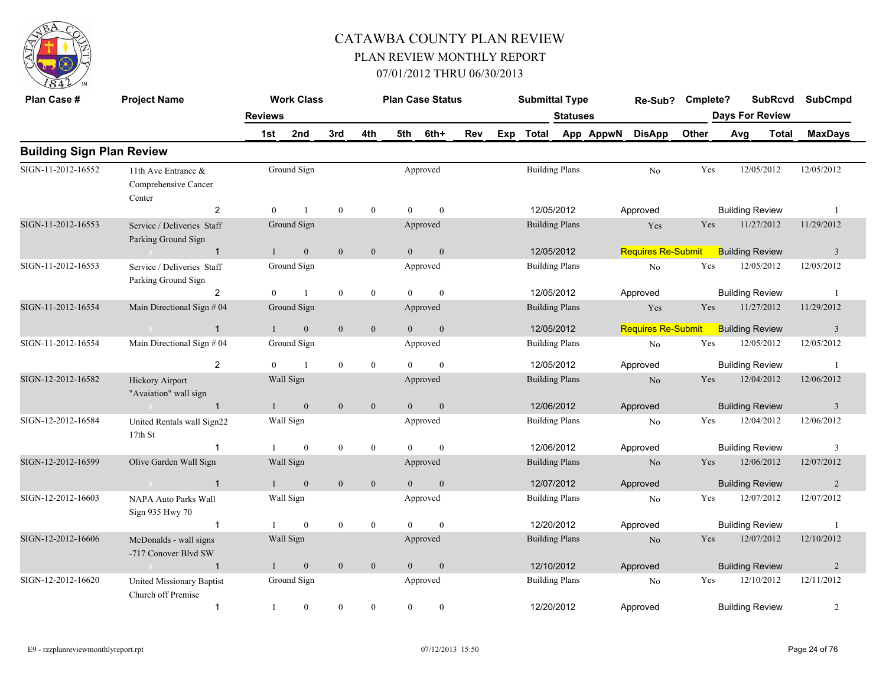# CATAWBA COUNTY PLAN REVIEW
## PLAN REVIEW MONTHLY REPORT
### 07/01/2012 THRU 06/30/2013

| Plan Case # | Project Name | Work Class | | | | Plan Case Status | | | | Submittal Type | | Re-Sub? | Cmplete? | SubRcvd | SubCmpd |
|---|---|---|---|---|---|---|---|---|---|---|---|---|---|---|---|
| | Reviews | 1st | 2nd | 3rd | 4th | 5th | 6th+ | Rev | Exp | Total | Statuses App AppwN | DisApp | Other | Days For Review Avg Total | MaxDays |

## Building Sign Plan Review

| Plan Case # | Project Name | Reviews | 1st | 2nd | 3rd | 4th | 5th | 6th+ | Work Class | Plan Case Status | Submittal Type | Total Date | Status | Re-Sub? | Cmplete? | SubRcvd | SubCmpd | Review | MaxDays |
|---|---|---|---|---|---|---|---|---|---|---|---|---|---|---|---|---|---|---|---|
| SIGN-11-2012-16552 | 11th Ave Entrance & Comprehensive Cancer Center | 2 | 0 | 1 | 0 | 0 | 0 | 0 | Ground Sign | Approved | Building Plans | 12/05/2012 | Approved | No | Yes | 12/05/2012 | 12/05/2012 | Building Review | 1 |
| SIGN-11-2012-16553 | Service / Deliveries Staff Parking Ground Sign | 1 | 1 | 0 | 0 | 0 | 0 | 0 | Ground Sign | Approved | Building Plans | 12/05/2012 | Requires Re-Submit | Yes | Yes | 11/27/2012 | 11/29/2012 | Building Review | 3 |
| SIGN-11-2012-16553 | Service / Deliveries Staff Parking Ground Sign | 2 | 0 | 1 | 0 | 0 | 0 | 0 | Ground Sign | Approved | Building Plans | 12/05/2012 | Approved | No | Yes | 12/05/2012 | 12/05/2012 | Building Review | 1 |
| SIGN-11-2012-16554 | Main Directional Sign # 04 | 1 | 1 | 0 | 0 | 0 | 0 | 0 | Ground Sign | Approved | Building Plans | 12/05/2012 | Requires Re-Submit | Yes | Yes | 11/27/2012 | 11/29/2012 | Building Review | 3 |
| SIGN-11-2012-16554 | Main Directional Sign # 04 | 2 | 0 | 1 | 0 | 0 | 0 | 0 | Ground Sign | Approved | Building Plans | 12/05/2012 | Approved | No | Yes | 12/05/2012 | 12/05/2012 | Building Review | 1 |
| SIGN-12-2012-16582 | Hickory Airport "Avaiation" wall sign | 1 | 1 | 0 | 0 | 0 | 0 | 0 | Wall Sign | Approved | Building Plans | 12/06/2012 | Approved | No | Yes | 12/04/2012 | 12/06/2012 | Building Review | 3 |
| SIGN-12-2012-16584 | United Rentals wall Sign22 17th St | 1 | 1 | 0 | 0 | 0 | 0 | 0 | Wall Sign | Approved | Building Plans | 12/06/2012 | Approved | No | Yes | 12/04/2012 | 12/06/2012 | Building Review | 3 |
| SIGN-12-2012-16599 | Olive Garden Wall Sign | 1 | 1 | 0 | 0 | 0 | 0 | 0 | Wall Sign | Approved | Building Plans | 12/07/2012 | Approved | No | Yes | 12/06/2012 | 12/07/2012 | Building Review | 2 |
| SIGN-12-2012-16603 | NAPA Auto Parks Wall Sign 935 Hwy 70 | 1 | 1 | 0 | 0 | 0 | 0 | 0 | Wall Sign | Approved | Building Plans | 12/20/2012 | Approved | No | Yes | 12/07/2012 | 12/07/2012 | Building Review | 1 |
| SIGN-12-2012-16606 | McDonalds - wall signs -717 Conover Blvd SW | 1 | 1 | 0 | 0 | 0 | 0 | 0 | Wall Sign | Approved | Building Plans | 12/10/2012 | Approved | No | Yes | 12/07/2012 | 12/10/2012 | Building Review | 2 |
| SIGN-12-2012-16620 | United Missionary Baptist Church off Premise | 1 | 1 | 0 | 0 | 0 | 0 | 0 | Ground Sign | Approved | Building Plans | 12/20/2012 | Approved | No | Yes | 12/10/2012 | 12/11/2012 | Building Review | 2 |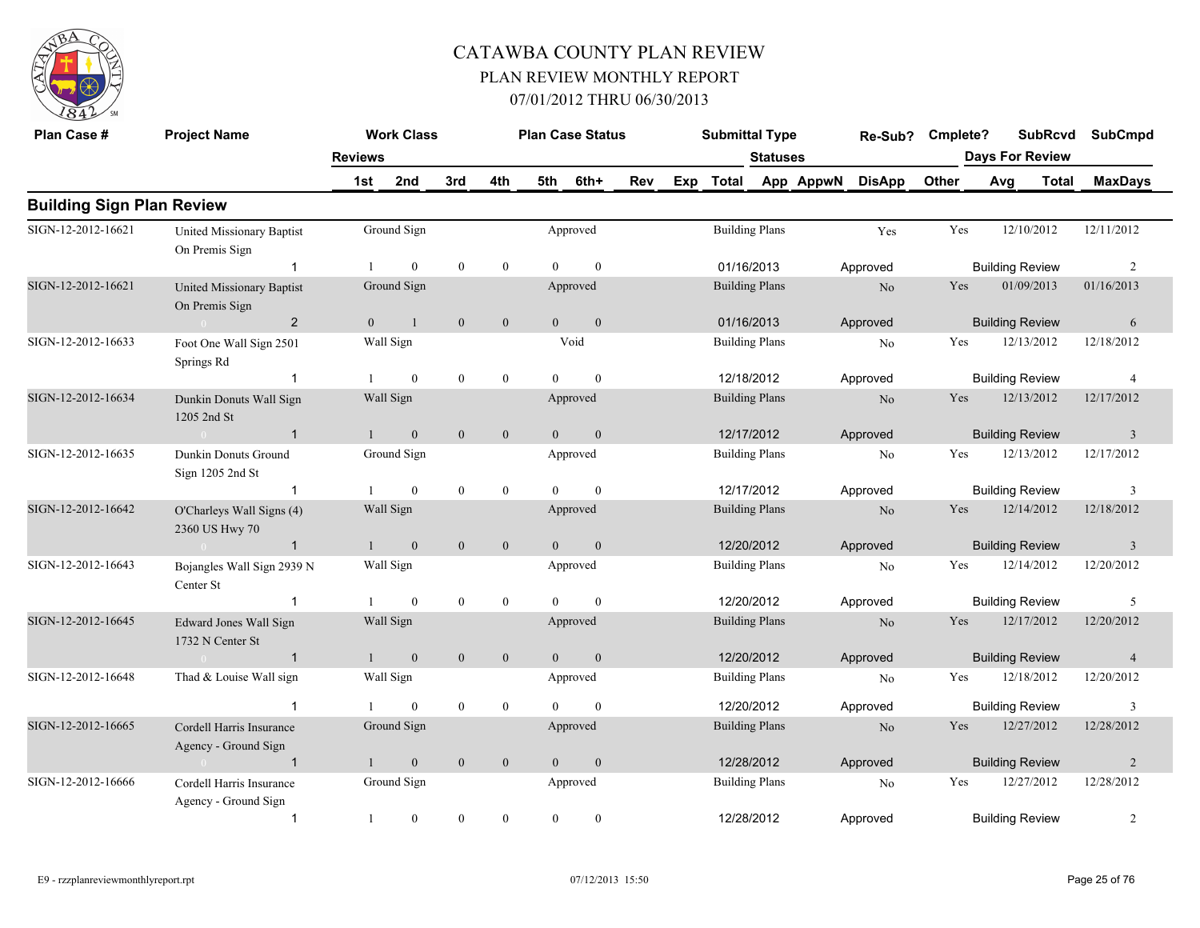# CATAWBA COUNTY PLAN REVIEW

## PLAN REVIEW MONTHLY REPORT

### 07/01/2012 THRU 06/30/2013

## Building Sign Plan Review

| Plan Case # | Project Name | Work Class | Plan Case Status | Submittal Type | Re-Sub? | Cmplete? | SubRcvd | SubCmpd |
|---|---|---|---|---|---|---|---|---|
| Reviews | | 1st / 2nd / 3rd / 4th / 5th / 6th+ / Rev / Exp | Total | Statuses: App / AppwN / DisApp / Other | | Days For Review: Avg / Total | | MaxDays |
| SIGN-12-2012-16621 | United Missionary Baptist On Premis Sign | Ground Sign | Approved | Building Plans | Yes | Yes | 12/10/2012 | 12/11/2012 |
| | 1 | 1 / 0 / 0 / 0 / 0 / 0 | 01/16/2013 | Approved | | Building Review | | 2 |
| SIGN-12-2012-16621 | United Missionary Baptist On Premis Sign | Ground Sign | Approved | Building Plans | No | Yes | 01/09/2013 | 01/16/2013 |
| | 2 | 0 / 1 / 0 / 0 / 0 / 0 | 01/16/2013 | Approved | | Building Review | | 6 |
| SIGN-12-2012-16633 | Foot One Wall Sign 2501 Springs Rd | Wall Sign | Void | Building Plans | No | Yes | 12/13/2012 | 12/18/2012 |
| | 1 | 1 / 0 / 0 / 0 / 0 / 0 | 12/18/2012 | Approved | | Building Review | | 4 |
| SIGN-12-2012-16634 | Dunkin Donuts Wall Sign 1205 2nd St | Wall Sign | Approved | Building Plans | No | Yes | 12/13/2012 | 12/17/2012 |
| | 1 | 1 / 0 / 0 / 0 / 0 / 0 | 12/17/2012 | Approved | | Building Review | | 3 |
| SIGN-12-2012-16635 | Dunkin Donuts Ground Sign 1205 2nd St | Ground Sign | Approved | Building Plans | No | Yes | 12/13/2012 | 12/17/2012 |
| | 1 | 1 / 0 / 0 / 0 / 0 / 0 | 12/17/2012 | Approved | | Building Review | | 3 |
| SIGN-12-2012-16642 | O'Charleys Wall Signs (4) 2360 US Hwy 70 | Wall Sign | Approved | Building Plans | No | Yes | 12/14/2012 | 12/18/2012 |
| | 1 | 1 / 0 / 0 / 0 / 0 / 0 | 12/20/2012 | Approved | | Building Review | | 3 |
| SIGN-12-2012-16643 | Bojangles Wall Sign 2939 N Center St | Wall Sign | Approved | Building Plans | No | Yes | 12/14/2012 | 12/20/2012 |
| | 1 | 1 / 0 / 0 / 0 / 0 / 0 | 12/20/2012 | Approved | | Building Review | | 5 |
| SIGN-12-2012-16645 | Edward Jones Wall Sign 1732 N Center St | Wall Sign | Approved | Building Plans | No | Yes | 12/17/2012 | 12/20/2012 |
| | 1 | 1 / 0 / 0 / 0 / 0 / 0 | 12/20/2012 | Approved | | Building Review | | 4 |
| SIGN-12-2012-16648 | Thad & Louise Wall sign | Wall Sign | Approved | Building Plans | No | Yes | 12/18/2012 | 12/20/2012 |
| | 1 | 1 / 0 / 0 / 0 / 0 / 0 | 12/20/2012 | Approved | | Building Review | | 3 |
| SIGN-12-2012-16665 | Cordell Harris Insurance Agency - Ground Sign | Ground Sign | Approved | Building Plans | No | Yes | 12/27/2012 | 12/28/2012 |
| | 1 | 1 / 0 / 0 / 0 / 0 / 0 | 12/28/2012 | Approved | | Building Review | | 2 |
| SIGN-12-2012-16666 | Cordell Harris Insurance Agency - Ground Sign | Ground Sign | Approved | Building Plans | No | Yes | 12/27/2012 | 12/28/2012 |
| | 1 | 1 / 0 / 0 / 0 / 0 / 0 | 12/28/2012 | Approved | | Building Review | | 2 |

E9 - rzzplanreviewmonthlyreport.rpt 07/12/2013 15:50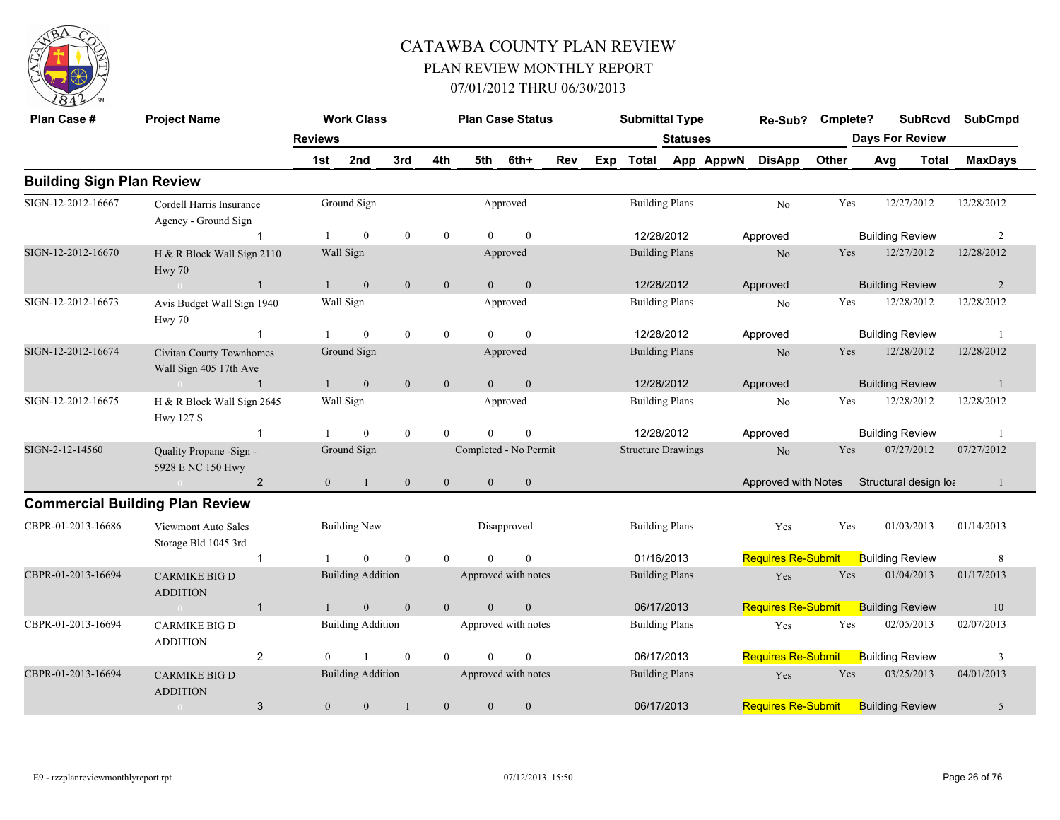# CATAWBA COUNTY PLAN REVIEW

## PLAN REVIEW MONTHLY REPORT

### 07/01/2012 THRU 06/30/2013

| Plan Case # | Project Name | Work Class | | | | | | Plan Case Status | | | Submittal Type | | | Re-Sub? | Cmplete? | SubRcvd | SubCmpd |
|---|---|---|---|---|---|---|---|---|---|---|---|---|---|---|---|---|---|
| | Reviews | 1st | 2nd | 3rd | 4th | 5th | 6th+ | Rev | Exp | Total | Statuses App | AppwN | | DisApp | Other | Days For Review Avg | Total / MaxDays |
| **Building Sign Plan Review** | | | | | | | | | | | | | | | | | |
| SIGN-12-2012-16667 | Cordell Harris Insurance Agency - Ground Sign | Ground Sign | | | | | | Approved | | | Building Plans | | | No | Yes | 12/27/2012 | 12/28/2012 |
| | 1 | 1 | 0 | 0 | 0 | 0 | 0 | | | 12/28/2012 | | | | Approved | | Building Review | 2 |
| SIGN-12-2012-16670 | H & R Block Wall Sign 2110 Hwy 70 | Wall Sign | | | | | | Approved | | | Building Plans | | | No | Yes | 12/27/2012 | 12/28/2012 |
| | 1 | 1 | 0 | 0 | 0 | 0 | 0 | | | 12/28/2012 | | | | Approved | | Building Review | 2 |
| SIGN-12-2012-16673 | Avis Budget Wall Sign 1940 Hwy 70 | Wall Sign | | | | | | Approved | | | Building Plans | | | No | Yes | 12/28/2012 | 12/28/2012 |
| | 1 | 1 | 0 | 0 | 0 | 0 | 0 | | | 12/28/2012 | | | | Approved | | Building Review | 1 |
| SIGN-12-2012-16674 | Civitan Courty Townhomes Wall Sign 405 17th Ave | Ground Sign | | | | | | Approved | | | Building Plans | | | No | Yes | 12/28/2012 | 12/28/2012 |
| | 1 | 1 | 0 | 0 | 0 | 0 | 0 | | | 12/28/2012 | | | | Approved | | Building Review | 1 |
| SIGN-12-2012-16675 | H & R Block Wall Sign 2645 Hwy 127 S | Wall Sign | | | | | | Approved | | | Building Plans | | | No | Yes | 12/28/2012 | 12/28/2012 |
| | 1 | 1 | 0 | 0 | 0 | 0 | 0 | | | 12/28/2012 | | | | Approved | | Building Review | 1 |
| SIGN-2-12-14560 | Quality Propane -Sign - 5928 E NC 150 Hwy | Ground Sign | | | | | | Completed - No Permit | | | Structure Drawings | | | No | Yes | 07/27/2012 | 07/27/2012 |
| | 2 | 0 | 1 | 0 | 0 | 0 | 0 | | | | | | | Approved with Notes | | Structural design loa | 1 |
| **Commercial Building Plan Review** | | | | | | | | | | | | | | | | | |
| CBPR-01-2013-16686 | Viewmont Auto Sales Storage Bld 1045 3rd | Building New | | | | | | Disapproved | | | Building Plans | | | Yes | Yes | 01/03/2013 | 01/14/2013 |
| | 1 | 1 | 0 | 0 | 0 | 0 | 0 | | | 01/16/2013 | | | | Requires Re-Submit | | Building Review | 8 |
| CBPR-01-2013-16694 | CARMIKE BIG D ADDITION | Building Addition | | | | | | Approved with notes | | | Building Plans | | | Yes | Yes | 01/04/2013 | 01/17/2013 |
| | 1 | 1 | 0 | 0 | 0 | 0 | 0 | | | 06/17/2013 | | | | Requires Re-Submit | | Building Review | 10 |
| CBPR-01-2013-16694 | CARMIKE BIG D ADDITION | Building Addition | | | | | | Approved with notes | | | Building Plans | | | Yes | Yes | 02/05/2013 | 02/07/2013 |
| | 2 | 0 | 1 | 0 | 0 | 0 | 0 | | | 06/17/2013 | | | | Requires Re-Submit | | Building Review | 3 |
| CBPR-01-2013-16694 | CARMIKE BIG D ADDITION | Building Addition | | | | | | Approved with notes | | | Building Plans | | | Yes | Yes | 03/25/2013 | 04/01/2013 |
| | 3 | 0 | 0 | 1 | 0 | 0 | 0 | | | 06/17/2013 | | | | Requires Re-Submit | | Building Review | 5 |

E9 - rzzplanreviewmonthlyreport.rpt 07/12/2013 15:50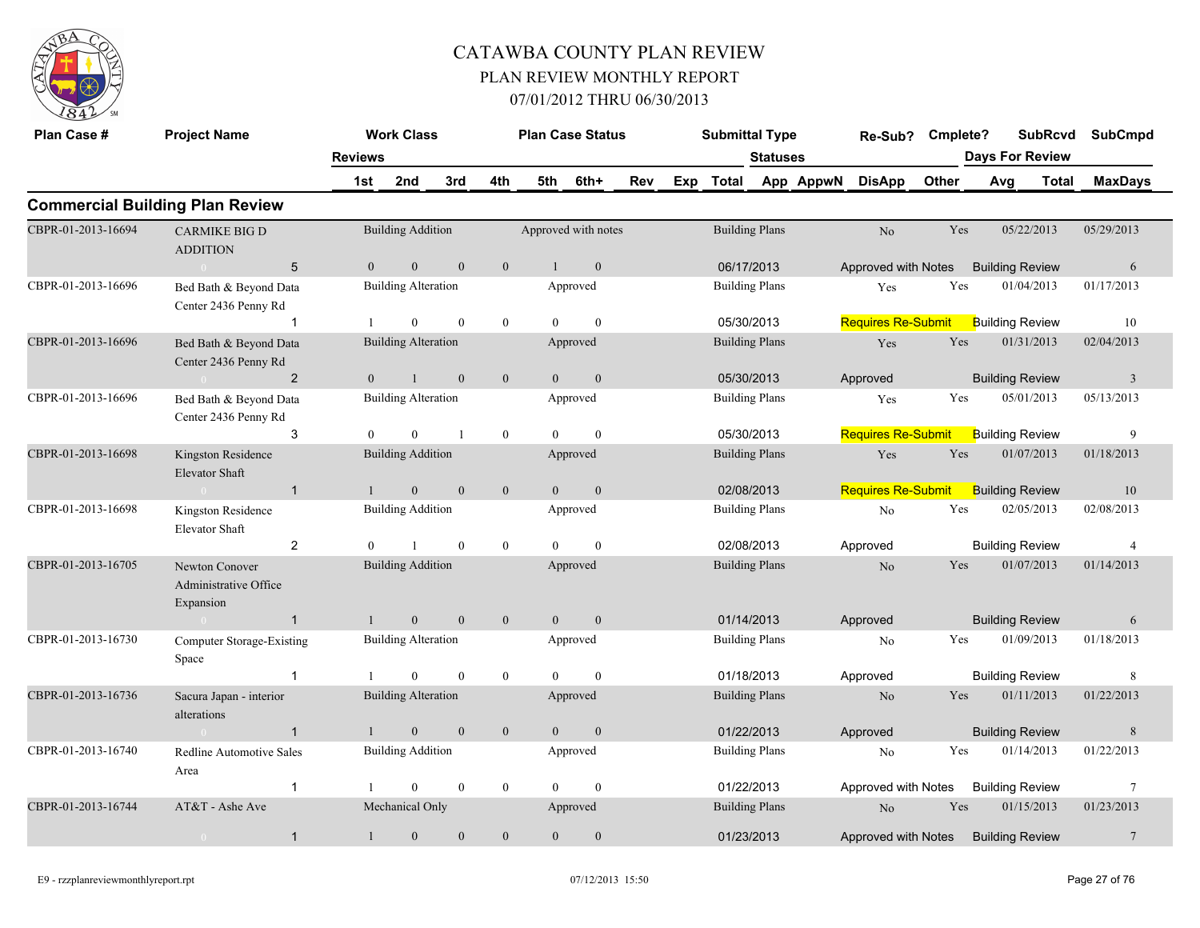# CATAWBA COUNTY PLAN REVIEW

## PLAN REVIEW MONTHLY REPORT

### 07/01/2012 THRU 06/30/2013

## Commercial Building Plan Review

| Plan Case # | Project Name | Reviews | Work Class | | | Plan Case Status | | Rev | Exp | Submittal Type | Statuses | Re-Sub? | Cmplete? | SubRcvd | SubCmpd |
|---|---|---|---|---|---|---|---|---|---|---|---|---|---|---|---|
| | | 1st | 2nd | 3rd | 4th | 5th | 6th+ | | | Total | App AppwN DisApp Other | | | Days For Review Avg Total | MaxDays |
| CBPR-01-2013-16694 | CARMIKE BIG D ADDITION | | Building Addition | | | Approved with notes | | | | Building Plans | | No | Yes | 05/22/2013 | 05/29/2013 |
| | 0 5 | 0 | 0 | 0 | 0 | 1 | 0 | | | 06/17/2013 | Approved with Notes | | | Building Review | 6 |
| CBPR-01-2013-16696 | Bed Bath & Beyond Data Center 2436 Penny Rd | | Building Alteration | | | Approved | | | | Building Plans | | Yes | Yes | 01/04/2013 | 01/17/2013 |
| | 1 | 1 | 0 | 0 | 0 | 0 | 0 | | | 05/30/2013 | Requires Re-Submit | | | Building Review | 10 |
| CBPR-01-2013-16696 | Bed Bath & Beyond Data Center 2436 Penny Rd | | Building Alteration | | | Approved | | | | Building Plans | | Yes | Yes | 01/31/2013 | 02/04/2013 |
| | 0 2 | 0 | 1 | 0 | 0 | 0 | 0 | | | 05/30/2013 | Approved | | | Building Review | 3 |
| CBPR-01-2013-16696 | Bed Bath & Beyond Data Center 2436 Penny Rd | | Building Alteration | | | Approved | | | | Building Plans | | Yes | Yes | 05/01/2013 | 05/13/2013 |
| | 3 | 0 | 0 | 1 | 0 | 0 | 0 | | | 05/30/2013 | Requires Re-Submit | | | Building Review | 9 |
| CBPR-01-2013-16698 | Kingston Residence Elevator Shaft | | Building Addition | | | Approved | | | | Building Plans | | Yes | Yes | 01/07/2013 | 01/18/2013 |
| | 0 1 | 1 | 0 | 0 | 0 | 0 | 0 | | | 02/08/2013 | Requires Re-Submit | | | Building Review | 10 |
| CBPR-01-2013-16698 | Kingston Residence Elevator Shaft | | Building Addition | | | Approved | | | | Building Plans | | No | Yes | 02/05/2013 | 02/08/2013 |
| | 2 | 0 | 1 | 0 | 0 | 0 | 0 | | | 02/08/2013 | Approved | | | Building Review | 4 |
| CBPR-01-2013-16705 | Newton Conover Administrative Office Expansion | | Building Addition | | | Approved | | | | Building Plans | | No | Yes | 01/07/2013 | 01/14/2013 |
| | 0 1 | 1 | 0 | 0 | 0 | 0 | 0 | | | 01/14/2013 | Approved | | | Building Review | 6 |
| CBPR-01-2013-16730 | Computer Storage-Existing Space | | Building Alteration | | | Approved | | | | Building Plans | | No | Yes | 01/09/2013 | 01/18/2013 |
| | 1 | 1 | 0 | 0 | 0 | 0 | 0 | | | 01/18/2013 | Approved | | | Building Review | 8 |
| CBPR-01-2013-16736 | Sacura Japan - interior alterations | | Building Alteration | | | Approved | | | | Building Plans | | No | Yes | 01/11/2013 | 01/22/2013 |
| | 0 1 | 1 | 0 | 0 | 0 | 0 | 0 | | | 01/22/2013 | Approved | | | Building Review | 8 |
| CBPR-01-2013-16740 | Redline Automotive Sales Area | | Building Addition | | | Approved | | | | Building Plans | | No | Yes | 01/14/2013 | 01/22/2013 |
| | 1 | 1 | 0 | 0 | 0 | 0 | 0 | | | 01/22/2013 | Approved with Notes | | | Building Review | 7 |
| CBPR-01-2013-16744 | AT&T - Ashe Ave | | Mechanical Only | | | Approved | | | | Building Plans | | No | Yes | 01/15/2013 | 01/23/2013 |
| | 0 1 | 1 | 0 | 0 | 0 | 0 | 0 | | | 01/23/2013 | Approved with Notes | | | Building Review | 7 |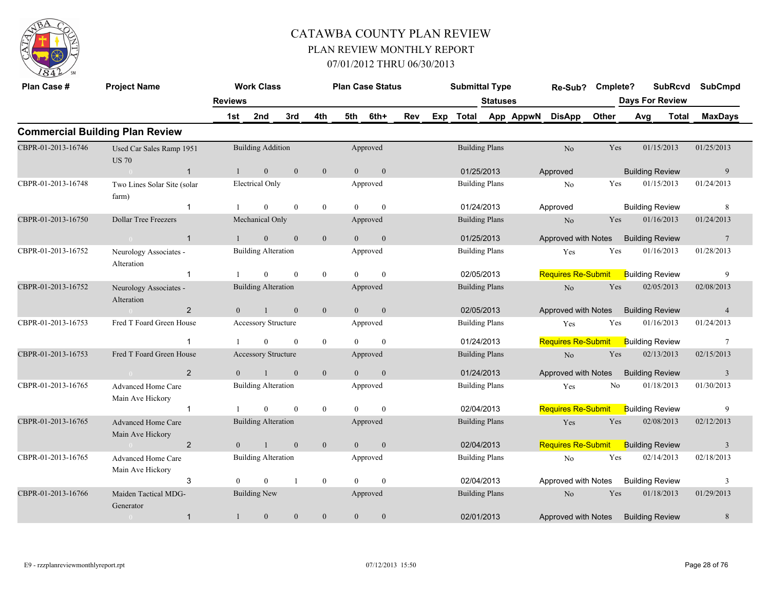# CATAWBA COUNTY PLAN REVIEW

## PLAN REVIEW MONTHLY REPORT

## 07/01/2012 THRU 06/30/2013

## Commercial Building Plan Review

| Plan Case # | Project Name | Reviews | Work Class 1st | 2nd | 3rd | 4th | Plan Case Status 5th | 6th+ | Rev | Exp | Submittal Type Total | Statuses App | AppwN | Re-Sub? DisApp | Cmplete? Other | Days For Review Avg | SubRcvd Total | SubCmpd MaxDays |
|---|---|---|---|---|---|---|---|---|---|---|---|---|---|---|---|---|---|---|
| CBPR-01-2013-16746 | Used Car Sales Ramp 1951 US 70 | | Building Addition | | | | Approved | | | | Building Plans | | | No | Yes | | 01/15/2013 | 01/25/2013 |
| | 0 | 1 | 1 | 0 | 0 | 0 | 0 | 0 | | | 01/25/2013 | | | Approved | | Building Review | | 9 |
| CBPR-01-2013-16748 | Two Lines Solar Site (solar farm) | | Electrical Only | | | | Approved | | | | Building Plans | | | No | Yes | | 01/15/2013 | 01/24/2013 |
| | | 1 | 1 | 0 | 0 | 0 | 0 | 0 | | | 01/24/2013 | | | Approved | | Building Review | | 8 |
| CBPR-01-2013-16750 | Dollar Tree Freezers | | Mechanical Only | | | | Approved | | | | Building Plans | | | No | Yes | | 01/16/2013 | 01/24/2013 |
| | 0 | 1 | 1 | 0 | 0 | 0 | 0 | 0 | | | 01/25/2013 | | | Approved with Notes | | Building Review | | 7 |
| CBPR-01-2013-16752 | Neurology Associates - Alteration | | Building Alteration | | | | Approved | | | | Building Plans | | | Yes | Yes | | 01/16/2013 | 01/28/2013 |
| | | 1 | 1 | 0 | 0 | 0 | 0 | 0 | | | 02/05/2013 | | | Requires Re-Submit | | Building Review | | 9 |
| CBPR-01-2013-16752 | Neurology Associates - Alteration | | Building Alteration | | | | Approved | | | | Building Plans | | | No | Yes | | 02/05/2013 | 02/08/2013 |
| | 0 | 2 | 0 | 1 | 0 | 0 | 0 | 0 | | | 02/05/2013 | | | Approved with Notes | | Building Review | | 4 |
| CBPR-01-2013-16753 | Fred T Foard Green House | | Accessory Structure | | | | Approved | | | | Building Plans | | | Yes | Yes | | 01/16/2013 | 01/24/2013 |
| | | 1 | 1 | 0 | 0 | 0 | 0 | 0 | | | 01/24/2013 | | | Requires Re-Submit | | Building Review | | 7 |
| CBPR-01-2013-16753 | Fred T Foard Green House | | Accessory Structure | | | | Approved | | | | Building Plans | | | No | Yes | | 02/13/2013 | 02/15/2013 |
| | 0 | 2 | 0 | 1 | 0 | 0 | 0 | 0 | | | 01/24/2013 | | | Approved with Notes | | Building Review | | 3 |
| CBPR-01-2013-16765 | Advanced Home Care Main Ave Hickory | | Building Alteration | | | | Approved | | | | Building Plans | | | Yes | No | | 01/18/2013 | 01/30/2013 |
| | | 1 | 1 | 0 | 0 | 0 | 0 | 0 | | | 02/04/2013 | | | Requires Re-Submit | | Building Review | | 9 |
| CBPR-01-2013-16765 | Advanced Home Care Main Ave Hickory | | Building Alteration | | | | Approved | | | | Building Plans | | | Yes | Yes | | 02/08/2013 | 02/12/2013 |
| | 0 | 2 | 0 | 1 | 0 | 0 | 0 | 0 | | | 02/04/2013 | | | Requires Re-Submit | | Building Review | | 3 |
| CBPR-01-2013-16765 | Advanced Home Care Main Ave Hickory | | Building Alteration | | | | Approved | | | | Building Plans | | | No | Yes | | 02/14/2013 | 02/18/2013 |
| | | 3 | 0 | 0 | 1 | 0 | 0 | 0 | | | 02/04/2013 | | | Approved with Notes | | Building Review | | 3 |
| CBPR-01-2013-16766 | Maiden Tactical MDG-Generator | | Building New | | | | Approved | | | | Building Plans | | | No | Yes | | 01/18/2013 | 01/29/2013 |
| | 0 | 1 | 1 | 0 | 0 | 0 | 0 | 0 | | | 02/01/2013 | | | Approved with Notes | | Building Review | | 8 |

E9 - rzzplanreviewmonthlyreport.rpt 07/12/2013 15:50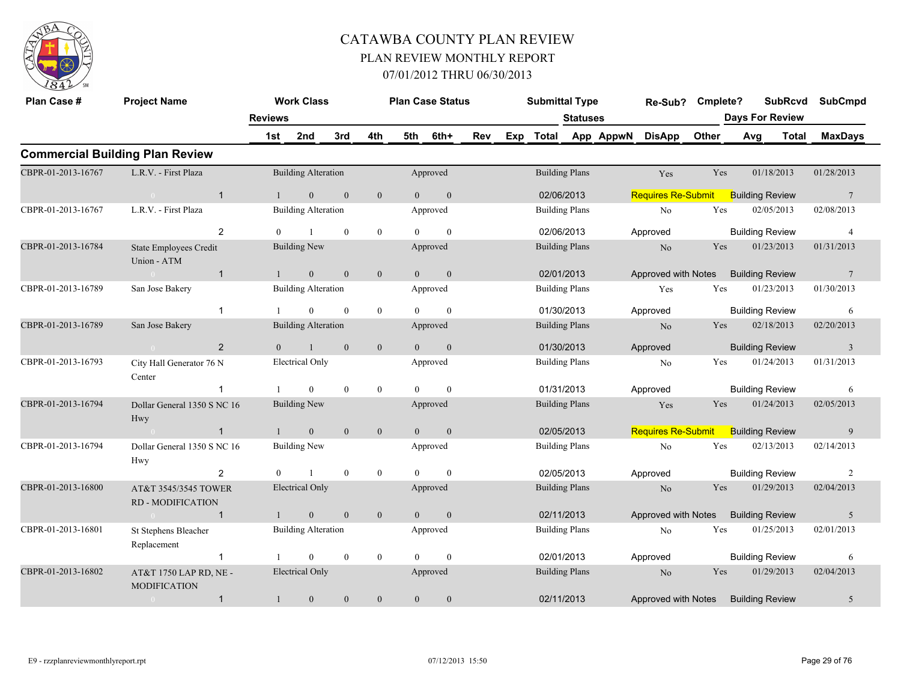# CATAWBA COUNTY PLAN REVIEW

## PLAN REVIEW MONTHLY REPORT

### 07/01/2012 THRU 06/30/2013

## Commercial Building Plan Review

| Plan Case # | Project Name | Reviews | 1st | 2nd | 3rd | 4th | 5th | 6th+ | Rev | Exp | Total | Statuses App | AppwN | DisApp | Other | Re-Sub? | Cmplete? | SubRcvd | SubCmpd | Days For Review Avg | Total | MaxDays |
|---|---|---|---|---|---|---|---|---|---|---|---|---|---|---|---|---|---|---|---|---|---|---|
| CBPR-01-2013-16767 | L.R.V. - First Plaza | Building Alteration | | | | | Approved | | | | Building Plans | | | | | Yes | Yes | 01/18/2013 | 01/28/2013 | | | |
| | 0 | 1 | 1 | 0 | 0 | 0 | 0 | 0 | | | 02/06/2013 | | | Requires Re-Submit | | | | | | Building Review | | 7 |
| CBPR-01-2013-16767 | L.R.V. - First Plaza | Building Alteration | | | | | Approved | | | | Building Plans | | | | | No | Yes | 02/05/2013 | 02/08/2013 | | | |
| | | 2 | 0 | 1 | 0 | 0 | 0 | 0 | | | 02/06/2013 | Approved | | | | | | | | Building Review | | 4 |
| CBPR-01-2013-16784 | State Employees Credit Union - ATM | Building New | | | | | Approved | | | | Building Plans | | | | | No | Yes | 01/23/2013 | 01/31/2013 | | | |
| | 0 | 1 | 1 | 0 | 0 | 0 | 0 | 0 | | | 02/01/2013 | | Approved with Notes | | | | | | | Building Review | | 7 |
| CBPR-01-2013-16789 | San Jose Bakery | Building Alteration | | | | | Approved | | | | Building Plans | | | | | Yes | Yes | 01/23/2013 | 01/30/2013 | | | |
| | | 1 | 1 | 0 | 0 | 0 | 0 | 0 | | | 01/30/2013 | Approved | | | | | | | | Building Review | | 6 |
| CBPR-01-2013-16789 | San Jose Bakery | Building Alteration | | | | | Approved | | | | Building Plans | | | | | No | Yes | 02/18/2013 | 02/20/2013 | | | |
| | 0 | 2 | 0 | 1 | 0 | 0 | 0 | 0 | | | 01/30/2013 | Approved | | | | | | | | Building Review | | 3 |
| CBPR-01-2013-16793 | City Hall Generator 76 N Center | Electrical Only | | | | | Approved | | | | Building Plans | | | | | No | Yes | 01/24/2013 | 01/31/2013 | | | |
| | | 1 | 1 | 0 | 0 | 0 | 0 | 0 | | | 01/31/2013 | Approved | | | | | | | | Building Review | | 6 |
| CBPR-01-2013-16794 | Dollar General 1350 S NC 16 Hwy | Building New | | | | | Approved | | | | Building Plans | | | | | Yes | Yes | 01/24/2013 | 02/05/2013 | | | |
| | 0 | 1 | 1 | 0 | 0 | 0 | 0 | 0 | | | 02/05/2013 | | | Requires Re-Submit | | | | | | Building Review | | 9 |
| CBPR-01-2013-16794 | Dollar General 1350 S NC 16 Hwy | Building New | | | | | Approved | | | | Building Plans | | | | | No | Yes | 02/13/2013 | 02/14/2013 | | | |
| | | 2 | 0 | 1 | 0 | 0 | 0 | 0 | | | 02/05/2013 | Approved | | | | | | | | Building Review | | 2 |
| CBPR-01-2013-16800 | AT&T 3545/3545 TOWER RD - MODIFICATION | Electrical Only | | | | | Approved | | | | Building Plans | | | | | No | Yes | 01/29/2013 | 02/04/2013 | | | |
| | 0 | 1 | 1 | 0 | 0 | 0 | 0 | 0 | | | 02/11/2013 | | Approved with Notes | | | | | | | Building Review | | 5 |
| CBPR-01-2013-16801 | St Stephens Bleacher Replacement | Building Alteration | | | | | Approved | | | | Building Plans | | | | | No | Yes | 01/25/2013 | 02/01/2013 | | | |
| | | 1 | 1 | 0 | 0 | 0 | 0 | 0 | | | 02/01/2013 | Approved | | | | | | | | Building Review | | 6 |
| CBPR-01-2013-16802 | AT&T 1750 LAP RD, NE - MODIFICATION | Electrical Only | | | | | Approved | | | | Building Plans | | | | | No | Yes | 01/29/2013 | 02/04/2013 | | | |
| | 0 | 1 | 1 | 0 | 0 | 0 | 0 | 0 | | | 02/11/2013 | | Approved with Notes | | | | | | | Building Review | | 5 |

E9 - rzzplanreviewmonthlyreport.rpt 07/12/2013 15:50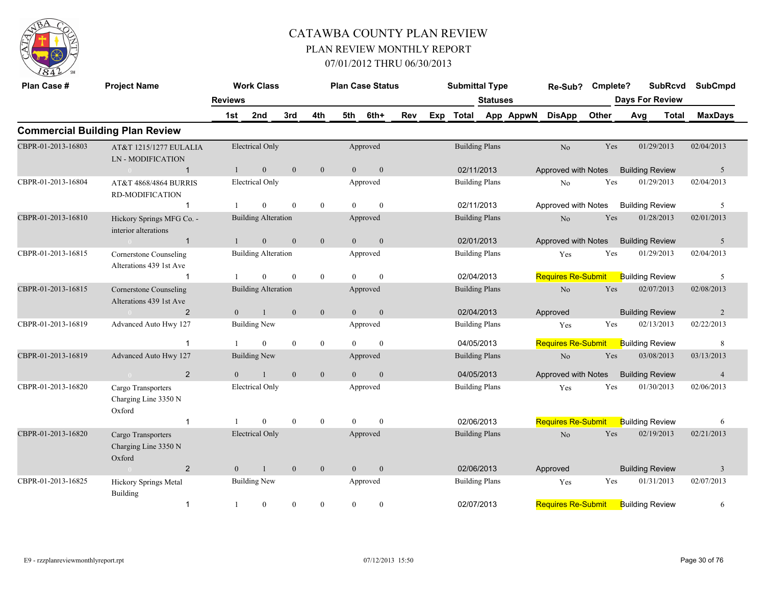# CATAWBA COUNTY PLAN REVIEW

## PLAN REVIEW MONTHLY REPORT

### 07/01/2012 THRU 06/30/2013

## Commercial Building Plan Review

| Plan Case # | Project Name | Reviews | Work Class 1st | 2nd | 3rd | 4th | Plan Case Status 5th | 6th+ | Rev | Exp | Submittal Type Total | Statuses App | AppwN | Re-Sub? DisApp | Cmplete? Other | SubRcvd Days For Review Avg | Total | SubCmpd MaxDays |
|---|---|---|---|---|---|---|---|---|---|---|---|---|---|---|---|---|---|---|
| CBPR-01-2013-16803 | AT&T 1215/1277 EULALIA LN - MODIFICATION | | Electrical Only | | | | Approved | | | | Building Plans | | | No | Yes | 01/29/2013 | | 02/04/2013 |
| | 0 | 1 | 1 | 0 | 0 | 0 | 0 | 0 | | | 02/11/2013 | | | Approved with Notes | | Building Review | | 5 |
| CBPR-01-2013-16804 | AT&T 4868/4864 BURRIS RD-MODIFICATION | | Electrical Only | | | | Approved | | | | Building Plans | | | No | Yes | 01/29/2013 | | 02/04/2013 |
| | | 1 | 1 | 0 | 0 | 0 | 0 | 0 | | | 02/11/2013 | | | Approved with Notes | | Building Review | | 5 |
| CBPR-01-2013-16810 | Hickory Springs MFG Co. - interior alterations | | Building Alteration | | | | Approved | | | | Building Plans | | | No | Yes | 01/28/2013 | | 02/01/2013 |
| | 0 | 1 | 1 | 0 | 0 | 0 | 0 | 0 | | | 02/01/2013 | | | Approved with Notes | | Building Review | | 5 |
| CBPR-01-2013-16815 | Cornerstone Counseling Alterations 439 1st Ave | | Building Alteration | | | | Approved | | | | Building Plans | | | Yes | Yes | 01/29/2013 | | 02/04/2013 |
| | | 1 | 1 | 0 | 0 | 0 | 0 | 0 | | | 02/04/2013 | | | Requires Re-Submit | | Building Review | | 5 |
| CBPR-01-2013-16815 | Cornerstone Counseling Alterations 439 1st Ave | | Building Alteration | | | | Approved | | | | Building Plans | | | No | Yes | 02/07/2013 | | 02/08/2013 |
| | 0 | 2 | 0 | 1 | 0 | 0 | 0 | 0 | | | 02/04/2013 | | | Approved | | Building Review | | 2 |
| CBPR-01-2013-16819 | Advanced Auto Hwy 127 | | Building New | | | | Approved | | | | Building Plans | | | Yes | Yes | 02/13/2013 | | 02/22/2013 |
| | | 1 | 1 | 0 | 0 | 0 | 0 | 0 | | | 04/05/2013 | | | Requires Re-Submit | | Building Review | | 8 |
| CBPR-01-2013-16819 | Advanced Auto Hwy 127 | | Building New | | | | Approved | | | | Building Plans | | | No | Yes | 03/08/2013 | | 03/13/2013 |
| | 0 | 2 | 0 | 1 | 0 | 0 | 0 | 0 | | | 04/05/2013 | | | Approved with Notes | | Building Review | | 4 |
| CBPR-01-2013-16820 | Cargo Transporters Charging Line 3350 N Oxford | | Electrical Only | | | | Approved | | | | Building Plans | | | Yes | Yes | 01/30/2013 | | 02/06/2013 |
| | | 1 | 1 | 0 | 0 | 0 | 0 | 0 | | | 02/06/2013 | | | Requires Re-Submit | | Building Review | | 6 |
| CBPR-01-2013-16820 | Cargo Transporters Charging Line 3350 N Oxford | | Electrical Only | | | | Approved | | | | Building Plans | | | No | Yes | 02/19/2013 | | 02/21/2013 |
| | 0 | 2 | 0 | 1 | 0 | 0 | 0 | 0 | | | 02/06/2013 | | | Approved | | Building Review | | 3 |
| CBPR-01-2013-16825 | Hickory Springs Metal Building | | Building New | | | | Approved | | | | Building Plans | | | Yes | Yes | 01/31/2013 | | 02/07/2013 |
| | | 1 | 1 | 0 | 0 | 0 | 0 | 0 | | | 02/07/2013 | | | Requires Re-Submit | | Building Review | | 6 |

E9 - rzzplanreviewmonthlyreport.rpt 07/12/2013 15:50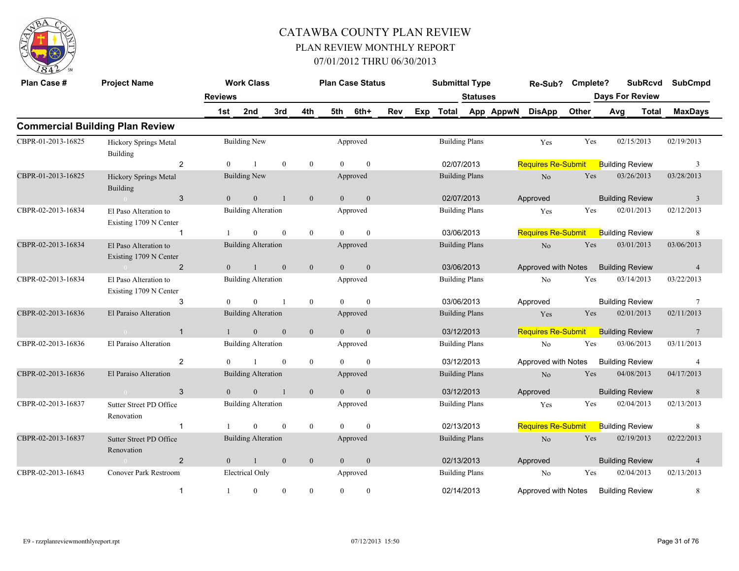# CATAWBA COUNTY PLAN REVIEW

## PLAN REVIEW MONTHLY REPORT

## 07/01/2012 THRU 06/30/2013

## Commercial Building Plan Review

| Plan Case # | Project Name | Reviews | Work Class | Plan Case Status | Submittal Type | Statuses | Re-Sub? | Cmplete? | SubRcvd | SubCmpd |
|---|---|---|---|---|---|---|---|---|---|---|
| | | 1st / 2nd / 3rd / 4th / 5th / 6th+ | | Rev / Exp / Total | App / AppwN / DisApp / Other | | | | Days For Review: Avg / Total | MaxDays |
| CBPR-01-2013-16825 | Hickory Springs Metal Building | 2 | Building New | Approved | Building Plans | Requires Re-Submit | Yes | Yes | 02/15/2013 | 02/19/2013 |
| | | 0 / 1 / 0 / 0 / 0 / 0 | | | 02/07/2013 | | | | Building Review | 3 |
| CBPR-01-2013-16825 | Hickory Springs Metal Building | 3 | Building New | Approved | Building Plans | Approved | No | Yes | 03/26/2013 | 03/28/2013 |
| | | 0 / 0 / 1 / 0 / 0 / 0 | | | 02/07/2013 | | | | Building Review | 3 |
| CBPR-02-2013-16834 | El Paso Alteration to Existing 1709 N Center | 1 | Building Alteration | Approved | Building Plans | Requires Re-Submit | Yes | Yes | 02/01/2013 | 02/12/2013 |
| | | 1 / 0 / 0 / 0 / 0 / 0 | | | 03/06/2013 | | | | Building Review | 8 |
| CBPR-02-2013-16834 | El Paso Alteration to Existing 1709 N Center | 2 | Building Alteration | Approved | Building Plans | Approved with Notes | No | Yes | 03/01/2013 | 03/06/2013 |
| | | 0 / 1 / 0 / 0 / 0 / 0 | | | 03/06/2013 | | | | Building Review | 4 |
| CBPR-02-2013-16834 | El Paso Alteration to Existing 1709 N Center | 3 | Building Alteration | Approved | Building Plans | Approved | No | Yes | 03/14/2013 | 03/22/2013 |
| | | 0 / 0 / 1 / 0 / 0 / 0 | | | 03/06/2013 | | | | Building Review | 7 |
| CBPR-02-2013-16836 | El Paraiso Alteration | 1 | Building Alteration | Approved | Building Plans | Requires Re-Submit | Yes | Yes | 02/01/2013 | 02/11/2013 |
| | | 1 / 0 / 0 / 0 / 0 / 0 | | | 03/12/2013 | | | | Building Review | 7 |
| CBPR-02-2013-16836 | El Paraiso Alteration | 2 | Building Alteration | Approved | Building Plans | Approved with Notes | No | Yes | 03/06/2013 | 03/11/2013 |
| | | 0 / 1 / 0 / 0 / 0 / 0 | | | 03/12/2013 | | | | Building Review | 4 |
| CBPR-02-2013-16836 | El Paraiso Alteration | 3 | Building Alteration | Approved | Building Plans | Approved | No | Yes | 04/08/2013 | 04/17/2013 |
| | | 0 / 0 / 1 / 0 / 0 / 0 | | | 03/12/2013 | | | | Building Review | 8 |
| CBPR-02-2013-16837 | Sutter Street PD Office Renovation | 1 | Building Alteration | Approved | Building Plans | Requires Re-Submit | Yes | Yes | 02/04/2013 | 02/13/2013 |
| | | 1 / 0 / 0 / 0 / 0 / 0 | | | 02/13/2013 | | | | Building Review | 8 |
| CBPR-02-2013-16837 | Sutter Street PD Office Renovation | 2 | Building Alteration | Approved | Building Plans | Approved | No | Yes | 02/19/2013 | 02/22/2013 |
| | | 0 / 1 / 0 / 0 / 0 / 0 | | | 02/13/2013 | | | | Building Review | 4 |
| CBPR-02-2013-16843 | Conover Park Restroom | 1 | Electrical Only | Approved | Building Plans | Approved with Notes | No | Yes | 02/04/2013 | 02/13/2013 |
| | | 1 / 0 / 0 / 0 / 0 / 0 | | | 02/14/2013 | | | | Building Review | 8 |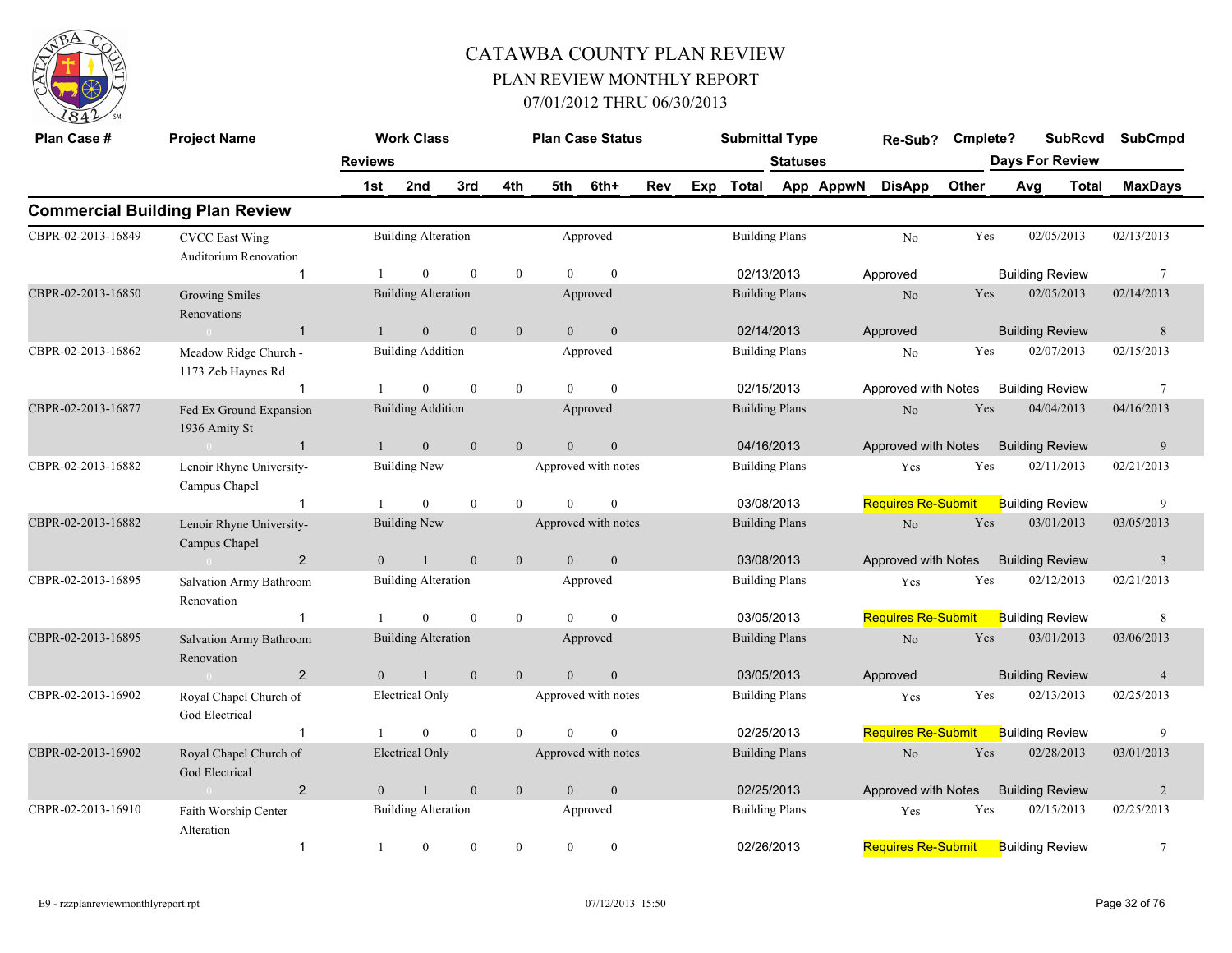# CATAWBA COUNTY PLAN REVIEW

## PLAN REVIEW MONTHLY REPORT

### 07/01/2012 THRU 06/30/2013

| Plan Case # | Project Name | Work Class | | | | | | | | | Plan Case Status | Submittal Type | | Re-Sub? | Cmplete? | SubRcvd | SubCmpd |
|---|---|---|---|---|---|---|---|---|---|---|---|---|---|---|---|---|---|
| | | Reviews | | | | | | | | | | Statuses | | | | Days For Review | |
| | | 1st | 2nd | 3rd | 4th | 5th | 6th+ | Rev | Exp | Total | | App | AppwN | DisApp | Other | Avg / Total | MaxDays |

## Commercial Building Plan Review

| Plan Case # | Project Name | | 1st | 2nd | 3rd | 4th | 5th | 6th+ | Work Class | Plan Case Status | Submittal Type | Date | Re-Sub? | Status | Cmplete? | SubRcvd | SubCmpd | Review | MaxDays |
|---|---|---|---|---|---|---|---|---|---|---|---|---|---|---|---|---|---|---|---|
| CBPR-02-2013-16849 | CVCC East Wing Auditorium Renovation | 1 | 1 | 0 | 0 | 0 | 0 | 0 | Building Alteration | Approved | Building Plans | 02/13/2013 | No | Approved | Yes | 02/05/2013 | 02/13/2013 | Building Review | 7 |
| CBPR-02-2013-16850 | Growing Smiles Renovations | 1 | 1 | 0 | 0 | 0 | 0 | 0 | Building Alteration | Approved | Building Plans | 02/14/2013 | No | Approved | Yes | 02/05/2013 | 02/14/2013 | Building Review | 8 |
| CBPR-02-2013-16862 | Meadow Ridge Church - 1173 Zeb Haynes Rd | 1 | 1 | 0 | 0 | 0 | 0 | 0 | Building Addition | Approved | Building Plans | 02/15/2013 | No | Approved with Notes | Yes | 02/07/2013 | 02/15/2013 | Building Review | 7 |
| CBPR-02-2013-16877 | Fed Ex Ground Expansion 1936 Amity St | 1 | 1 | 0 | 0 | 0 | 0 | 0 | Building Addition | Approved | Building Plans | 04/16/2013 | No | Approved with Notes | Yes | 04/04/2013 | 04/16/2013 | Building Review | 9 |
| CBPR-02-2013-16882 | Lenoir Rhyne University-Campus Chapel | 1 | 1 | 0 | 0 | 0 | 0 | 0 | Building New | Approved with notes | Building Plans | 03/08/2013 | Yes | Requires Re-Submit | Yes | 02/11/2013 | 02/21/2013 | Building Review | 9 |
| CBPR-02-2013-16882 | Lenoir Rhyne University-Campus Chapel | 2 | 0 | 1 | 0 | 0 | 0 | 0 | Building New | Approved with notes | Building Plans | 03/08/2013 | No | Approved with Notes | Yes | 03/01/2013 | 03/05/2013 | Building Review | 3 |
| CBPR-02-2013-16895 | Salvation Army Bathroom Renovation | 1 | 1 | 0 | 0 | 0 | 0 | 0 | Building Alteration | Approved | Building Plans | 03/05/2013 | Yes | Requires Re-Submit | Yes | 02/12/2013 | 02/21/2013 | Building Review | 8 |
| CBPR-02-2013-16895 | Salvation Army Bathroom Renovation | 2 | 0 | 1 | 0 | 0 | 0 | 0 | Building Alteration | Approved | Building Plans | 03/05/2013 | No | Approved | Yes | 03/01/2013 | 03/06/2013 | Building Review | 4 |
| CBPR-02-2013-16902 | Royal Chapel Church of God Electrical | 1 | 1 | 0 | 0 | 0 | 0 | 0 | Electrical Only | Approved with notes | Building Plans | 02/25/2013 | Yes | Requires Re-Submit | Yes | 02/13/2013 | 02/25/2013 | Building Review | 9 |
| CBPR-02-2013-16902 | Royal Chapel Church of God Electrical | 2 | 0 | 1 | 0 | 0 | 0 | 0 | Electrical Only | Approved with notes | Building Plans | 02/25/2013 | No | Approved with Notes | Yes | 02/28/2013 | 03/01/2013 | Building Review | 2 |
| CBPR-02-2013-16910 | Faith Worship Center Alteration | 1 | 1 | 0 | 0 | 0 | 0 | 0 | Building Alteration | Approved | Building Plans | 02/26/2013 | Yes | Requires Re-Submit | Yes | 02/15/2013 | 02/25/2013 | Building Review | 7 |

E9 - rzzplanreviewmonthlyreport.rpt 07/12/2013 15:50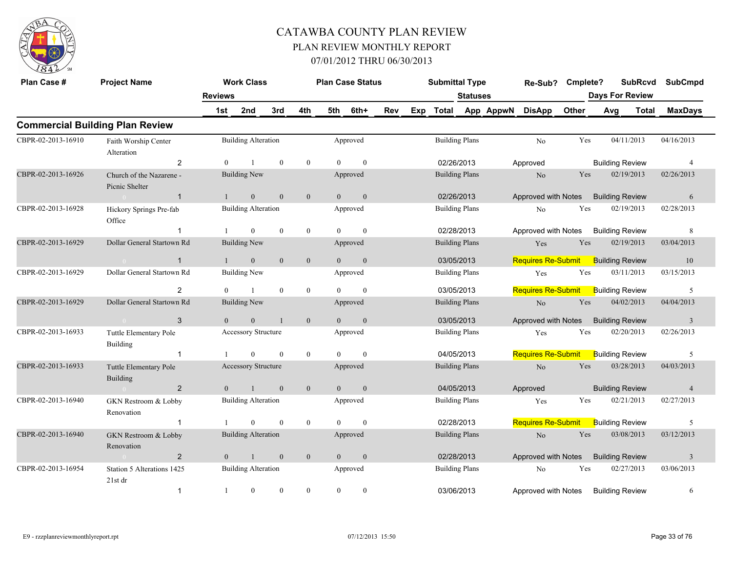# CATAWBA COUNTY PLAN REVIEW

## PLAN REVIEW MONTHLY REPORT

## 07/01/2012 THRU 06/30/2013

## Commercial Building Plan Review

| Plan Case # | Project Name | Reviews | Work Class | | | Plan Case Status | | Rev | Exp | Submittal Type | Statuses | Re-Sub? | Cmplete? | SubRcvd | SubCmpd |
|---|---|---|---|---|---|---|---|---|---|---|---|---|---|---|---|
| | | | 1st | 2nd | 3rd | 4th | 5th | 6th+ | | Total | App AppwN | DisApp | Other | Days For Review Avg | Total MaxDays |
| CBPR-02-2013-16910 | Faith Worship Center Alteration | | Building Alteration | | | Approved | | | | Building Plans | | No | Yes | 04/11/2013 | 04/16/2013 |
| | | 2 | 0 | 1 | 0 | 0 | 0 | 0 | | 02/26/2013 | | Approved | | Building Review | 4 |
| CBPR-02-2013-16926 | Church of the Nazarene - Picnic Shelter | | Building New | | | Approved | | | | Building Plans | | No | Yes | 02/19/2013 | 02/26/2013 |
| | 0 | 1 | 1 | 0 | 0 | 0 | 0 | 0 | | 02/26/2013 | | Approved with Notes | | Building Review | 6 |
| CBPR-02-2013-16928 | Hickory Springs Pre-fab Office | | Building Alteration | | | Approved | | | | Building Plans | | No | Yes | 02/19/2013 | 02/28/2013 |
| | | 1 | 1 | 0 | 0 | 0 | 0 | 0 | | 02/28/2013 | | Approved with Notes | | Building Review | 8 |
| CBPR-02-2013-16929 | Dollar General Startown Rd | | Building New | | | Approved | | | | Building Plans | | Yes | Yes | 02/19/2013 | 03/04/2013 |
| | 0 | 1 | 1 | 0 | 0 | 0 | 0 | 0 | | 03/05/2013 | | Requires Re-Submit | | Building Review | 10 |
| CBPR-02-2013-16929 | Dollar General Startown Rd | | Building New | | | Approved | | | | Building Plans | | Yes | Yes | 03/11/2013 | 03/15/2013 |
| | | 2 | 0 | 1 | 0 | 0 | 0 | 0 | | 03/05/2013 | | Requires Re-Submit | | Building Review | 5 |
| CBPR-02-2013-16929 | Dollar General Startown Rd | | Building New | | | Approved | | | | Building Plans | | No | Yes | 04/02/2013 | 04/04/2013 |
| | 0 | 3 | 0 | 0 | 1 | 0 | 0 | 0 | | 03/05/2013 | | Approved with Notes | | Building Review | 3 |
| CBPR-02-2013-16933 | Tuttle Elementary Pole Building | | Accessory Structure | | | Approved | | | | Building Plans | | Yes | Yes | 02/20/2013 | 02/26/2013 |
| | | 1 | 1 | 0 | 0 | 0 | 0 | 0 | | 04/05/2013 | | Requires Re-Submit | | Building Review | 5 |
| CBPR-02-2013-16933 | Tuttle Elementary Pole Building | | Accessory Structure | | | Approved | | | | Building Plans | | No | Yes | 03/28/2013 | 04/03/2013 |
| | 0 | 2 | 0 | 1 | 0 | 0 | 0 | 0 | | 04/05/2013 | | Approved | | Building Review | 4 |
| CBPR-02-2013-16940 | GKN Restroom & Lobby Renovation | | Building Alteration | | | Approved | | | | Building Plans | | Yes | Yes | 02/21/2013 | 02/27/2013 |
| | | 1 | 1 | 0 | 0 | 0 | 0 | 0 | | 02/28/2013 | | Requires Re-Submit | | Building Review | 5 |
| CBPR-02-2013-16940 | GKN Restroom & Lobby Renovation | | Building Alteration | | | Approved | | | | Building Plans | | No | Yes | 03/08/2013 | 03/12/2013 |
| | 0 | 2 | 0 | 1 | 0 | 0 | 0 | 0 | | 02/28/2013 | | Approved with Notes | | Building Review | 3 |
| CBPR-02-2013-16954 | Station 5 Alterations 1425 21st dr | | Building Alteration | | | Approved | | | | Building Plans | | No | Yes | 02/27/2013 | 03/06/2013 |
| | | 1 | 1 | 0 | 0 | 0 | 0 | 0 | | 03/06/2013 | | Approved with Notes | | Building Review | 6 |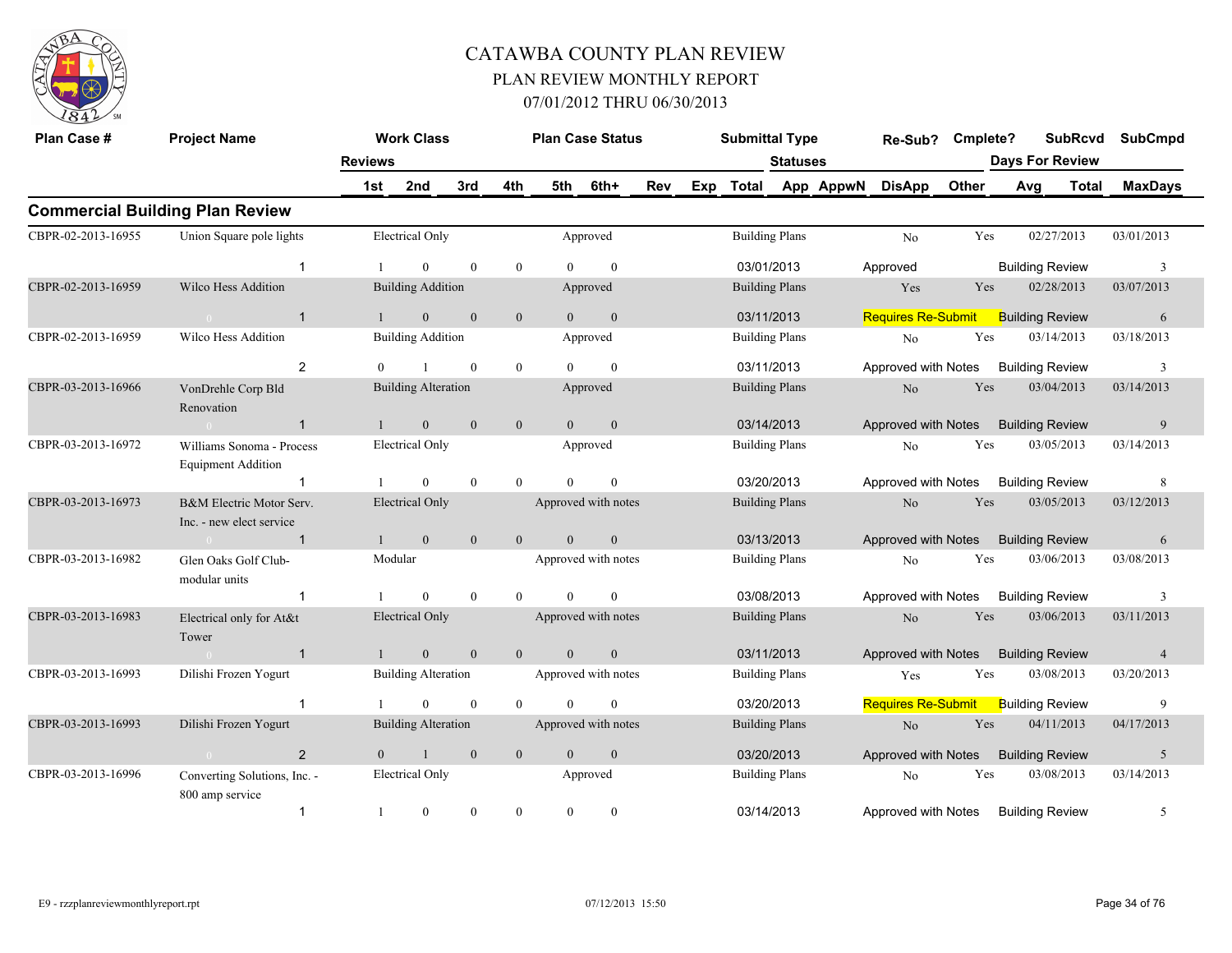# CATAWBA COUNTY PLAN REVIEW

## PLAN REVIEW MONTHLY REPORT

### 07/01/2012 THRU 06/30/2013

## Commercial Building Plan Review

| Plan Case # | Project Name | Work Class | Plan Case Status | Submittal Type | Re-Sub? | Cmplete? | SubRcvd | SubCmpd |
|---|---|---|---|---|---|---|---|---|
| Reviews | 1st / 2nd / 3rd / 4th / 5th / 6th+ | Rev / Exp | Total | Statuses: App / AppwN / DisApp / Other | | Days For Review: Avg | Total | MaxDays |
| CBPR-02-2013-16955 | Union Square pole lights | Electrical Only | Approved | Building Plans | No | Yes | 02/27/2013 | 03/01/2013 |
| 1 | 1 / 0 / 0 / 0 / 0 / 0 | | 03/01/2013 | Approved | | Building Review | | 3 |
| CBPR-02-2013-16959 | Wilco Hess Addition | Building Addition | Approved | Building Plans | Yes | Yes | 02/28/2013 | 03/07/2013 |
| 1 | 1 / 0 / 0 / 0 / 0 / 0 | | 03/11/2013 | Requires Re-Submit | | Building Review | | 6 |
| CBPR-02-2013-16959 | Wilco Hess Addition | Building Addition | Approved | Building Plans | No | Yes | 03/14/2013 | 03/18/2013 |
| 2 | 0 / 1 / 0 / 0 / 0 / 0 | | 03/11/2013 | Approved with Notes | | Building Review | | 3 |
| CBPR-03-2013-16966 | VonDrehle Corp Bld Renovation | Building Alteration | Approved | Building Plans | No | Yes | 03/04/2013 | 03/14/2013 |
| 1 | 1 / 0 / 0 / 0 / 0 / 0 | | 03/14/2013 | Approved with Notes | | Building Review | | 9 |
| CBPR-03-2013-16972 | Williams Sonoma - Process Equipment Addition | Electrical Only | Approved | Building Plans | No | Yes | 03/05/2013 | 03/14/2013 |
| 1 | 1 / 0 / 0 / 0 / 0 / 0 | | 03/20/2013 | Approved with Notes | | Building Review | | 8 |
| CBPR-03-2013-16973 | B&M Electric Motor Serv. Inc. - new elect service | Electrical Only | Approved with notes | Building Plans | No | Yes | 03/05/2013 | 03/12/2013 |
| 1 | 1 / 0 / 0 / 0 / 0 / 0 | | 03/13/2013 | Approved with Notes | | Building Review | | 6 |
| CBPR-03-2013-16982 | Glen Oaks Golf Club-modular units | Modular | Approved with notes | Building Plans | No | Yes | 03/06/2013 | 03/08/2013 |
| 1 | 1 / 0 / 0 / 0 / 0 / 0 | | 03/08/2013 | Approved with Notes | | Building Review | | 3 |
| CBPR-03-2013-16983 | Electrical only for At&t Tower | Electrical Only | Approved with notes | Building Plans | No | Yes | 03/06/2013 | 03/11/2013 |
| 1 | 1 / 0 / 0 / 0 / 0 / 0 | | 03/11/2013 | Approved with Notes | | Building Review | | 4 |
| CBPR-03-2013-16993 | Dilishi Frozen Yogurt | Building Alteration | Approved with notes | Building Plans | Yes | Yes | 03/08/2013 | 03/20/2013 |
| 1 | 1 / 0 / 0 / 0 / 0 / 0 | | 03/20/2013 | Requires Re-Submit | | Building Review | | 9 |
| CBPR-03-2013-16993 | Dilishi Frozen Yogurt | Building Alteration | Approved with notes | Building Plans | No | Yes | 04/11/2013 | 04/17/2013 |
| 2 | 0 / 1 / 0 / 0 / 0 / 0 | | 03/20/2013 | Approved with Notes | | Building Review | | 5 |
| CBPR-03-2013-16996 | Converting Solutions, Inc. - 800 amp service | Electrical Only | Approved | Building Plans | No | Yes | 03/08/2013 | 03/14/2013 |
| 1 | 1 / 0 / 0 / 0 / 0 / 0 | | 03/14/2013 | Approved with Notes | | Building Review | | 5 |

E9 - rzzplanreviewmonthlyreport.rpt 07/12/2013 15:50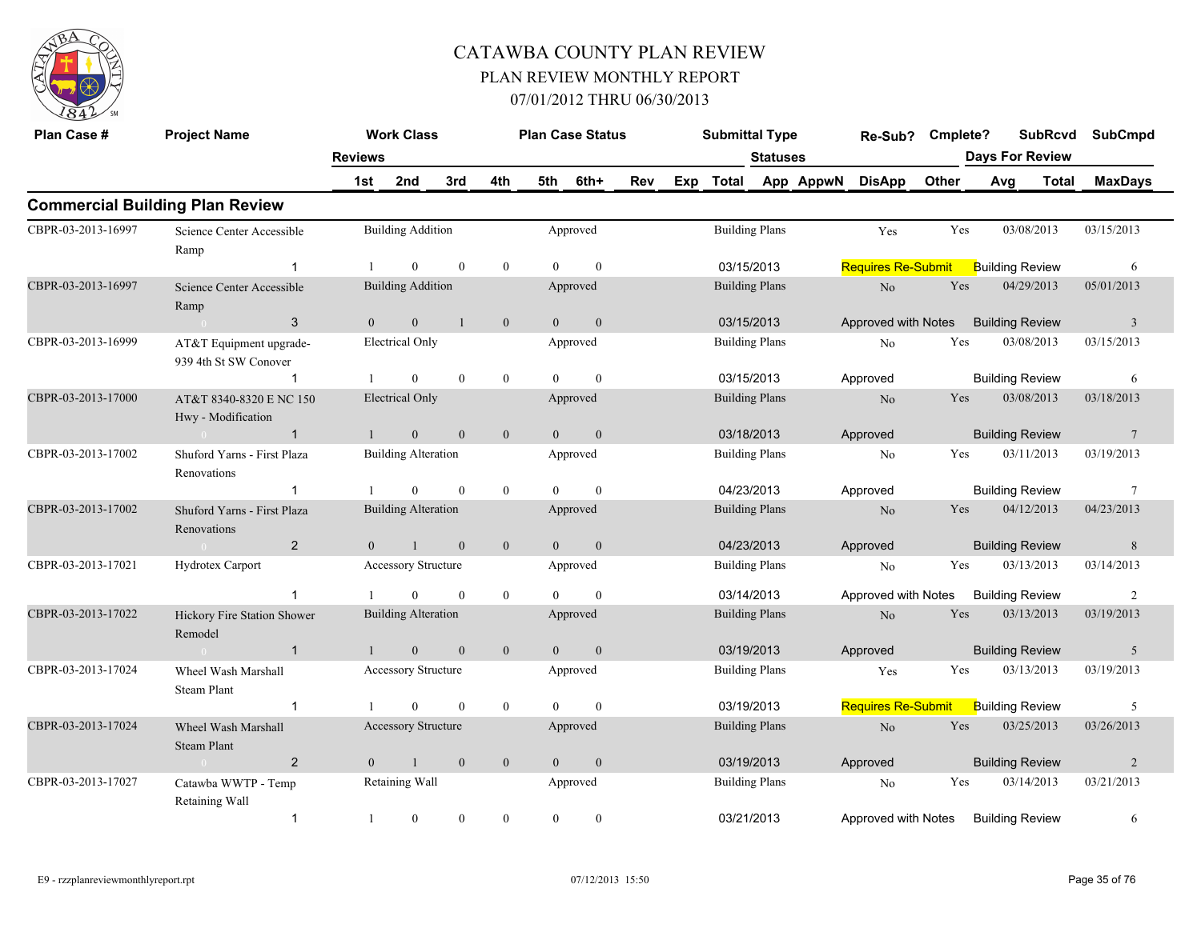# CATAWBA COUNTY PLAN REVIEW

## PLAN REVIEW MONTHLY REPORT

### 07/01/2012 THRU 06/30/2013

## Commercial Building Plan Review

| Plan Case # | Project Name | Reviews | Work Class 1st | 2nd | 3rd | 4th | Plan Case Status 5th | 6th+ | Rev | Exp | Submittal Type Total | Statuses App | AppwN | Re-Sub? DisApp | Cmplete? Other | SubRcvd Days For Review Avg | Total | SubCmpd MaxDays |
|---|---|---|---|---|---|---|---|---|---|---|---|---|---|---|---|---|---|---|
| CBPR-03-2013-16997 | Science Center Accessible Ramp | | Building Addition | | | | Approved | | | | Building Plans | | | Yes | Yes | 03/08/2013 | | 03/15/2013 |
| | | 1 | 1 | 0 | 0 | 0 | 0 | 0 | | | 03/15/2013 | | | Requires Re-Submit | | Building Review | | 6 |
| CBPR-03-2013-16997 | Science Center Accessible Ramp | | Building Addition | | | | Approved | | | | Building Plans | | | No | Yes | 04/29/2013 | | 05/01/2013 |
| | | 3 | 0 | 0 | 1 | 0 | 0 | 0 | | | 03/15/2013 | | | Approved with Notes | | Building Review | | 3 |
| CBPR-03-2013-16999 | AT&T Equipment upgrade-939 4th St SW Conover | | Electrical Only | | | | Approved | | | | Building Plans | | | No | Yes | 03/08/2013 | | 03/15/2013 |
| | | 1 | 1 | 0 | 0 | 0 | 0 | 0 | | | 03/15/2013 | | | Approved | | Building Review | | 6 |
| CBPR-03-2013-17000 | AT&T 8340-8320 E NC 150 Hwy - Modification | | Electrical Only | | | | Approved | | | | Building Plans | | | No | Yes | 03/08/2013 | | 03/18/2013 |
| | | 1 | 1 | 0 | 0 | 0 | 0 | 0 | | | 03/18/2013 | | | Approved | | Building Review | | 7 |
| CBPR-03-2013-17002 | Shuford Yarns - First Plaza Renovations | | Building Alteration | | | | Approved | | | | Building Plans | | | No | Yes | 03/11/2013 | | 03/19/2013 |
| | | 1 | 1 | 0 | 0 | 0 | 0 | 0 | | | 04/23/2013 | | | Approved | | Building Review | | 7 |
| CBPR-03-2013-17002 | Shuford Yarns - First Plaza Renovations | | Building Alteration | | | | Approved | | | | Building Plans | | | No | Yes | 04/12/2013 | | 04/23/2013 |
| | | 2 | 0 | 1 | 0 | 0 | 0 | 0 | | | 04/23/2013 | | | Approved | | Building Review | | 8 |
| CBPR-03-2013-17021 | Hydrotex Carport | | Accessory Structure | | | | Approved | | | | Building Plans | | | No | Yes | 03/13/2013 | | 03/14/2013 |
| | | 1 | 1 | 0 | 0 | 0 | 0 | 0 | | | 03/14/2013 | | | Approved with Notes | | Building Review | | 2 |
| CBPR-03-2013-17022 | Hickory Fire Station Shower Remodel | | Building Alteration | | | | Approved | | | | Building Plans | | | No | Yes | 03/13/2013 | | 03/19/2013 |
| | | 1 | 1 | 0 | 0 | 0 | 0 | 0 | | | 03/19/2013 | | | Approved | | Building Review | | 5 |
| CBPR-03-2013-17024 | Wheel Wash Marshall Steam Plant | | Accessory Structure | | | | Approved | | | | Building Plans | | | Yes | Yes | 03/13/2013 | | 03/19/2013 |
| | | 1 | 1 | 0 | 0 | 0 | 0 | 0 | | | 03/19/2013 | | | Requires Re-Submit | | Building Review | | 5 |
| CBPR-03-2013-17024 | Wheel Wash Marshall Steam Plant | | Accessory Structure | | | | Approved | | | | Building Plans | | | No | Yes | 03/25/2013 | | 03/26/2013 |
| | | 2 | 0 | 1 | 0 | 0 | 0 | 0 | | | 03/19/2013 | | | Approved | | Building Review | | 2 |
| CBPR-03-2013-17027 | Catawba WWTP - Temp Retaining Wall | | Retaining Wall | | | | Approved | | | | Building Plans | | | No | Yes | 03/14/2013 | | 03/21/2013 |
| | | 1 | 1 | 0 | 0 | 0 | 0 | 0 | | | 03/21/2013 | | | Approved with Notes | | Building Review | | 6 |

E9 - rzzplanreviewmonthlyreport.rpt    07/12/2013 15:50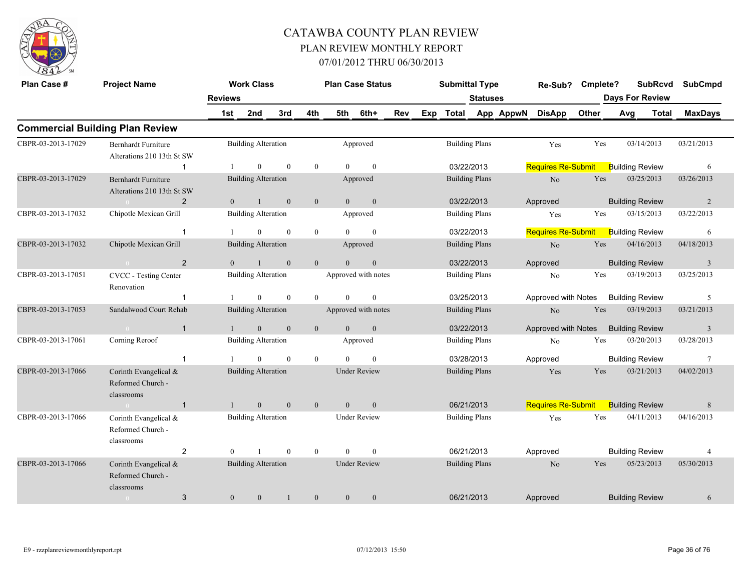# CATAWBA COUNTY PLAN REVIEW

## PLAN REVIEW MONTHLY REPORT

### 07/01/2012 THRU 06/30/2013

## Commercial Building Plan Review

| Plan Case # | Project Name | Reviews | Work Class 1st | 2nd | 3rd | 4th | Plan Case Status 5th | 6th+ | Rev | Exp | Submittal Type Total | Statuses App | AppwN | Re-Sub? DisApp | Cmplete? Other | Days For Review Avg | SubRcvd Total | SubCmpd MaxDays |
|---|---|---|---|---|---|---|---|---|---|---|---|---|---|---|---|---|---|---|
| CBPR-03-2013-17029 | Bernhardt Furniture Alterations 210 13th St SW | | Building Alteration | | | | Approved | | | | Building Plans | | | Yes | Yes | | 03/14/2013 | 03/21/2013 |
| | | 1 | 1 | 0 | 0 | 0 | 0 | 0 | | | 03/22/2013 | | | Requires Re-Submit | | Building Review | | 6 |
| CBPR-03-2013-17029 | Bernhardt Furniture Alterations 210 13th St SW | | Building Alteration | | | | Approved | | | | Building Plans | | | No | Yes | | 03/25/2013 | 03/26/2013 |
| | 0 | 2 | 0 | 1 | 0 | 0 | 0 | 0 | | | 03/22/2013 | | | Approved | | Building Review | | 2 |
| CBPR-03-2013-17032 | Chipotle Mexican Grill | | Building Alteration | | | | Approved | | | | Building Plans | | | Yes | Yes | | 03/15/2013 | 03/22/2013 |
| | | 1 | 1 | 0 | 0 | 0 | 0 | 0 | | | 03/22/2013 | | | Requires Re-Submit | | Building Review | | 6 |
| CBPR-03-2013-17032 | Chipotle Mexican Grill | | Building Alteration | | | | Approved | | | | Building Plans | | | No | Yes | | 04/16/2013 | 04/18/2013 |
| | 0 | 2 | 0 | 1 | 0 | 0 | 0 | 0 | | | 03/22/2013 | | | Approved | | Building Review | | 3 |
| CBPR-03-2013-17051 | CVCC - Testing Center Renovation | | Building Alteration | | | | Approved with notes | | | | Building Plans | | | No | Yes | | 03/19/2013 | 03/25/2013 |
| | | 1 | 1 | 0 | 0 | 0 | 0 | 0 | | | 03/25/2013 | | | Approved with Notes | | Building Review | | 5 |
| CBPR-03-2013-17053 | Sandalwood Court Rehab | | Building Alteration | | | | Approved with notes | | | | Building Plans | | | No | Yes | | 03/19/2013 | 03/21/2013 |
| | 0 | 1 | 1 | 0 | 0 | 0 | 0 | 0 | | | 03/22/2013 | | | Approved with Notes | | Building Review | | 3 |
| CBPR-03-2013-17061 | Corning Reroof | | Building Alteration | | | | Approved | | | | Building Plans | | | No | Yes | | 03/20/2013 | 03/28/2013 |
| | | 1 | 1 | 0 | 0 | 0 | 0 | 0 | | | 03/28/2013 | | | Approved | | Building Review | | 7 |
| CBPR-03-2013-17066 | Corinth Evangelical & Reformed Church - classrooms | | Building Alteration | | | | Under Review | | | | Building Plans | | | Yes | Yes | | 03/21/2013 | 04/02/2013 |
| | 0 | 1 | 1 | 0 | 0 | 0 | 0 | 0 | | | 06/21/2013 | | | Requires Re-Submit | | Building Review | | 8 |
| CBPR-03-2013-17066 | Corinth Evangelical & Reformed Church - classrooms | | Building Alteration | | | | Under Review | | | | Building Plans | | | Yes | Yes | | 04/11/2013 | 04/16/2013 |
| | | 2 | 0 | 1 | 0 | 0 | 0 | 0 | | | 06/21/2013 | | | Approved | | Building Review | | 4 |
| CBPR-03-2013-17066 | Corinth Evangelical & Reformed Church - classrooms | | Building Alteration | | | | Under Review | | | | Building Plans | | | No | Yes | | 05/23/2013 | 05/30/2013 |
| | 0 | 3 | 0 | 0 | 1 | 0 | 0 | 0 | | | 06/21/2013 | | | Approved | | Building Review | | 6 |

E9 - rzzplanreviewmonthlyreport.rpt 07/12/2013 15:50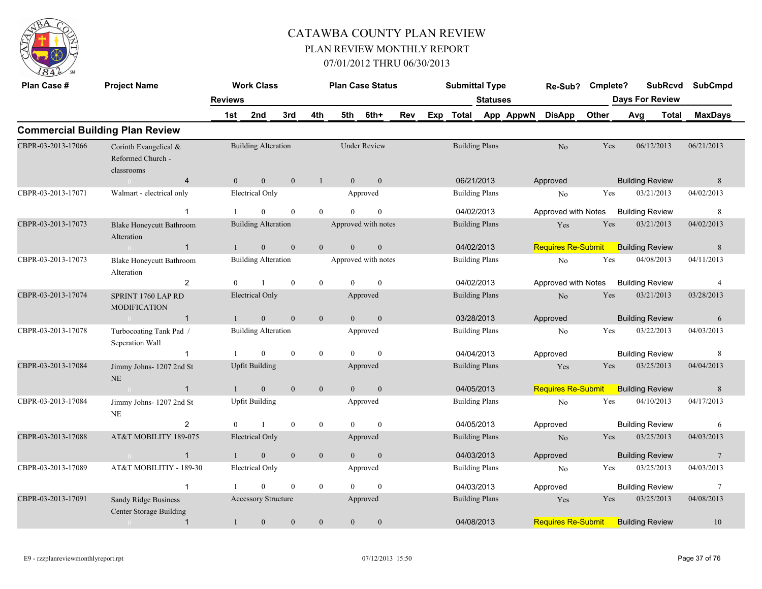# CATAWBA COUNTY PLAN REVIEW

## PLAN REVIEW MONTHLY REPORT

### 07/01/2012 THRU 06/30/2013

## Commercial Building Plan Review

| Plan Case # | Project Name | Reviews | Work Class | | | Plan Case Status | | | Submittal Type | Statuses | | Re-Sub? | Cmplete? | SubRcvd | SubCmpd |
|---|---|---|---|---|---|---|---|---|---|---|---|---|---|---|---|
| | | | 1st | 2nd | 3rd | 4th | 5th | 6th+ | Rev Exp Total | App AppwN DisApp | Other | | | Days For Review Avg Total | MaxDays |
| CBPR-03-2013-17066 | Corinth Evangelical & Reformed Church - classrooms | 4 | 0 | 0 | 0 | 1 | 0 | 0 | Building Alteration / Under Review / Building Plans 06/21/2013 | Approved | Building Review | No | Yes | 06/12/2013 | 06/21/2013 / 8 |
| CBPR-03-2013-17071 | Walmart - electrical only | 1 | 1 | 0 | 0 | 0 | 0 | 0 | Electrical Only / Approved / Building Plans 04/02/2013 | Approved with Notes | Building Review | No | Yes | 03/21/2013 | 04/02/2013 / 8 |
| CBPR-03-2013-17073 | Blake Honeycutt Bathroom Alteration | 1 | 1 | 0 | 0 | 0 | 0 | 0 | Building Alteration / Approved with notes / Building Plans 04/02/2013 | Requires Re-Submit | Building Review | Yes | Yes | 03/21/2013 | 04/02/2013 / 8 |
| CBPR-03-2013-17073 | Blake Honeycutt Bathroom Alteration | 2 | 0 | 1 | 0 | 0 | 0 | 0 | Building Alteration / Approved with notes / Building Plans 04/02/2013 | Approved with Notes | Building Review | No | Yes | 04/08/2013 | 04/11/2013 / 4 |
| CBPR-03-2013-17074 | SPRINT 1760 LAP RD MODIFICATION | 1 | 1 | 0 | 0 | 0 | 0 | 0 | Electrical Only / Approved / Building Plans 03/28/2013 | Approved | Building Review | No | Yes | 03/21/2013 | 03/28/2013 / 6 |
| CBPR-03-2013-17078 | Turbocoating Tank Pad / Seperation Wall | 1 | 1 | 0 | 0 | 0 | 0 | 0 | Building Alteration / Approved / Building Plans 04/04/2013 | Approved | Building Review | No | Yes | 03/22/2013 | 04/03/2013 / 8 |
| CBPR-03-2013-17084 | Jimmy Johns- 1207 2nd St NE | 1 | 1 | 0 | 0 | 0 | 0 | 0 | Upfit Building / Approved / Building Plans 04/05/2013 | Requires Re-Submit | Building Review | Yes | Yes | 03/25/2013 | 04/04/2013 / 8 |
| CBPR-03-2013-17084 | Jimmy Johns- 1207 2nd St NE | 2 | 0 | 1 | 0 | 0 | 0 | 0 | Upfit Building / Approved / Building Plans 04/05/2013 | Approved | Building Review | No | Yes | 04/10/2013 | 04/17/2013 / 6 |
| CBPR-03-2013-17088 | AT&T MOBILITY 189-075 | 1 | 1 | 0 | 0 | 0 | 0 | 0 | Electrical Only / Approved / Building Plans 04/03/2013 | Approved | Building Review | No | Yes | 03/25/2013 | 04/03/2013 / 7 |
| CBPR-03-2013-17089 | AT&T MOBILITIY - 189-30 | 1 | 1 | 0 | 0 | 0 | 0 | 0 | Electrical Only / Approved / Building Plans 04/03/2013 | Approved | Building Review | No | Yes | 03/25/2013 | 04/03/2013 / 7 |
| CBPR-03-2013-17091 | Sandy Ridge Business Center Storage Building | 1 | 1 | 0 | 0 | 0 | 0 | 0 | Accessory Structure / Approved / Building Plans 04/08/2013 | Requires Re-Submit | Building Review | Yes | Yes | 03/25/2013 | 04/08/2013 / 10 |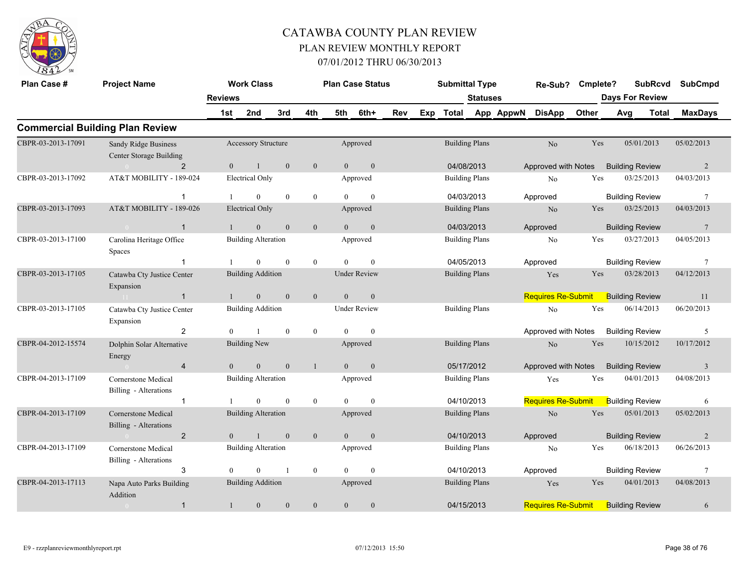# CATAWBA COUNTY PLAN REVIEW

## PLAN REVIEW MONTHLY REPORT

### 07/01/2012 THRU 06/30/2013

| Plan Case # | Project Name | Work Class | | | | Plan Case Status | | | Submittal Type | | Re-Sub? | Cmplete? | SubRcvd | SubCmpd |
|---|---|---|---|---|---|---|---|---|---|---|---|---|---|---|
| | | Reviews | | | | | | | Statuses | | | | Days For Review | |
| | | 1st | 2nd | 3rd | 4th | 5th | 6th+ | Rev Exp | Total App AppwN | | DisApp | Other | Avg Total | MaxDays |

## Commercial Building Plan Review

| Plan Case # | Project Name | Work Class / 1st | 2nd | 3rd | 4th | Plan Case Status / 5th | 6th+ | Submittal Type / Total | Re-Sub? / DisApp | Cmplete? | SubRcvd / Days For Review | SubCmpd / MaxDays |
|---|---|---|---|---|---|---|---|---|---|---|---|---|
| CBPR-03-2013-17091 | Sandy Ridge Business Center Storage Building | Accessory Structure | | | | Approved | | Building Plans | No | Yes | 05/01/2013 | 05/02/2013 |
| 0 | 2 | 0 | 1 | 0 | 0 | 0 | 0 | 04/08/2013 | Approved with Notes | | Building Review | 2 |
| CBPR-03-2013-17092 | AT&T MOBILITY - 189-024 | Electrical Only | | | | Approved | | Building Plans | No | Yes | 03/25/2013 | 04/03/2013 |
| | 1 | 1 | 0 | 0 | 0 | 0 | 0 | 04/03/2013 | Approved | | Building Review | 7 |
| CBPR-03-2013-17093 | AT&T MOBILITY - 189-026 | Electrical Only | | | | Approved | | Building Plans | No | Yes | 03/25/2013 | 04/03/2013 |
| 0 | 1 | 1 | 0 | 0 | 0 | 0 | 0 | 04/03/2013 | Approved | | Building Review | 7 |
| CBPR-03-2013-17100 | Carolina Heritage Office Spaces | Building Alteration | | | | Approved | | Building Plans | No | Yes | 03/27/2013 | 04/05/2013 |
| | 1 | 1 | 0 | 0 | 0 | 0 | 0 | 04/05/2013 | Approved | | Building Review | 7 |
| CBPR-03-2013-17105 | Catawba Cty Justice Center Expansion | Building Addition | | | | Under Review | | Building Plans | Yes | Yes | 03/28/2013 | 04/12/2013 |
| 11 | 1 | 1 | 0 | 0 | 0 | 0 | 0 | | Requires Re-Submit | | Building Review | 11 |
| CBPR-03-2013-17105 | Catawba Cty Justice Center Expansion | Building Addition | | | | Under Review | | Building Plans | No | Yes | 06/14/2013 | 06/20/2013 |
| | 2 | 0 | 1 | 0 | 0 | 0 | 0 | | Approved with Notes | | Building Review | 5 |
| CBPR-04-2012-15574 | Dolphin Solar Alternative Energy | Building New | | | | Approved | | Building Plans | No | Yes | 10/15/2012 | 10/17/2012 |
| 0 | 4 | 0 | 0 | 0 | 1 | 0 | 0 | 05/17/2012 | Approved with Notes | | Building Review | 3 |
| CBPR-04-2013-17109 | Cornerstone Medical Billing - Alterations | Building Alteration | | | | Approved | | Building Plans | Yes | Yes | 04/01/2013 | 04/08/2013 |
| | 1 | 1 | 0 | 0 | 0 | 0 | 0 | 04/10/2013 | Requires Re-Submit | | Building Review | 6 |
| CBPR-04-2013-17109 | Cornerstone Medical Billing - Alterations | Building Alteration | | | | Approved | | Building Plans | No | Yes | 05/01/2013 | 05/02/2013 |
| 0 | 2 | 0 | 1 | 0 | 0 | 0 | 0 | 04/10/2013 | Approved | | Building Review | 2 |
| CBPR-04-2013-17109 | Cornerstone Medical Billing - Alterations | Building Alteration | | | | Approved | | Building Plans | No | Yes | 06/18/2013 | 06/26/2013 |
| | 3 | 0 | 0 | 1 | 0 | 0 | 0 | 04/10/2013 | Approved | | Building Review | 7 |
| CBPR-04-2013-17113 | Napa Auto Parks Building Addition | Building Addition | | | | Approved | | Building Plans | Yes | Yes | 04/01/2013 | 04/08/2013 |
| 0 | 1 | 1 | 0 | 0 | 0 | 0 | 0 | 04/15/2013 | Requires Re-Submit | | Building Review | 6 |

E9 - rzzplanreviewmonthlyreport.rpt 07/12/2013 15:50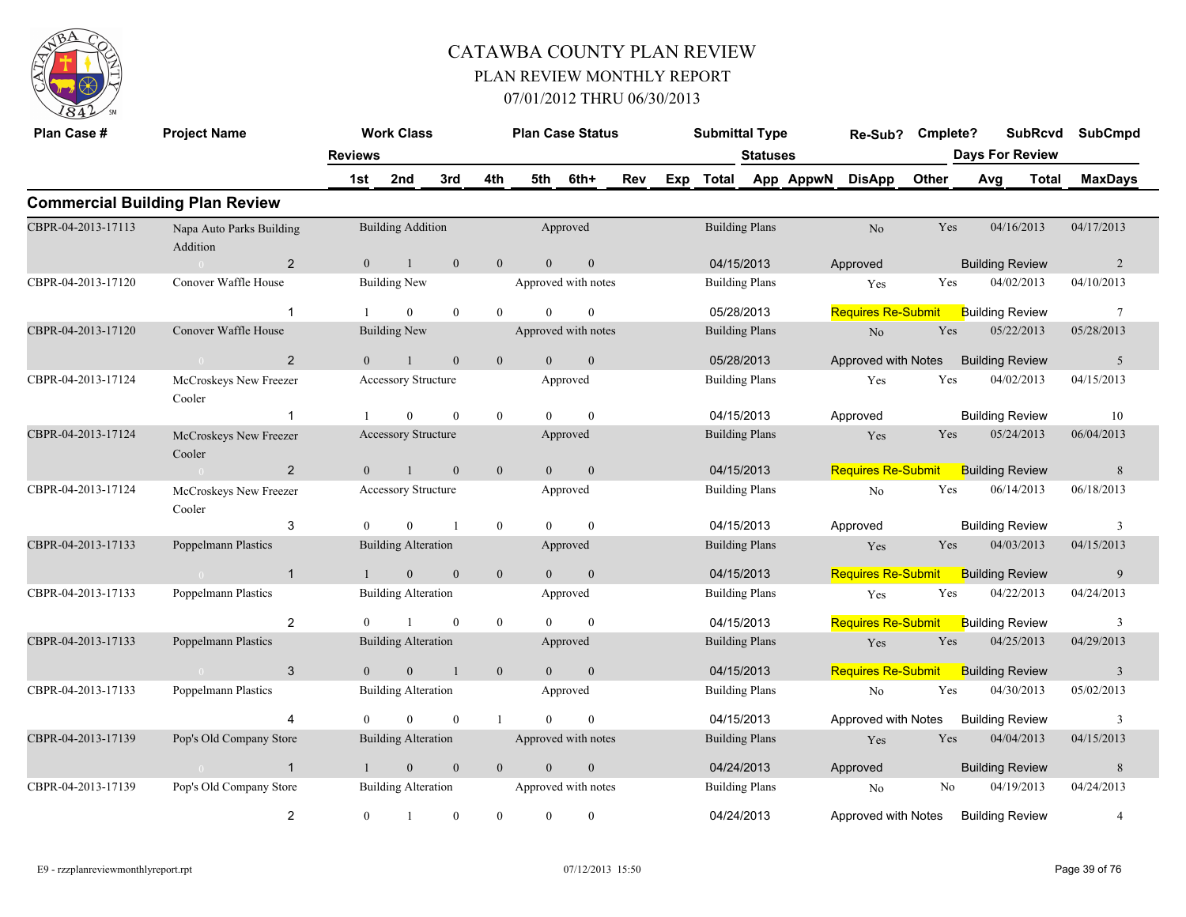# CATAWBA COUNTY PLAN REVIEW
## PLAN REVIEW MONTHLY REPORT
### 07/01/2012 THRU 06/30/2013

| Plan Case # | Project Name | Reviews | Work Class 1st | 2nd | 3rd | 4th | Plan Case Status 5th | 6th+ | Rev | Exp | Submittal Type Total | Statuses App | AppwN | Re-Sub? DisApp | Cmplete? Other | Days For Review Avg | SubRcvd Total | SubCmpd MaxDays |
|---|---|---|---|---|---|---|---|---|---|---|---|---|---|---|---|---|---|---|
| **Commercial Building Plan Review** | | | | | | | | | | | | | | | | | | |
| CBPR-04-2013-17113 | Napa Auto Parks Building Addition | | Building Addition | | | | Approved | | | | Building Plans | | | No | Yes | | 04/16/2013 | 04/17/2013 |
| | | 2 | 0 | 1 | 0 | 0 | 0 | 0 | | | 04/15/2013 | | | Approved | | Building Review | | 2 |
| CBPR-04-2013-17120 | Conover Waffle House | | Building New | | | | Approved with notes | | | | Building Plans | | | Yes | Yes | | 04/02/2013 | 04/10/2013 |
| | | 1 | 1 | 0 | 0 | 0 | 0 | 0 | | | 05/28/2013 | | | Requires Re-Submit | | Building Review | | 7 |
| CBPR-04-2013-17120 | Conover Waffle House | | Building New | | | | Approved with notes | | | | Building Plans | | | No | Yes | | 05/22/2013 | 05/28/2013 |
| | | 2 | 0 | 1 | 0 | 0 | 0 | 0 | | | 05/28/2013 | | | Approved with Notes | | Building Review | | 5 |
| CBPR-04-2013-17124 | McCroskeys New Freezer Cooler | | Accessory Structure | | | | Approved | | | | Building Plans | | | Yes | Yes | | 04/02/2013 | 04/15/2013 |
| | | 1 | 1 | 0 | 0 | 0 | 0 | 0 | | | 04/15/2013 | | | Approved | | Building Review | | 10 |
| CBPR-04-2013-17124 | McCroskeys New Freezer Cooler | | Accessory Structure | | | | Approved | | | | Building Plans | | | Yes | Yes | | 05/24/2013 | 06/04/2013 |
| | | 2 | 0 | 1 | 0 | 0 | 0 | 0 | | | 04/15/2013 | | | Requires Re-Submit | | Building Review | | 8 |
| CBPR-04-2013-17124 | McCroskeys New Freezer Cooler | | Accessory Structure | | | | Approved | | | | Building Plans | | | No | Yes | | 06/14/2013 | 06/18/2013 |
| | | 3 | 0 | 0 | 1 | 0 | 0 | 0 | | | 04/15/2013 | | | Approved | | Building Review | | 3 |
| CBPR-04-2013-17133 | Poppelmann Plastics | | Building Alteration | | | | Approved | | | | Building Plans | | | Yes | Yes | | 04/03/2013 | 04/15/2013 |
| | | 1 | 1 | 0 | 0 | 0 | 0 | 0 | | | 04/15/2013 | | | Requires Re-Submit | | Building Review | | 9 |
| CBPR-04-2013-17133 | Poppelmann Plastics | | Building Alteration | | | | Approved | | | | Building Plans | | | Yes | Yes | | 04/22/2013 | 04/24/2013 |
| | | 2 | 0 | 1 | 0 | 0 | 0 | 0 | | | 04/15/2013 | | | Requires Re-Submit | | Building Review | | 3 |
| CBPR-04-2013-17133 | Poppelmann Plastics | | Building Alteration | | | | Approved | | | | Building Plans | | | Yes | Yes | | 04/25/2013 | 04/29/2013 |
| | | 3 | 0 | 0 | 1 | 0 | 0 | 0 | | | 04/15/2013 | | | Requires Re-Submit | | Building Review | | 3 |
| CBPR-04-2013-17133 | Poppelmann Plastics | | Building Alteration | | | | Approved | | | | Building Plans | | | No | Yes | | 04/30/2013 | 05/02/2013 |
| | | 4 | 0 | 0 | 0 | 1 | 0 | 0 | | | 04/15/2013 | | | Approved with Notes | | Building Review | | 3 |
| CBPR-04-2013-17139 | Pop's Old Company Store | | Building Alteration | | | | Approved with notes | | | | Building Plans | | | Yes | Yes | | 04/04/2013 | 04/15/2013 |
| | | 1 | 1 | 0 | 0 | 0 | 0 | 0 | | | 04/24/2013 | | | Approved | | Building Review | | 8 |
| CBPR-04-2013-17139 | Pop's Old Company Store | | Building Alteration | | | | Approved with notes | | | | Building Plans | | | No | No | | 04/19/2013 | 04/24/2013 |
| | | 2 | 0 | 1 | 0 | 0 | 0 | 0 | | | 04/24/2013 | | | Approved with Notes | | Building Review | | 4 |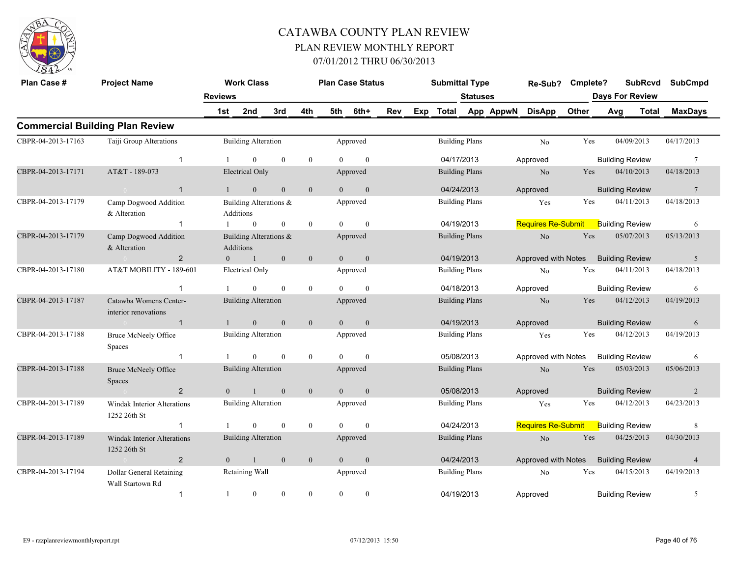# CATAWBA COUNTY PLAN REVIEW
## PLAN REVIEW MONTHLY REPORT
### 07/01/2012 THRU 06/30/2013

## Commercial Building Plan Review

| Plan Case # | Project Name | Work Class | Plan Case Status | Submittal Type | Re-Sub? | Cmplete? | SubRcvd | SubCmpd |
|---|---|---|---|---|---|---|---|---|
| Reviews | 1st / 2nd / 3rd / 4th / 5th / 6th+ / Rev / Exp | Total | Statuses: App / AppwN / DisApp / Other | | | | Days For Review: Avg / Total | MaxDays |
| CBPR-04-2013-17163 | Taiji Group Alterations | Building Alteration | Approved | Building Plans | No | Yes | 04/09/2013 | 04/17/2013 |
| 1 | 1 / 0 / 0 / 0 / 0 / 0 | | 04/17/2013 | Approved | | | Building Review | 7 |
| CBPR-04-2013-17171 | AT&T - 189-073 | Electrical Only | Approved | Building Plans | No | Yes | 04/10/2013 | 04/18/2013 |
| 1 | 1 / 0 / 0 / 0 / 0 / 0 | | 04/24/2013 | Approved | | | Building Review | 7 |
| CBPR-04-2013-17179 | Camp Dogwood Addition & Alteration | Building Alterations & Additions | Approved | Building Plans | Yes | Yes | 04/11/2013 | 04/18/2013 |
| 1 | 1 / 0 / 0 / 0 / 0 / 0 | | 04/19/2013 | Requires Re-Submit | | | Building Review | 6 |
| CBPR-04-2013-17179 | Camp Dogwood Addition & Alteration | Building Alterations & Additions | Approved | Building Plans | No | Yes | 05/07/2013 | 05/13/2013 |
| 2 | 0 / 1 / 0 / 0 / 0 / 0 | | 04/19/2013 | Approved with Notes | | | Building Review | 5 |
| CBPR-04-2013-17180 | AT&T MOBILITY - 189-601 | Electrical Only | Approved | Building Plans | No | Yes | 04/11/2013 | 04/18/2013 |
| 1 | 1 / 0 / 0 / 0 / 0 / 0 | | 04/18/2013 | Approved | | | Building Review | 6 |
| CBPR-04-2013-17187 | Catawba Womens Center-interior renovations | Building Alteration | Approved | Building Plans | No | Yes | 04/12/2013 | 04/19/2013 |
| 1 | 1 / 0 / 0 / 0 / 0 / 0 | | 04/19/2013 | Approved | | | Building Review | 6 |
| CBPR-04-2013-17188 | Bruce McNeely Office Spaces | Building Alteration | Approved | Building Plans | Yes | Yes | 04/12/2013 | 04/19/2013 |
| 1 | 1 / 0 / 0 / 0 / 0 / 0 | | 05/08/2013 | Approved with Notes | | | Building Review | 6 |
| CBPR-04-2013-17188 | Bruce McNeely Office Spaces | Building Alteration | Approved | Building Plans | No | Yes | 05/03/2013 | 05/06/2013 |
| 2 | 0 / 1 / 0 / 0 / 0 / 0 | | 05/08/2013 | Approved | | | Building Review | 2 |
| CBPR-04-2013-17189 | Windak Interior Alterations 1252 26th St | Building Alteration | Approved | Building Plans | Yes | Yes | 04/12/2013 | 04/23/2013 |
| 1 | 1 / 0 / 0 / 0 / 0 / 0 | | 04/24/2013 | Requires Re-Submit | | | Building Review | 8 |
| CBPR-04-2013-17189 | Windak Interior Alterations 1252 26th St | Building Alteration | Approved | Building Plans | No | Yes | 04/25/2013 | 04/30/2013 |
| 2 | 0 / 1 / 0 / 0 / 0 / 0 | | 04/24/2013 | Approved with Notes | | | Building Review | 4 |
| CBPR-04-2013-17194 | Dollar General Retaining Wall Startown Rd | Retaining Wall | Approved | Building Plans | No | Yes | 04/15/2013 | 04/19/2013 |
| 1 | 1 / 0 / 0 / 0 / 0 / 0 | | 04/19/2013 | Approved | | | Building Review | 5 |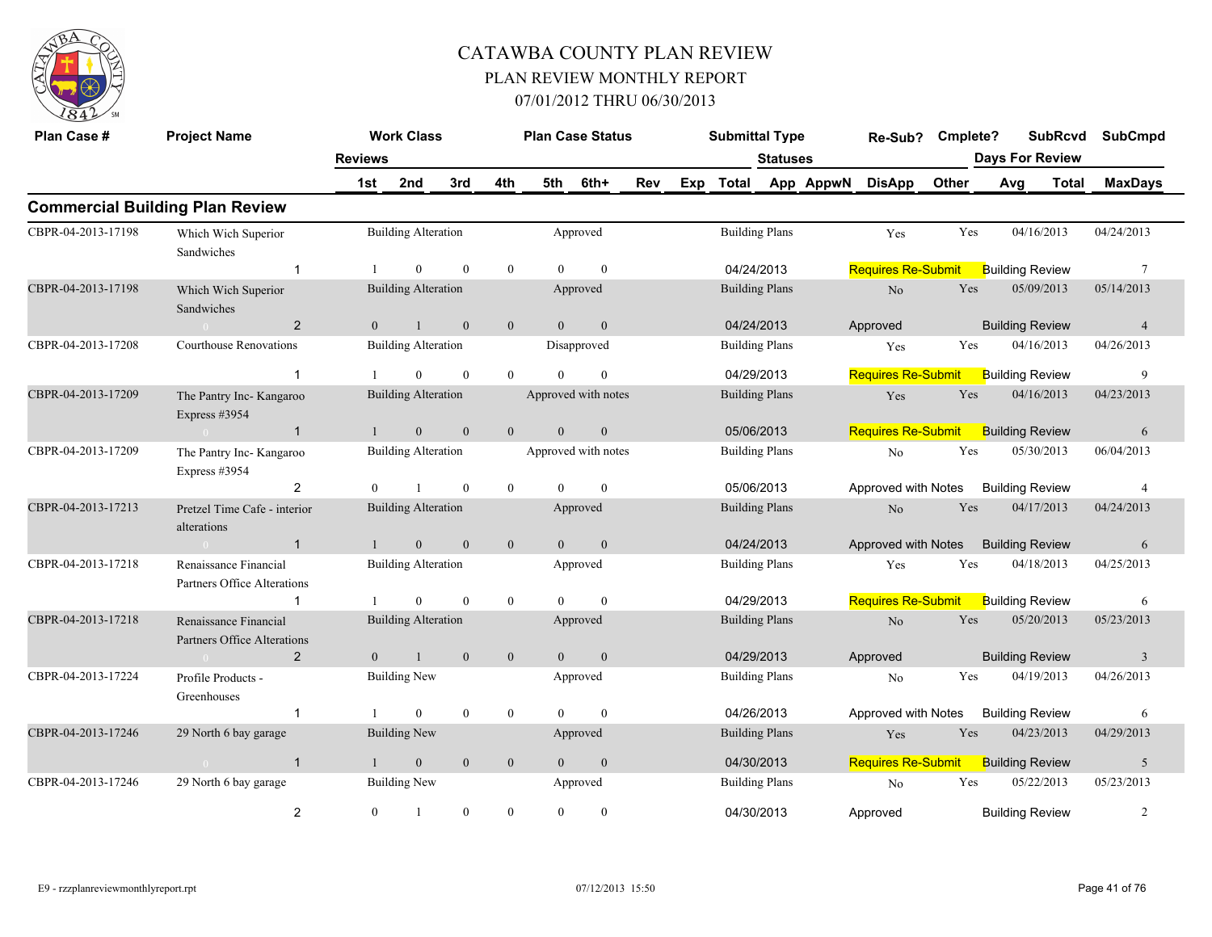# CATAWBA COUNTY PLAN REVIEW

## PLAN REVIEW MONTHLY REPORT

## 07/01/2012 THRU 06/30/2013

## Commercial Building Plan Review

| Plan Case # | Project Name | Reviews | 1st | 2nd | 3rd | 4th | 5th | 6th+ | Work Class | Plan Case Status | Submittal Type | Total | Statuses | Re-Sub? | Cmplete? | Other | SubRcvd | SubCmpd | Days For Review MaxDays |
|---|---|---|---|---|---|---|---|---|---|---|---|---|---|---|---|---|---|---|---|
| CBPR-04-2013-17198 | Which Wich Superior Sandwiches | 1 | 1 | 0 | 0 | 0 | 0 | 0 | Building Alteration | Approved | Building Plans | 04/24/2013 | Requires Re-Submit | Yes | Yes | Building Review | 04/16/2013 | 04/24/2013 | 7 |
| CBPR-04-2013-17198 | Which Wich Superior Sandwiches | 2 | 0 | 1 | 0 | 0 | 0 | 0 | Building Alteration | Approved | Building Plans | 04/24/2013 | Approved | No | Yes | Building Review | 05/09/2013 | 05/14/2013 | 4 |
| CBPR-04-2013-17208 | Courthouse Renovations | 1 | 1 | 0 | 0 | 0 | 0 | 0 | Building Alteration | Disapproved | Building Plans | 04/29/2013 | Requires Re-Submit | Yes | Yes | Building Review | 04/16/2013 | 04/26/2013 | 9 |
| CBPR-04-2013-17209 | The Pantry Inc- Kangaroo Express #3954 | 1 | 1 | 0 | 0 | 0 | 0 | 0 | Building Alteration | Approved with notes | Building Plans | 05/06/2013 | Requires Re-Submit | Yes | Yes | Building Review | 04/16/2013 | 04/23/2013 | 6 |
| CBPR-04-2013-17209 | The Pantry Inc- Kangaroo Express #3954 | 2 | 0 | 1 | 0 | 0 | 0 | 0 | Building Alteration | Approved with notes | Building Plans | 05/06/2013 | Approved with Notes | No | Yes | Building Review | 05/30/2013 | 06/04/2013 | 4 |
| CBPR-04-2013-17213 | Pretzel Time Cafe - interior alterations | 1 | 1 | 0 | 0 | 0 | 0 | 0 | Building Alteration | Approved | Building Plans | 04/24/2013 | Approved with Notes | No | Yes | Building Review | 04/17/2013 | 04/24/2013 | 6 |
| CBPR-04-2013-17218 | Renaissance Financial Partners Office Alterations | 1 | 1 | 0 | 0 | 0 | 0 | 0 | Building Alteration | Approved | Building Plans | 04/29/2013 | Requires Re-Submit | Yes | Yes | Building Review | 04/18/2013 | 04/25/2013 | 6 |
| CBPR-04-2013-17218 | Renaissance Financial Partners Office Alterations | 2 | 0 | 1 | 0 | 0 | 0 | 0 | Building Alteration | Approved | Building Plans | 04/29/2013 | Approved | No | Yes | Building Review | 05/20/2013 | 05/23/2013 | 3 |
| CBPR-04-2013-17224 | Profile Products - Greenhouses | 1 | 1 | 0 | 0 | 0 | 0 | 0 | Building New | Approved | Building Plans | 04/26/2013 | Approved with Notes | No | Yes | Building Review | 04/19/2013 | 04/26/2013 | 6 |
| CBPR-04-2013-17246 | 29 North 6 bay garage | 1 | 1 | 0 | 0 | 0 | 0 | 0 | Building New | Approved | Building Plans | 04/30/2013 | Requires Re-Submit | Yes | Yes | Building Review | 04/23/2013 | 04/29/2013 | 5 |
| CBPR-04-2013-17246 | 29 North 6 bay garage | 2 | 0 | 1 | 0 | 0 | 0 | 0 | Building New | Approved | Building Plans | 04/30/2013 | Approved | No | Yes | Building Review | 05/22/2013 | 05/23/2013 | 2 |

E9 - rzzplanreviewmonthlyreport.rpt 07/12/2013 15:50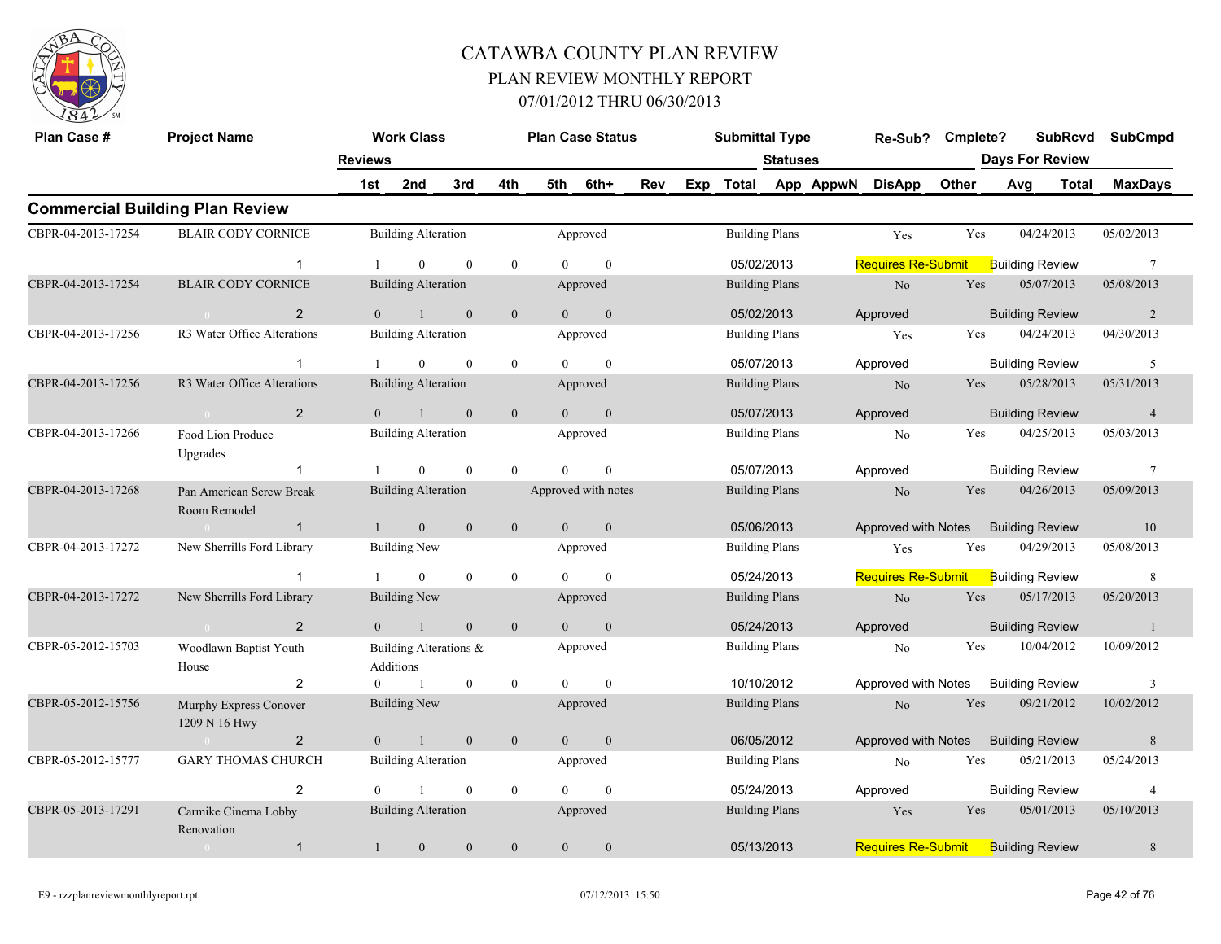# CATAWBA COUNTY PLAN REVIEW

## PLAN REVIEW MONTHLY REPORT

## 07/01/2012 THRU 06/30/2013

## Commercial Building Plan Review

| Plan Case # | Project Name | Reviews 1st | 2nd | 3rd | 4th | 5th | 6th+ | Work Class / Plan Case Status | Submittal Type / Total | Statuses | Re-Sub? | Cmplete? | SubRcvd | SubCmpd | Days For Review Total / MaxDays |
|---|---|---|---|---|---|---|---|---|---|---|---|---|---|---|---|
| CBPR-04-2013-17254 | BLAIR CODY CORNICE (1) | 1 | 0 | 0 | 0 | 0 | 0 | Building Alteration / Approved | Building Plans / 05/02/2013 | Requires Re-Submit | Yes | Yes | 04/24/2013 | 05/02/2013 | Building Review 7 |
| CBPR-04-2013-17254 | BLAIR CODY CORNICE (2) | 0 | 1 | 0 | 0 | 0 | 0 | Building Alteration / Approved | Building Plans / 05/02/2013 | Approved | No | Yes | 05/07/2013 | 05/08/2013 | Building Review 2 |
| CBPR-04-2013-17256 | R3 Water Office Alterations (1) | 1 | 0 | 0 | 0 | 0 | 0 | Building Alteration / Approved | Building Plans / 05/07/2013 | Approved | Yes | Yes | 04/24/2013 | 04/30/2013 | Building Review 5 |
| CBPR-04-2013-17256 | R3 Water Office Alterations (2) | 0 | 1 | 0 | 0 | 0 | 0 | Building Alteration / Approved | Building Plans / 05/07/2013 | Approved | No | Yes | 05/28/2013 | 05/31/2013 | Building Review 4 |
| CBPR-04-2013-17266 | Food Lion Produce Upgrades (1) | 1 | 0 | 0 | 0 | 0 | 0 | Building Alteration / Approved | Building Plans / 05/07/2013 | Approved | No | Yes | 04/25/2013 | 05/03/2013 | Building Review 7 |
| CBPR-04-2013-17268 | Pan American Screw Break Room Remodel (1) | 1 | 0 | 0 | 0 | 0 | 0 | Building Alteration / Approved with notes | Building Plans / 05/06/2013 | Approved with Notes | No | Yes | 04/26/2013 | 05/09/2013 | Building Review 10 |
| CBPR-04-2013-17272 | New Sherrills Ford Library (1) | 1 | 0 | 0 | 0 | 0 | 0 | Building New / Approved | Building Plans / 05/24/2013 | Requires Re-Submit | Yes | Yes | 04/29/2013 | 05/08/2013 | Building Review 8 |
| CBPR-04-2013-17272 | New Sherrills Ford Library (2) | 0 | 1 | 0 | 0 | 0 | 0 | Building New / Approved | Building Plans / 05/24/2013 | Approved | No | Yes | 05/17/2013 | 05/20/2013 | Building Review 1 |
| CBPR-05-2012-15703 | Woodlawn Baptist Youth House (2) | 0 | 1 | 0 | 0 | 0 | 0 | Building Alterations & Additions / Approved | Building Plans / 10/10/2012 | Approved with Notes | No | Yes | 10/04/2012 | 10/09/2012 | Building Review 3 |
| CBPR-05-2012-15756 | Murphy Express Conover 1209 N 16 Hwy (2) | 0 | 1 | 0 | 0 | 0 | 0 | Building New / Approved | Building Plans / 06/05/2012 | Approved with Notes | No | Yes | 09/21/2012 | 10/02/2012 | Building Review 8 |
| CBPR-05-2012-15777 | GARY THOMAS CHURCH (2) | 0 | 1 | 0 | 0 | 0 | 0 | Building Alteration / Approved | Building Plans / 05/24/2013 | Approved | No | Yes | 05/21/2013 | 05/24/2013 | Building Review 4 |
| CBPR-05-2013-17291 | Carmike Cinema Lobby Renovation (1) | 1 | 0 | 0 | 0 | 0 | 0 | Building Alteration / Approved | Building Plans / 05/13/2013 | Requires Re-Submit | Yes | Yes | 05/01/2013 | 05/10/2013 | Building Review 8 |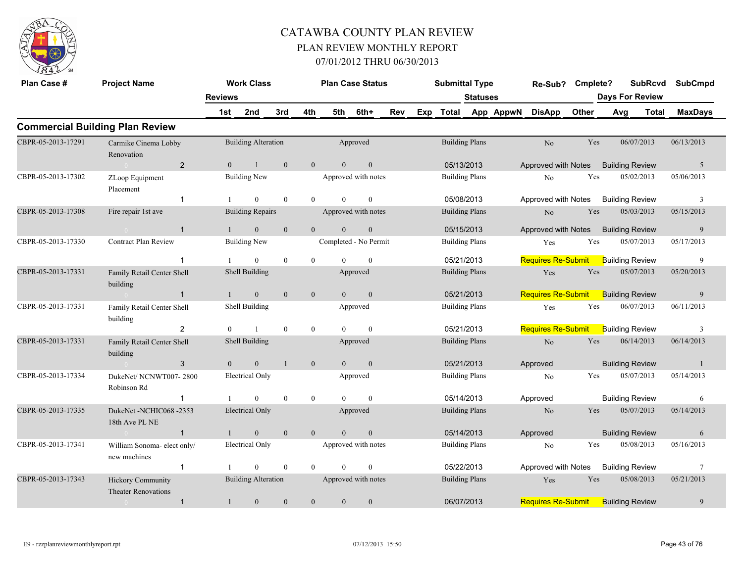# CATAWBA COUNTY PLAN REVIEW

## PLAN REVIEW MONTHLY REPORT

### 07/01/2012 THRU 06/30/2013

## Commercial Building Plan Review

| Plan Case # | Project Name | Reviews | Work Class 1st | 2nd | 3rd | 4th | Plan Case Status 5th | 6th+ | Rev | Exp | Submittal Type Total | Statuses App | AppwN | Re-Sub? DisApp | Cmplete? Other | Days For Review SubRcvd Avg | Total | SubCmpd MaxDays |
|---|---|---|---|---|---|---|---|---|---|---|---|---|---|---|---|---|---|---|
| CBPR-05-2013-17291 | Carmike Cinema Lobby Renovation | | Building Alteration | | | | Approved | | | | Building Plans | | | No | Yes | 06/07/2013 | | 06/13/2013 |
| | 0 | 2 | 0 | 1 | 0 | 0 | 0 | 0 | | | 05/13/2013 | | | Approved with Notes | | Building Review | | 5 |
| CBPR-05-2013-17302 | ZLoop Equipment Placement | | Building New | | | | Approved with notes | | | | Building Plans | | | No | Yes | 05/02/2013 | | 05/06/2013 |
| | | 1 | 1 | 0 | 0 | 0 | 0 | 0 | | | 05/08/2013 | | | Approved with Notes | | Building Review | | 3 |
| CBPR-05-2013-17308 | Fire repair 1st ave | | Building Repairs | | | | Approved with notes | | | | Building Plans | | | No | Yes | 05/03/2013 | | 05/15/2013 |
| | 0 | 1 | 1 | 0 | 0 | 0 | 0 | 0 | | | 05/15/2013 | | | Approved with Notes | | Building Review | | 9 |
| CBPR-05-2013-17330 | Contract Plan Review | | Building New | | | | Completed - No Permit | | | | Building Plans | | | Yes | Yes | 05/07/2013 | | 05/17/2013 |
| | | 1 | 1 | 0 | 0 | 0 | 0 | 0 | | | 05/21/2013 | | | Requires Re-Submit | | Building Review | | 9 |
| CBPR-05-2013-17331 | Family Retail Center Shell building | | Shell Building | | | | Approved | | | | Building Plans | | | Yes | Yes | 05/07/2013 | | 05/20/2013 |
| | 0 | 1 | 1 | 0 | 0 | 0 | 0 | 0 | | | 05/21/2013 | | | Requires Re-Submit | | Building Review | | 9 |
| CBPR-05-2013-17331 | Family Retail Center Shell building | | Shell Building | | | | Approved | | | | Building Plans | | | Yes | Yes | 06/07/2013 | | 06/11/2013 |
| | | 2 | 0 | 1 | 0 | 0 | 0 | 0 | | | 05/21/2013 | | | Requires Re-Submit | | Building Review | | 3 |
| CBPR-05-2013-17331 | Family Retail Center Shell building | | Shell Building | | | | Approved | | | | Building Plans | | | No | Yes | 06/14/2013 | | 06/14/2013 |
| | 0 | 3 | 0 | 0 | 1 | 0 | 0 | 0 | | | 05/21/2013 | | | Approved | | Building Review | | 1 |
| CBPR-05-2013-17334 | DukeNet/ NCNWT007- 2800 Robinson Rd | | Electrical Only | | | | Approved | | | | Building Plans | | | No | Yes | 05/07/2013 | | 05/14/2013 |
| | | 1 | 1 | 0 | 0 | 0 | 0 | 0 | | | 05/14/2013 | | | Approved | | Building Review | | 6 |
| CBPR-05-2013-17335 | DukeNet -NCHIC068 -2353 18th Ave PL NE | | Electrical Only | | | | Approved | | | | Building Plans | | | No | Yes | 05/07/2013 | | 05/14/2013 |
| | 0 | 1 | 1 | 0 | 0 | 0 | 0 | 0 | | | 05/14/2013 | | | Approved | | Building Review | | 6 |
| CBPR-05-2013-17341 | William Sonoma- elect only/ new machines | | Electrical Only | | | | Approved with notes | | | | Building Plans | | | No | Yes | 05/08/2013 | | 05/16/2013 |
| | | 1 | 1 | 0 | 0 | 0 | 0 | 0 | | | 05/22/2013 | | | Approved with Notes | | Building Review | | 7 |
| CBPR-05-2013-17343 | Hickory Community Theater Renovations | | Building Alteration | | | | Approved with notes | | | | Building Plans | | | Yes | Yes | 05/08/2013 | | 05/21/2013 |
| | 0 | 1 | 1 | 0 | 0 | 0 | 0 | 0 | | | 06/07/2013 | | | Requires Re-Submit | | Building Review | | 9 |

E9 - rzzplanreviewmonthlyreport.rpt 07/12/2013 15:50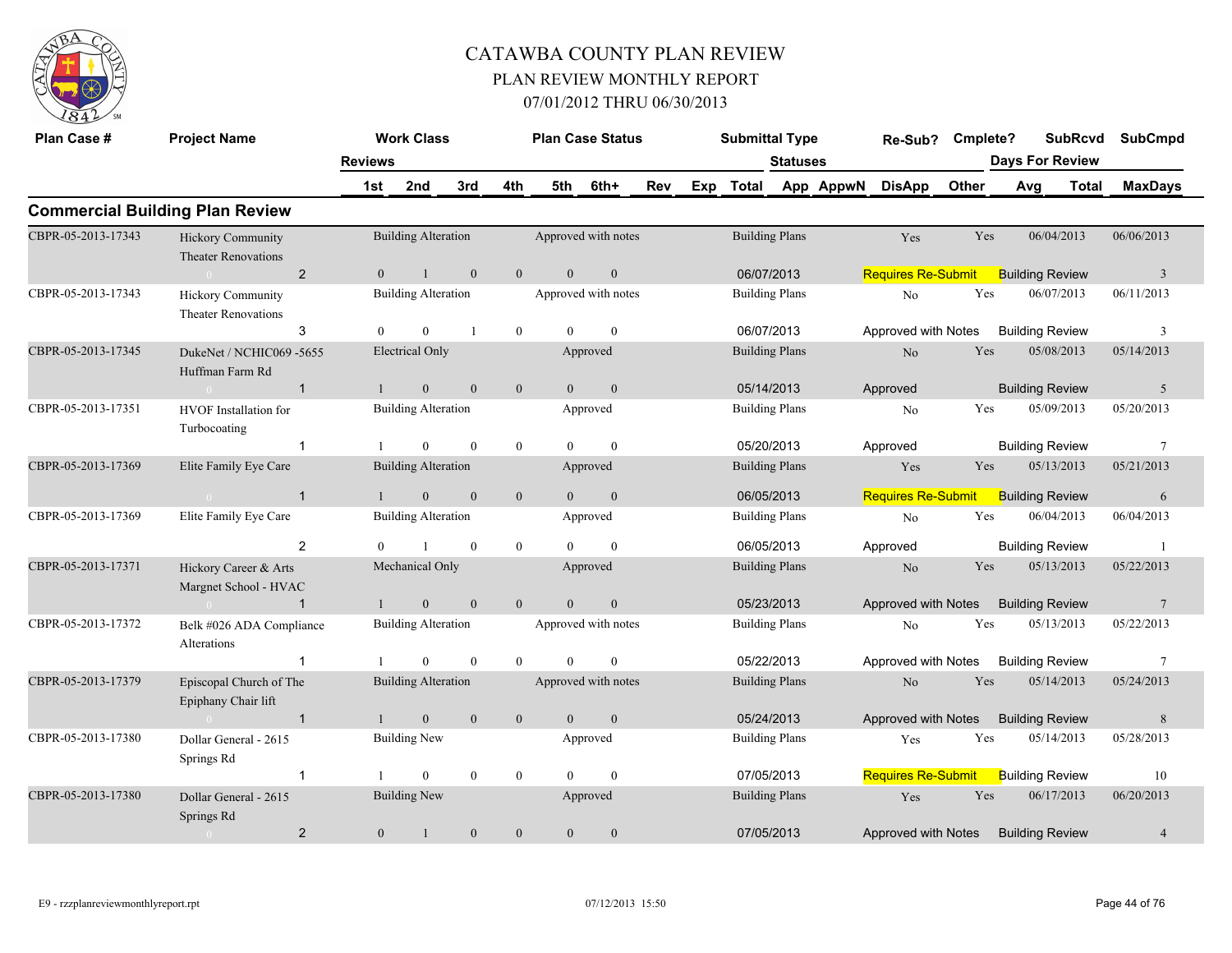# CATAWBA COUNTY PLAN REVIEW

## PLAN REVIEW MONTHLY REPORT

### 07/01/2012 THRU 06/30/2013

| Plan Case # | Project Name | Reviews | Work Class | | | Plan Case Status | | | | Submittal Type | Statuses | | Re-Sub? | Cmplete? | Days For Review SubRcvd | | SubCmpd |
|---|---|---|---|---|---|---|---|---|---|---|---|---|---|---|---|---|---|
| | | | 1st | 2nd | 3rd | 4th | 5th | 6th+ | Rev | Exp Total | App AppwN | DisApp | Other | | Avg | Total | MaxDays |

## Commercial Building Plan Review

| Plan Case # | Project Name | Reviews | 1st | 2nd | 3rd | 4th | 5th | 6th+ | Work Class | Plan Case Status | Submittal Type | Date | Status | Re-Sub? | Cmplete? | SubRcvd | SubCmpd | Review Type | MaxDays |
|---|---|---|---|---|---|---|---|---|---|---|---|---|---|---|---|---|---|---|---|
| CBPR-05-2013-17343 | Hickory Community Theater Renovations | 2 | 0 | 1 | 0 | 0 | 0 | 0 | Building Alteration | Approved with notes | Building Plans | 06/07/2013 | Requires Re-Submit | Yes | Yes | 06/04/2013 | 06/06/2013 | Building Review | 3 |
| CBPR-05-2013-17343 | Hickory Community Theater Renovations | 3 | 0 | 0 | 1 | 0 | 0 | 0 | Building Alteration | Approved with notes | Building Plans | 06/07/2013 | Approved with Notes | No | Yes | 06/07/2013 | 06/11/2013 | Building Review | 3 |
| CBPR-05-2013-17345 | DukeNet / NCHIC069 -5655 Huffman Farm Rd | 1 | 1 | 0 | 0 | 0 | 0 | 0 | Electrical Only | Approved | Building Plans | 05/14/2013 | Approved | No | Yes | 05/08/2013 | 05/14/2013 | Building Review | 5 |
| CBPR-05-2013-17351 | HVOF Installation for Turbocoating | 1 | 1 | 0 | 0 | 0 | 0 | 0 | Building Alteration | Approved | Building Plans | 05/20/2013 | Approved | No | Yes | 05/09/2013 | 05/20/2013 | Building Review | 7 |
| CBPR-05-2013-17369 | Elite Family Eye Care | 1 | 1 | 0 | 0 | 0 | 0 | 0 | Building Alteration | Approved | Building Plans | 06/05/2013 | Requires Re-Submit | Yes | Yes | 05/13/2013 | 05/21/2013 | Building Review | 6 |
| CBPR-05-2013-17369 | Elite Family Eye Care | 2 | 0 | 1 | 0 | 0 | 0 | 0 | Building Alteration | Approved | Building Plans | 06/05/2013 | Approved | No | Yes | 06/04/2013 | 06/04/2013 | Building Review | 1 |
| CBPR-05-2013-17371 | Hickory Career & Arts Margnet School - HVAC | 1 | 1 | 0 | 0 | 0 | 0 | 0 | Mechanical Only | Approved | Building Plans | 05/23/2013 | Approved with Notes | No | Yes | 05/13/2013 | 05/22/2013 | Building Review | 7 |
| CBPR-05-2013-17372 | Belk #026 ADA Compliance Alterations | 1 | 1 | 0 | 0 | 0 | 0 | 0 | Building Alteration | Approved with notes | Building Plans | 05/22/2013 | Approved with Notes | No | Yes | 05/13/2013 | 05/22/2013 | Building Review | 7 |
| CBPR-05-2013-17379 | Episcopal Church of The Epiphany Chair lift | 1 | 1 | 0 | 0 | 0 | 0 | 0 | Building Alteration | Approved with notes | Building Plans | 05/24/2013 | Approved with Notes | No | Yes | 05/14/2013 | 05/24/2013 | Building Review | 8 |
| CBPR-05-2013-17380 | Dollar General - 2615 Springs Rd | 1 | 1 | 0 | 0 | 0 | 0 | 0 | Building New | Approved | Building Plans | 07/05/2013 | Requires Re-Submit | Yes | Yes | 05/14/2013 | 05/28/2013 | Building Review | 10 |
| CBPR-05-2013-17380 | Dollar General - 2615 Springs Rd | 2 | 0 | 1 | 0 | 0 | 0 | 0 | Building New | Approved | Building Plans | 07/05/2013 | Approved with Notes | Yes | Yes | 06/17/2013 | 06/20/2013 | Building Review | 4 |

E9 - rzzplanreviewmonthlyreport.rpt 07/12/2013 15:50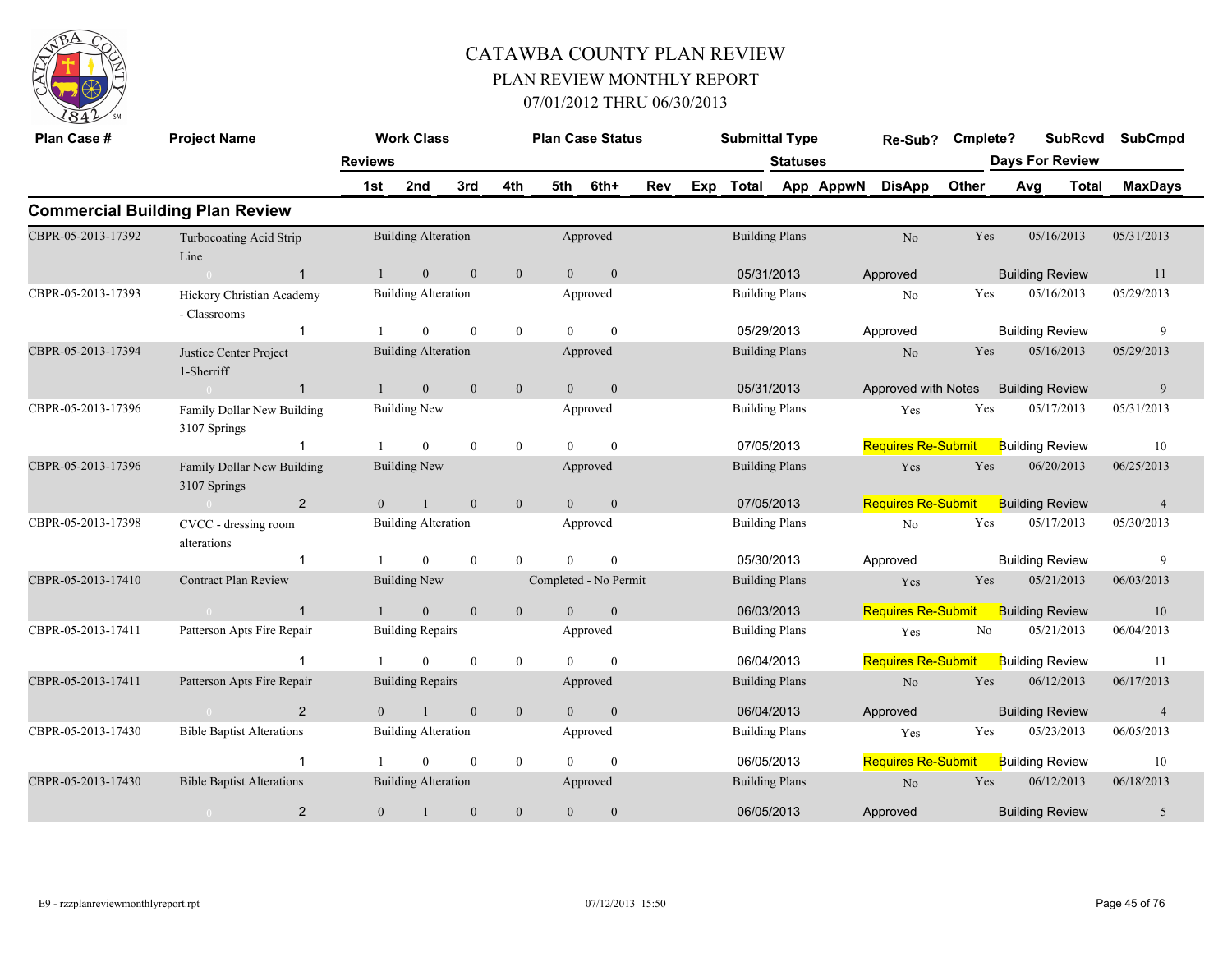# CATAWBA COUNTY PLAN REVIEW

## PLAN REVIEW MONTHLY REPORT

### 07/01/2012 THRU 06/30/2013

## Commercial Building Plan Review

| Plan Case # | Project Name | Reviews | Work Class | | | | Plan Case Status | | Submittal Type | Statuses | Re-Sub? | Cmplete? | SubRcvd | SubCmpd |
|---|---|---|---|---|---|---|---|---|---|---|---|---|---|---|
| | | 1st | 2nd | 3rd | 4th | 5th | 6th+ | Rev Exp | Total | App AppwN | DisApp | Other | Days For Review Avg Total | MaxDays |
| CBPR-05-2013-17392 | Turbocoating Acid Strip Line | | Building Alteration | | | | Approved | | Building Plans | | No | Yes | 05/16/2013 | 05/31/2013 |
| | 0 &nbsp; 1 | 1 | 0 | 0 | 0 | 0 | 0 | | 05/31/2013 | | Approved | | Building Review | 11 |
| CBPR-05-2013-17393 | Hickory Christian Academy - Classrooms | | Building Alteration | | | | Approved | | Building Plans | | No | Yes | 05/16/2013 | 05/29/2013 |
| | 1 | 1 | 0 | 0 | 0 | 0 | 0 | | 05/29/2013 | | Approved | | Building Review | 9 |
| CBPR-05-2013-17394 | Justice Center Project 1-Sherriff | | Building Alteration | | | | Approved | | Building Plans | | No | Yes | 05/16/2013 | 05/29/2013 |
| | 0 &nbsp; 1 | 1 | 0 | 0 | 0 | 0 | 0 | | 05/31/2013 | | Approved with Notes | | Building Review | 9 |
| CBPR-05-2013-17396 | Family Dollar New Building 3107 Springs | | Building New | | | | Approved | | Building Plans | | Yes | Yes | 05/17/2013 | 05/31/2013 |
| | 1 | 1 | 0 | 0 | 0 | 0 | 0 | | 07/05/2013 | | Requires Re-Submit | | Building Review | 10 |
| CBPR-05-2013-17396 | Family Dollar New Building 3107 Springs | | Building New | | | | Approved | | Building Plans | | Yes | Yes | 06/20/2013 | 06/25/2013 |
| | 0 &nbsp; 2 | 0 | 1 | 0 | 0 | 0 | 0 | | 07/05/2013 | | Requires Re-Submit | | Building Review | 4 |
| CBPR-05-2013-17398 | CVCC - dressing room alterations | | Building Alteration | | | | Approved | | Building Plans | | No | Yes | 05/17/2013 | 05/30/2013 |
| | 1 | 1 | 0 | 0 | 0 | 0 | 0 | | 05/30/2013 | | Approved | | Building Review | 9 |
| CBPR-05-2013-17410 | Contract Plan Review | | Building New | | | | Completed - No Permit | | Building Plans | | Yes | Yes | 05/21/2013 | 06/03/2013 |
| | 0 &nbsp; 1 | 1 | 0 | 0 | 0 | 0 | 0 | | 06/03/2013 | | Requires Re-Submit | | Building Review | 10 |
| CBPR-05-2013-17411 | Patterson Apts Fire Repair | | Building Repairs | | | | Approved | | Building Plans | | Yes | No | 05/21/2013 | 06/04/2013 |
| | 1 | 1 | 0 | 0 | 0 | 0 | 0 | | 06/04/2013 | | Requires Re-Submit | | Building Review | 11 |
| CBPR-05-2013-17411 | Patterson Apts Fire Repair | | Building Repairs | | | | Approved | | Building Plans | | No | Yes | 06/12/2013 | 06/17/2013 |
| | 0 &nbsp; 2 | 0 | 1 | 0 | 0 | 0 | 0 | | 06/04/2013 | | Approved | | Building Review | 4 |
| CBPR-05-2013-17430 | Bible Baptist Alterations | | Building Alteration | | | | Approved | | Building Plans | | Yes | Yes | 05/23/2013 | 06/05/2013 |
| | 1 | 1 | 0 | 0 | 0 | 0 | 0 | | 06/05/2013 | | Requires Re-Submit | | Building Review | 10 |
| CBPR-05-2013-17430 | Bible Baptist Alterations | | Building Alteration | | | | Approved | | Building Plans | | No | Yes | 06/12/2013 | 06/18/2013 |
| | 0 &nbsp; 2 | 0 | 1 | 0 | 0 | 0 | 0 | | 06/05/2013 | | Approved | | Building Review | 5 |

E9 - rzzplanreviewmonthlyreport.rpt &nbsp;&nbsp; 07/12/2013 15:50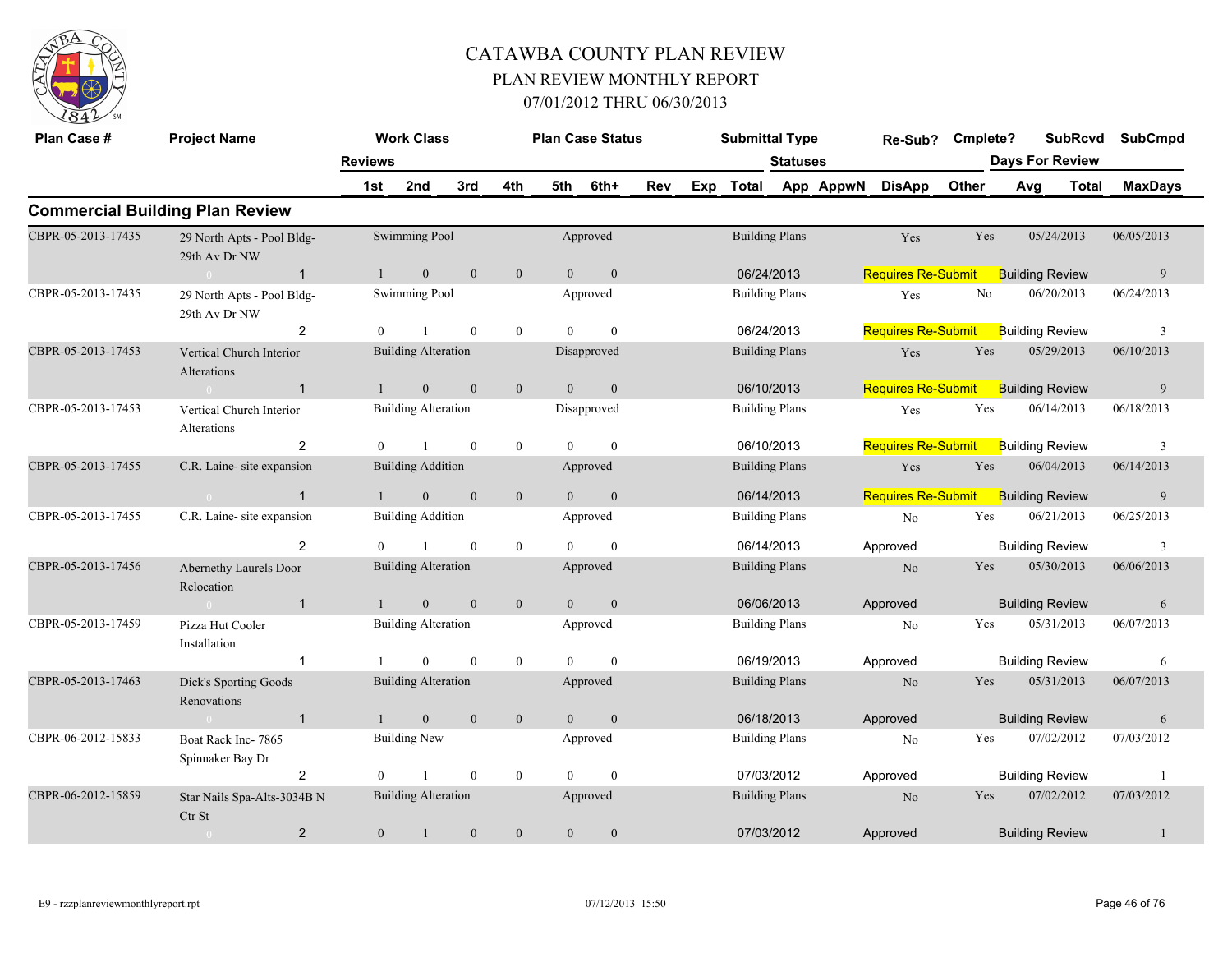# CATAWBA COUNTY PLAN REVIEW

## PLAN REVIEW MONTHLY REPORT

### 07/01/2012 THRU 06/30/2013

## Commercial Building Plan Review

| Plan Case # | Project Name | | Work Class | | | | Plan Case Status | | | | Submittal Type | | | Re-Sub? | Cmplete? | SubRcvd | | SubCmpd |
|---|---|---|---|---|---|---|---|---|---|---|---|---|---|---|---|---|---|---|
| | | Reviews | | | | | | | | | | Statuses | | | | Days For Review | | |
| | | 1st | 2nd | 3rd | 4th | 5th | 6th+ | Rev | Exp | Total | App | AppwN | DisApp | Other | | Avg | Total | MaxDays |
| CBPR-05-2013-17435 | 29 North Apts - Pool Bldg-29th Av Dr NW | | Swimming Pool | | | | Approved | | | | Building Plans | | | Yes | Yes | 05/24/2013 | | 06/05/2013 |
| | 0 | 1 | 1 | 0 | 0 | 0 | 0 | | | | 06/24/2013 | | | Requires Re-Submit | | Building Review | | 9 |
| CBPR-05-2013-17435 | 29 North Apts - Pool Bldg-29th Av Dr NW | | Swimming Pool | | | | Approved | | | | Building Plans | | | Yes | No | 06/20/2013 | | 06/24/2013 |
| | | 2 | 0 | 1 | 0 | 0 | 0 | | | | 06/24/2013 | | | Requires Re-Submit | | Building Review | | 3 |
| CBPR-05-2013-17453 | Vertical Church Interior Alterations | | Building Alteration | | | | Disapproved | | | | Building Plans | | | Yes | Yes | 05/29/2013 | | 06/10/2013 |
| | 0 | 1 | 1 | 0 | 0 | 0 | 0 | | | | 06/10/2013 | | | Requires Re-Submit | | Building Review | | 9 |
| CBPR-05-2013-17453 | Vertical Church Interior Alterations | | Building Alteration | | | | Disapproved | | | | Building Plans | | | Yes | Yes | 06/14/2013 | | 06/18/2013 |
| | | 2 | 0 | 1 | 0 | 0 | 0 | | | | 06/10/2013 | | | Requires Re-Submit | | Building Review | | 3 |
| CBPR-05-2013-17455 | C.R. Laine- site expansion | | Building Addition | | | | Approved | | | | Building Plans | | | Yes | Yes | 06/04/2013 | | 06/14/2013 |
| | 0 | 1 | 1 | 0 | 0 | 0 | 0 | | | | 06/14/2013 | | | Requires Re-Submit | | Building Review | | 9 |
| CBPR-05-2013-17455 | C.R. Laine- site expansion | | Building Addition | | | | Approved | | | | Building Plans | | | No | Yes | 06/21/2013 | | 06/25/2013 |
| | | 2 | 0 | 1 | 0 | 0 | 0 | | | | 06/14/2013 | | | Approved | | Building Review | | 3 |
| CBPR-05-2013-17456 | Abernethy Laurels Door Relocation | | Building Alteration | | | | Approved | | | | Building Plans | | | No | Yes | 05/30/2013 | | 06/06/2013 |
| | 0 | 1 | 1 | 0 | 0 | 0 | 0 | | | | 06/06/2013 | | | Approved | | Building Review | | 6 |
| CBPR-05-2013-17459 | Pizza Hut Cooler Installation | | Building Alteration | | | | Approved | | | | Building Plans | | | No | Yes | 05/31/2013 | | 06/07/2013 |
| | | 1 | 1 | 0 | 0 | 0 | 0 | | | | 06/19/2013 | | | Approved | | Building Review | | 6 |
| CBPR-05-2013-17463 | Dick's Sporting Goods Renovations | | Building Alteration | | | | Approved | | | | Building Plans | | | No | Yes | 05/31/2013 | | 06/07/2013 |
| | 0 | 1 | 1 | 0 | 0 | 0 | 0 | | | | 06/18/2013 | | | Approved | | Building Review | | 6 |
| CBPR-06-2012-15833 | Boat Rack Inc- 7865 Spinnaker Bay Dr | | Building New | | | | Approved | | | | Building Plans | | | No | Yes | 07/02/2012 | | 07/03/2012 |
| | | 2 | 0 | 1 | 0 | 0 | 0 | | | | 07/03/2012 | | | Approved | | Building Review | | 1 |
| CBPR-06-2012-15859 | Star Nails Spa-Alts-3034B N Ctr St | | Building Alteration | | | | Approved | | | | Building Plans | | | No | Yes | 07/02/2012 | | 07/03/2012 |
| | 0 | 2 | 0 | 1 | 0 | 0 | 0 | | | | 07/03/2012 | | | Approved | | Building Review | | 1 |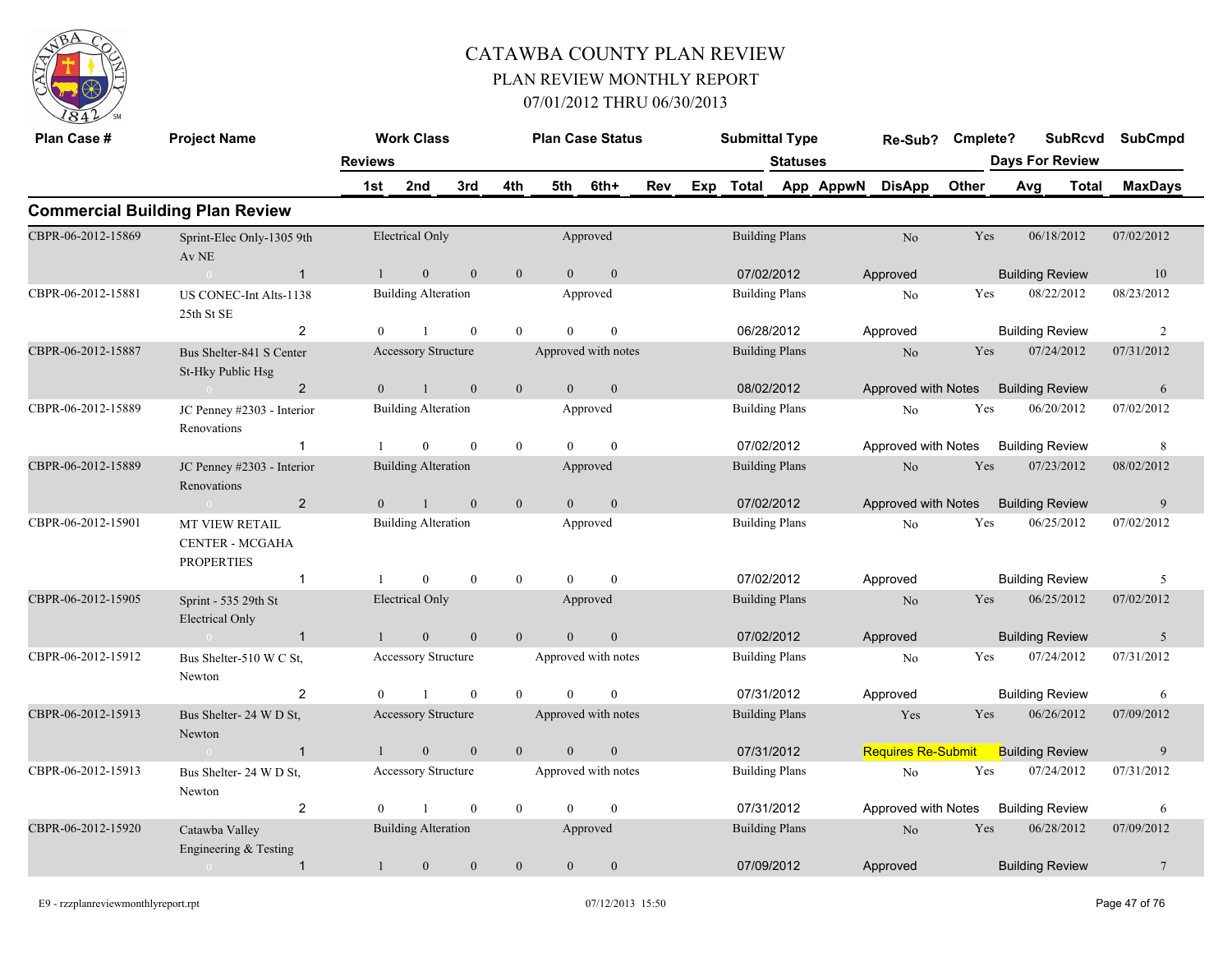# CATAWBA COUNTY PLAN REVIEW

## PLAN REVIEW MONTHLY REPORT

### 07/01/2012 THRU 06/30/2013

| Plan Case # | Project Name | Reviews | Work Class |  |  | Plan Case Status |  |  |  | Submittal Type |  | Re-Sub? | Cmplete? | SubRcvd | SubCmpd |
|---|---|---|---|---|---|---|---|---|---|---|---|---|---|---|---|
|  |  | 1st | 2nd | 3rd | 4th | 5th | 6th+ | Rev | Exp | Total | Statuses App AppwN | DisApp | Other | Days For Review Avg | Total MaxDays |

## Commercial Building Plan Review

| Plan Case # | Project Name | Work Class | Plan Case Status | Submittal Type | Re-Sub? | Cmplete? | SubRcvd | SubCmpd |
|---|---|---|---|---|---|---|---|---|
| CBPR-06-2012-15869 | Sprint-Elec Only-1305 9th Av NE | Electrical Only | Approved | Building Plans | No | Yes | 06/18/2012 | 07/02/2012 |
| 1 | | 1 / 0 / 0 / 0 / 0 / 0 | | 07/02/2012 | Approved | | Building Review | 10 |
| CBPR-06-2012-15881 | US CONEC-Int Alts-1138 25th St SE | Building Alteration | Approved | Building Plans | No | Yes | 08/22/2012 | 08/23/2012 |
| 2 | | 0 / 1 / 0 / 0 / 0 / 0 | | 06/28/2012 | Approved | | Building Review | 2 |
| CBPR-06-2012-15887 | Bus Shelter-841 S Center St-Hky Public Hsg | Accessory Structure | Approved with notes | Building Plans | No | Yes | 07/24/2012 | 07/31/2012 |
| 2 | | 0 / 1 / 0 / 0 / 0 / 0 | | 08/02/2012 | Approved with Notes | | Building Review | 6 |
| CBPR-06-2012-15889 | JC Penney #2303 - Interior Renovations | Building Alteration | Approved | Building Plans | No | Yes | 06/20/2012 | 07/02/2012 |
| 1 | | 1 / 0 / 0 / 0 / 0 / 0 | | 07/02/2012 | Approved with Notes | | Building Review | 8 |
| CBPR-06-2012-15889 | JC Penney #2303 - Interior Renovations | Building Alteration | Approved | Building Plans | No | Yes | 07/23/2012 | 08/02/2012 |
| 2 | | 0 / 1 / 0 / 0 / 0 / 0 | | 07/02/2012 | Approved with Notes | | Building Review | 9 |
| CBPR-06-2012-15901 | MT VIEW RETAIL CENTER - MCGAHA PROPERTIES | Building Alteration | Approved | Building Plans | No | Yes | 06/25/2012 | 07/02/2012 |
| 1 | | 1 / 0 / 0 / 0 / 0 / 0 | | 07/02/2012 | Approved | | Building Review | 5 |
| CBPR-06-2012-15905 | Sprint - 535 29th St Electrical Only | Electrical Only | Approved | Building Plans | No | Yes | 06/25/2012 | 07/02/2012 |
| 1 | | 1 / 0 / 0 / 0 / 0 / 0 | | 07/02/2012 | Approved | | Building Review | 5 |
| CBPR-06-2012-15912 | Bus Shelter-510 W C St, Newton | Accessory Structure | Approved with notes | Building Plans | No | Yes | 07/24/2012 | 07/31/2012 |
| 2 | | 0 / 1 / 0 / 0 / 0 / 0 | | 07/31/2012 | Approved | | Building Review | 6 |
| CBPR-06-2012-15913 | Bus Shelter- 24 W D St, Newton | Accessory Structure | Approved with notes | Building Plans | Yes | Yes | 06/26/2012 | 07/09/2012 |
| 1 | | 1 / 0 / 0 / 0 / 0 / 0 | | 07/31/2012 | Requires Re-Submit | | Building Review | 9 |
| CBPR-06-2012-15913 | Bus Shelter- 24 W D St, Newton | Accessory Structure | Approved with notes | Building Plans | No | Yes | 07/24/2012 | 07/31/2012 |
| 2 | | 0 / 1 / 0 / 0 / 0 / 0 | | 07/31/2012 | Approved with Notes | | Building Review | 6 |
| CBPR-06-2012-15920 | Catawba Valley Engineering & Testing | Building Alteration | Approved | Building Plans | No | Yes | 06/28/2012 | 07/09/2012 |
| 1 | | 1 / 0 / 0 / 0 / 0 / 0 | | 07/09/2012 | Approved | | Building Review | 7 |

E9 - rzzplanreviewmonthlyreport.rpt 07/12/2013 15:50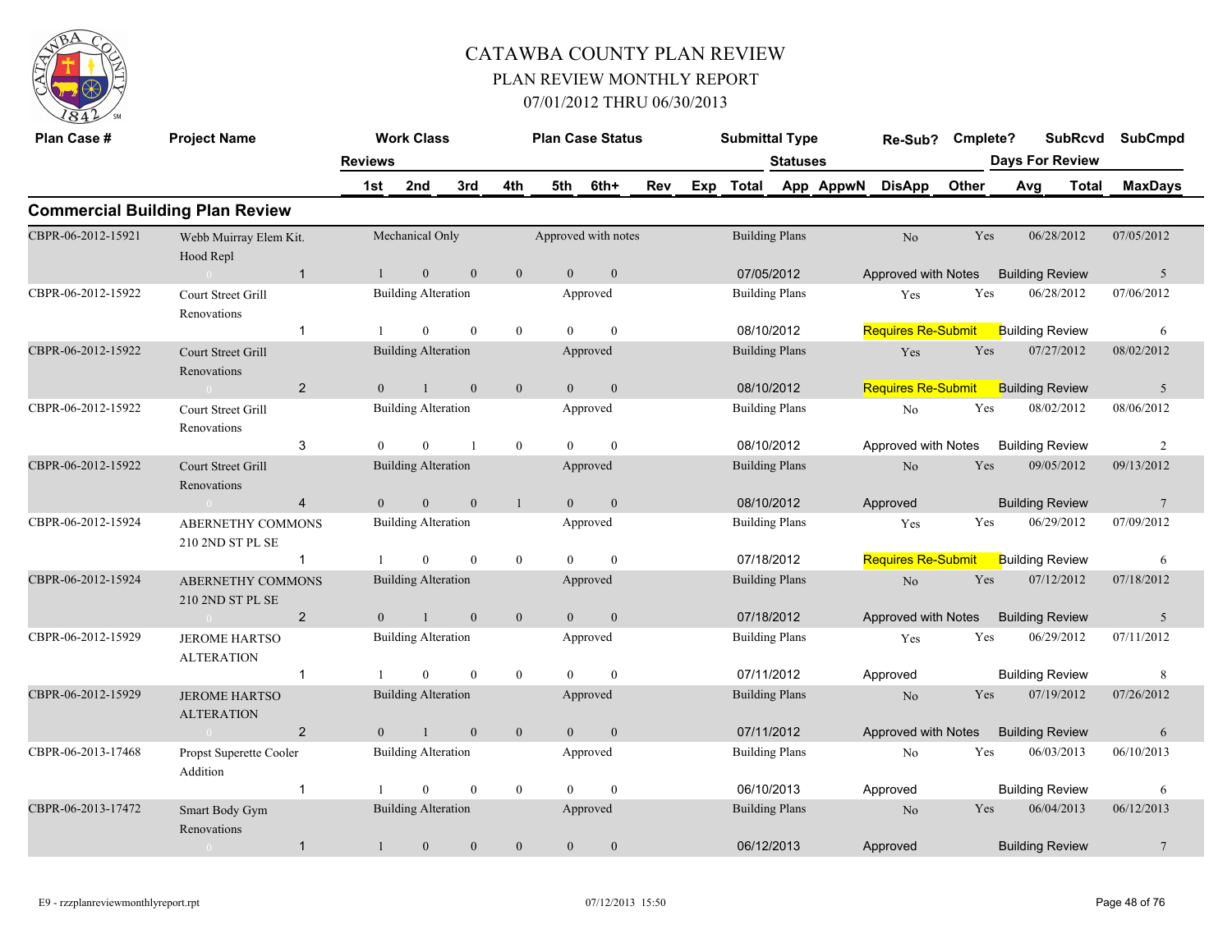# CATAWBA COUNTY PLAN REVIEW

## PLAN REVIEW MONTHLY REPORT

### 07/01/2012 THRU 06/30/2013

## Commercial Building Plan Review

| Plan Case # | Project Name | Reviews | Work Class 1st | 2nd | 3rd | 4th | Plan Case Status 5th | 6th+ | Rev | Exp | Submittal Type Total | Statuses App | AppwN | Re-Sub? DisApp | Cmplete? Other | Days For Review Avg | SubRcvd Total | SubCmpd MaxDays |
|---|---|---|---|---|---|---|---|---|---|---|---|---|---|---|---|---|---|---|
| CBPR-06-2012-15921 | Webb Muirray Elem Kit. Hood Repl | 1 | Mechanical Only | | | | Approved with notes | | | | Building Plans | | | No | Yes | | 06/28/2012 | 07/05/2012 |
| | | | 1 | 0 | 0 | 0 | 0 | 0 | | | 07/05/2012 | | | Approved with Notes | | Building Review | | 5 |
| CBPR-06-2012-15922 | Court Street Grill Renovations | 1 | Building Alteration | | | | Approved | | | | Building Plans | | | Yes | Yes | | 06/28/2012 | 07/06/2012 |
| | | | 1 | 0 | 0 | 0 | 0 | 0 | | | 08/10/2012 | | | Requires Re-Submit | | Building Review | | 6 |
| CBPR-06-2012-15922 | Court Street Grill Renovations | 2 | Building Alteration | | | | Approved | | | | Building Plans | | | Yes | Yes | | 07/27/2012 | 08/02/2012 |
| | | | 0 | 1 | 0 | 0 | 0 | 0 | | | 08/10/2012 | | | Requires Re-Submit | | Building Review | | 5 |
| CBPR-06-2012-15922 | Court Street Grill Renovations | 3 | Building Alteration | | | | Approved | | | | Building Plans | | | No | Yes | | 08/02/2012 | 08/06/2012 |
| | | | 0 | 0 | 1 | 0 | 0 | 0 | | | 08/10/2012 | | | Approved with Notes | | Building Review | | 2 |
| CBPR-06-2012-15922 | Court Street Grill Renovations | 4 | Building Alteration | | | | Approved | | | | Building Plans | | | No | Yes | | 09/05/2012 | 09/13/2012 |
| | | | 0 | 0 | 0 | 1 | 0 | 0 | | | 08/10/2012 | | | Approved | | Building Review | | 7 |
| CBPR-06-2012-15924 | ABERNETHY COMMONS 210 2ND ST PL SE | 1 | Building Alteration | | | | Approved | | | | Building Plans | | | Yes | Yes | | 06/29/2012 | 07/09/2012 |
| | | | 1 | 0 | 0 | 0 | 0 | 0 | | | 07/18/2012 | | | Requires Re-Submit | | Building Review | | 6 |
| CBPR-06-2012-15924 | ABERNETHY COMMONS 210 2ND ST PL SE | 2 | Building Alteration | | | | Approved | | | | Building Plans | | | No | Yes | | 07/12/2012 | 07/18/2012 |
| | | | 0 | 1 | 0 | 0 | 0 | 0 | | | 07/18/2012 | | | Approved with Notes | | Building Review | | 5 |
| CBPR-06-2012-15929 | JEROME HARTSO ALTERATION | 1 | Building Alteration | | | | Approved | | | | Building Plans | | | Yes | Yes | | 06/29/2012 | 07/11/2012 |
| | | | 1 | 0 | 0 | 0 | 0 | 0 | | | 07/11/2012 | | | Approved | | Building Review | | 8 |
| CBPR-06-2012-15929 | JEROME HARTSO ALTERATION | 2 | Building Alteration | | | | Approved | | | | Building Plans | | | No | Yes | | 07/19/2012 | 07/26/2012 |
| | | | 0 | 1 | 0 | 0 | 0 | 0 | | | 07/11/2012 | | | Approved with Notes | | Building Review | | 6 |
| CBPR-06-2013-17468 | Propst Superette Cooler Addition | 1 | Building Alteration | | | | Approved | | | | Building Plans | | | No | Yes | | 06/03/2013 | 06/10/2013 |
| | | | 1 | 0 | 0 | 0 | 0 | 0 | | | 06/10/2013 | | | Approved | | Building Review | | 6 |
| CBPR-06-2013-17472 | Smart Body Gym Renovations | 1 | Building Alteration | | | | Approved | | | | Building Plans | | | No | Yes | | 06/04/2013 | 06/12/2013 |
| | | | 1 | 0 | 0 | 0 | 0 | 0 | | | 06/12/2013 | | | Approved | | Building Review | | 7 |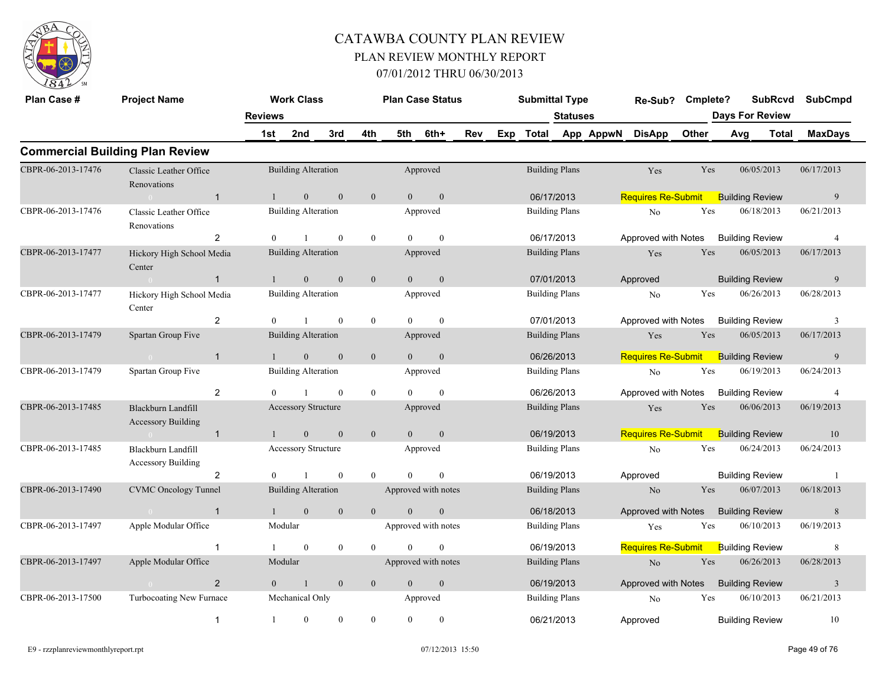# CATAWBA COUNTY PLAN REVIEW

## PLAN REVIEW MONTHLY REPORT

## 07/01/2012 THRU 06/30/2013

| Plan Case # | Project Name | Work Class | | | | Plan Case Status | | | | Submittal Type | | | Re-Sub? | Cmplete? | SubRcvd | SubCmpd |
|---|---|---|---|---|---|---|---|---|---|---|---|---|---|---|---|---|
| | | Reviews | | | | | | | | Statuses | | | | | Days For Review | |
| | | 1st | 2nd | 3rd | 4th | 5th | 6th+ | Rev | Exp | Total | App | AppwN | DisApp | Other | Avg Total | MaxDays |

### Commercial Building Plan Review

| Plan Case # | Project Name | Work Class | | | | Plan Case Status | | Submittal Type | Re-Sub? | Cmplete? | SubRcvd | SubCmpd |
|---|---|---|---|---|---|---|---|---|---|---|---|---|
| CBPR-06-2013-17476 | Classic Leather Office Renovations | Building Alteration | | | | Approved | | Building Plans | Yes | Yes | 06/05/2013 | 06/17/2013 |
| 0 | 1 | 1 | 0 | 0 | 0 | 0 | 0 | 06/17/2013 | Requires Re-Submit | | Building Review | 9 |
| CBPR-06-2013-17476 | Classic Leather Office Renovations | Building Alteration | | | | Approved | | Building Plans | No | Yes | 06/18/2013 | 06/21/2013 |
| | 2 | 0 | 1 | 0 | 0 | 0 | 0 | 06/17/2013 | Approved with Notes | | Building Review | 4 |
| CBPR-06-2013-17477 | Hickory High School Media Center | Building Alteration | | | | Approved | | Building Plans | Yes | Yes | 06/05/2013 | 06/17/2013 |
| 0 | 1 | 1 | 0 | 0 | 0 | 0 | 0 | 07/01/2013 | Approved | | Building Review | 9 |
| CBPR-06-2013-17477 | Hickory High School Media Center | Building Alteration | | | | Approved | | Building Plans | No | Yes | 06/26/2013 | 06/28/2013 |
| | 2 | 0 | 1 | 0 | 0 | 0 | 0 | 07/01/2013 | Approved with Notes | | Building Review | 3 |
| CBPR-06-2013-17479 | Spartan Group Five | Building Alteration | | | | Approved | | Building Plans | Yes | Yes | 06/05/2013 | 06/17/2013 |
| 0 | 1 | 1 | 0 | 0 | 0 | 0 | 0 | 06/26/2013 | Requires Re-Submit | | Building Review | 9 |
| CBPR-06-2013-17479 | Spartan Group Five | Building Alteration | | | | Approved | | Building Plans | No | Yes | 06/19/2013 | 06/24/2013 |
| | 2 | 0 | 1 | 0 | 0 | 0 | 0 | 06/26/2013 | Approved with Notes | | Building Review | 4 |
| CBPR-06-2013-17485 | Blackburn Landfill Accessory Building | Accessory Structure | | | | Approved | | Building Plans | Yes | Yes | 06/06/2013 | 06/19/2013 |
| 0 | 1 | 1 | 0 | 0 | 0 | 0 | 0 | 06/19/2013 | Requires Re-Submit | | Building Review | 10 |
| CBPR-06-2013-17485 | Blackburn Landfill Accessory Building | Accessory Structure | | | | Approved | | Building Plans | No | Yes | 06/24/2013 | 06/24/2013 |
| | 2 | 0 | 1 | 0 | 0 | 0 | 0 | 06/19/2013 | Approved | | Building Review | 1 |
| CBPR-06-2013-17490 | CVMC Oncology Tunnel | Building Alteration | | | | Approved with notes | | Building Plans | No | Yes | 06/07/2013 | 06/18/2013 |
| 0 | 1 | 1 | 0 | 0 | 0 | 0 | 0 | 06/18/2013 | Approved with Notes | | Building Review | 8 |
| CBPR-06-2013-17497 | Apple Modular Office | Modular | | | | Approved with notes | | Building Plans | Yes | Yes | 06/10/2013 | 06/19/2013 |
| | 1 | 1 | 0 | 0 | 0 | 0 | 0 | 06/19/2013 | Requires Re-Submit | | Building Review | 8 |
| CBPR-06-2013-17497 | Apple Modular Office | Modular | | | | Approved with notes | | Building Plans | No | Yes | 06/26/2013 | 06/28/2013 |
| 0 | 2 | 0 | 1 | 0 | 0 | 0 | 0 | 06/19/2013 | Approved with Notes | | Building Review | 3 |
| CBPR-06-2013-17500 | Turbocoating New Furnace | Mechanical Only | | | | Approved | | Building Plans | No | Yes | 06/10/2013 | 06/21/2013 |
| | 1 | 1 | 0 | 0 | 0 | 0 | 0 | 06/21/2013 | Approved | | Building Review | 10 |

E9 - rzzplanreviewmonthlyreport.rpt 07/12/2013 15:50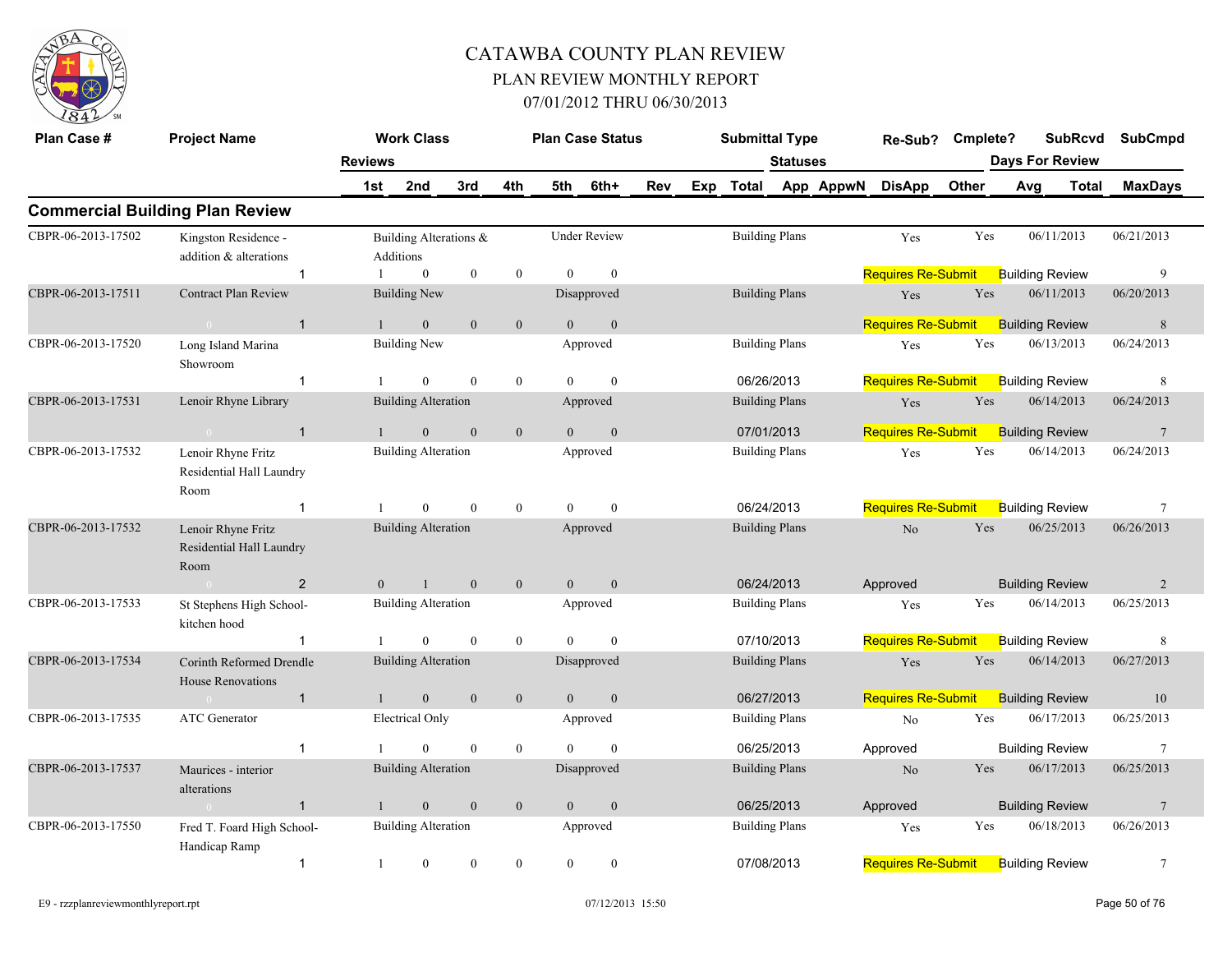# CATAWBA COUNTY PLAN REVIEW

## PLAN REVIEW MONTHLY REPORT

### 07/01/2012 THRU 06/30/2013

## Commercial Building Plan Review

| Plan Case # | Project Name | Reviews | Work Class | Plan Case Status | Submittal Type | Re-Sub? | Cmplete? | SubRcvd | SubCmpd |
|---|---|---|---|---|---|---|---|---|---|
| | | 1st / 2nd / 3rd / 4th / 5th / 6th+ | | | Total | DisApp / Statuses | Other | Days For Review | MaxDays |
| CBPR-06-2013-17502 | Kingston Residence - addition & alterations | 1 | Building Alterations & Additions | Under Review | Building Plans | Yes | Yes | 06/11/2013 | 06/21/2013 |
| | | 1 / 0 / 0 / 0 / 0 / 0 | | | | Requires Re-Submit | Building Review | | 9 |
| CBPR-06-2013-17511 | Contract Plan Review | 1 | Building New | Disapproved | Building Plans | Yes | Yes | 06/11/2013 | 06/20/2013 |
| | | 1 / 0 / 0 / 0 / 0 / 0 | | | | Requires Re-Submit | Building Review | | 8 |
| CBPR-06-2013-17520 | Long Island Marina Showroom | 1 | Building New | Approved | Building Plans | Yes | Yes | 06/13/2013 | 06/24/2013 |
| | | 1 / 0 / 0 / 0 / 0 / 0 | | | 06/26/2013 | Requires Re-Submit | Building Review | | 8 |
| CBPR-06-2013-17531 | Lenoir Rhyne Library | 1 | Building Alteration | Approved | Building Plans | Yes | Yes | 06/14/2013 | 06/24/2013 |
| | | 1 / 0 / 0 / 0 / 0 / 0 | | | 07/01/2013 | Requires Re-Submit | Building Review | | 7 |
| CBPR-06-2013-17532 | Lenoir Rhyne Fritz Residential Hall Laundry Room | 1 | Building Alteration | Approved | Building Plans | Yes | Yes | 06/14/2013 | 06/24/2013 |
| | | 1 / 0 / 0 / 0 / 0 / 0 | | | 06/24/2013 | Requires Re-Submit | Building Review | | 7 |
| CBPR-06-2013-17532 | Lenoir Rhyne Fritz Residential Hall Laundry Room | 2 | Building Alteration | Approved | Building Plans | No | Yes | 06/25/2013 | 06/26/2013 |
| | | 0 / 1 / 0 / 0 / 0 / 0 | | | 06/24/2013 | Approved | Building Review | | 2 |
| CBPR-06-2013-17533 | St Stephens High School-kitchen hood | 1 | Building Alteration | Approved | Building Plans | Yes | Yes | 06/14/2013 | 06/25/2013 |
| | | 1 / 0 / 0 / 0 / 0 / 0 | | | 07/10/2013 | Requires Re-Submit | Building Review | | 8 |
| CBPR-06-2013-17534 | Corinth Reformed Drendle House Renovations | 1 | Building Alteration | Disapproved | Building Plans | Yes | Yes | 06/14/2013 | 06/27/2013 |
| | | 1 / 0 / 0 / 0 / 0 / 0 | | | 06/27/2013 | Requires Re-Submit | Building Review | | 10 |
| CBPR-06-2013-17535 | ATC Generator | 1 | Electrical Only | Approved | Building Plans | No | Yes | 06/17/2013 | 06/25/2013 |
| | | 1 / 0 / 0 / 0 / 0 / 0 | | | 06/25/2013 | Approved | Building Review | | 7 |
| CBPR-06-2013-17537 | Maurices - interior alterations | 1 | Building Alteration | Disapproved | Building Plans | No | Yes | 06/17/2013 | 06/25/2013 |
| | | 1 / 0 / 0 / 0 / 0 / 0 | | | 06/25/2013 | Approved | Building Review | | 7 |
| CBPR-06-2013-17550 | Fred T. Foard High School-Handicap Ramp | 1 | Building Alteration | Approved | Building Plans | Yes | Yes | 06/18/2013 | 06/26/2013 |
| | | 1 / 0 / 0 / 0 / 0 / 0 | | | 07/08/2013 | Requires Re-Submit | Building Review | | 7 |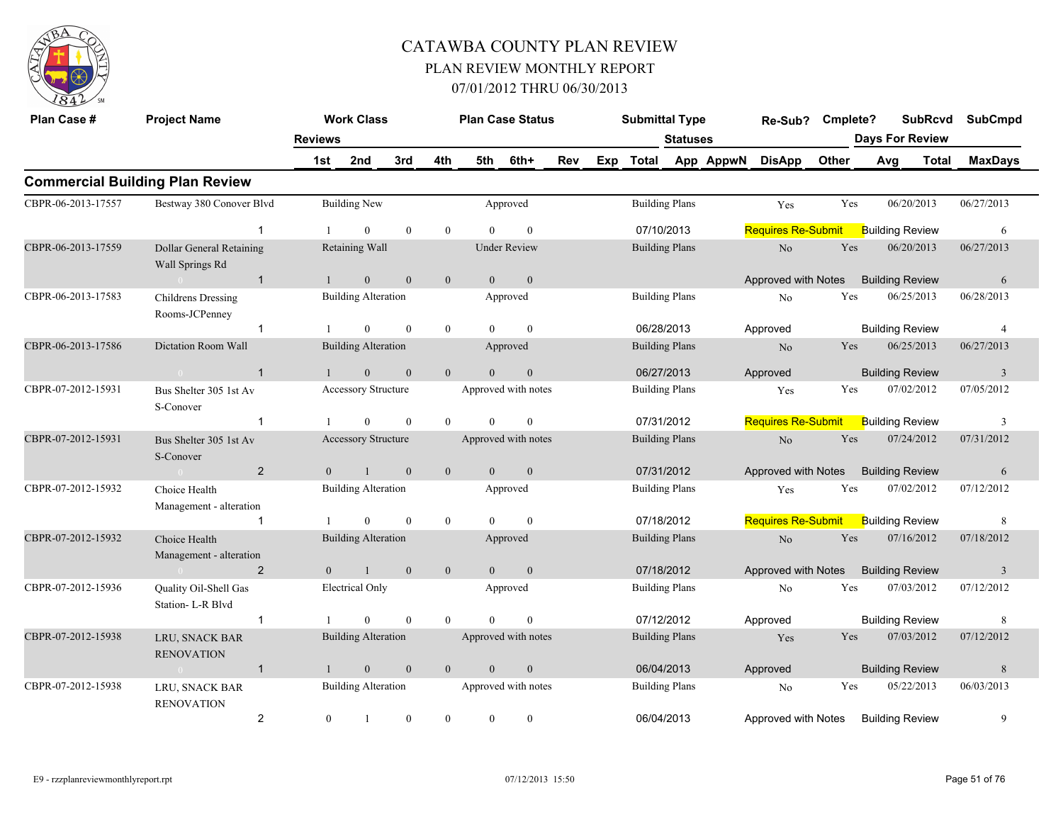# CATAWBA COUNTY PLAN REVIEW
## PLAN REVIEW MONTHLY REPORT
### 07/01/2012 THRU 06/30/2013

## Commercial Building Plan Review

| Plan Case # | Project Name | Reviews | Work Class | | | Plan Case Status | | | | Submittal Type | | Re-Sub? | Cmplete? | SubRcvd | SubCmpd |
|---|---|---|---|---|---|---|---|---|---|---|---|---|---|---|---|
| | | 1st | 2nd | 3rd | 4th | 5th | 6th+ | Rev | Exp | Total | Statuses App AppwN DisApp Other | | | Days For Review Avg Total | MaxDays |
| CBPR-06-2013-17557 | Bestway 380 Conover Blvd | | Building New | | | Approved | | | | Building Plans | | Yes | Yes | 06/20/2013 | 06/27/2013 |
| | 1 | 1 | 0 | 0 | 0 | 0 | 0 | | | 07/10/2013 | Requires Re-Submit | | | Building Review | 6 |
| CBPR-06-2013-17559 | Dollar General Retaining Wall Springs Rd | | Retaining Wall | | | Under Review | | | | Building Plans | | No | Yes | 06/20/2013 | 06/27/2013 |
| | 1 | 1 | 0 | 0 | 0 | 0 | 0 | | | | Approved with Notes | | | Building Review | 6 |
| CBPR-06-2013-17583 | Childrens Dressing Rooms-JCPenney | | Building Alteration | | | Approved | | | | Building Plans | | No | Yes | 06/25/2013 | 06/28/2013 |
| | 1 | 1 | 0 | 0 | 0 | 0 | 0 | | | 06/28/2013 | Approved | | | Building Review | 4 |
| CBPR-06-2013-17586 | Dictation Room Wall | | Building Alteration | | | Approved | | | | Building Plans | | No | Yes | 06/25/2013 | 06/27/2013 |
| | 1 | 1 | 0 | 0 | 0 | 0 | 0 | | | 06/27/2013 | Approved | | | Building Review | 3 |
| CBPR-07-2012-15931 | Bus Shelter 305 1st Av S-Conover | | Accessory Structure | | | Approved with notes | | | | Building Plans | | Yes | Yes | 07/02/2012 | 07/05/2012 |
| | 1 | 1 | 0 | 0 | 0 | 0 | 0 | | | 07/31/2012 | Requires Re-Submit | | | Building Review | 3 |
| CBPR-07-2012-15931 | Bus Shelter 305 1st Av S-Conover | | Accessory Structure | | | Approved with notes | | | | Building Plans | | No | Yes | 07/24/2012 | 07/31/2012 |
| | 2 | 0 | 1 | 0 | 0 | 0 | 0 | | | 07/31/2012 | Approved with Notes | | | Building Review | 6 |
| CBPR-07-2012-15932 | Choice Health Management - alteration | | Building Alteration | | | Approved | | | | Building Plans | | Yes | Yes | 07/02/2012 | 07/12/2012 |
| | 1 | 1 | 0 | 0 | 0 | 0 | 0 | | | 07/18/2012 | Requires Re-Submit | | | Building Review | 8 |
| CBPR-07-2012-15932 | Choice Health Management - alteration | | Building Alteration | | | Approved | | | | Building Plans | | No | Yes | 07/16/2012 | 07/18/2012 |
| | 2 | 0 | 1 | 0 | 0 | 0 | 0 | | | 07/18/2012 | Approved with Notes | | | Building Review | 3 |
| CBPR-07-2012-15936 | Quality Oil-Shell Gas Station- L-R Blvd | | Electrical Only | | | Approved | | | | Building Plans | | No | Yes | 07/03/2012 | 07/12/2012 |
| | 1 | 1 | 0 | 0 | 0 | 0 | 0 | | | 07/12/2012 | Approved | | | Building Review | 8 |
| CBPR-07-2012-15938 | LRU, SNACK BAR RENOVATION | | Building Alteration | | | Approved with notes | | | | Building Plans | | Yes | Yes | 07/03/2012 | 07/12/2012 |
| | 1 | 1 | 0 | 0 | 0 | 0 | 0 | | | 06/04/2013 | Approved | | | Building Review | 8 |
| CBPR-07-2012-15938 | LRU, SNACK BAR RENOVATION | | Building Alteration | | | Approved with notes | | | | Building Plans | | No | Yes | 05/22/2013 | 06/03/2013 |
| | 2 | 0 | 1 | 0 | 0 | 0 | 0 | | | 06/04/2013 | Approved with Notes | | | Building Review | 9 |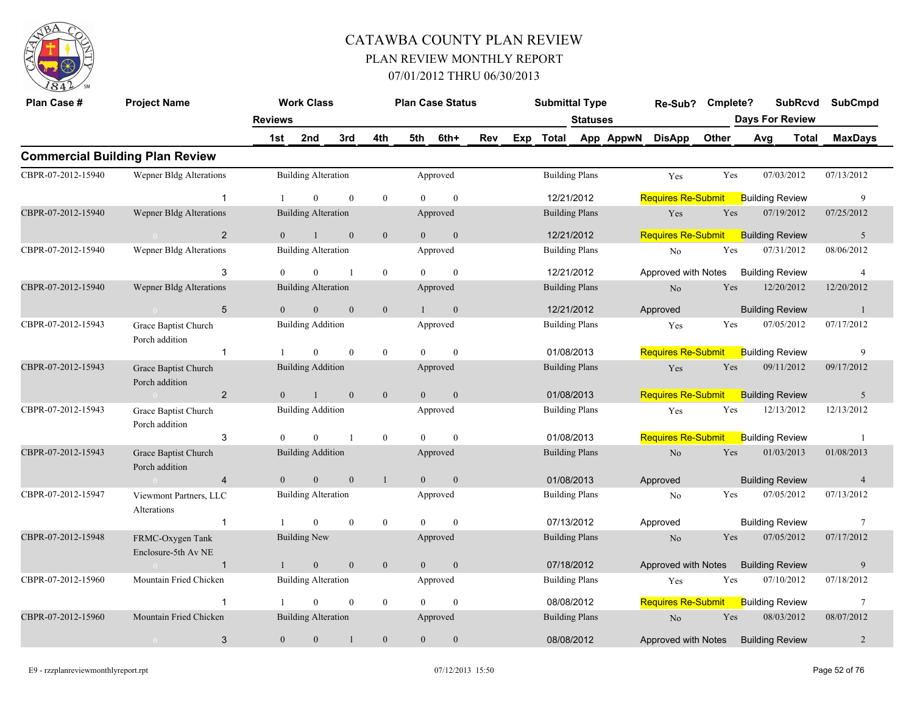# CATAWBA COUNTY PLAN REVIEW

## PLAN REVIEW MONTHLY REPORT

### 07/01/2012 THRU 06/30/2013

## Commercial Building Plan Review

| Plan Case # | Project Name | Reviews | 1st | 2nd | 3rd | 4th | 5th | 6th+ | Work Class | Plan Case Status | Submittal Type | Statuses | Re-Sub? | Cmplete? | SubRcvd | SubCmpd | Days For Review |
|---|---|---|---|---|---|---|---|---|---|---|---|---|---|---|---|---|---|
| CBPR-07-2012-15940 | Wepner Bldg Alterations | 1 | 1 | 0 | 0 | 0 | 0 | 0 | Building Alteration | Approved | Building Plans | 12/21/2012 Requires Re-Submit | Yes | Yes | 07/03/2012 | 07/13/2012 | Building Review 9 |
| CBPR-07-2012-15940 | Wepner Bldg Alterations | 2 | 0 | 1 | 0 | 0 | 0 | 0 | Building Alteration | Approved | Building Plans | 12/21/2012 Requires Re-Submit | Yes | Yes | 07/19/2012 | 07/25/2012 | Building Review 5 |
| CBPR-07-2012-15940 | Wepner Bldg Alterations | 3 | 0 | 0 | 1 | 0 | 0 | 0 | Building Alteration | Approved | Building Plans | 12/21/2012 Approved with Notes | No | Yes | 07/31/2012 | 08/06/2012 | Building Review 4 |
| CBPR-07-2012-15940 | Wepner Bldg Alterations | 5 | 0 | 0 | 0 | 0 | 1 | 0 | Building Alteration | Approved | Building Plans | 12/21/2012 Approved | No | Yes | 12/20/2012 | 12/20/2012 | Building Review 1 |
| CBPR-07-2012-15943 | Grace Baptist Church Porch addition | 1 | 1 | 0 | 0 | 0 | 0 | 0 | Building Addition | Approved | Building Plans | 01/08/2013 Requires Re-Submit | Yes | Yes | 07/05/2012 | 07/17/2012 | Building Review 9 |
| CBPR-07-2012-15943 | Grace Baptist Church Porch addition | 2 | 0 | 1 | 0 | 0 | 0 | 0 | Building Addition | Approved | Building Plans | 01/08/2013 Requires Re-Submit | Yes | Yes | 09/11/2012 | 09/17/2012 | Building Review 5 |
| CBPR-07-2012-15943 | Grace Baptist Church Porch addition | 3 | 0 | 0 | 1 | 0 | 0 | 0 | Building Addition | Approved | Building Plans | 01/08/2013 Requires Re-Submit | Yes | Yes | 12/13/2012 | 12/13/2012 | Building Review 1 |
| CBPR-07-2012-15943 | Grace Baptist Church Porch addition | 4 | 0 | 0 | 0 | 1 | 0 | 0 | Building Addition | Approved | Building Plans | 01/08/2013 Approved | No | Yes | 01/03/2013 | 01/08/2013 | Building Review 4 |
| CBPR-07-2012-15947 | Viewmont Partners, LLC Alterations | 1 | 1 | 0 | 0 | 0 | 0 | 0 | Building Alteration | Approved | Building Plans | 07/13/2012 Approved | No | Yes | 07/05/2012 | 07/13/2012 | Building Review 7 |
| CBPR-07-2012-15948 | FRMC-Oxygen Tank Enclosure-5th Av NE | 1 | 1 | 0 | 0 | 0 | 0 | 0 | Building New | Approved | Building Plans | 07/18/2012 Approved with Notes | No | Yes | 07/05/2012 | 07/17/2012 | Building Review 9 |
| CBPR-07-2012-15960 | Mountain Fried Chicken | 1 | 1 | 0 | 0 | 0 | 0 | 0 | Building Alteration | Approved | Building Plans | 08/08/2012 Requires Re-Submit | Yes | Yes | 07/10/2012 | 07/18/2012 | Building Review 7 |
| CBPR-07-2012-15960 | Mountain Fried Chicken | 3 | 0 | 0 | 1 | 0 | 0 | 0 | Building Alteration | Approved | Building Plans | 08/08/2012 Approved with Notes | No | Yes | 08/03/2012 | 08/07/2012 | Building Review 2 |

E9 - rzzplanreviewmonthlyreport.rpt 07/12/2013 15:50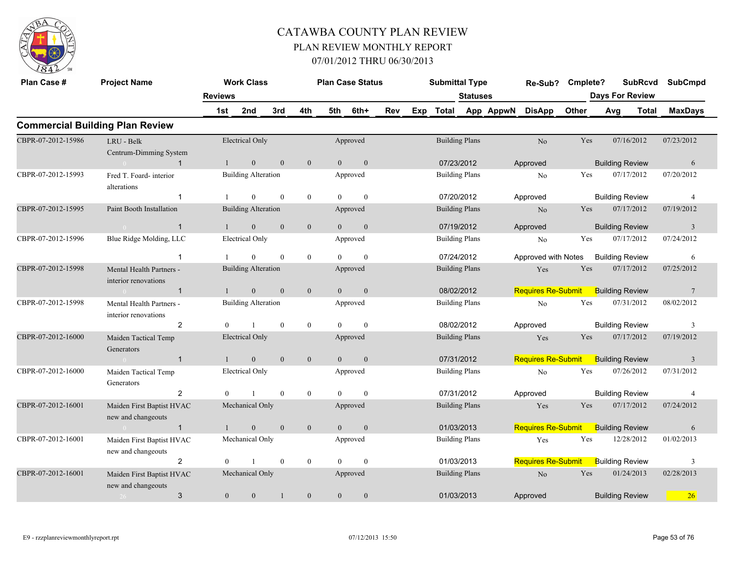# CATAWBA COUNTY PLAN REVIEW
## PLAN REVIEW MONTHLY REPORT
### 07/01/2012 THRU 06/30/2013

## Commercial Building Plan Review

| Plan Case # | Project Name | Reviews | Work Class 1st | 2nd | 3rd | 4th | Plan Case Status 5th | 6th+ | Rev | Exp | Submittal Type Total | Statuses App | AppwN | Re-Sub? DisApp | Cmplete? Other | SubRcvd Days For Review Avg | Total | SubCmpd MaxDays |
|---|---|---|---|---|---|---|---|---|---|---|---|---|---|---|---|---|---|---|
| CBPR-07-2012-15986 | LRU - Belk Centrum-Dimming System | | Electrical Only | | | | Approved | | | | Building Plans | | | No | Yes | 07/16/2012 | | 07/23/2012 |
| | 0 | 1 | 1 | 0 | 0 | 0 | 0 | 0 | | | 07/23/2012 | Approved | | | | Building Review | | 6 |
| CBPR-07-2012-15993 | Fred T. Foard- interior alterations | | Building Alteration | | | | Approved | | | | Building Plans | | | No | Yes | 07/17/2012 | | 07/20/2012 |
| | | 1 | 1 | 0 | 0 | 0 | 0 | 0 | | | 07/20/2012 | Approved | | | | Building Review | | 4 |
| CBPR-07-2012-15995 | Paint Booth Installation | | Building Alteration | | | | Approved | | | | Building Plans | | | No | Yes | 07/17/2012 | | 07/19/2012 |
| | 0 | 1 | 1 | 0 | 0 | 0 | 0 | 0 | | | 07/19/2012 | Approved | | | | Building Review | | 3 |
| CBPR-07-2012-15996 | Blue Ridge Molding, LLC | | Electrical Only | | | | Approved | | | | Building Plans | | | No | Yes | 07/17/2012 | | 07/24/2012 |
| | | 1 | 1 | 0 | 0 | 0 | 0 | 0 | | | 07/24/2012 | Approved with Notes | | | | Building Review | | 6 |
| CBPR-07-2012-15998 | Mental Health Partners - interior renovations | | Building Alteration | | | | Approved | | | | Building Plans | | | Yes | Yes | 07/17/2012 | | 07/25/2012 |
| | 0 | 1 | 1 | 0 | 0 | 0 | 0 | 0 | | | 08/02/2012 | Requires Re-Submit | | | | Building Review | | 7 |
| CBPR-07-2012-15998 | Mental Health Partners - interior renovations | | Building Alteration | | | | Approved | | | | Building Plans | | | No | Yes | 07/31/2012 | | 08/02/2012 |
| | | 2 | 0 | 1 | 0 | 0 | 0 | 0 | | | 08/02/2012 | Approved | | | | Building Review | | 3 |
| CBPR-07-2012-16000 | Maiden Tactical Temp Generators | | Electrical Only | | | | Approved | | | | Building Plans | | | Yes | Yes | 07/17/2012 | | 07/19/2012 |
| | 0 | 1 | 1 | 0 | 0 | 0 | 0 | 0 | | | 07/31/2012 | Requires Re-Submit | | | | Building Review | | 3 |
| CBPR-07-2012-16000 | Maiden Tactical Temp Generators | | Electrical Only | | | | Approved | | | | Building Plans | | | No | Yes | 07/26/2012 | | 07/31/2012 |
| | | 2 | 0 | 1 | 0 | 0 | 0 | 0 | | | 07/31/2012 | Approved | | | | Building Review | | 4 |
| CBPR-07-2012-16001 | Maiden First Baptist HVAC new and changeouts | | Mechanical Only | | | | Approved | | | | Building Plans | | | Yes | Yes | 07/17/2012 | | 07/24/2012 |
| | 0 | 1 | 1 | 0 | 0 | 0 | 0 | 0 | | | 01/03/2013 | Requires Re-Submit | | | | Building Review | | 6 |
| CBPR-07-2012-16001 | Maiden First Baptist HVAC new and changeouts | | Mechanical Only | | | | Approved | | | | Building Plans | | | Yes | Yes | 12/28/2012 | | 01/02/2013 |
| | | 2 | 0 | 1 | 0 | 0 | 0 | 0 | | | 01/03/2013 | Requires Re-Submit | | | | Building Review | | 3 |
| CBPR-07-2012-16001 | Maiden First Baptist HVAC new and changeouts | | Mechanical Only | | | | Approved | | | | Building Plans | | | No | Yes | 01/24/2013 | | 02/28/2013 |
| | 26 | 3 | 0 | 0 | 1 | 0 | 0 | 0 | | | 01/03/2013 | Approved | | | | Building Review | | 26 |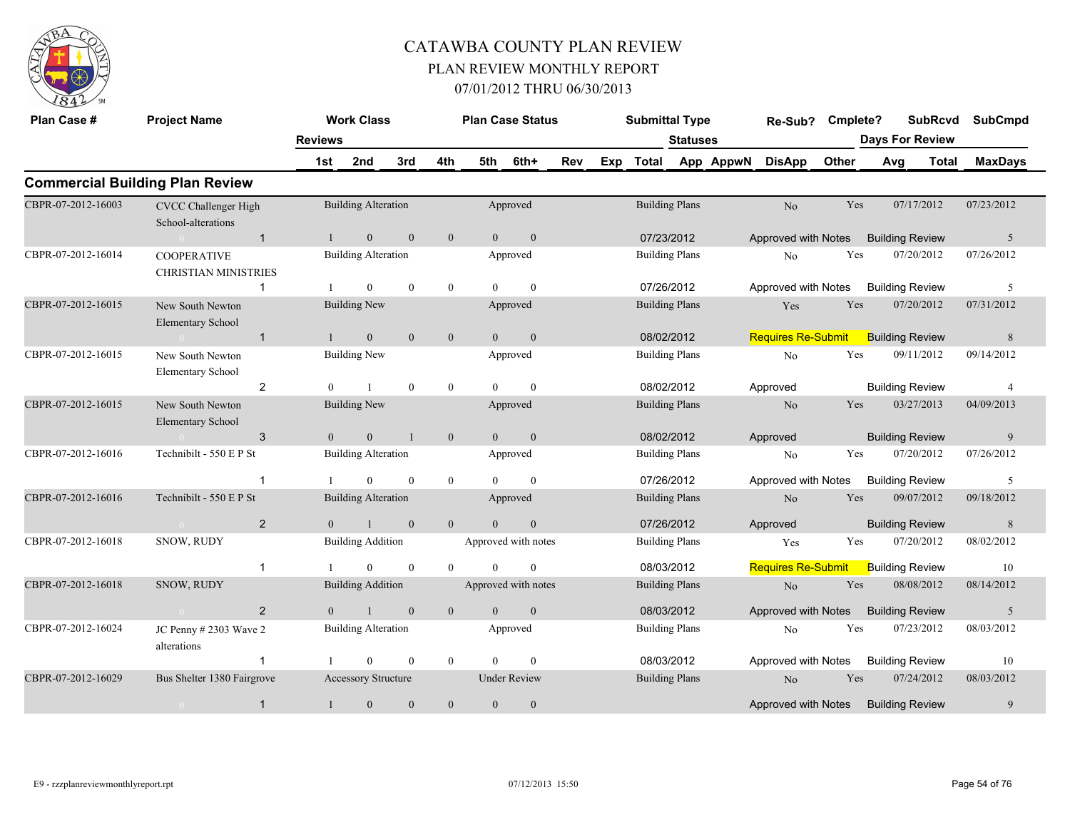# CATAWBA COUNTY PLAN REVIEW

## PLAN REVIEW MONTHLY REPORT

### 07/01/2012 THRU 06/30/2013

## Commercial Building Plan Review

| Plan Case # | Project Name | Reviews | Work Class | | | | Plan Case Status | Rev | Exp | Submittal Type | Statuses | Re-Sub? | Cmplete? | SubRcvd | SubCmpd |
|---|---|---|---|---|---|---|---|---|---|---|---|---|---|---|---|
| | | | 1st | 2nd | 3rd | 4th | 5th / 6th+ | | | Total | App / AppwN / DisApp / Other | | | Days For Review Avg / Total | MaxDays |
| CBPR-07-2012-16003 | CVCC Challenger High School-alterations | 1 | Building Alteration | | | | Approved | | | Building Plans | | No | Yes | 07/17/2012 | 07/23/2012 |
| | 0 | 1 | 1 | 0 | 0 | 0 | 0 / 0 | | | 07/23/2012 | Approved with Notes | | | Building Review | 5 |
| CBPR-07-2012-16014 | COOPERATIVE CHRISTIAN MINISTRIES | 1 | Building Alteration | | | | Approved | | | Building Plans | | No | Yes | 07/20/2012 | 07/26/2012 |
| | | 1 | 1 | 0 | 0 | 0 | 0 / 0 | | | 07/26/2012 | Approved with Notes | | | Building Review | 5 |
| CBPR-07-2012-16015 | New South Newton Elementary School | 1 | Building New | | | | Approved | | | Building Plans | | Yes | Yes | 07/20/2012 | 07/31/2012 |
| | 0 | 1 | 1 | 0 | 0 | 0 | 0 / 0 | | | 08/02/2012 | Requires Re-Submit | | | Building Review | 8 |
| CBPR-07-2012-16015 | New South Newton Elementary School | 2 | Building New | | | | Approved | | | Building Plans | | No | Yes | 09/11/2012 | 09/14/2012 |
| | | 2 | 0 | 1 | 0 | 0 | 0 / 0 | | | 08/02/2012 | Approved | | | Building Review | 4 |
| CBPR-07-2012-16015 | New South Newton Elementary School | 3 | Building New | | | | Approved | | | Building Plans | | No | Yes | 03/27/2013 | 04/09/2013 |
| | 0 | 3 | 0 | 0 | 1 | 0 | 0 / 0 | | | 08/02/2012 | Approved | | | Building Review | 9 |
| CBPR-07-2012-16016 | Technibilt - 550 E P St | 1 | Building Alteration | | | | Approved | | | Building Plans | | No | Yes | 07/20/2012 | 07/26/2012 |
| | | 1 | 1 | 0 | 0 | 0 | 0 / 0 | | | 07/26/2012 | Approved with Notes | | | Building Review | 5 |
| CBPR-07-2012-16016 | Technibilt - 550 E P St | 2 | Building Alteration | | | | Approved | | | Building Plans | | No | Yes | 09/07/2012 | 09/18/2012 |
| | 0 | 2 | 0 | 1 | 0 | 0 | 0 / 0 | | | 07/26/2012 | Approved | | | Building Review | 8 |
| CBPR-07-2012-16018 | SNOW, RUDY | 1 | Building Addition | | | | Approved with notes | | | Building Plans | | Yes | Yes | 07/20/2012 | 08/02/2012 |
| | | 1 | 1 | 0 | 0 | 0 | 0 / 0 | | | 08/03/2012 | Requires Re-Submit | | | Building Review | 10 |
| CBPR-07-2012-16018 | SNOW, RUDY | 2 | Building Addition | | | | Approved with notes | | | Building Plans | | No | Yes | 08/08/2012 | 08/14/2012 |
| | 0 | 2 | 0 | 1 | 0 | 0 | 0 / 0 | | | 08/03/2012 | Approved with Notes | | | Building Review | 5 |
| CBPR-07-2012-16024 | JC Penny # 2303 Wave 2 alterations | 1 | Building Alteration | | | | Approved | | | Building Plans | | No | Yes | 07/23/2012 | 08/03/2012 |
| | | 1 | 1 | 0 | 0 | 0 | 0 / 0 | | | 08/03/2012 | Approved with Notes | | | Building Review | 10 |
| CBPR-07-2012-16029 | Bus Shelter 1380 Fairgrove | 1 | Accessory Structure | | | | Under Review | | | Building Plans | | No | Yes | 07/24/2012 | 08/03/2012 |
| | 0 | 1 | 1 | 0 | 0 | 0 | 0 / 0 | | | | Approved with Notes | | | Building Review | 9 |

E9 - rzzplanreviewmonthlyreport.rpt — 07/12/2013 15:50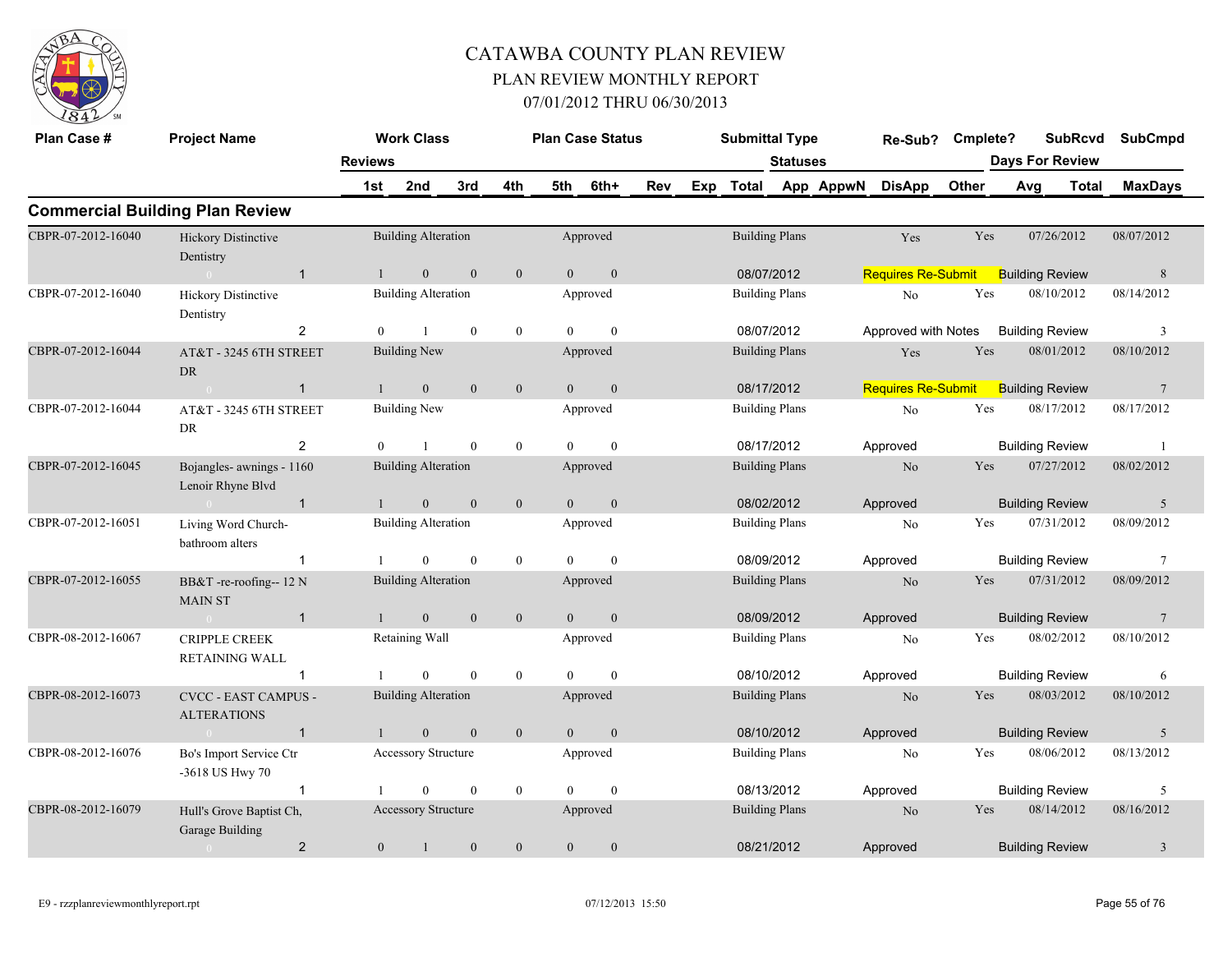# CATAWBA COUNTY PLAN REVIEW

## PLAN REVIEW MONTHLY REPORT

## 07/01/2012 THRU 06/30/2013

## Commercial Building Plan Review

| Plan Case # | Project Name | Work Class | Plan Case Status | Submittal Type | Re-Sub? | Cmplete? | SubRcvd | SubCmpd |
|---|---|---|---|---|---|---|---|---|
| | Reviews: 1st / 2nd / 3rd / 4th / 5th / 6th+ | | | Total | Statuses: App / AppwN / DisApp / Other | | Days For Review: Avg / Total | MaxDays |
| CBPR-07-2012-16040 | Hickory Distinctive Dentistry | Building Alteration | Approved | Building Plans | Yes | Yes | 07/26/2012 | 08/07/2012 |
| | 1 — 1 / 0 / 0 / 0 / 0 / 0 | | | 08/07/2012 | Requires Re-Submit | | Building Review | 8 |
| CBPR-07-2012-16040 | Hickory Distinctive Dentistry | Building Alteration | Approved | Building Plans | No | Yes | 08/10/2012 | 08/14/2012 |
| | 2 — 0 / 1 / 0 / 0 / 0 / 0 | | | 08/07/2012 | Approved with Notes | | Building Review | 3 |
| CBPR-07-2012-16044 | AT&T - 3245 6TH STREET DR | Building New | Approved | Building Plans | Yes | Yes | 08/01/2012 | 08/10/2012 |
| | 1 — 1 / 0 / 0 / 0 / 0 / 0 | | | 08/17/2012 | Requires Re-Submit | | Building Review | 7 |
| CBPR-07-2012-16044 | AT&T - 3245 6TH STREET DR | Building New | Approved | Building Plans | No | Yes | 08/17/2012 | 08/17/2012 |
| | 2 — 0 / 1 / 0 / 0 / 0 / 0 | | | 08/17/2012 | Approved | | Building Review | 1 |
| CBPR-07-2012-16045 | Bojangles- awnings - 1160 Lenoir Rhyne Blvd | Building Alteration | Approved | Building Plans | No | Yes | 07/27/2012 | 08/02/2012 |
| | 1 — 1 / 0 / 0 / 0 / 0 / 0 | | | 08/02/2012 | Approved | | Building Review | 5 |
| CBPR-07-2012-16051 | Living Word Church- bathroom alters | Building Alteration | Approved | Building Plans | No | Yes | 07/31/2012 | 08/09/2012 |
| | 1 — 1 / 0 / 0 / 0 / 0 / 0 | | | 08/09/2012 | Approved | | Building Review | 7 |
| CBPR-07-2012-16055 | BB&T -re-roofing-- 12 N MAIN ST | Building Alteration | Approved | Building Plans | No | Yes | 07/31/2012 | 08/09/2012 |
| | 1 — 1 / 0 / 0 / 0 / 0 / 0 | | | 08/09/2012 | Approved | | Building Review | 7 |
| CBPR-08-2012-16067 | CRIPPLE CREEK RETAINING WALL | Retaining Wall | Approved | Building Plans | No | Yes | 08/02/2012 | 08/10/2012 |
| | 1 — 1 / 0 / 0 / 0 / 0 / 0 | | | 08/10/2012 | Approved | | Building Review | 6 |
| CBPR-08-2012-16073 | CVCC - EAST CAMPUS - ALTERATIONS | Building Alteration | Approved | Building Plans | No | Yes | 08/03/2012 | 08/10/2012 |
| | 1 — 1 / 0 / 0 / 0 / 0 / 0 | | | 08/10/2012 | Approved | | Building Review | 5 |
| CBPR-08-2012-16076 | Bo's Import Service Ctr -3618 US Hwy 70 | Accessory Structure | Approved | Building Plans | No | Yes | 08/06/2012 | 08/13/2012 |
| | 1 — 1 / 0 / 0 / 0 / 0 / 0 | | | 08/13/2012 | Approved | | Building Review | 5 |
| CBPR-08-2012-16079 | Hull's Grove Baptist Ch, Garage Building | Accessory Structure | Approved | Building Plans | No | Yes | 08/14/2012 | 08/16/2012 |
| | 2 — 0 / 1 / 0 / 0 / 0 / 0 | | | 08/21/2012 | Approved | | Building Review | 3 |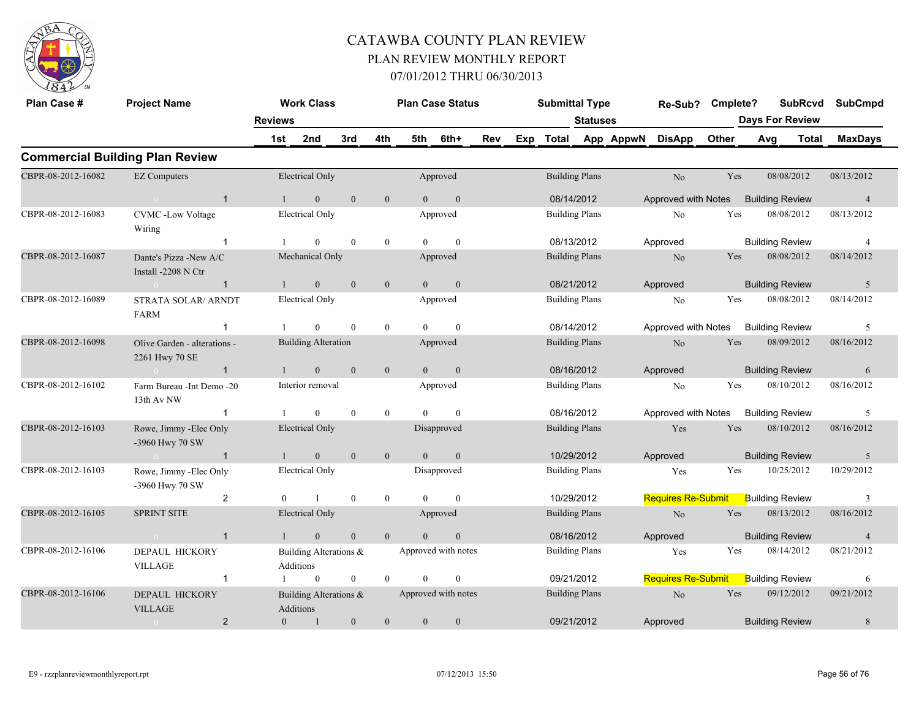# CATAWBA COUNTY PLAN REVIEW

## PLAN REVIEW MONTHLY REPORT

### 07/01/2012 THRU 06/30/2013

## Commercial Building Plan Review

| Plan Case # | Project Name | Reviews | Work Class 1st | 2nd | 3rd | 4th | Plan Case Status 5th | 6th+ | Rev | Exp | Submittal Type Total | Statuses App | AppwN | Re-Sub? DisApp | Cmplete? Other | Days For Review Avg | SubRcvd Total | SubCmpd MaxDays |
|---|---|---|---|---|---|---|---|---|---|---|---|---|---|---|---|---|---|---|
| CBPR-08-2012-16082 | EZ Computers | | Electrical Only | | | | Approved | | | | Building Plans | | | No | Yes | | 08/08/2012 | 08/13/2012 |
| | 0 | 1 | 1 | 0 | 0 | 0 | 0 | 0 | | | 08/14/2012 | | | Approved with Notes | | Building Review | | 4 |
| CBPR-08-2012-16083 | CVMC -Low Voltage Wiring | | Electrical Only | | | | Approved | | | | Building Plans | | | No | Yes | | 08/08/2012 | 08/13/2012 |
| | | 1 | 1 | 0 | 0 | 0 | 0 | 0 | | | 08/13/2012 | | | Approved | | Building Review | | 4 |
| CBPR-08-2012-16087 | Dante's Pizza -New A/C Install -2208 N Ctr | | Mechanical Only | | | | Approved | | | | Building Plans | | | No | Yes | | 08/08/2012 | 08/14/2012 |
| | 0 | 1 | 1 | 0 | 0 | 0 | 0 | 0 | | | 08/21/2012 | | | Approved | | Building Review | | 5 |
| CBPR-08-2012-16089 | STRATA SOLAR/ ARNDT FARM | | Electrical Only | | | | Approved | | | | Building Plans | | | No | Yes | | 08/08/2012 | 08/14/2012 |
| | | 1 | 1 | 0 | 0 | 0 | 0 | 0 | | | 08/14/2012 | | | Approved with Notes | | Building Review | | 5 |
| CBPR-08-2012-16098 | Olive Garden - alterations - 2261 Hwy 70 SE | | Building Alteration | | | | Approved | | | | Building Plans | | | No | Yes | | 08/09/2012 | 08/16/2012 |
| | 0 | 1 | 1 | 0 | 0 | 0 | 0 | 0 | | | 08/16/2012 | | | Approved | | Building Review | | 6 |
| CBPR-08-2012-16102 | Farm Bureau -Int Demo -20 13th Av NW | | Interior removal | | | | Approved | | | | Building Plans | | | No | Yes | | 08/10/2012 | 08/16/2012 |
| | | 1 | 1 | 0 | 0 | 0 | 0 | 0 | | | 08/16/2012 | | | Approved with Notes | | Building Review | | 5 |
| CBPR-08-2012-16103 | Rowe, Jimmy -Elec Only -3960 Hwy 70 SW | | Electrical Only | | | | Disapproved | | | | Building Plans | | | Yes | Yes | | 08/10/2012 | 08/16/2012 |
| | 0 | 1 | 1 | 0 | 0 | 0 | 0 | 0 | | | 10/29/2012 | | | Approved | | Building Review | | 5 |
| CBPR-08-2012-16103 | Rowe, Jimmy -Elec Only -3960 Hwy 70 SW | | Electrical Only | | | | Disapproved | | | | Building Plans | | | Yes | Yes | | 10/25/2012 | 10/29/2012 |
| | | 2 | 0 | 1 | 0 | 0 | 0 | 0 | | | 10/29/2012 | | | Requires Re-Submit | | Building Review | | 3 |
| CBPR-08-2012-16105 | SPRINT SITE | | Electrical Only | | | | Approved | | | | Building Plans | | | No | Yes | | 08/13/2012 | 08/16/2012 |
| | 0 | 1 | 1 | 0 | 0 | 0 | 0 | 0 | | | 08/16/2012 | | | Approved | | Building Review | | 4 |
| CBPR-08-2012-16106 | DEPAUL HICKORY VILLAGE | | Building Alterations & Additions | | | | Approved with notes | | | | Building Plans | | | Yes | Yes | | 08/14/2012 | 08/21/2012 |
| | | 1 | 1 | 0 | 0 | 0 | 0 | 0 | | | 09/21/2012 | | | Requires Re-Submit | | Building Review | | 6 |
| CBPR-08-2012-16106 | DEPAUL HICKORY VILLAGE | | Building Alterations & Additions | | | | Approved with notes | | | | Building Plans | | | No | Yes | | 09/12/2012 | 09/21/2012 |
| | 0 | 2 | 0 | 1 | 0 | 0 | 0 | 0 | | | 09/21/2012 | | | Approved | | Building Review | | 8 |

E9 - rzzplanreviewmonthlyreport.rpt 07/12/2013 15:50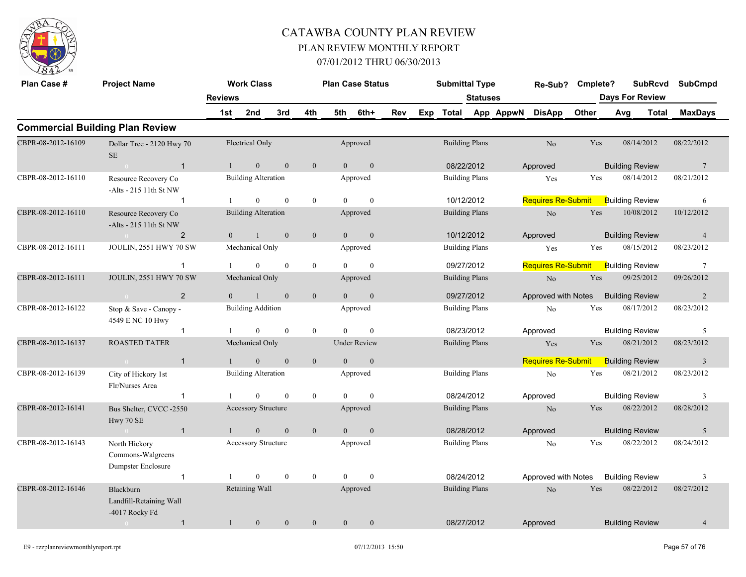# CATAWBA COUNTY PLAN REVIEW

## PLAN REVIEW MONTHLY REPORT

## 07/01/2012 THRU 06/30/2013

### Commercial Building Plan Review

| Plan Case # | Project Name | Reviews | Work Class 1st | 2nd | 3rd | 4th | Plan Case Status 5th | 6th+ | Rev | Exp | Submittal Type Total | Statuses App | AppwN | Re-Sub? DisApp | Cmplete? Other | SubRcvd Days For Review Avg | Total | SubCmpd MaxDays |
|---|---|---|---|---|---|---|---|---|---|---|---|---|---|---|---|---|---|---|
| CBPR-08-2012-16109 | Dollar Tree - 2120 Hwy 70 SE | | Electrical Only | | | | Approved | | | | Building Plans | | | No | Yes | 08/14/2012 | | 08/22/2012 |
| | 0 | 1 | 1 | 0 | 0 | 0 | 0 | 0 | | | 08/22/2012 | | | Approved | | Building Review | | 7 |
| CBPR-08-2012-16110 | Resource Recovery Co -Alts - 215 11th St NW | | Building Alteration | | | | Approved | | | | Building Plans | | | Yes | Yes | 08/14/2012 | | 08/21/2012 |
| | | 1 | 1 | 0 | 0 | 0 | 0 | 0 | | | 10/12/2012 | | | Requires Re-Submit | | Building Review | | 6 |
| CBPR-08-2012-16110 | Resource Recovery Co -Alts - 215 11th St NW | | Building Alteration | | | | Approved | | | | Building Plans | | | No | Yes | 10/08/2012 | | 10/12/2012 |
| | 0 | 2 | 0 | 1 | 0 | 0 | 0 | 0 | | | 10/12/2012 | | | Approved | | Building Review | | 4 |
| CBPR-08-2012-16111 | JOULIN, 2551 HWY 70 SW | | Mechanical Only | | | | Approved | | | | Building Plans | | | Yes | Yes | 08/15/2012 | | 08/23/2012 |
| | | 1 | 1 | 0 | 0 | 0 | 0 | 0 | | | 09/27/2012 | | | Requires Re-Submit | | Building Review | | 7 |
| CBPR-08-2012-16111 | JOULIN, 2551 HWY 70 SW | | Mechanical Only | | | | Approved | | | | Building Plans | | | No | Yes | 09/25/2012 | | 09/26/2012 |
| | 0 | 2 | 0 | 1 | 0 | 0 | 0 | 0 | | | 09/27/2012 | | | Approved with Notes | | Building Review | | 2 |
| CBPR-08-2012-16122 | Stop & Save - Canopy - 4549 E NC 10 Hwy | | Building Addition | | | | Approved | | | | Building Plans | | | No | Yes | 08/17/2012 | | 08/23/2012 |
| | | 1 | 1 | 0 | 0 | 0 | 0 | 0 | | | 08/23/2012 | | | Approved | | Building Review | | 5 |
| CBPR-08-2012-16137 | ROASTED TATER | | Mechanical Only | | | | Under Review | | | | Building Plans | | | Yes | Yes | 08/21/2012 | | 08/23/2012 |
| | 0 | 1 | 1 | 0 | 0 | 0 | 0 | 0 | | | | | | Requires Re-Submit | | Building Review | | 3 |
| CBPR-08-2012-16139 | City of Hickory 1st Flr/Nurses Area | | Building Alteration | | | | Approved | | | | Building Plans | | | No | Yes | 08/21/2012 | | 08/23/2012 |
| | | 1 | 1 | 0 | 0 | 0 | 0 | 0 | | | 08/24/2012 | | | Approved | | Building Review | | 3 |
| CBPR-08-2012-16141 | Bus Shelter, CVCC -2550 Hwy 70 SE | | Accessory Structure | | | | Approved | | | | Building Plans | | | No | Yes | 08/22/2012 | | 08/28/2012 |
| | 0 | 1 | 1 | 0 | 0 | 0 | 0 | 0 | | | 08/28/2012 | | | Approved | | Building Review | | 5 |
| CBPR-08-2012-16143 | North Hickory Commons-Walgreens Dumpster Enclosure | | Accessory Structure | | | | Approved | | | | Building Plans | | | No | Yes | 08/22/2012 | | 08/24/2012 |
| | | 1 | 1 | 0 | 0 | 0 | 0 | 0 | | | 08/24/2012 | | | Approved with Notes | | Building Review | | 3 |
| CBPR-08-2012-16146 | Blackburn Landfill-Retaining Wall -4017 Rocky Fd | | Retaining Wall | | | | Approved | | | | Building Plans | | | No | Yes | 08/22/2012 | | 08/27/2012 |
| | 0 | 1 | 1 | 0 | 0 | 0 | 0 | 0 | | | 08/27/2012 | | | Approved | | Building Review | | 4 |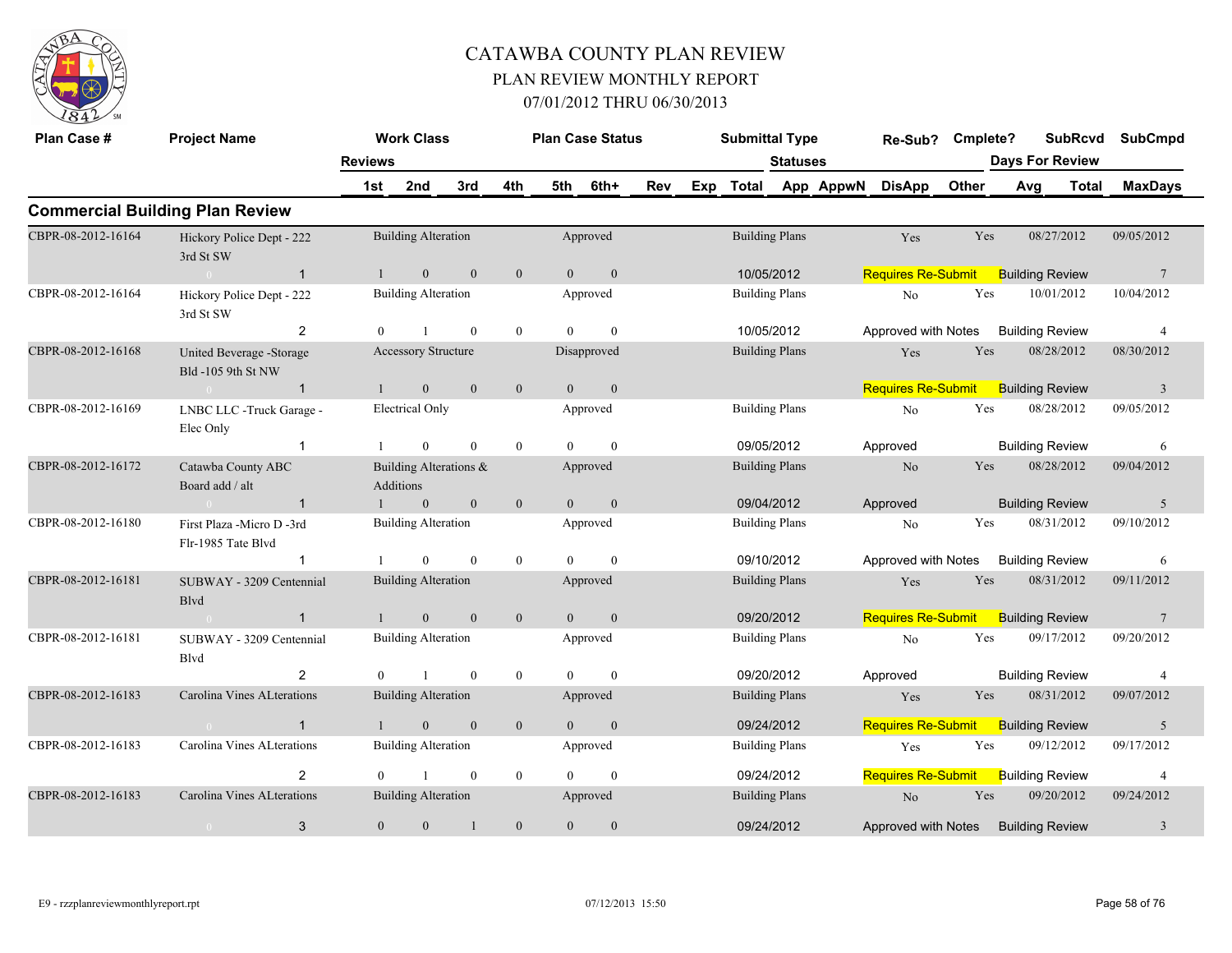# CATAWBA COUNTY PLAN REVIEW

## PLAN REVIEW MONTHLY REPORT

### 07/01/2012 THRU 06/30/2013

| Plan Case # | Project Name | Work Class | Plan Case Status | Submittal Type | Re-Sub? | Cmplete? | SubRcvd | SubCmpd |
|---|---|---|---|---|---|---|---|---|
| | Reviews | 1st / 2nd / 3rd / 4th / 5th / 6th+ / Rev / Exp | Total | Statuses: App / AppwN / DisApp / Other | | | Days For Review: Avg / Total | MaxDays |

## Commercial Building Plan Review

| Plan Case # | Project Name | Reviews | 1st | 2nd | 3rd | 4th | 5th | 6th+ | Work Class | Plan Case Status | Submittal Type | Total | Status | Re-Sub? | Cmplete? | SubRcvd | SubCmpd | Review | MaxDays |
|---|---|---|---|---|---|---|---|---|---|---|---|---|---|---|---|---|---|---|---|
| CBPR-08-2012-16164 | Hickory Police Dept - 222 3rd St SW | 1 | 1 | 0 | 0 | 0 | 0 | 0 | Building Alteration | Approved | Building Plans | 10/05/2012 | Requires Re-Submit | Yes | Yes | 08/27/2012 | 09/05/2012 | Building Review | 7 |
| CBPR-08-2012-16164 | Hickory Police Dept - 222 3rd St SW | 2 | 0 | 1 | 0 | 0 | 0 | 0 | Building Alteration | Approved | Building Plans | 10/05/2012 | Approved with Notes | No | Yes | 10/01/2012 | 10/04/2012 | Building Review | 4 |
| CBPR-08-2012-16168 | United Beverage -Storage Bld -105 9th St NW | 1 | 1 | 0 | 0 | 0 | 0 | 0 | Accessory Structure | Disapproved | Building Plans | | Requires Re-Submit | Yes | Yes | 08/28/2012 | 08/30/2012 | Building Review | 3 |
| CBPR-08-2012-16169 | LNBC LLC -Truck Garage - Elec Only | 1 | 1 | 0 | 0 | 0 | 0 | 0 | Electrical Only | Approved | Building Plans | 09/05/2012 | Approved | No | Yes | 08/28/2012 | 09/05/2012 | Building Review | 6 |
| CBPR-08-2012-16172 | Catawba County ABC Board add / alt | 1 | 1 | 0 | 0 | 0 | 0 | 0 | Building Alterations & Additions | Approved | Building Plans | 09/04/2012 | Approved | No | Yes | 08/28/2012 | 09/04/2012 | Building Review | 5 |
| CBPR-08-2012-16180 | First Plaza -Micro D -3rd Flr-1985 Tate Blvd | 1 | 1 | 0 | 0 | 0 | 0 | 0 | Building Alteration | Approved | Building Plans | 09/10/2012 | Approved with Notes | No | Yes | 08/31/2012 | 09/10/2012 | Building Review | 6 |
| CBPR-08-2012-16181 | SUBWAY - 3209 Centennial Blvd | 1 | 1 | 0 | 0 | 0 | 0 | 0 | Building Alteration | Approved | Building Plans | 09/20/2012 | Requires Re-Submit | Yes | Yes | 08/31/2012 | 09/11/2012 | Building Review | 7 |
| CBPR-08-2012-16181 | SUBWAY - 3209 Centennial Blvd | 2 | 0 | 1 | 0 | 0 | 0 | 0 | Building Alteration | Approved | Building Plans | 09/20/2012 | Approved | No | Yes | 09/17/2012 | 09/20/2012 | Building Review | 4 |
| CBPR-08-2012-16183 | Carolina Vines ALterations | 1 | 1 | 0 | 0 | 0 | 0 | 0 | Building Alteration | Approved | Building Plans | 09/24/2012 | Requires Re-Submit | Yes | Yes | 08/31/2012 | 09/07/2012 | Building Review | 5 |
| CBPR-08-2012-16183 | Carolina Vines ALterations | 2 | 0 | 1 | 0 | 0 | 0 | 0 | Building Alteration | Approved | Building Plans | 09/24/2012 | Requires Re-Submit | Yes | Yes | 09/12/2012 | 09/17/2012 | Building Review | 4 |
| CBPR-08-2012-16183 | Carolina Vines ALterations | 3 | 0 | 0 | 1 | 0 | 0 | 0 | Building Alteration | Approved | Building Plans | 09/24/2012 | Approved with Notes | No | Yes | 09/20/2012 | 09/24/2012 | Building Review | 3 |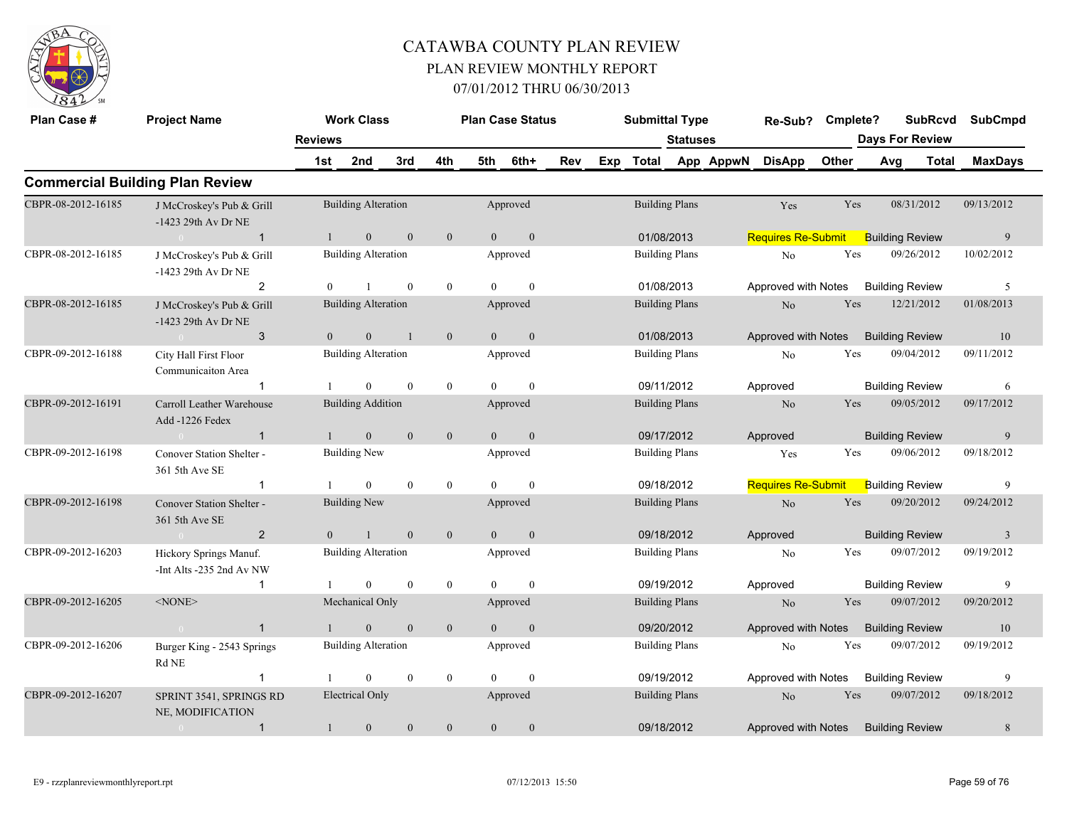# CATAWBA COUNTY PLAN REVIEW

## PLAN REVIEW MONTHLY REPORT

### 07/01/2012 THRU 06/30/2013

## Commercial Building Plan Review

| Plan Case # | Project Name | Reviews | Work Class 1st | 2nd | 3rd | 4th | Plan Case Status 5th | 6th+ | Rev | Exp | Submittal Type Total | Statuses App | AppwN | Re-Sub? DisApp | Cmplete? Other | SubRcvd Days For Review Avg | Total | SubCmpd MaxDays |
|---|---|---|---|---|---|---|---|---|---|---|---|---|---|---|---|---|---|---|
| CBPR-08-2012-16185 | J McCroskey's Pub & Grill -1423 29th Av Dr NE | 1 | Building Alteration | | | | Approved | | | | Building Plans | | | Yes | Yes | 08/31/2012 | | 09/13/2012 |
| | | | 1 | 0 | 0 | 0 | 0 | 0 | | | 01/08/2013 | | | Requires Re-Submit | | Building Review | | 9 |
| CBPR-08-2012-16185 | J McCroskey's Pub & Grill -1423 29th Av Dr NE | 2 | Building Alteration | | | | Approved | | | | Building Plans | | | No | Yes | 09/26/2012 | | 10/02/2012 |
| | | | 0 | 1 | 0 | 0 | 0 | 0 | | | 01/08/2013 | | | Approved with Notes | | Building Review | | 5 |
| CBPR-08-2012-16185 | J McCroskey's Pub & Grill -1423 29th Av Dr NE | 3 | Building Alteration | | | | Approved | | | | Building Plans | | | No | Yes | 12/21/2012 | | 01/08/2013 |
| | | | 0 | 0 | 1 | 0 | 0 | 0 | | | 01/08/2013 | | | Approved with Notes | | Building Review | | 10 |
| CBPR-09-2012-16188 | City Hall First Floor Communicaiton Area | 1 | Building Alteration | | | | Approved | | | | Building Plans | | | No | Yes | 09/04/2012 | | 09/11/2012 |
| | | | 1 | 0 | 0 | 0 | 0 | 0 | | | 09/11/2012 | | | Approved | | Building Review | | 6 |
| CBPR-09-2012-16191 | Carroll Leather Warehouse Add -1226 Fedex | 1 | Building Addition | | | | Approved | | | | Building Plans | | | No | Yes | 09/05/2012 | | 09/17/2012 |
| | | | 1 | 0 | 0 | 0 | 0 | 0 | | | 09/17/2012 | | | Approved | | Building Review | | 9 |
| CBPR-09-2012-16198 | Conover Station Shelter - 361 5th Ave SE | 1 | Building New | | | | Approved | | | | Building Plans | | | Yes | Yes | 09/06/2012 | | 09/18/2012 |
| | | | 1 | 0 | 0 | 0 | 0 | 0 | | | 09/18/2012 | | | Requires Re-Submit | | Building Review | | 9 |
| CBPR-09-2012-16198 | Conover Station Shelter - 361 5th Ave SE | 2 | Building New | | | | Approved | | | | Building Plans | | | No | Yes | 09/20/2012 | | 09/24/2012 |
| | | | 0 | 1 | 0 | 0 | 0 | 0 | | | 09/18/2012 | | | Approved | | Building Review | | 3 |
| CBPR-09-2012-16203 | Hickory Springs Manuf. -Int Alts -235 2nd Av NW | 1 | Building Alteration | | | | Approved | | | | Building Plans | | | No | Yes | 09/07/2012 | | 09/19/2012 |
| | | | 1 | 0 | 0 | 0 | 0 | 0 | | | 09/19/2012 | | | Approved | | Building Review | | 9 |
| CBPR-09-2012-16205 | <NONE> | 1 | Mechanical Only | | | | Approved | | | | Building Plans | | | No | Yes | 09/07/2012 | | 09/20/2012 |
| | | | 1 | 0 | 0 | 0 | 0 | 0 | | | 09/20/2012 | | | Approved with Notes | | Building Review | | 10 |
| CBPR-09-2012-16206 | Burger King - 2543 Springs Rd NE | 1 | Building Alteration | | | | Approved | | | | Building Plans | | | No | Yes | 09/07/2012 | | 09/19/2012 |
| | | | 1 | 0 | 0 | 0 | 0 | 0 | | | 09/19/2012 | | | Approved with Notes | | Building Review | | 9 |
| CBPR-09-2012-16207 | SPRINT 3541, SPRINGS RD NE, MODIFICATION | 1 | Electrical Only | | | | Approved | | | | Building Plans | | | No | Yes | 09/07/2012 | | 09/18/2012 |
| | | | 1 | 0 | 0 | 0 | 0 | 0 | | | 09/18/2012 | | | Approved with Notes | | Building Review | | 8 |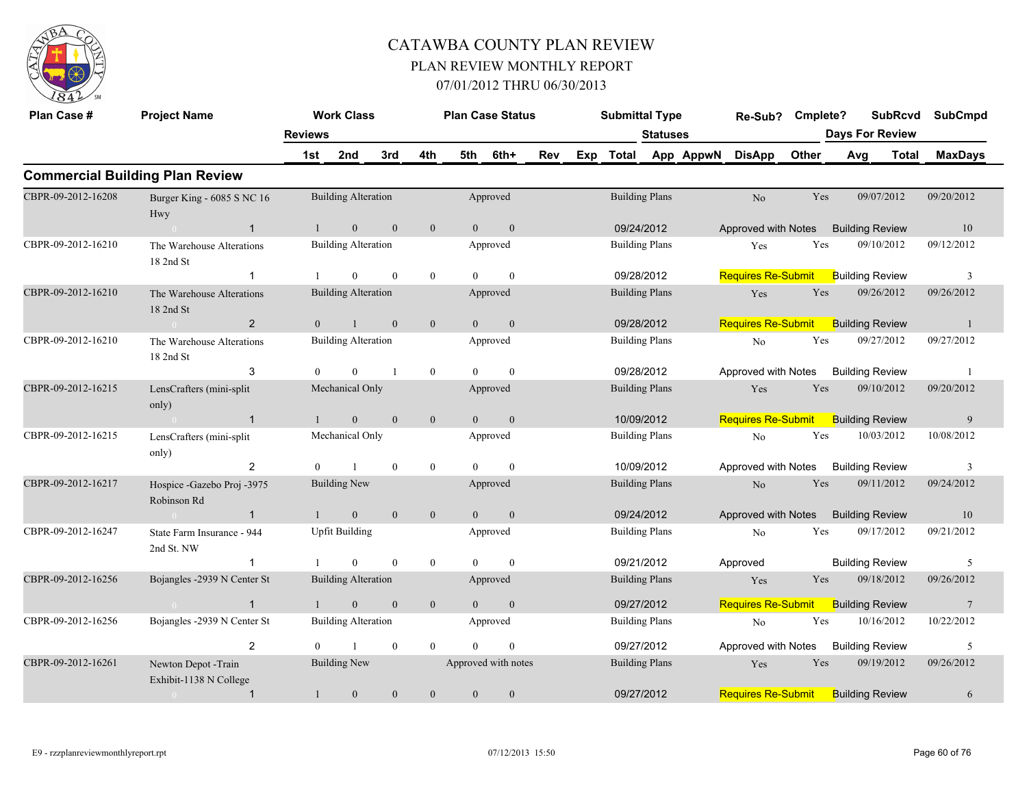# CATAWBA COUNTY PLAN REVIEW

## PLAN REVIEW MONTHLY REPORT

### 07/01/2012 THRU 06/30/2013

## Commercial Building Plan Review

| Plan Case # | Project Name | Reviews | Work Class 1st | 2nd | 3rd | 4th | Plan Case Status 5th | 6th+ | Rev | Exp | Submittal Type Total | Statuses App | AppwN | Re-Sub? DisApp | Cmplete? Other | Days For Review Avg | SubRcvd Total | SubCmpd MaxDays |
|---|---|---|---|---|---|---|---|---|---|---|---|---|---|---|---|---|---|---|
| CBPR-09-2012-16208 | Burger King - 6085 S NC 16 Hwy | | Building Alteration | | | | Approved | | | | Building Plans | | | No | Yes | | 09/07/2012 | 09/20/2012 |
| | 0 | 1 | 1 | 0 | 0 | 0 | 0 | 0 | | | 09/24/2012 | | | Approved with Notes | | Building Review | | 10 |
| CBPR-09-2012-16210 | The Warehouse Alterations 18 2nd St | | Building Alteration | | | | Approved | | | | Building Plans | | | Yes | Yes | | 09/10/2012 | 09/12/2012 |
| | | 1 | 1 | 0 | 0 | 0 | 0 | 0 | | | 09/28/2012 | | | Requires Re-Submit | | Building Review | | 3 |
| CBPR-09-2012-16210 | The Warehouse Alterations 18 2nd St | | Building Alteration | | | | Approved | | | | Building Plans | | | Yes | Yes | | 09/26/2012 | 09/26/2012 |
| | 0 | 2 | 0 | 1 | 0 | 0 | 0 | 0 | | | 09/28/2012 | | | Requires Re-Submit | | Building Review | | 1 |
| CBPR-09-2012-16210 | The Warehouse Alterations 18 2nd St | | Building Alteration | | | | Approved | | | | Building Plans | | | No | Yes | | 09/27/2012 | 09/27/2012 |
| | | 3 | 0 | 0 | 1 | 0 | 0 | 0 | | | 09/28/2012 | | | Approved with Notes | | Building Review | | 1 |
| CBPR-09-2012-16215 | LensCrafters (mini-split only) | | Mechanical Only | | | | Approved | | | | Building Plans | | | Yes | Yes | | 09/10/2012 | 09/20/2012 |
| | 0 | 1 | 1 | 0 | 0 | 0 | 0 | 0 | | | 10/09/2012 | | | Requires Re-Submit | | Building Review | | 9 |
| CBPR-09-2012-16215 | LensCrafters (mini-split only) | | Mechanical Only | | | | Approved | | | | Building Plans | | | No | Yes | | 10/03/2012 | 10/08/2012 |
| | | 2 | 0 | 1 | 0 | 0 | 0 | 0 | | | 10/09/2012 | | | Approved with Notes | | Building Review | | 3 |
| CBPR-09-2012-16217 | Hospice -Gazebo Proj -3975 Robinson Rd | | Building New | | | | Approved | | | | Building Plans | | | No | Yes | | 09/11/2012 | 09/24/2012 |
| | 0 | 1 | 1 | 0 | 0 | 0 | 0 | 0 | | | 09/24/2012 | | | Approved with Notes | | Building Review | | 10 |
| CBPR-09-2012-16247 | State Farm Insurance - 944 2nd St. NW | | Upfit Building | | | | Approved | | | | Building Plans | | | No | Yes | | 09/17/2012 | 09/21/2012 |
| | | 1 | 1 | 0 | 0 | 0 | 0 | 0 | | | 09/21/2012 | | | Approved | | Building Review | | 5 |
| CBPR-09-2012-16256 | Bojangles -2939 N Center St | | Building Alteration | | | | Approved | | | | Building Plans | | | Yes | Yes | | 09/18/2012 | 09/26/2012 |
| | 0 | 1 | 1 | 0 | 0 | 0 | 0 | 0 | | | 09/27/2012 | | | Requires Re-Submit | | Building Review | | 7 |
| CBPR-09-2012-16256 | Bojangles -2939 N Center St | | Building Alteration | | | | Approved | | | | Building Plans | | | No | Yes | | 10/16/2012 | 10/22/2012 |
| | | 2 | 0 | 1 | 0 | 0 | 0 | 0 | | | 09/27/2012 | | | Approved with Notes | | Building Review | | 5 |
| CBPR-09-2012-16261 | Newton Depot -Train Exhibit-1138 N College | | Building New | | | | Approved with notes | | | | Building Plans | | | Yes | Yes | | 09/19/2012 | 09/26/2012 |
| | 0 | 1 | 1 | 0 | 0 | 0 | 0 | 0 | | | 09/27/2012 | | | Requires Re-Submit | | Building Review | | 6 |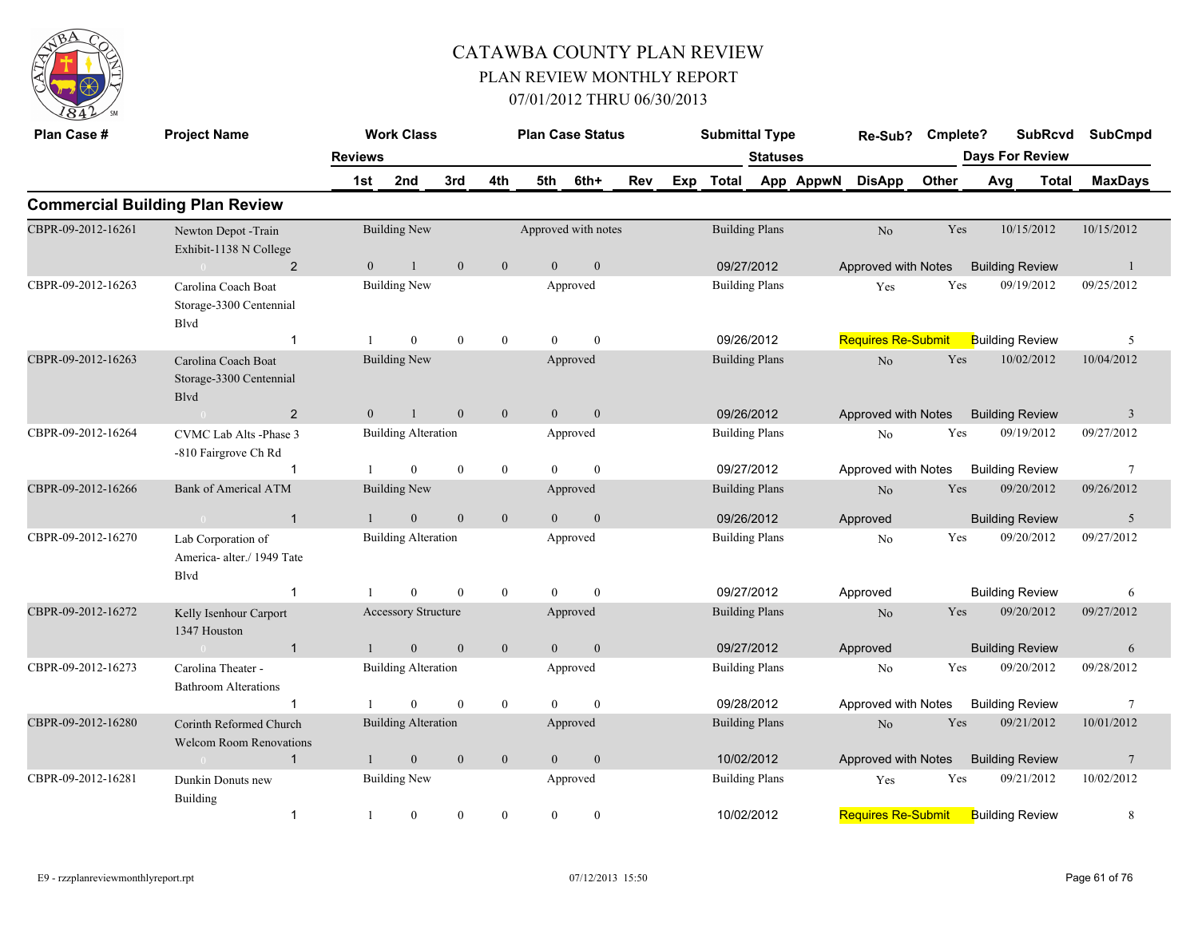# CATAWBA COUNTY PLAN REVIEW

## PLAN REVIEW MONTHLY REPORT

### 07/01/2012 THRU 06/30/2013

## Commercial Building Plan Review

| Plan Case # | Project Name | Reviews | Work Class 1st | 2nd | 3rd | 4th | Plan Case Status 5th | 6th+ | Rev | Exp | Submittal Type Total | Statuses App | AppwN | Re-Sub? DisApp | Cmplete? Other | SubRcvd Days For Review Avg | Total | SubCmpd MaxDays |
|---|---|---|---|---|---|---|---|---|---|---|---|---|---|---|---|---|---|---|
| CBPR-09-2012-16261 | Newton Depot -Train Exhibit-1138 N College | | Building New | | | | Approved with notes | | | | Building Plans | | | No | Yes | 10/15/2012 | | 10/15/2012 |
| | 0 | 2 | 0 | 1 | 0 | 0 | 0 | 0 | | | 09/27/2012 | | | Approved with Notes | | Building Review | | 1 |
| CBPR-09-2012-16263 | Carolina Coach Boat Storage-3300 Centennial Blvd | | Building New | | | | Approved | | | | Building Plans | | | Yes | Yes | 09/19/2012 | | 09/25/2012 |
| | | 1 | 1 | 0 | 0 | 0 | 0 | 0 | | | 09/26/2012 | | | Requires Re-Submit | | Building Review | | 5 |
| CBPR-09-2012-16263 | Carolina Coach Boat Storage-3300 Centennial Blvd | | Building New | | | | Approved | | | | Building Plans | | | No | Yes | 10/02/2012 | | 10/04/2012 |
| | 0 | 2 | 0 | 1 | 0 | 0 | 0 | 0 | | | 09/26/2012 | | | Approved with Notes | | Building Review | | 3 |
| CBPR-09-2012-16264 | CVMC Lab Alts -Phase 3 -810 Fairgrove Ch Rd | | Building Alteration | | | | Approved | | | | Building Plans | | | No | Yes | 09/19/2012 | | 09/27/2012 |
| | | 1 | 1 | 0 | 0 | 0 | 0 | 0 | | | 09/27/2012 | | | Approved with Notes | | Building Review | | 7 |
| CBPR-09-2012-16266 | Bank of Americal ATM | | Building New | | | | Approved | | | | Building Plans | | | No | Yes | 09/20/2012 | | 09/26/2012 |
| | 0 | 1 | 1 | 0 | 0 | 0 | 0 | 0 | | | 09/26/2012 | | | Approved | | Building Review | | 5 |
| CBPR-09-2012-16270 | Lab Corporation of America- alter./ 1949 Tate Blvd | | Building Alteration | | | | Approved | | | | Building Plans | | | No | Yes | 09/20/2012 | | 09/27/2012 |
| | | 1 | 1 | 0 | 0 | 0 | 0 | 0 | | | 09/27/2012 | | | Approved | | Building Review | | 6 |
| CBPR-09-2012-16272 | Kelly Isenhour Carport 1347 Houston | | Accessory Structure | | | | Approved | | | | Building Plans | | | No | Yes | 09/20/2012 | | 09/27/2012 |
| | 0 | 1 | 1 | 0 | 0 | 0 | 0 | 0 | | | 09/27/2012 | | | Approved | | Building Review | | 6 |
| CBPR-09-2012-16273 | Carolina Theater - Bathroom Alterations | | Building Alteration | | | | Approved | | | | Building Plans | | | No | Yes | 09/20/2012 | | 09/28/2012 |
| | | 1 | 1 | 0 | 0 | 0 | 0 | 0 | | | 09/28/2012 | | | Approved with Notes | | Building Review | | 7 |
| CBPR-09-2012-16280 | Corinth Reformed Church Welcom Room Renovations | | Building Alteration | | | | Approved | | | | Building Plans | | | No | Yes | 09/21/2012 | | 10/01/2012 |
| | 0 | 1 | 1 | 0 | 0 | 0 | 0 | 0 | | | 10/02/2012 | | | Approved with Notes | | Building Review | | 7 |
| CBPR-09-2012-16281 | Dunkin Donuts new Building | | Building New | | | | Approved | | | | Building Plans | | | Yes | Yes | 09/21/2012 | | 10/02/2012 |
| | | 1 | 1 | 0 | 0 | 0 | 0 | 0 | | | 10/02/2012 | | | Requires Re-Submit | | Building Review | | 8 |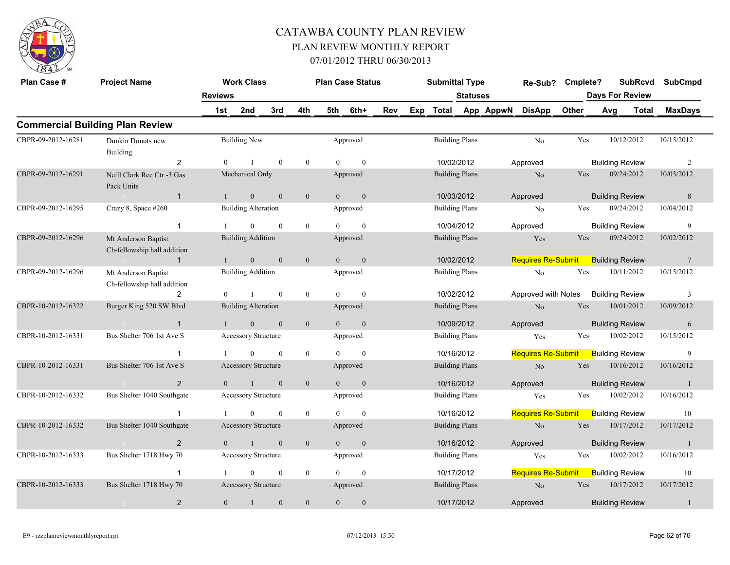# CATAWBA COUNTY PLAN REVIEW

## PLAN REVIEW MONTHLY REPORT

### 07/01/2012 THRU 06/30/2013

| Plan Case # | Project Name | Reviews | Work Class 1st | 2nd | 3rd | 4th | Plan Case Status 5th | 6th+ | Rev | Exp | Submittal Type Total | Statuses App | AppwN | Re-Sub? DisApp | Cmplete? Other | SubRcvd Days For Review Avg | Total | SubCmpd MaxDays |
|---|---|---|---|---|---|---|---|---|---|---|---|---|---|---|---|---|---|---|
| **Commercial Building Plan Review** | | | | | | | | | | | | | | | | | | |
| CBPR-09-2012-16281 | Dunkin Donuts new Building | | Building New | | | | Approved | | | | Building Plans | | | No | Yes | 10/12/2012 | | 10/15/2012 |
| | | 2 | 0 | 1 | 0 | 0 | 0 | 0 | | | 10/02/2012 | | | Approved | | Building Review | | 2 |
| CBPR-09-2012-16291 | Neill Clark Rec Ctr -3 Gas Pack Units | | Mechanical Only | | | | Approved | | | | Building Plans | | | No | Yes | 09/24/2012 | | 10/03/2012 |
| | 0 | 1 | 1 | 0 | 0 | 0 | 0 | 0 | | | 10/03/2012 | | | Approved | | Building Review | | 8 |
| CBPR-09-2012-16295 | Crazy 8, Space #260 | | Building Alteration | | | | Approved | | | | Building Plans | | | No | Yes | 09/24/2012 | | 10/04/2012 |
| | | 1 | 1 | 0 | 0 | 0 | 0 | 0 | | | 10/04/2012 | | | Approved | | Building Review | | 9 |
| CBPR-09-2012-16296 | Mt Anderson Baptist Ch-fellowship hall addition | | Building Addition | | | | Approved | | | | Building Plans | | | Yes | Yes | 09/24/2012 | | 10/02/2012 |
| | 0 | 1 | 1 | 0 | 0 | 0 | 0 | 0 | | | 10/02/2012 | | | Requires Re-Submit | | Building Review | | 7 |
| CBPR-09-2012-16296 | Mt Anderson Baptist Ch-fellowship hall addition | | Building Addition | | | | Approved | | | | Building Plans | | | No | Yes | 10/11/2012 | | 10/15/2012 |
| | | 2 | 0 | 1 | 0 | 0 | 0 | 0 | | | 10/02/2012 | | | Approved with Notes | | Building Review | | 3 |
| CBPR-10-2012-16322 | Burger King 520 SW Blvd | | Building Alteration | | | | Approved | | | | Building Plans | | | No | Yes | 10/01/2012 | | 10/09/2012 |
| | 0 | 1 | 1 | 0 | 0 | 0 | 0 | 0 | | | 10/09/2012 | | | Approved | | Building Review | | 6 |
| CBPR-10-2012-16331 | Bus Shelter 706 1st Ave S | | Accessory Structure | | | | Approved | | | | Building Plans | | | Yes | Yes | 10/02/2012 | | 10/15/2012 |
| | | 1 | 1 | 0 | 0 | 0 | 0 | 0 | | | 10/16/2012 | | | Requires Re-Submit | | Building Review | | 9 |
| CBPR-10-2012-16331 | Bus Shelter 706 1st Ave S | | Accessory Structure | | | | Approved | | | | Building Plans | | | No | Yes | 10/16/2012 | | 10/16/2012 |
| | 0 | 2 | 0 | 1 | 0 | 0 | 0 | 0 | | | 10/16/2012 | | | Approved | | Building Review | | 1 |
| CBPR-10-2012-16332 | Bus Shelter 1040 Southgate | | Accessory Structure | | | | Approved | | | | Building Plans | | | Yes | Yes | 10/02/2012 | | 10/16/2012 |
| | | 1 | 1 | 0 | 0 | 0 | 0 | 0 | | | 10/16/2012 | | | Requires Re-Submit | | Building Review | | 10 |
| CBPR-10-2012-16332 | Bus Shelter 1040 Southgate | | Accessory Structure | | | | Approved | | | | Building Plans | | | No | Yes | 10/17/2012 | | 10/17/2012 |
| | 0 | 2 | 0 | 1 | 0 | 0 | 0 | 0 | | | 10/16/2012 | | | Approved | | Building Review | | 1 |
| CBPR-10-2012-16333 | Bus Shelter 1718 Hwy 70 | | Accessory Structure | | | | Approved | | | | Building Plans | | | Yes | Yes | 10/02/2012 | | 10/16/2012 |
| | | 1 | 1 | 0 | 0 | 0 | 0 | 0 | | | 10/17/2012 | | | Requires Re-Submit | | Building Review | | 10 |
| CBPR-10-2012-16333 | Bus Shelter 1718 Hwy 70 | | Accessory Structure | | | | Approved | | | | Building Plans | | | No | Yes | 10/17/2012 | | 10/17/2012 |
| | 0 | 2 | 0 | 1 | 0 | 0 | 0 | 0 | | | 10/17/2012 | | | Approved | | Building Review | | 1 |

E9 - rzzplanreviewmonthlyreport.rpt 07/12/2013 15:50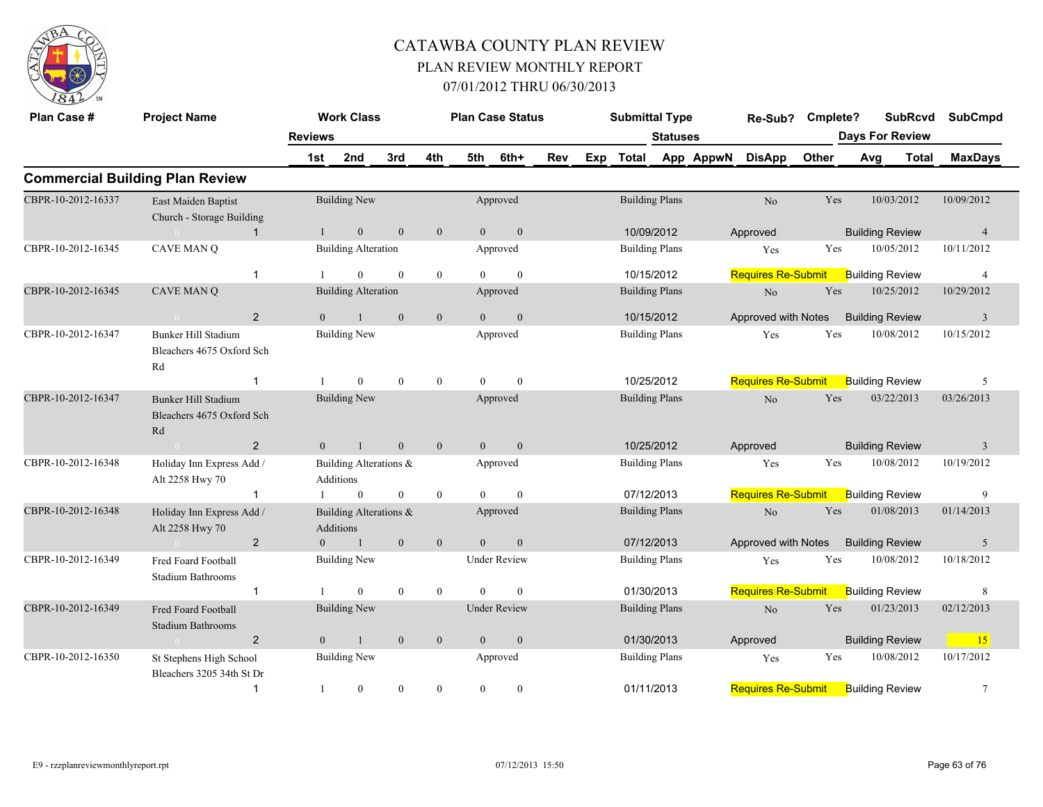# CATAWBA COUNTY PLAN REVIEW

## PLAN REVIEW MONTHLY REPORT

### 07/01/2012 THRU 06/30/2013

## Commercial Building Plan Review

| Plan Case # | Project Name | Reviews | Work Class 1st | 2nd | 3rd | 4th | Plan Case Status 5th | 6th+ | Rev | Exp | Submittal Type Total | Statuses App | AppwN | Re-Sub? DisApp | Cmplete? Other | Days For Review Avg | SubRcvd Total | SubCmpd MaxDays |
|---|---|---|---|---|---|---|---|---|---|---|---|---|---|---|---|---|---|---|
| CBPR-10-2012-16337 | East Maiden Baptist Church - Storage Building | | Building New | | | | Approved | | | | Building Plans | | | No | Yes | | 10/03/2012 | 10/09/2012 |
| | 0 | 1 | 1 | 0 | 0 | 0 | 0 | 0 | | | 10/09/2012 | | | Approved | | Building Review | | 4 |
| CBPR-10-2012-16345 | CAVE MAN Q | | Building Alteration | | | | Approved | | | | Building Plans | | | Yes | Yes | | 10/05/2012 | 10/11/2012 |
| | | 1 | 1 | 0 | 0 | 0 | 0 | 0 | | | 10/15/2012 | | | Requires Re-Submit | | Building Review | | 4 |
| CBPR-10-2012-16345 | CAVE MAN Q | | Building Alteration | | | | Approved | | | | Building Plans | | | No | Yes | | 10/25/2012 | 10/29/2012 |
| | 0 | 2 | 0 | 1 | 0 | 0 | 0 | 0 | | | 10/15/2012 | | | Approved with Notes | | Building Review | | 3 |
| CBPR-10-2012-16347 | Bunker Hill Stadium Bleachers 4675 Oxford Sch Rd | | Building New | | | | Approved | | | | Building Plans | | | Yes | Yes | | 10/08/2012 | 10/15/2012 |
| | | 1 | 1 | 0 | 0 | 0 | 0 | 0 | | | 10/25/2012 | | | Requires Re-Submit | | Building Review | | 5 |
| CBPR-10-2012-16347 | Bunker Hill Stadium Bleachers 4675 Oxford Sch Rd | | Building New | | | | Approved | | | | Building Plans | | | No | Yes | | 03/22/2013 | 03/26/2013 |
| | 0 | 2 | 0 | 1 | 0 | 0 | 0 | 0 | | | 10/25/2012 | | | Approved | | Building Review | | 3 |
| CBPR-10-2012-16348 | Holiday Inn Express Add / Alt 2258 Hwy 70 | | Building Alterations & Additions | | | | Approved | | | | Building Plans | | | Yes | Yes | | 10/08/2012 | 10/19/2012 |
| | | 1 | 1 | 0 | 0 | 0 | 0 | 0 | | | 07/12/2013 | | | Requires Re-Submit | | Building Review | | 9 |
| CBPR-10-2012-16348 | Holiday Inn Express Add / Alt 2258 Hwy 70 | | Building Alterations & Additions | | | | Approved | | | | Building Plans | | | No | Yes | | 01/08/2013 | 01/14/2013 |
| | 0 | 2 | 0 | 1 | 0 | 0 | 0 | 0 | | | 07/12/2013 | | | Approved with Notes | | Building Review | | 5 |
| CBPR-10-2012-16349 | Fred Foard Football Stadium Bathrooms | | Building New | | | | Under Review | | | | Building Plans | | | Yes | Yes | | 10/08/2012 | 10/18/2012 |
| | | 1 | 1 | 0 | 0 | 0 | 0 | 0 | | | 01/30/2013 | | | Requires Re-Submit | | Building Review | | 8 |
| CBPR-10-2012-16349 | Fred Foard Football Stadium Bathrooms | | Building New | | | | Under Review | | | | Building Plans | | | No | Yes | | 01/23/2013 | 02/12/2013 |
| | 0 | 2 | 0 | 1 | 0 | 0 | 0 | 0 | | | 01/30/2013 | | | Approved | | Building Review | | 15 |
| CBPR-10-2012-16350 | St Stephens High School Bleachers 3205 34th St Dr | | Building New | | | | Approved | | | | Building Plans | | | Yes | Yes | | 10/08/2012 | 10/17/2012 |
| | | 1 | 1 | 0 | 0 | 0 | 0 | 0 | | | 01/11/2013 | | | Requires Re-Submit | | Building Review | | 7 |

E9 - rzzplanreviewmonthlyreport.rpt 07/12/2013 15:50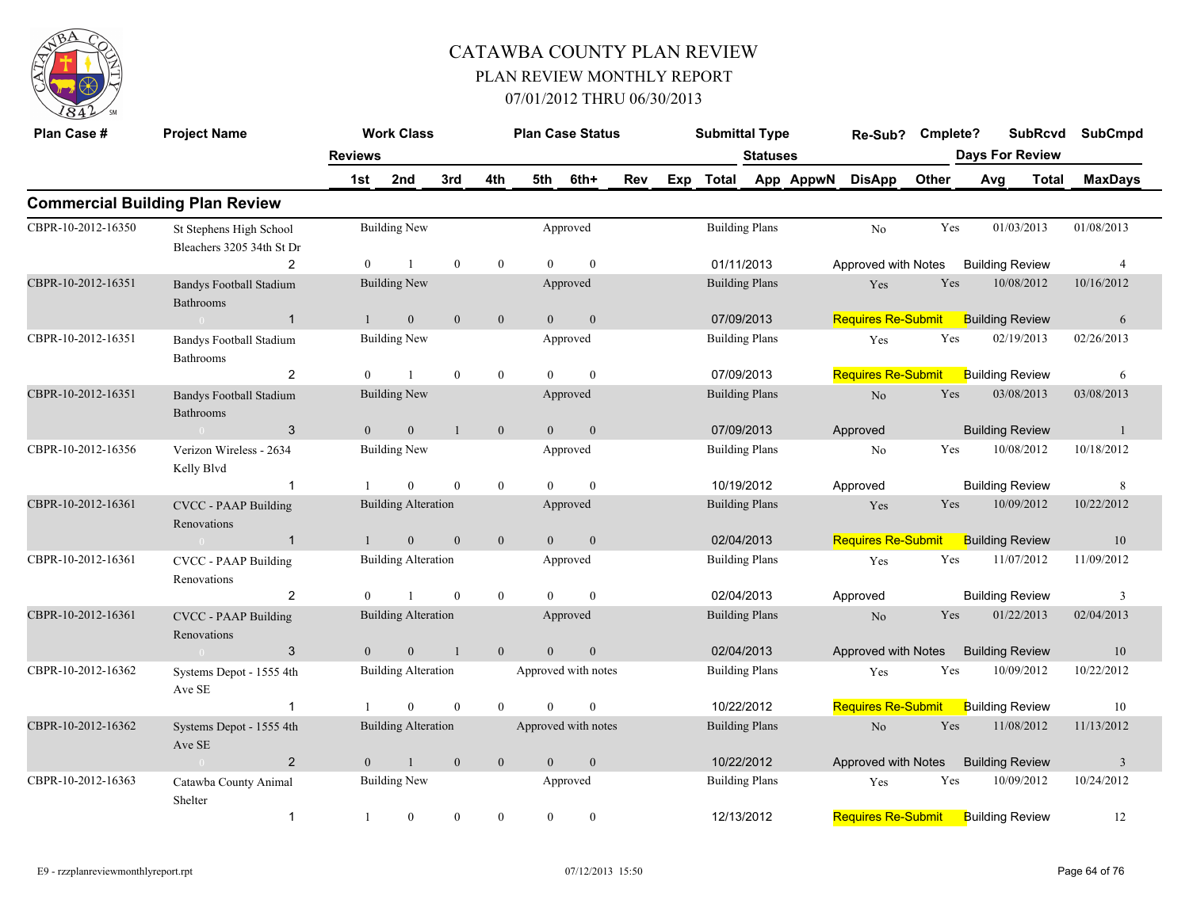# CATAWBA COUNTY PLAN REVIEW

## PLAN REVIEW MONTHLY REPORT

### 07/01/2012 THRU 06/30/2013

## Commercial Building Plan Review

| Plan Case # | Project Name | Work Class | Reviews 1st | 2nd | 3rd | 4th | 5th | 6th+ | Plan Case Status | Rev | Exp | Submittal Type | Total | Statuses App | AppwN | DisApp | Re-Sub? | Other | Cmplete? | SubRcvd | Days For Review Avg | Total | SubCmpd | MaxDays |
|---|---|---|---|---|---|---|---|---|---|---|---|---|---|---|---|---|---|---|---|---|---|---|---|---|
| CBPR-10-2012-16350 | St Stephens High School Bleachers 3205 34th St Dr | Building New | 0 | 1 | 0 | 0 | 0 | 0 | Approved | | | Building Plans | 01/11/2013 | Approved with Notes | | | No | Building Review | Yes | 01/03/2013 | | | 01/08/2013 | 4 |
| | 2 | | | | | | | | | | | | | | | | | | | | | | | |
| CBPR-10-2012-16351 | Bandys Football Stadium Bathrooms | Building New | 1 | 0 | 0 | 0 | 0 | 0 | Approved | | | Building Plans | 07/09/2013 | Requires Re-Submit | | | Yes | Building Review | Yes | 10/08/2012 | | | 10/16/2012 | 6 |
| | 1 | | | | | | | | | | | | | | | | | | | | | | | |
| CBPR-10-2012-16351 | Bandys Football Stadium Bathrooms | Building New | 0 | 1 | 0 | 0 | 0 | 0 | Approved | | | Building Plans | 07/09/2013 | Requires Re-Submit | | | Yes | Building Review | Yes | 02/19/2013 | | | 02/26/2013 | 6 |
| | 2 | | | | | | | | | | | | | | | | | | | | | | | |
| CBPR-10-2012-16351 | Bandys Football Stadium Bathrooms | Building New | 0 | 0 | 1 | 0 | 0 | 0 | Approved | | | Building Plans | 07/09/2013 | Approved | | | No | Building Review | Yes | 03/08/2013 | | | 03/08/2013 | 1 |
| | 3 | | | | | | | | | | | | | | | | | | | | | | | |
| CBPR-10-2012-16356 | Verizon Wireless - 2634 Kelly Blvd | Building New | 1 | 0 | 0 | 0 | 0 | 0 | Approved | | | Building Plans | 10/19/2012 | Approved | | | No | Building Review | Yes | 10/08/2012 | | | 10/18/2012 | 8 |
| | 1 | | | | | | | | | | | | | | | | | | | | | | | |
| CBPR-10-2012-16361 | CVCC - PAAP Building Renovations | Building Alteration | 1 | 0 | 0 | 0 | 0 | 0 | Approved | | | Building Plans | 02/04/2013 | Requires Re-Submit | | | Yes | Building Review | Yes | 10/09/2012 | | | 10/22/2012 | 10 |
| | 1 | | | | | | | | | | | | | | | | | | | | | | | |
| CBPR-10-2012-16361 | CVCC - PAAP Building Renovations | Building Alteration | 0 | 1 | 0 | 0 | 0 | 0 | Approved | | | Building Plans | 02/04/2013 | Approved | | | Yes | Building Review | Yes | 11/07/2012 | | | 11/09/2012 | 3 |
| | 2 | | | | | | | | | | | | | | | | | | | | | | | |
| CBPR-10-2012-16361 | CVCC - PAAP Building Renovations | Building Alteration | 0 | 0 | 1 | 0 | 0 | 0 | Approved | | | Building Plans | 02/04/2013 | Approved with Notes | | | No | Building Review | Yes | 01/22/2013 | | | 02/04/2013 | 10 |
| | 3 | | | | | | | | | | | | | | | | | | | | | | | |
| CBPR-10-2012-16362 | Systems Depot - 1555 4th Ave SE | Building Alteration | 1 | 0 | 0 | 0 | 0 | 0 | Approved with notes | | | Building Plans | 10/22/2012 | Requires Re-Submit | | | Yes | Building Review | Yes | 10/09/2012 | | | 10/22/2012 | 10 |
| | 1 | | | | | | | | | | | | | | | | | | | | | | | |
| CBPR-10-2012-16362 | Systems Depot - 1555 4th Ave SE | Building Alteration | 0 | 1 | 0 | 0 | 0 | 0 | Approved with notes | | | Building Plans | 10/22/2012 | Approved with Notes | | | No | Building Review | Yes | 11/08/2012 | | | 11/13/2012 | 3 |
| | 2 | | | | | | | | | | | | | | | | | | | | | | | |
| CBPR-10-2012-16363 | Catawba County Animal Shelter | Building New | 1 | 0 | 0 | 0 | 0 | 0 | Approved | | | Building Plans | 12/13/2012 | Requires Re-Submit | | | Yes | Building Review | Yes | 10/09/2012 | | | 10/24/2012 | 12 |
| | 1 | | | | | | | | | | | | | | | | | | | | | | | |

E9 - rzzplanreviewmonthlyreport.rpt 07/12/2013 15:50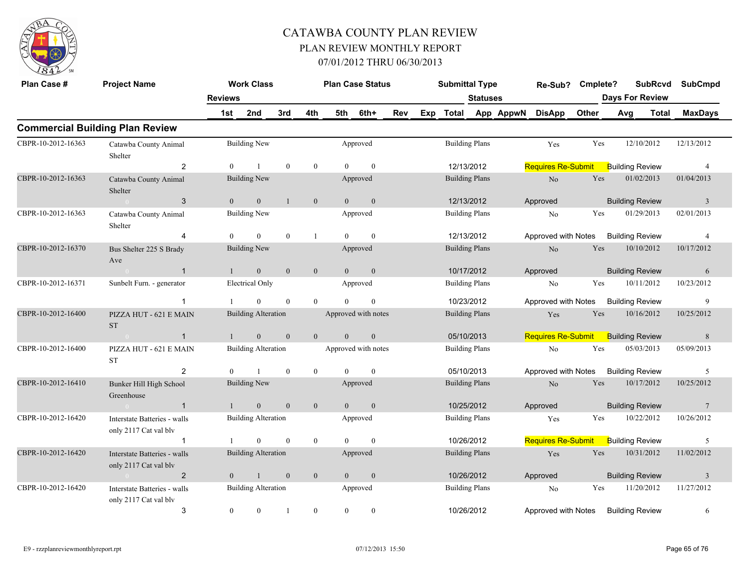# CATAWBA COUNTY PLAN REVIEW
## PLAN REVIEW MONTHLY REPORT
### 07/01/2012 THRU 06/30/2013

## Commercial Building Plan Review

| Plan Case # | Project Name | Work Class | | Plan Case Status | | Submittal Type | Re-Sub? | Cmplete? | SubRcvd | SubCmpd |
|---|---|---|---|---|---|---|---|---|---|---|
| Reviews | | 1st | 2nd / 3rd / 4th | 5th / 6th+ / Rev / Exp | Total | Statuses: App / AppwN / DisApp / Other | | | Days For Review: Avg / Total | MaxDays |
| CBPR-10-2012-16363 | Catawba County Animal Shelter | Building New | | Approved | | Building Plans | Yes | Yes | 12/10/2012 | 12/13/2012 |
| 2 | | 0 | 1 / 0 / 0 | 0 / 0 | 12/13/2012 | Requires Re-Submit | | | Building Review | 4 |
| CBPR-10-2012-16363 | Catawba County Animal Shelter | Building New | | Approved | | Building Plans | No | Yes | 01/02/2013 | 01/04/2013 |
| 3 | 0 | 0 | 0 / 1 / 0 | 0 / 0 | 12/13/2012 | Approved | | | Building Review | 3 |
| CBPR-10-2012-16363 | Catawba County Animal Shelter | Building New | | Approved | | Building Plans | No | Yes | 01/29/2013 | 02/01/2013 |
| 4 | | 0 | 0 / 0 / 1 | 0 / 0 | 12/13/2012 | Approved with Notes | | | Building Review | 4 |
| CBPR-10-2012-16370 | Bus Shelter 225 S Brady Ave | Building New | | Approved | | Building Plans | No | Yes | 10/10/2012 | 10/17/2012 |
| 1 | 0 | 1 | 0 / 0 / 0 | 0 / 0 | 10/17/2012 | Approved | | | Building Review | 6 |
| CBPR-10-2012-16371 | Sunbelt Furn. - generator | Electrical Only | | Approved | | Building Plans | No | Yes | 10/11/2012 | 10/23/2012 |
| 1 | | 1 | 0 / 0 / 0 | 0 / 0 | 10/23/2012 | Approved with Notes | | | Building Review | 9 |
| CBPR-10-2012-16400 | PIZZA HUT - 621 E MAIN ST | Building Alteration | | Approved with notes | | Building Plans | Yes | Yes | 10/16/2012 | 10/25/2012 |
| 1 | 0 | 1 | 0 / 0 / 0 | 0 / 0 | 05/10/2013 | Requires Re-Submit | | | Building Review | 8 |
| CBPR-10-2012-16400 | PIZZA HUT - 621 E MAIN ST | Building Alteration | | Approved with notes | | Building Plans | No | Yes | 05/03/2013 | 05/09/2013 |
| 2 | | 0 | 1 / 0 / 0 | 0 / 0 | 05/10/2013 | Approved with Notes | | | Building Review | 5 |
| CBPR-10-2012-16410 | Bunker Hill High School Greenhouse | Building New | | Approved | | Building Plans | No | Yes | 10/17/2012 | 10/25/2012 |
| 1 | 0 | 1 | 0 / 0 / 0 | 0 / 0 | 10/25/2012 | Approved | | | Building Review | 7 |
| CBPR-10-2012-16420 | Interstate Batteries - walls only 2117 Cat val blv | Building Alteration | | Approved | | Building Plans | Yes | Yes | 10/22/2012 | 10/26/2012 |
| 1 | | 1 | 0 / 0 / 0 | 0 / 0 | 10/26/2012 | Requires Re-Submit | | | Building Review | 5 |
| CBPR-10-2012-16420 | Interstate Batteries - walls only 2117 Cat val blv | Building Alteration | | Approved | | Building Plans | Yes | Yes | 10/31/2012 | 11/02/2012 |
| 2 | 0 | 0 | 1 / 0 / 0 | 0 / 0 | 10/26/2012 | Approved | | | Building Review | 3 |
| CBPR-10-2012-16420 | Interstate Batteries - walls only 2117 Cat val blv | Building Alteration | | Approved | | Building Plans | No | Yes | 11/20/2012 | 11/27/2012 |
| 3 | | 0 | 0 / 1 / 0 | 0 / 0 | 10/26/2012 | Approved with Notes | | | Building Review | 6 |

E9 - rzzplanreviewmonthlyreport.rpt 07/12/2013 15:50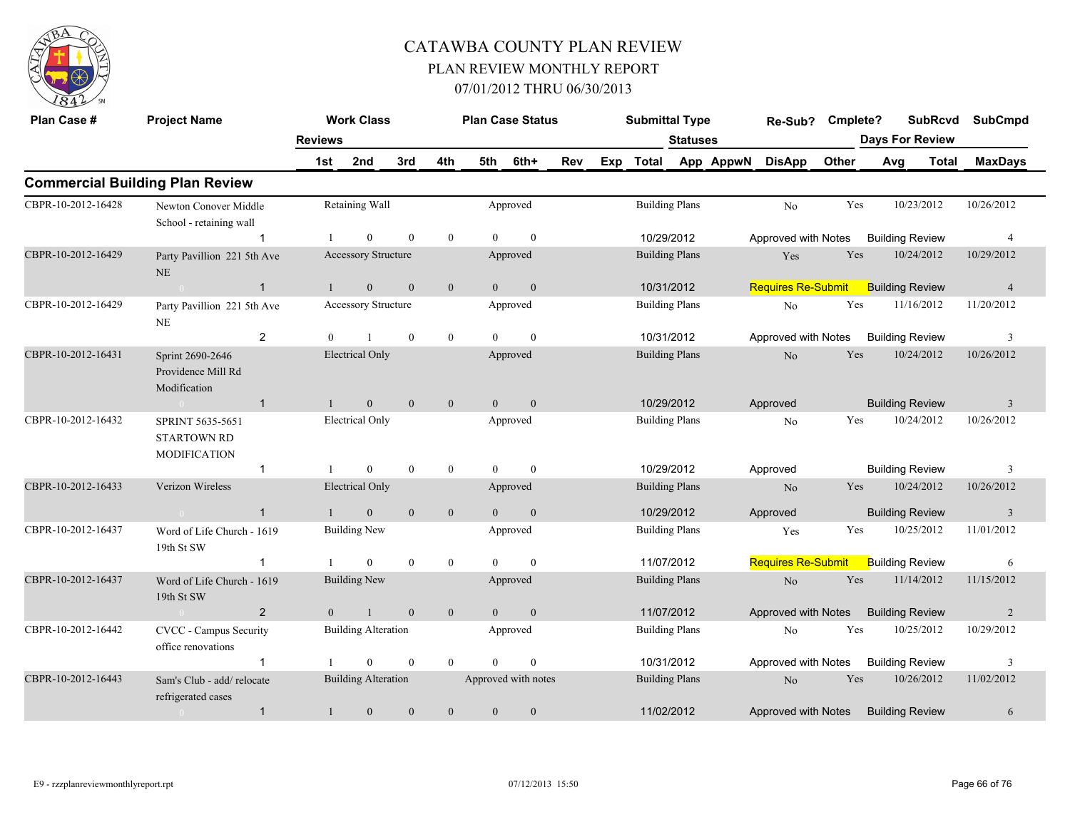# CATAWBA COUNTY PLAN REVIEW

## PLAN REVIEW MONTHLY REPORT

07/01/2012 THRU 06/30/2013

## Commercial Building Plan Review

| Plan Case # | Project Name | Reviews | Work Class 1st | 2nd | 3rd | 4th | Plan Case Status 5th | 6th+ | Rev | Exp | Submittal Type Total | Statuses App | AppwN | Re-Sub? DisApp | Cmplete? Other | SubRcvd Days For Review Avg | Total | SubCmpd MaxDays |
|---|---|---|---|---|---|---|---|---|---|---|---|---|---|---|---|---|---|---|
| CBPR-10-2012-16428 | Newton Conover Middle School - retaining wall | | Retaining Wall | | | | Approved | | | | Building Plans | | | No | Yes | 10/23/2012 | | 10/26/2012 |
| | | 1 | 1 | 0 | 0 | 0 | 0 | 0 | | | 10/29/2012 | | | Approved with Notes | | Building Review | | 4 |
| CBPR-10-2012-16429 | Party Pavillion 221 5th Ave NE | | Accessory Structure | | | | Approved | | | | Building Plans | | | Yes | Yes | 10/24/2012 | | 10/29/2012 |
| | 0 | 1 | 1 | 0 | 0 | 0 | 0 | 0 | | | 10/31/2012 | | | Requires Re-Submit | | Building Review | | 4 |
| CBPR-10-2012-16429 | Party Pavillion 221 5th Ave NE | | Accessory Structure | | | | Approved | | | | Building Plans | | | No | Yes | 11/16/2012 | | 11/20/2012 |
| | | 2 | 0 | 1 | 0 | 0 | 0 | 0 | | | 10/31/2012 | | | Approved with Notes | | Building Review | | 3 |
| CBPR-10-2012-16431 | Sprint 2690-2646 Providence Mill Rd Modification | | Electrical Only | | | | Approved | | | | Building Plans | | | No | Yes | 10/24/2012 | | 10/26/2012 |
| | 0 | 1 | 1 | 0 | 0 | 0 | 0 | 0 | | | 10/29/2012 | | | Approved | | Building Review | | 3 |
| CBPR-10-2012-16432 | SPRINT 5635-5651 STARTOWN RD MODIFICATION | | Electrical Only | | | | Approved | | | | Building Plans | | | No | Yes | 10/24/2012 | | 10/26/2012 |
| | | 1 | 1 | 0 | 0 | 0 | 0 | 0 | | | 10/29/2012 | | | Approved | | Building Review | | 3 |
| CBPR-10-2012-16433 | Verizon Wireless | | Electrical Only | | | | Approved | | | | Building Plans | | | No | Yes | 10/24/2012 | | 10/26/2012 |
| | 0 | 1 | 1 | 0 | 0 | 0 | 0 | 0 | | | 10/29/2012 | | | Approved | | Building Review | | 3 |
| CBPR-10-2012-16437 | Word of Life Church - 1619 19th St SW | | Building New | | | | Approved | | | | Building Plans | | | Yes | Yes | 10/25/2012 | | 11/01/2012 |
| | | 1 | 1 | 0 | 0 | 0 | 0 | 0 | | | 11/07/2012 | | | Requires Re-Submit | | Building Review | | 6 |
| CBPR-10-2012-16437 | Word of Life Church - 1619 19th St SW | | Building New | | | | Approved | | | | Building Plans | | | No | Yes | 11/14/2012 | | 11/15/2012 |
| | 0 | 2 | 0 | 1 | 0 | 0 | 0 | 0 | | | 11/07/2012 | | | Approved with Notes | | Building Review | | 2 |
| CBPR-10-2012-16442 | CVCC - Campus Security office renovations | | Building Alteration | | | | Approved | | | | Building Plans | | | No | Yes | 10/25/2012 | | 10/29/2012 |
| | | 1 | 1 | 0 | 0 | 0 | 0 | 0 | | | 10/31/2012 | | | Approved with Notes | | Building Review | | 3 |
| CBPR-10-2012-16443 | Sam's Club - add/ relocate refrigerated cases | | Building Alteration | | | | Approved with notes | | | | Building Plans | | | No | Yes | 10/26/2012 | | 11/02/2012 |
| | 0 | 1 | 1 | 0 | 0 | 0 | 0 | 0 | | | 11/02/2012 | | | Approved with Notes | | Building Review | | 6 |

E9 - rzzplanreviewmonthlyreport.rpt 07/12/2013 15:50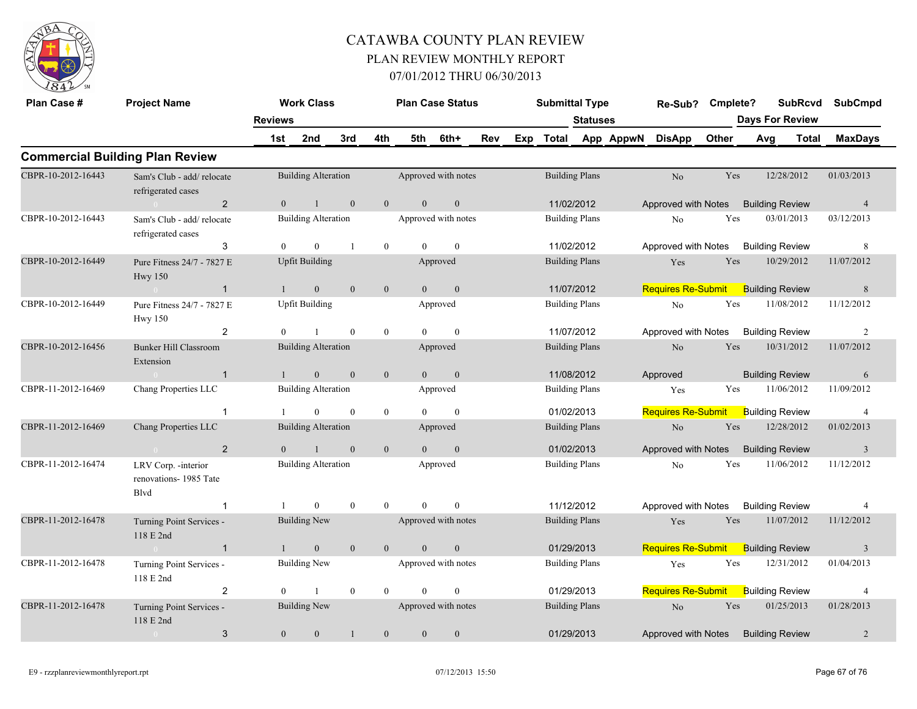# CATAWBA COUNTY PLAN REVIEW

## PLAN REVIEW MONTHLY REPORT

### 07/01/2012 THRU 06/30/2013

## Commercial Building Plan Review

| Plan Case # | Project Name | Reviews | 1st | 2nd | 3rd | 4th | 5th | 6th+ | Work Class | Plan Case Status | Submittal Type | Total | Re-Sub? | Statuses | Cmplete? | SubRcvd | SubCmpd | Days For Review | MaxDays |
|---|---|---|---|---|---|---|---|---|---|---|---|---|---|---|---|---|---|---|---|
| CBPR-10-2012-16443 | Sam's Club - add/ relocate refrigerated cases | 2 | 0 | 1 | 0 | 0 | 0 | 0 | Building Alteration | Approved with notes | Building Plans | 11/02/2012 | No | Approved with Notes | Yes | 12/28/2012 | 01/03/2013 | Building Review | 4 |
| CBPR-10-2012-16443 | Sam's Club - add/ relocate refrigerated cases | 3 | 0 | 0 | 1 | 0 | 0 | 0 | Building Alteration | Approved with notes | Building Plans | 11/02/2012 | No | Approved with Notes | Yes | 03/01/2013 | 03/12/2013 | Building Review | 8 |
| CBPR-10-2012-16449 | Pure Fitness 24/7 - 7827 E Hwy 150 | 1 | 1 | 0 | 0 | 0 | 0 | 0 | Upfit Building | Approved | Building Plans | 11/07/2012 | Yes | Requires Re-Submit | Yes | 10/29/2012 | 11/07/2012 | Building Review | 8 |
| CBPR-10-2012-16449 | Pure Fitness 24/7 - 7827 E Hwy 150 | 2 | 0 | 1 | 0 | 0 | 0 | 0 | Upfit Building | Approved | Building Plans | 11/07/2012 | No | Approved with Notes | Yes | 11/08/2012 | 11/12/2012 | Building Review | 2 |
| CBPR-10-2012-16456 | Bunker Hill Classroom Extension | 1 | 1 | 0 | 0 | 0 | 0 | 0 | Building Alteration | Approved | Building Plans | 11/08/2012 | No | Approved | Yes | 10/31/2012 | 11/07/2012 | Building Review | 6 |
| CBPR-11-2012-16469 | Chang Properties LLC | 1 | 1 | 0 | 0 | 0 | 0 | 0 | Building Alteration | Approved | Building Plans | 01/02/2013 | Yes | Requires Re-Submit | Yes | 11/06/2012 | 11/09/2012 | Building Review | 4 |
| CBPR-11-2012-16469 | Chang Properties LLC | 2 | 0 | 1 | 0 | 0 | 0 | 0 | Building Alteration | Approved | Building Plans | 01/02/2013 | No | Approved with Notes | Yes | 12/28/2012 | 01/02/2013 | Building Review | 3 |
| CBPR-11-2012-16474 | LRV Corp. -interior renovations- 1985 Tate Blvd | 1 | 1 | 0 | 0 | 0 | 0 | 0 | Building Alteration | Approved | Building Plans | 11/12/2012 | No | Approved with Notes | Yes | 11/06/2012 | 11/12/2012 | Building Review | 4 |
| CBPR-11-2012-16478 | Turning Point Services - 118 E 2nd | 1 | 1 | 0 | 0 | 0 | 0 | 0 | Building New | Approved with notes | Building Plans | 01/29/2013 | Yes | Requires Re-Submit | Yes | 11/07/2012 | 11/12/2012 | Building Review | 3 |
| CBPR-11-2012-16478 | Turning Point Services - 118 E 2nd | 2 | 0 | 1 | 0 | 0 | 0 | 0 | Building New | Approved with notes | Building Plans | 01/29/2013 | Yes | Requires Re-Submit | Yes | 12/31/2012 | 01/04/2013 | Building Review | 4 |
| CBPR-11-2012-16478 | Turning Point Services - 118 E 2nd | 3 | 0 | 0 | 1 | 0 | 0 | 0 | Building New | Approved with notes | Building Plans | 01/29/2013 | No | Approved with Notes | Yes | 01/25/2013 | 01/28/2013 | Building Review | 2 |

E9 - rzzplanreviewmonthlyreport.rpt 07/12/2013 15:50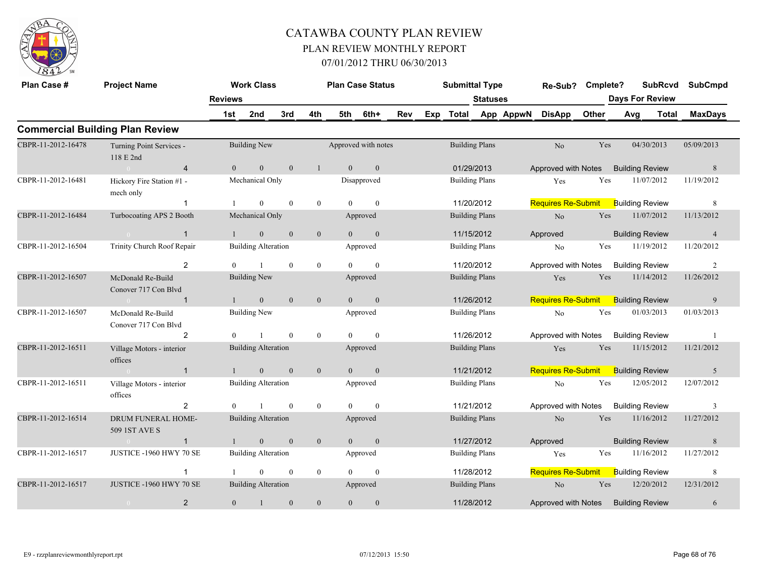# CATAWBA COUNTY PLAN REVIEW
## PLAN REVIEW MONTHLY REPORT
### 07/01/2012 THRU 06/30/2013

## Commercial Building Plan Review

| Plan Case # | Project Name | Reviews | Work Class | | | Plan Case Status | | | | Submittal Type | Statuses | | Re-Sub? | Cmplete? | SubRcvd | SubCmpd |
|---|---|---|---|---|---|---|---|---|---|---|---|---|---|---|---|---|
| | | | 1st | 2nd | 3rd | 4th | 5th | 6th+ | Rev | Exp Total | App AppwN | DisApp | Other | Days For Review Avg | Total | MaxDays |
| CBPR-11-2012-16478 | Turning Point Services - 118 E 2nd | 4 | Building New 0 | 0 | 0 | 1 | 0 | 0 | Approved with notes | Building Plans 01/29/2013 | | No | Yes | 04/30/2013 | 05/09/2013 | 8 |
| | | | | | | | | | | | | Approved with Notes | Building Review | | | |
| CBPR-11-2012-16481 | Hickory Fire Station #1 - mech only | 1 | Mechanical Only 1 | 0 | 0 | 0 | 0 | 0 | Disapproved | Building Plans 11/20/2012 | | Yes | Yes | 11/07/2012 | 11/19/2012 | 8 |
| | | | | | | | | | | | | Requires Re-Submit | Building Review | | | |
| CBPR-11-2012-16484 | Turbocoating APS 2 Booth | 1 | Mechanical Only 1 | 0 | 0 | 0 | 0 | 0 | Approved | Building Plans 11/15/2012 | | No | Yes | 11/07/2012 | 11/13/2012 | 4 |
| | | | | | | | | | | | | Approved | Building Review | | | |
| CBPR-11-2012-16504 | Trinity Church Roof Repair | 2 | Building Alteration 0 | 1 | 0 | 0 | 0 | 0 | Approved | Building Plans 11/20/2012 | | No | Yes | 11/19/2012 | 11/20/2012 | 2 |
| | | | | | | | | | | | | Approved with Notes | Building Review | | | |
| CBPR-11-2012-16507 | McDonald Re-Build Conover 717 Con Blvd | 1 | Building New 1 | 0 | 0 | 0 | 0 | 0 | Approved | Building Plans 11/26/2012 | | Yes | Yes | 11/14/2012 | 11/26/2012 | 9 |
| | | | | | | | | | | | | Requires Re-Submit | Building Review | | | |
| CBPR-11-2012-16507 | McDonald Re-Build Conover 717 Con Blvd | 2 | Building New 0 | 1 | 0 | 0 | 0 | 0 | Approved | Building Plans 11/26/2012 | | No | Yes | 01/03/2013 | 01/03/2013 | 1 |
| | | | | | | | | | | | | Approved with Notes | Building Review | | | |
| CBPR-11-2012-16511 | Village Motors - interior offices | 1 | Building Alteration 1 | 0 | 0 | 0 | 0 | 0 | Approved | Building Plans 11/21/2012 | | Yes | Yes | 11/15/2012 | 11/21/2012 | 5 |
| | | | | | | | | | | | | Requires Re-Submit | Building Review | | | |
| CBPR-11-2012-16511 | Village Motors - interior offices | 2 | Building Alteration 0 | 1 | 0 | 0 | 0 | 0 | Approved | Building Plans 11/21/2012 | | No | Yes | 12/05/2012 | 12/07/2012 | 3 |
| | | | | | | | | | | | | Approved with Notes | Building Review | | | |
| CBPR-11-2012-16514 | DRUM FUNERAL HOME- 509 1ST AVE S | 1 | Building Alteration 1 | 0 | 0 | 0 | 0 | 0 | Approved | Building Plans 11/27/2012 | | No | Yes | 11/16/2012 | 11/27/2012 | 8 |
| | | | | | | | | | | | | Approved | Building Review | | | |
| CBPR-11-2012-16517 | JUSTICE -1960 HWY 70 SE | 1 | Building Alteration 1 | 0 | 0 | 0 | 0 | 0 | Approved | Building Plans 11/28/2012 | | Yes | Yes | 11/16/2012 | 11/27/2012 | 8 |
| | | | | | | | | | | | | Requires Re-Submit | Building Review | | | |
| CBPR-11-2012-16517 | JUSTICE -1960 HWY 70 SE | 2 | Building Alteration 0 | 1 | 0 | 0 | 0 | 0 | Approved | Building Plans 11/28/2012 | | No | Yes | 12/20/2012 | 12/31/2012 | 6 |
| | | | | | | | | | | | | Approved with Notes | Building Review | | | |

E9 - rzzplanreviewmonthlyreport.rpt 07/12/2013 15:50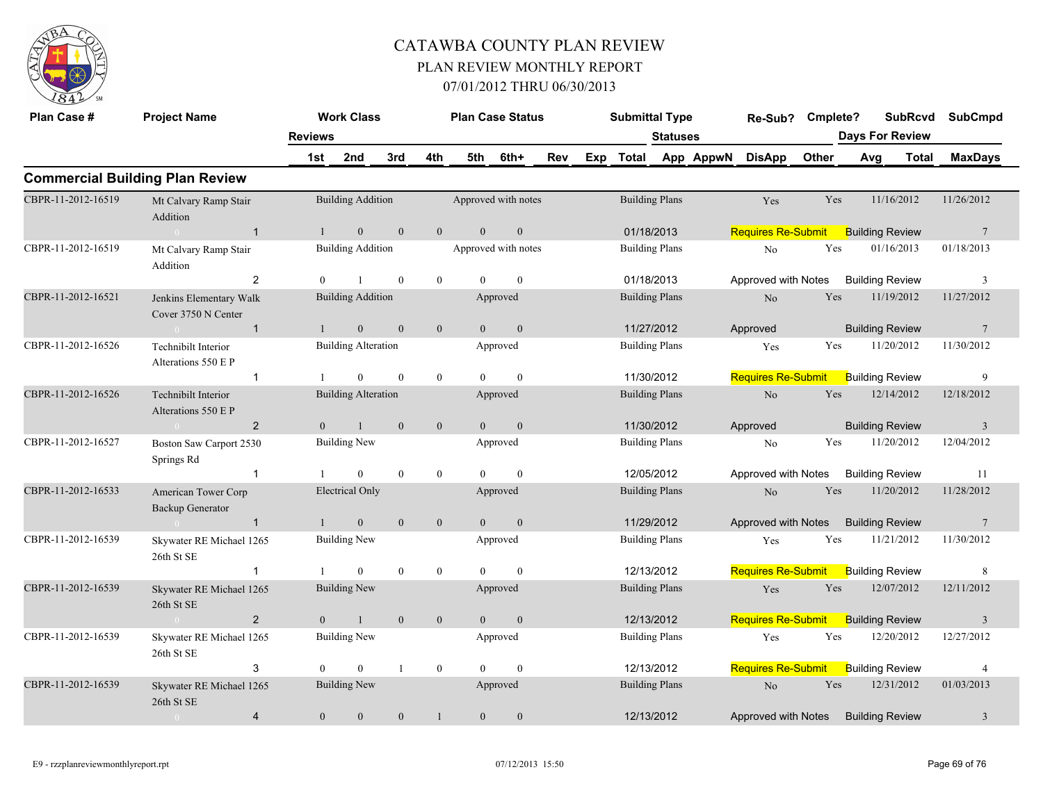# CATAWBA COUNTY PLAN REVIEW

## PLAN REVIEW MONTHLY REPORT

### 07/01/2012 THRU 06/30/2013

| Plan Case # | Project Name | Reviews 1st | 2nd | 3rd | 4th | 5th | 6th+ | Rev | Exp | Total | App | AppwN | DisApp | Other | Avg | Total | MaxDays |
|---|---|---|---|---|---|---|---|---|---|---|---|---|---|---|---|---|---|
| | | Work Class | | | | Plan Case Status | | | | Submittal Type | Statuses | | Re-Sub? | Cmplete? | SubRcvd | SubCmpd | Days For Review |

## Commercial Building Plan Review

| Plan Case # | Project Name | Work Class | Plan Case Status | Submittal Type | Re-Sub? | Cmplete? | SubRcvd | SubCmpd |
|---|---|---|---|---|---|---|---|---|
| CBPR-11-2012-16519 | Mt Calvary Ramp Stair Addition | Building Addition | Approved with notes | Building Plans | Yes | Yes | 11/16/2012 | 11/26/2012 |
| | 1 | 1 / 0 / 0 / 0 / 0 / 0 | | 01/18/2013 | Requires Re-Submit | Building Review | | 7 |
| CBPR-11-2012-16519 | Mt Calvary Ramp Stair Addition | Building Addition | Approved with notes | Building Plans | No | Yes | 01/16/2013 | 01/18/2013 |
| | 2 | 0 / 1 / 0 / 0 / 0 / 0 | | 01/18/2013 | Approved with Notes | Building Review | | 3 |
| CBPR-11-2012-16521 | Jenkins Elementary Walk Cover 3750 N Center | Building Addition | Approved | Building Plans | No | Yes | 11/19/2012 | 11/27/2012 |
| | 1 | 1 / 0 / 0 / 0 / 0 / 0 | | 11/27/2012 | Approved | Building Review | | 7 |
| CBPR-11-2012-16526 | Technibilt Interior Alterations 550 E P | Building Alteration | Approved | Building Plans | Yes | Yes | 11/20/2012 | 11/30/2012 |
| | 1 | 1 / 0 / 0 / 0 / 0 / 0 | | 11/30/2012 | Requires Re-Submit | Building Review | | 9 |
| CBPR-11-2012-16526 | Technibilt Interior Alterations 550 E P | Building Alteration | Approved | Building Plans | No | Yes | 12/14/2012 | 12/18/2012 |
| | 2 | 0 / 1 / 0 / 0 / 0 / 0 | | 11/30/2012 | Approved | Building Review | | 3 |
| CBPR-11-2012-16527 | Boston Saw Carport 2530 Springs Rd | Building New | Approved | Building Plans | No | Yes | 11/20/2012 | 12/04/2012 |
| | 1 | 1 / 0 / 0 / 0 / 0 / 0 | | 12/05/2012 | Approved with Notes | Building Review | | 11 |
| CBPR-11-2012-16533 | American Tower Corp Backup Generator | Electrical Only | Approved | Building Plans | No | Yes | 11/20/2012 | 11/28/2012 |
| | 1 | 1 / 0 / 0 / 0 / 0 / 0 | | 11/29/2012 | Approved with Notes | Building Review | | 7 |
| CBPR-11-2012-16539 | Skywater RE Michael 1265 26th St SE | Building New | Approved | Building Plans | Yes | Yes | 11/21/2012 | 11/30/2012 |
| | 1 | 1 / 0 / 0 / 0 / 0 / 0 | | 12/13/2012 | Requires Re-Submit | Building Review | | 8 |
| CBPR-11-2012-16539 | Skywater RE Michael 1265 26th St SE | Building New | Approved | Building Plans | Yes | Yes | 12/07/2012 | 12/11/2012 |
| | 2 | 0 / 1 / 0 / 0 / 0 / 0 | | 12/13/2012 | Requires Re-Submit | Building Review | | 3 |
| CBPR-11-2012-16539 | Skywater RE Michael 1265 26th St SE | Building New | Approved | Building Plans | Yes | Yes | 12/20/2012 | 12/27/2012 |
| | 3 | 0 / 0 / 1 / 0 / 0 / 0 | | 12/13/2012 | Requires Re-Submit | Building Review | | 4 |
| CBPR-11-2012-16539 | Skywater RE Michael 1265 26th St SE | Building New | Approved | Building Plans | No | Yes | 12/31/2012 | 01/03/2013 |
| | 4 | 0 / 0 / 0 / 1 / 0 / 0 | | 12/13/2012 | Approved with Notes | Building Review | | 3 |

E9 - rzzplanreviewmonthlyreport.rpt 07/12/2013 15:50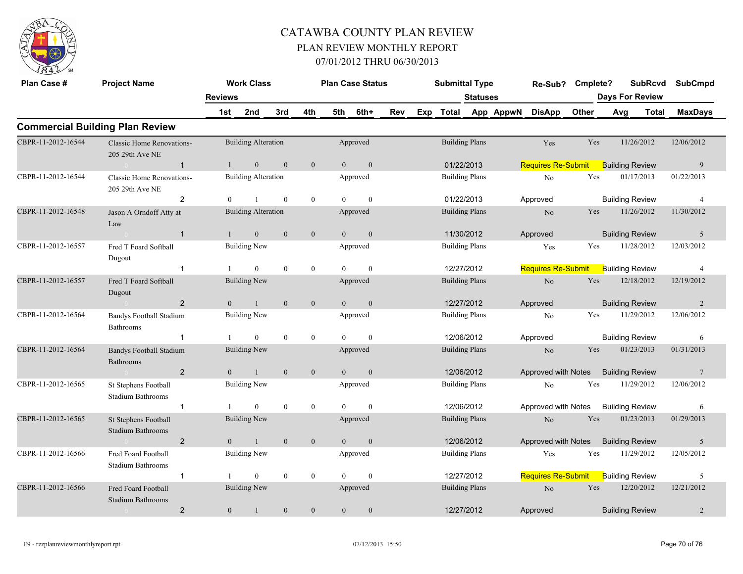# CATAWBA COUNTY PLAN REVIEW

## PLAN REVIEW MONTHLY REPORT

### 07/01/2012 THRU 06/30/2013

## Commercial Building Plan Review

| Plan Case # | Project Name | Reviews | Work Class | Plan Case Status | Submittal Type | Re-Sub? | Cmplete? | SubRcvd | SubCmpd |
|---|---|---|---|---|---|---|---|---|---|
| | | 1st / 2nd / 3rd / 4th / 5th / 6th+ / Rev / Exp | | | Total / Statuses (App / AppwN / DisApp / Other) | | | Days For Review (Avg / Total) | MaxDays |
| CBPR-11-2012-16544 | Classic Home Renovations- 205 29th Ave NE | 1 | Building Alteration | Approved | Building Plans | Yes | Yes | 11/26/2012 | 12/06/2012 |
| | | 1 / 0 / 0 / 0 / 0 / 0 | | | 01/22/2013 | Requires Re-Submit | | Building Review | 9 |
| CBPR-11-2012-16544 | Classic Home Renovations- 205 29th Ave NE | 2 | Building Alteration | Approved | Building Plans | No | Yes | 01/17/2013 | 01/22/2013 |
| | | 0 / 1 / 0 / 0 / 0 / 0 | | | 01/22/2013 | Approved | | Building Review | 4 |
| CBPR-11-2012-16548 | Jason A Orndoff Atty at Law | 1 | Building Alteration | Approved | Building Plans | No | Yes | 11/26/2012 | 11/30/2012 |
| | | 1 / 0 / 0 / 0 / 0 / 0 | | | 11/30/2012 | Approved | | Building Review | 5 |
| CBPR-11-2012-16557 | Fred T Foard Softball Dugout | 1 | Building New | Approved | Building Plans | Yes | Yes | 11/28/2012 | 12/03/2012 |
| | | 1 / 0 / 0 / 0 / 0 / 0 | | | 12/27/2012 | Requires Re-Submit | | Building Review | 4 |
| CBPR-11-2012-16557 | Fred T Foard Softball Dugout | 2 | Building New | Approved | Building Plans | No | Yes | 12/18/2012 | 12/19/2012 |
| | | 0 / 1 / 0 / 0 / 0 / 0 | | | 12/27/2012 | Approved | | Building Review | 2 |
| CBPR-11-2012-16564 | Bandys Football Stadium Bathrooms | 1 | Building New | Approved | Building Plans | No | Yes | 11/29/2012 | 12/06/2012 |
| | | 1 / 0 / 0 / 0 / 0 / 0 | | | 12/06/2012 | Approved | | Building Review | 6 |
| CBPR-11-2012-16564 | Bandys Football Stadium Bathrooms | 2 | Building New | Approved | Building Plans | No | Yes | 01/23/2013 | 01/31/2013 |
| | | 0 / 1 / 0 / 0 / 0 / 0 | | | 12/06/2012 | Approved with Notes | | Building Review | 7 |
| CBPR-11-2012-16565 | St Stephens Football Stadium Bathrooms | 1 | Building New | Approved | Building Plans | No | Yes | 11/29/2012 | 12/06/2012 |
| | | 1 / 0 / 0 / 0 / 0 / 0 | | | 12/06/2012 | Approved with Notes | | Building Review | 6 |
| CBPR-11-2012-16565 | St Stephens Football Stadium Bathrooms | 2 | Building New | Approved | Building Plans | No | Yes | 01/23/2013 | 01/29/2013 |
| | | 0 / 1 / 0 / 0 / 0 / 0 | | | 12/06/2012 | Approved with Notes | | Building Review | 5 |
| CBPR-11-2012-16566 | Fred Foard Football Stadium Bathrooms | 1 | Building New | Approved | Building Plans | Yes | Yes | 11/29/2012 | 12/05/2012 |
| | | 1 / 0 / 0 / 0 / 0 / 0 | | | 12/27/2012 | Requires Re-Submit | | Building Review | 5 |
| CBPR-11-2012-16566 | Fred Foard Football Stadium Bathrooms | 2 | Building New | Approved | Building Plans | No | Yes | 12/20/2012 | 12/21/2012 |
| | | 0 / 1 / 0 / 0 / 0 / 0 | | | 12/27/2012 | Approved | | Building Review | 2 |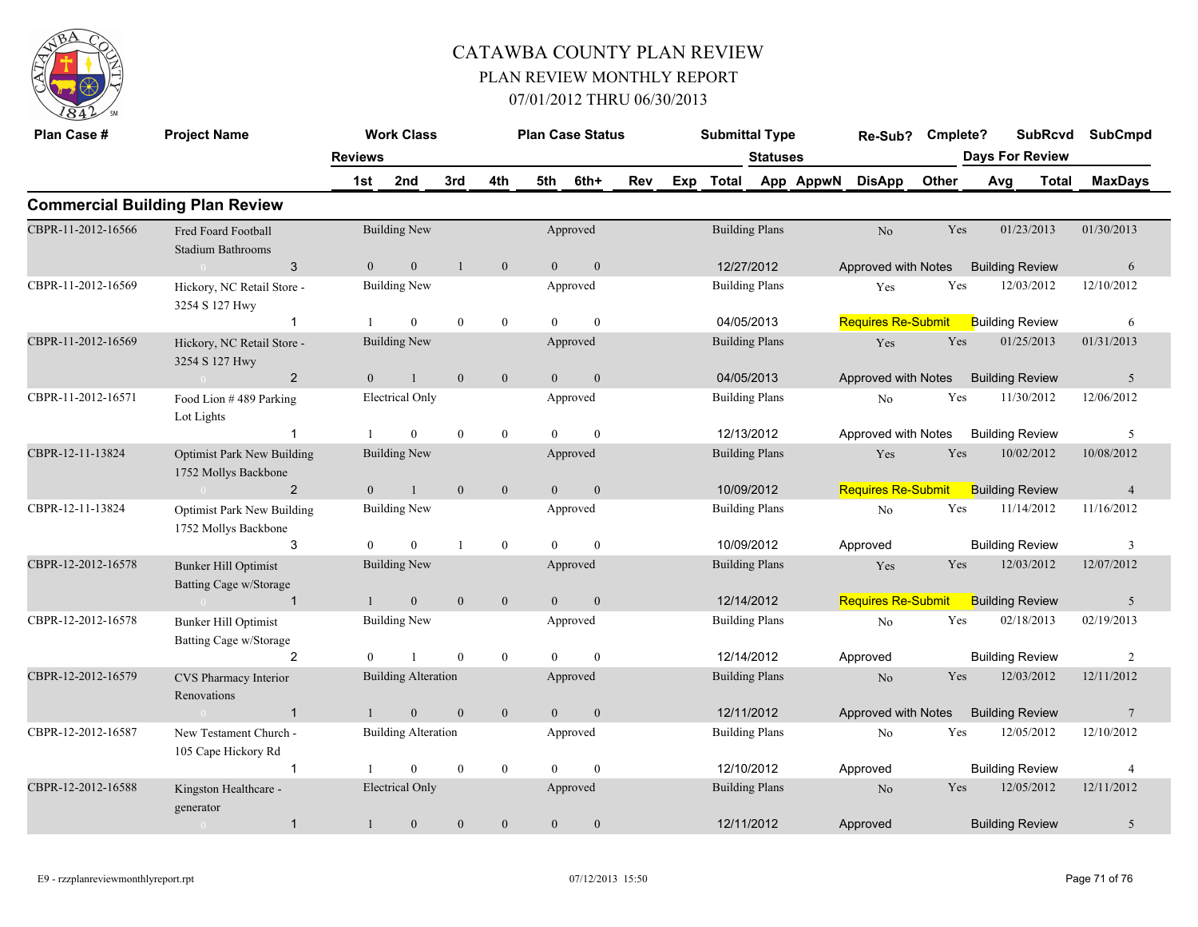# CATAWBA COUNTY PLAN REVIEW

## PLAN REVIEW MONTHLY REPORT

### 07/01/2012 THRU 06/30/2013

## Commercial Building Plan Review

| Plan Case # | Project Name | Reviews | Work Class | 1st | 2nd | 3rd | 4th | Plan Case Status | 5th | 6th+ | Rev | Exp | Submittal Type | Total | Statuses | Re-Sub? | Cmplete? | SubRcvd | SubCmpd | Days For Review |
|---|---|---|---|---|---|---|---|---|---|---|---|---|---|---|---|---|---|---|---|---|
| CBPR-11-2012-16566 | Fred Foard Football Stadium Bathrooms | 3 | Building New | 0 | 0 | 1 | 0 | Approved | 0 | 0 | | | Building Plans | 12/27/2012 | Approved with Notes | No | Yes | 01/23/2013 | 01/30/2013 | Building Review 6 |
| CBPR-11-2012-16569 | Hickory, NC Retail Store - 3254 S 127 Hwy | 1 | Building New | 1 | 0 | 0 | 0 | Approved | 0 | 0 | | | Building Plans | 04/05/2013 | Requires Re-Submit | Yes | Yes | 12/03/2012 | 12/10/2012 | Building Review 6 |
| CBPR-11-2012-16569 | Hickory, NC Retail Store - 3254 S 127 Hwy | 2 | Building New | 0 | 1 | 0 | 0 | Approved | 0 | 0 | | | Building Plans | 04/05/2013 | Approved with Notes | Yes | Yes | 01/25/2013 | 01/31/2013 | Building Review 5 |
| CBPR-11-2012-16571 | Food Lion # 489 Parking Lot Lights | 1 | Electrical Only | 1 | 0 | 0 | 0 | Approved | 0 | 0 | | | Building Plans | 12/13/2012 | Approved with Notes | No | Yes | 11/30/2012 | 12/06/2012 | Building Review 5 |
| CBPR-12-11-13824 | Optimist Park New Building 1752 Mollys Backbone | 2 | Building New | 0 | 1 | 0 | 0 | Approved | 0 | 0 | | | Building Plans | 10/09/2012 | Requires Re-Submit | Yes | Yes | 10/02/2012 | 10/08/2012 | Building Review 4 |
| CBPR-12-11-13824 | Optimist Park New Building 1752 Mollys Backbone | 3 | Building New | 0 | 0 | 1 | 0 | Approved | 0 | 0 | | | Building Plans | 10/09/2012 | Approved | No | Yes | 11/14/2012 | 11/16/2012 | Building Review 3 |
| CBPR-12-2012-16578 | Bunker Hill Optimist Batting Cage w/Storage | 1 | Building New | 1 | 0 | 0 | 0 | Approved | 0 | 0 | | | Building Plans | 12/14/2012 | Requires Re-Submit | Yes | Yes | 12/03/2012 | 12/07/2012 | Building Review 5 |
| CBPR-12-2012-16578 | Bunker Hill Optimist Batting Cage w/Storage | 2 | Building New | 0 | 1 | 0 | 0 | Approved | 0 | 0 | | | Building Plans | 12/14/2012 | Approved | No | Yes | 02/18/2013 | 02/19/2013 | Building Review 2 |
| CBPR-12-2012-16579 | CVS Pharmacy Interior Renovations | 1 | Building Alteration | 1 | 0 | 0 | 0 | Approved | 0 | 0 | | | Building Plans | 12/11/2012 | Approved with Notes | No | Yes | 12/03/2012 | 12/11/2012 | Building Review 7 |
| CBPR-12-2012-16587 | New Testament Church - 105 Cape Hickory Rd | 1 | Building Alteration | 1 | 0 | 0 | 0 | Approved | 0 | 0 | | | Building Plans | 12/10/2012 | Approved | No | Yes | 12/05/2012 | 12/10/2012 | Building Review 4 |
| CBPR-12-2012-16588 | Kingston Healthcare - generator | 1 | Electrical Only | 1 | 0 | 0 | 0 | Approved | 0 | 0 | | | Building Plans | 12/11/2012 | Approved | No | Yes | 12/05/2012 | 12/11/2012 | Building Review 5 |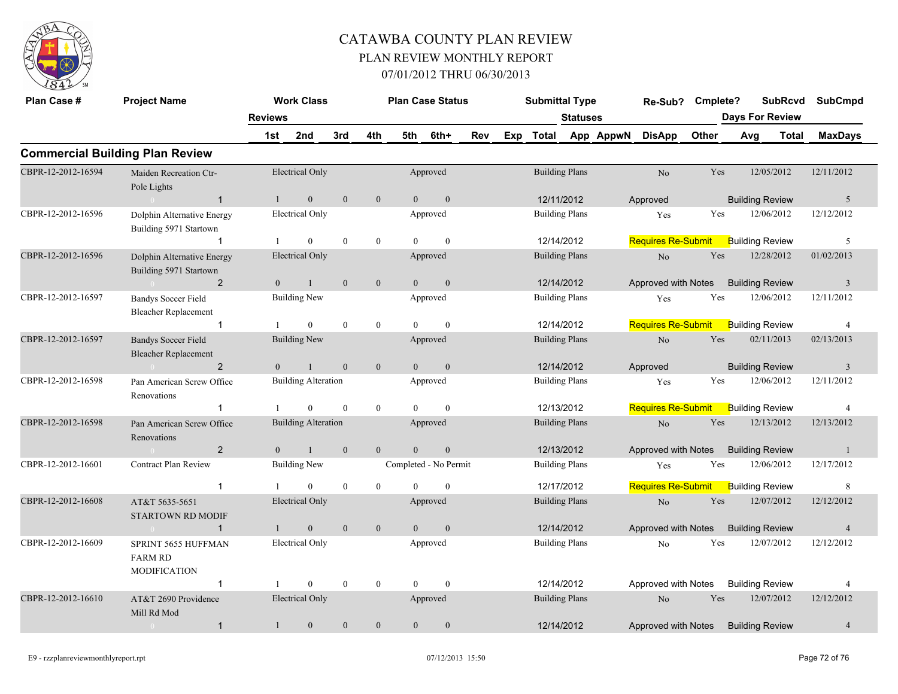# CATAWBA COUNTY PLAN REVIEW

## PLAN REVIEW MONTHLY REPORT

## 07/01/2012 THRU 06/30/2013

| Plan Case # | Project Name | Work Class | | | | | | | Plan Case Status | Submittal Type | | Re-Sub? | Cmplete? | SubRcvd | SubCmpd |
|---|---|---|---|---|---|---|---|---|---|---|---|---|---|---|---|
| | | Reviews | | | | | | | | Statuses | | | | Days For Review | |
| | | 1st | 2nd | 3rd | 4th | 5th | 6th+ | Rev | Exp | Total | App AppwN | DisApp | Other | Avg Total | MaxDays |

### Commercial Building Plan Review

| Plan Case # | Project Name | Work Class | Plan Case Status | Submittal Type | Re-Sub? | Cmplete? | SubRcvd | SubCmpd |
|---|---|---|---|---|---|---|---|---|
| CBPR-12-2012-16594 | Maiden Recreation Ctr-Pole Lights | Electrical Only | Approved | Building Plans | No | Yes | 12/05/2012 | 12/11/2012 |
| 0 | 1 | 1 0 0 0 0 0 | | 12/11/2012 | Approved | | Building Review | 5 |
| CBPR-12-2012-16596 | Dolphin Alternative Energy Building 5971 Startown | Electrical Only | Approved | Building Plans | Yes | Yes | 12/06/2012 | 12/12/2012 |
| | 1 | 1 0 0 0 0 0 | | 12/14/2012 | Requires Re-Submit | | Building Review | 5 |
| CBPR-12-2012-16596 | Dolphin Alternative Energy Building 5971 Startown | Electrical Only | Approved | Building Plans | No | Yes | 12/28/2012 | 01/02/2013 |
| 0 | 2 | 0 1 0 0 0 0 | | 12/14/2012 | Approved with Notes | | Building Review | 3 |
| CBPR-12-2012-16597 | Bandys Soccer Field Bleacher Replacement | Building New | Approved | Building Plans | Yes | Yes | 12/06/2012 | 12/11/2012 |
| | 1 | 1 0 0 0 0 0 | | 12/14/2012 | Requires Re-Submit | | Building Review | 4 |
| CBPR-12-2012-16597 | Bandys Soccer Field Bleacher Replacement | Building New | Approved | Building Plans | No | Yes | 02/11/2013 | 02/13/2013 |
| 0 | 2 | 0 1 0 0 0 0 | | 12/14/2012 | Approved | | Building Review | 3 |
| CBPR-12-2012-16598 | Pan American Screw Office Renovations | Building Alteration | Approved | Building Plans | Yes | Yes | 12/06/2012 | 12/11/2012 |
| | 1 | 1 0 0 0 0 0 | | 12/13/2012 | Requires Re-Submit | | Building Review | 4 |
| CBPR-12-2012-16598 | Pan American Screw Office Renovations | Building Alteration | Approved | Building Plans | No | Yes | 12/13/2012 | 12/13/2012 |
| 0 | 2 | 0 1 0 0 0 0 | | 12/13/2012 | Approved with Notes | | Building Review | 1 |
| CBPR-12-2012-16601 | Contract Plan Review | Building New | Completed - No Permit | Building Plans | Yes | Yes | 12/06/2012 | 12/17/2012 |
| | 1 | 1 0 0 0 0 0 | | 12/17/2012 | Requires Re-Submit | | Building Review | 8 |
| CBPR-12-2012-16608 | AT&T 5635-5651 STARTOWN RD MODIF | Electrical Only | Approved | Building Plans | No | Yes | 12/07/2012 | 12/12/2012 |
| 0 | 1 | 1 0 0 0 0 0 | | 12/14/2012 | Approved with Notes | | Building Review | 4 |
| CBPR-12-2012-16609 | SPRINT 5655 HUFFMAN FARM RD MODIFICATION | Electrical Only | Approved | Building Plans | No | Yes | 12/07/2012 | 12/12/2012 |
| | 1 | 1 0 0 0 0 0 | | 12/14/2012 | Approved with Notes | | Building Review | 4 |
| CBPR-12-2012-16610 | AT&T 2690 Providence Mill Rd Mod | Electrical Only | Approved | Building Plans | No | Yes | 12/07/2012 | 12/12/2012 |
| 0 | 1 | 1 0 0 0 0 0 | | 12/14/2012 | Approved with Notes | | Building Review | 4 |

E9 - rzzplanreviewmonthlyreport.rpt 07/12/2013 15:50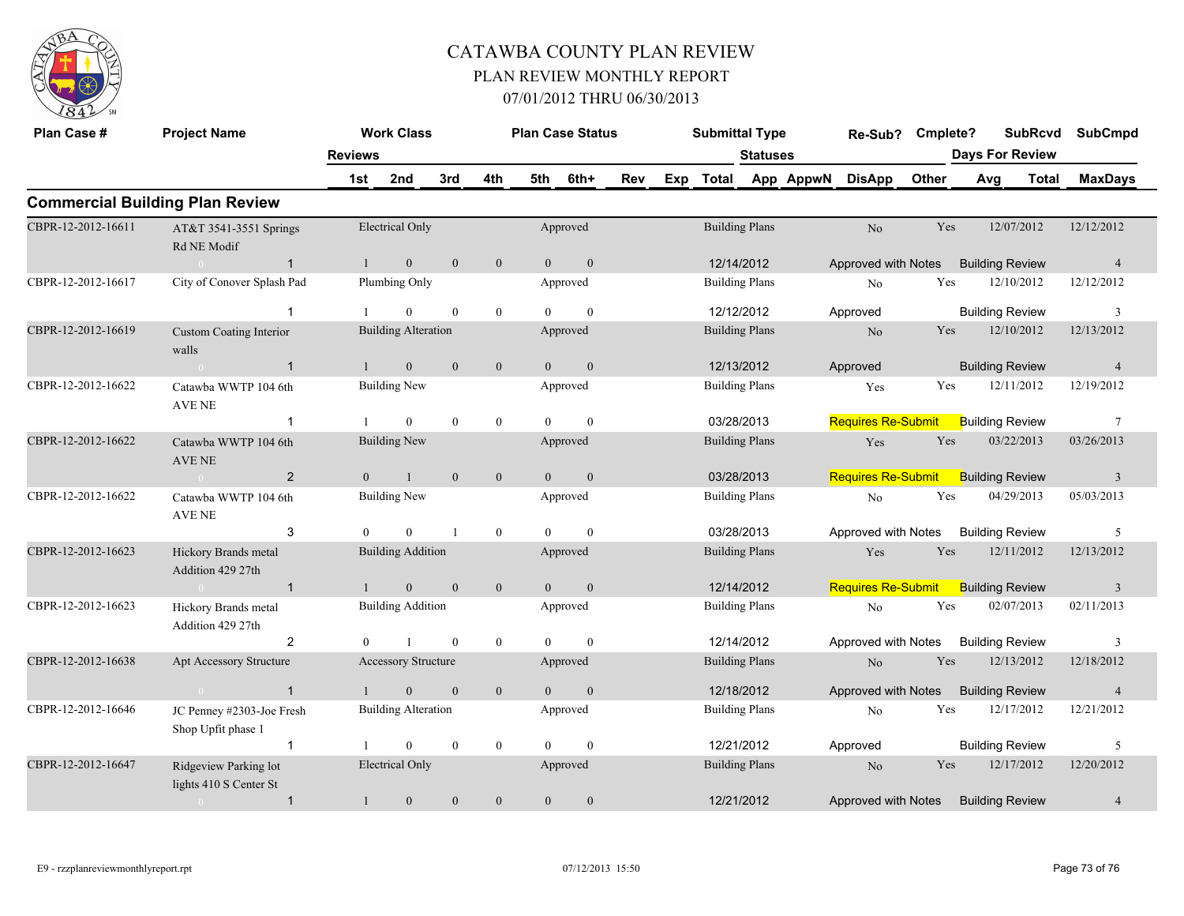# CATAWBA COUNTY PLAN REVIEW

## PLAN REVIEW MONTHLY REPORT

### 07/01/2012 THRU 06/30/2013

## Commercial Building Plan Review

| Plan Case # | Project Name | Reviews | 1st | 2nd | 3rd | 4th | 5th | 6th+ | Work Class | Plan Case Status | Submittal Type | Total | Statuses | Re-Sub? | Cmplete? | SubRcvd | SubCmpd | Days For Review MaxDays |
|---|---|---|---|---|---|---|---|---|---|---|---|---|---|---|---|---|---|---|
| CBPR-12-2012-16611 | AT&T 3541-3551 Springs Rd NE Modif | 1 | 1 | 0 | 0 | 0 | 0 | 0 | Electrical Only | Approved | Building Plans | 12/14/2012 | Approved with Notes | No | Yes | 12/07/2012 | 12/12/2012 | Building Review 4 |
| CBPR-12-2012-16617 | City of Conover Splash Pad | 1 | 1 | 0 | 0 | 0 | 0 | 0 | Plumbing Only | Approved | Building Plans | 12/12/2012 | Approved | No | Yes | 12/10/2012 | 12/12/2012 | Building Review 3 |
| CBPR-12-2012-16619 | Custom Coating Interior walls | 1 | 1 | 0 | 0 | 0 | 0 | 0 | Building Alteration | Approved | Building Plans | 12/13/2012 | Approved | No | Yes | 12/10/2012 | 12/13/2012 | Building Review 4 |
| CBPR-12-2012-16622 | Catawba WWTP 104 6th AVE NE | 1 | 1 | 0 | 0 | 0 | 0 | 0 | Building New | Approved | Building Plans | 03/28/2013 | Requires Re-Submit | Yes | Yes | 12/11/2012 | 12/19/2012 | Building Review 7 |
| CBPR-12-2012-16622 | Catawba WWTP 104 6th AVE NE | 2 | 0 | 1 | 0 | 0 | 0 | 0 | Building New | Approved | Building Plans | 03/28/2013 | Requires Re-Submit | Yes | Yes | 03/22/2013 | 03/26/2013 | Building Review 3 |
| CBPR-12-2012-16622 | Catawba WWTP 104 6th AVE NE | 3 | 0 | 0 | 1 | 0 | 0 | 0 | Building New | Approved | Building Plans | 03/28/2013 | Approved with Notes | No | Yes | 04/29/2013 | 05/03/2013 | Building Review 5 |
| CBPR-12-2012-16623 | Hickory Brands metal Addition 429 27th | 1 | 1 | 0 | 0 | 0 | 0 | 0 | Building Addition | Approved | Building Plans | 12/14/2012 | Requires Re-Submit | Yes | Yes | 12/11/2012 | 12/13/2012 | Building Review 3 |
| CBPR-12-2012-16623 | Hickory Brands metal Addition 429 27th | 2 | 0 | 1 | 0 | 0 | 0 | 0 | Building Addition | Approved | Building Plans | 12/14/2012 | Approved with Notes | No | Yes | 02/07/2013 | 02/11/2013 | Building Review 3 |
| CBPR-12-2012-16638 | Apt Accessory Structure | 1 | 1 | 0 | 0 | 0 | 0 | 0 | Accessory Structure | Approved | Building Plans | 12/18/2012 | Approved with Notes | No | Yes | 12/13/2012 | 12/18/2012 | Building Review 4 |
| CBPR-12-2012-16646 | JC Penney #2303-Joe Fresh Shop Upfit phase 1 | 1 | 1 | 0 | 0 | 0 | 0 | 0 | Building Alteration | Approved | Building Plans | 12/21/2012 | Approved | No | Yes | 12/17/2012 | 12/21/2012 | Building Review 5 |
| CBPR-12-2012-16647 | Ridgeview Parking lot lights 410 S Center St | 1 | 1 | 0 | 0 | 0 | 0 | 0 | Electrical Only | Approved | Building Plans | 12/21/2012 | Approved with Notes | No | Yes | 12/17/2012 | 12/20/2012 | Building Review 4 |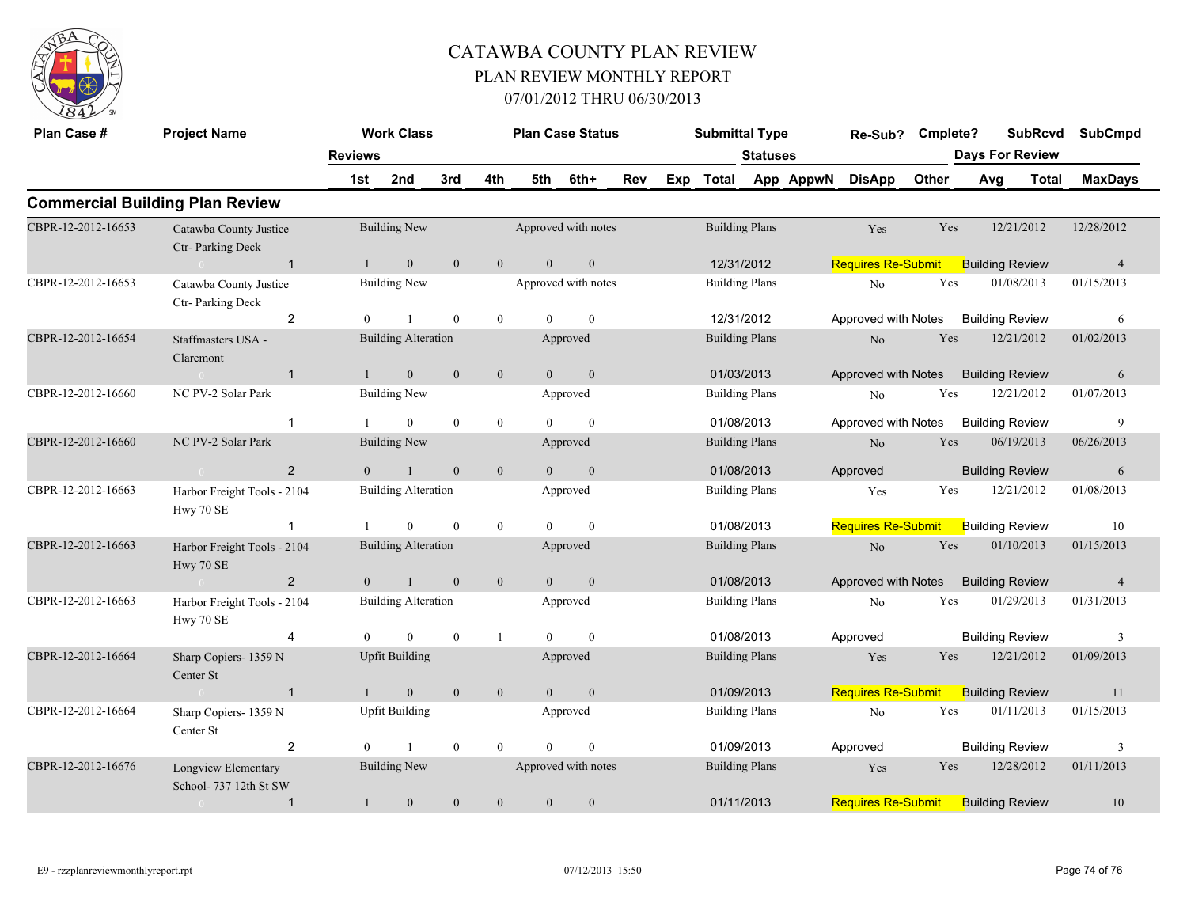# CATAWBA COUNTY PLAN REVIEW

## PLAN REVIEW MONTHLY REPORT

## 07/01/2012 THRU 06/30/2013

## Commercial Building Plan Review

| Plan Case # | Project Name | Reviews | Work Class 1st | 2nd | 3rd | 4th | Plan Case Status 5th | 6th+ | Rev | Exp | Submittal Type Total | Statuses App | AppwN | Re-Sub? DisApp | Cmplete? Other | Days For Review Avg | SubRcvd Total | SubCmpd MaxDays |
|---|---|---|---|---|---|---|---|---|---|---|---|---|---|---|---|---|---|---|
| CBPR-12-2012-16653 | Catawba County Justice Ctr- Parking Deck | 1 | Building New 1 | 0 | 0 | 0 | Approved with notes 0 | 0 | | | Building Plans 12/31/2012 | | | Yes Requires Re-Submit | Yes Building Review | | 12/21/2012 | 12/28/2012 4 |
| CBPR-12-2012-16653 | Catawba County Justice Ctr- Parking Deck | 2 | Building New 0 | 1 | 0 | 0 | Approved with notes 0 | 0 | | | Building Plans 12/31/2012 | | | No Approved with Notes | Yes Building Review | | 01/08/2013 | 01/15/2013 6 |
| CBPR-12-2012-16654 | Staffmasters USA - Claremont | 1 | Building Alteration 1 | 0 | 0 | 0 | Approved 0 | 0 | | | Building Plans 01/03/2013 | | | No Approved with Notes | Yes Building Review | | 12/21/2012 | 01/02/2013 6 |
| CBPR-12-2012-16660 | NC PV-2 Solar Park | 1 | Building New 1 | 0 | 0 | 0 | Approved 0 | 0 | | | Building Plans 01/08/2013 | | | No Approved with Notes | Yes Building Review | | 12/21/2012 | 01/07/2013 9 |
| CBPR-12-2012-16660 | NC PV-2 Solar Park | 2 | Building New 0 | 1 | 0 | 0 | Approved 0 | 0 | | | Building Plans 01/08/2013 | | | No Approved | Yes Building Review | | 06/19/2013 | 06/26/2013 6 |
| CBPR-12-2012-16663 | Harbor Freight Tools - 2104 Hwy 70 SE | 1 | Building Alteration 1 | 0 | 0 | 0 | Approved 0 | 0 | | | Building Plans 01/08/2013 | | | Yes Requires Re-Submit | Yes Building Review | | 12/21/2012 | 01/08/2013 10 |
| CBPR-12-2012-16663 | Harbor Freight Tools - 2104 Hwy 70 SE | 2 | Building Alteration 0 | 1 | 0 | 0 | Approved 0 | 0 | | | Building Plans 01/08/2013 | | | No Approved with Notes | Yes Building Review | | 01/10/2013 | 01/15/2013 4 |
| CBPR-12-2012-16663 | Harbor Freight Tools - 2104 Hwy 70 SE | 4 | Building Alteration 0 | 0 | 0 | 1 | Approved 0 | 0 | | | Building Plans 01/08/2013 | | | No Approved | Yes Building Review | | 01/29/2013 | 01/31/2013 3 |
| CBPR-12-2012-16664 | Sharp Copiers- 1359 N Center St | 1 | Upfit Building 1 | 0 | 0 | 0 | Approved 0 | 0 | | | Building Plans 01/09/2013 | | | Yes Requires Re-Submit | Yes Building Review | | 12/21/2012 | 01/09/2013 11 |
| CBPR-12-2012-16664 | Sharp Copiers- 1359 N Center St | 2 | Upfit Building 0 | 1 | 0 | 0 | Approved 0 | 0 | | | Building Plans 01/09/2013 | | | No Approved | Yes Building Review | | 01/11/2013 | 01/15/2013 3 |
| CBPR-12-2012-16676 | Longview Elementary School- 737 12th St SW | 1 | Building New 1 | 0 | 0 | 0 | Approved with notes 0 | 0 | | | Building Plans 01/11/2013 | | | Yes Requires Re-Submit | Yes Building Review | | 12/28/2012 | 01/11/2013 10 |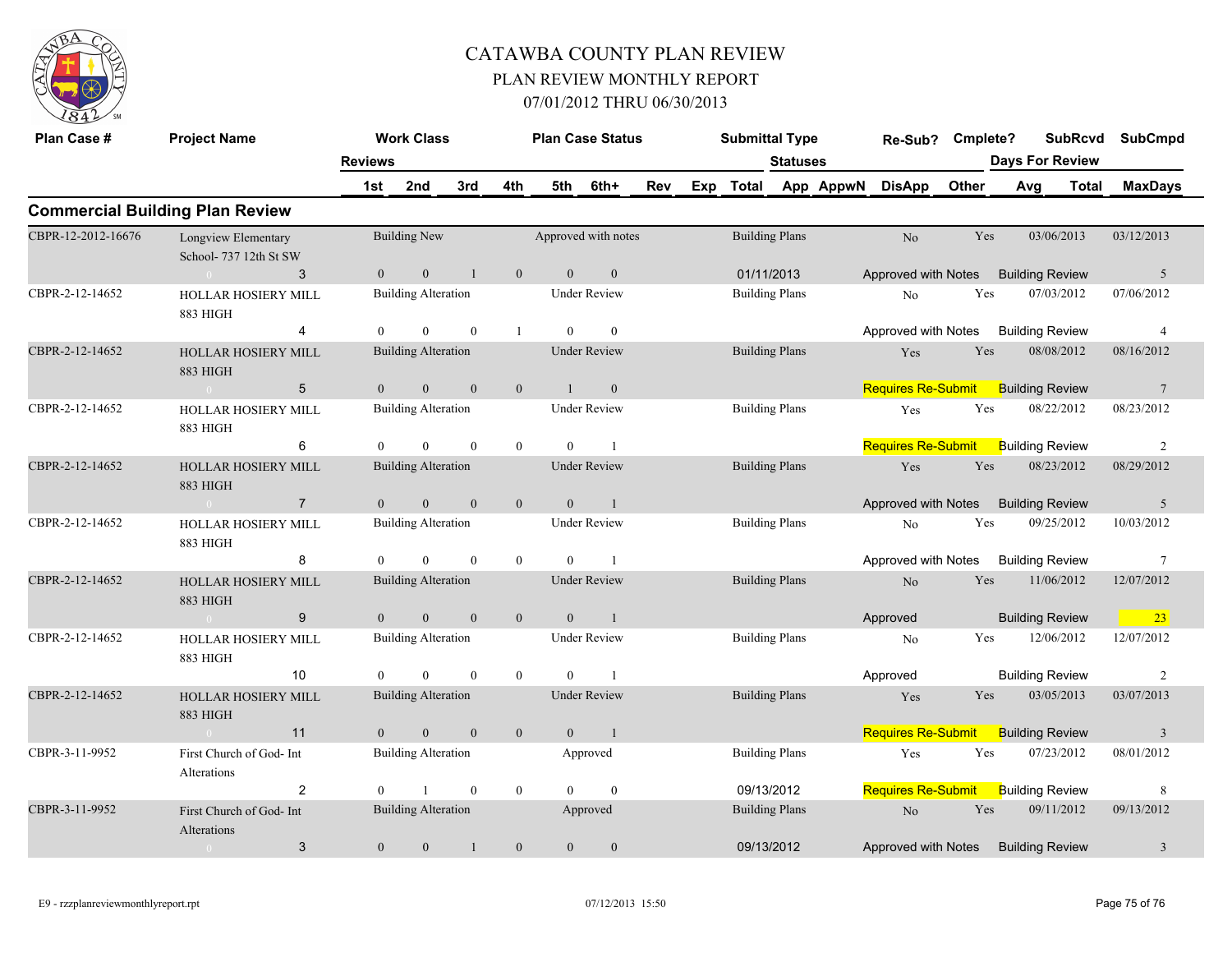# CATAWBA COUNTY PLAN REVIEW

## PLAN REVIEW MONTHLY REPORT

### 07/01/2012 THRU 06/30/2013

## Commercial Building Plan Review

| Plan Case # | Project Name | Reviews | Work Class | 1st | 2nd | 3rd | 4th | 5th | 6th+ | Plan Case Status | Rev | Exp | Total | Submittal Type | App | AppwN | DisApp | Statuses | Re-Sub? | Cmplete? | Other | SubRcvd | Days For Review Avg | Total | SubCmpd | MaxDays |
|---|---|---|---|---|---|---|---|---|---|---|---|---|---|---|---|---|---|---|---|---|---|---|---|---|---|---|
| CBPR-12-2012-16676 | Longview Elementary School- 737 12th St SW | 3 | Building New | 0 | 0 | 1 | 0 | 0 | 0 | Approved with notes | | | 01/11/2013 | Building Plans | | | | Approved with Notes | No | Yes | Building Review | 03/06/2013 | | | 03/12/2013 | 5 |
| CBPR-2-12-14652 | HOLLAR HOSIERY MILL 883 HIGH | 4 | Building Alteration | 0 | 0 | 0 | 1 | 0 | 0 | Under Review | | | | Building Plans | | | | Approved with Notes | No | Yes | Building Review | 07/03/2012 | | | 07/06/2012 | 4 |
| CBPR-2-12-14652 | HOLLAR HOSIERY MILL 883 HIGH | 5 | Building Alteration | 0 | 0 | 0 | 0 | 1 | 0 | Under Review | | | | Building Plans | | | | Requires Re-Submit | Yes | Yes | Building Review | 08/08/2012 | | | 08/16/2012 | 7 |
| CBPR-2-12-14652 | HOLLAR HOSIERY MILL 883 HIGH | 6 | Building Alteration | 0 | 0 | 0 | 0 | 0 | 1 | Under Review | | | | Building Plans | | | | Requires Re-Submit | Yes | Yes | Building Review | 08/22/2012 | | | 08/23/2012 | 2 |
| CBPR-2-12-14652 | HOLLAR HOSIERY MILL 883 HIGH | 7 | Building Alteration | 0 | 0 | 0 | 0 | 0 | 1 | Under Review | | | | Building Plans | | | | Approved with Notes | Yes | Yes | Building Review | 08/23/2012 | | | 08/29/2012 | 5 |
| CBPR-2-12-14652 | HOLLAR HOSIERY MILL 883 HIGH | 8 | Building Alteration | 0 | 0 | 0 | 0 | 0 | 1 | Under Review | | | | Building Plans | | | | Approved with Notes | No | Yes | Building Review | 09/25/2012 | | | 10/03/2012 | 7 |
| CBPR-2-12-14652 | HOLLAR HOSIERY MILL 883 HIGH | 9 | Building Alteration | 0 | 0 | 0 | 0 | 0 | 1 | Under Review | | | | Building Plans | | | | Approved | No | Yes | Building Review | 11/06/2012 | | | 12/07/2012 | 23 |
| CBPR-2-12-14652 | HOLLAR HOSIERY MILL 883 HIGH | 10 | Building Alteration | 0 | 0 | 0 | 0 | 0 | 1 | Under Review | | | | Building Plans | | | | Approved | No | Yes | Building Review | 12/06/2012 | | | 12/07/2012 | 2 |
| CBPR-2-12-14652 | HOLLAR HOSIERY MILL 883 HIGH | 11 | Building Alteration | 0 | 0 | 0 | 0 | 0 | 1 | Under Review | | | | Building Plans | | | | Requires Re-Submit | Yes | Yes | Building Review | 03/05/2013 | | | 03/07/2013 | 3 |
| CBPR-3-11-9952 | First Church of God- Int Alterations | 2 | Building Alteration | 0 | 1 | 0 | 0 | 0 | 0 | Approved | | | 09/13/2012 | Building Plans | | | | Requires Re-Submit | Yes | Yes | Building Review | 07/23/2012 | | | 08/01/2012 | 8 |
| CBPR-3-11-9952 | First Church of God- Int Alterations | 3 | Building Alteration | 0 | 0 | 1 | 0 | 0 | 0 | Approved | | | 09/13/2012 | Building Plans | | | | Approved with Notes | No | Yes | Building Review | 09/11/2012 | | | 09/13/2012 | 3 |

E9 - rzzplanreviewmonthlyreport.rpt 07/12/2013 15:50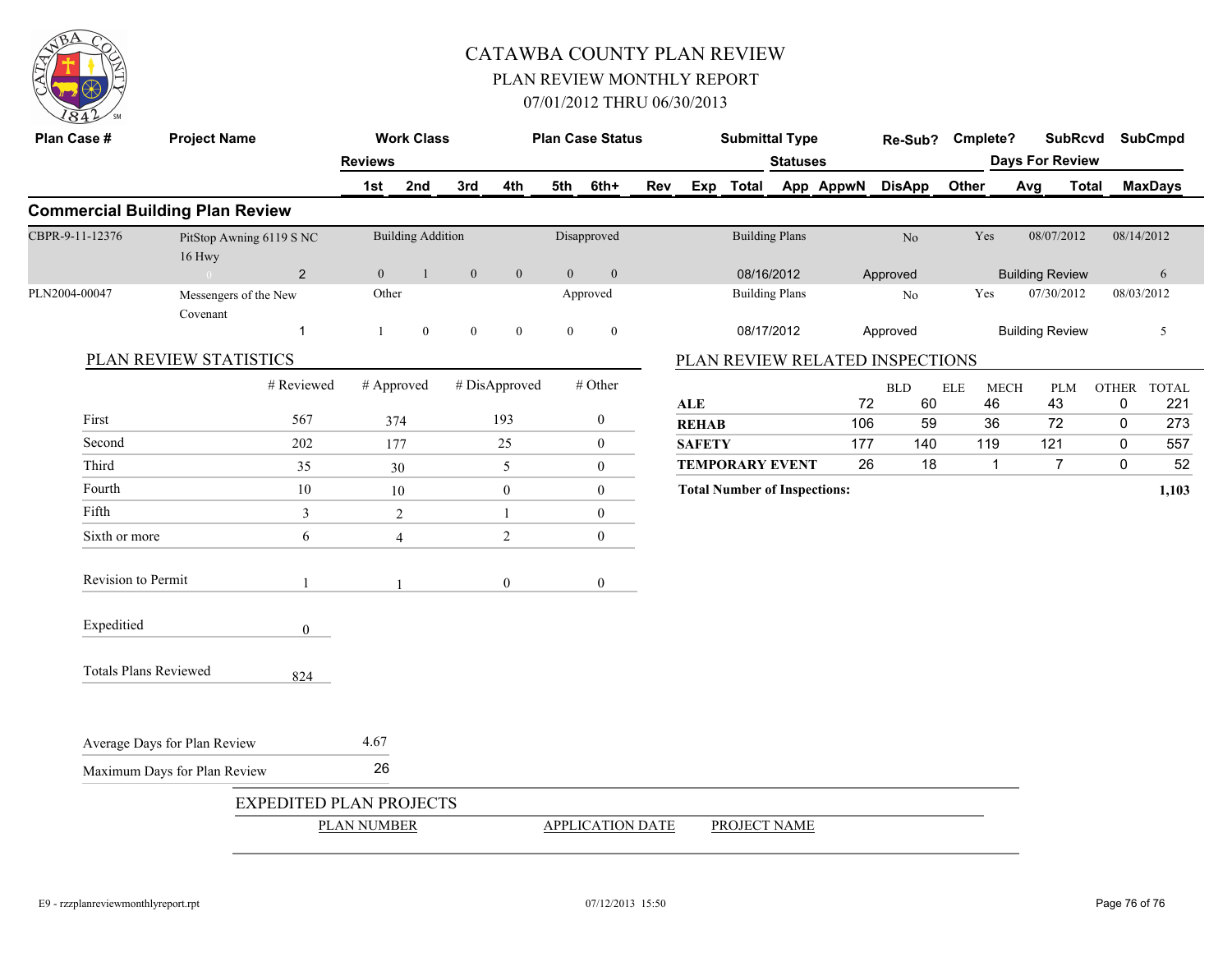# CATAWBA COUNTY PLAN REVIEW

## PLAN REVIEW MONTHLY REPORT

## 07/01/2012 THRU 06/30/2013

| Plan Case # | Project Name | Work Class | | | | Plan Case Status | | | | Submittal Type | | Re-Sub? | Cmplete? | SubRcvd | SubCmpd |
|---|---|---|---|---|---|---|---|---|---|---|---|---|---|---|---|
| | Reviews | | | | | | | | | | Statuses | | | Days For Review | |
| | | 1st | 2nd | 3rd | 4th | 5th | 6th+ | Rev | Exp | Total | App AppwN | DisApp | Other | Avg Total | MaxDays |
| **Commercial Building Plan Review** | | | | | | | | | | | | | | | |
| CBPR-9-11-12376 | PitStop Awning 6119 S NC 16 Hwy | Building Addition | | | | Disapproved | | | | Building Plans | | No | Yes | 08/07/2012 | 08/14/2012 |
| 0 | 2 | 0 | 1 | 0 | 0 | 0 | 0 | | | 08/16/2012 | | Approved | | Building Review | 6 |
| PLN2004-00047 | Messengers of the New Covenant | Other | | | | Approved | | | | Building Plans | | No | Yes | 07/30/2012 | 08/03/2012 |
| | 1 | 1 | 0 | 0 | 0 | 0 | 0 | | | 08/17/2012 | | Approved | | Building Review | 5 |

## PLAN REVIEW STATISTICS

| | # Reviewed | # Approved | # DisApproved | # Other |
|---|---|---|---|---|
| First | 567 | 374 | 193 | 0 |
| Second | 202 | 177 | 25 | 0 |
| Third | 35 | 30 | 5 | 0 |
| Fourth | 10 | 10 | 0 | 0 |
| Fifth | 3 | 2 | 1 | 0 |
| Sixth or more | 6 | 4 | 2 | 0 |
| Revision to Permit | 1 | 1 | 0 | 0 |
| Expeditied | 0 | | | |
| Totals Plans Reviewed | 824 | | | |

| | |
|---|---|
| Average Days for Plan Review | 4.67 |
| Maximum Days for Plan Review | 26 |

## PLAN REVIEW RELATED INSPECTIONS

| | BLD | ELE | MECH | PLM | OTHER | TOTAL |
|---|---|---|---|---|---|---|
| **ALE** | 72 | 60 | 46 | 43 | 0 | 221 |
| **REHAB** | 106 | 59 | 36 | 72 | 0 | 273 |
| **SAFETY** | 177 | 140 | 119 | 121 | 0 | 557 |
| **TEMPORARY EVENT** | 26 | 18 | 1 | 7 | 0 | 52 |
| **Total Number of Inspections:** | | | | | | **1,103** |

## EXPEDITED PLAN PROJECTS

| PLAN NUMBER | APPLICATION DATE | PROJECT NAME |
|---|---|---|